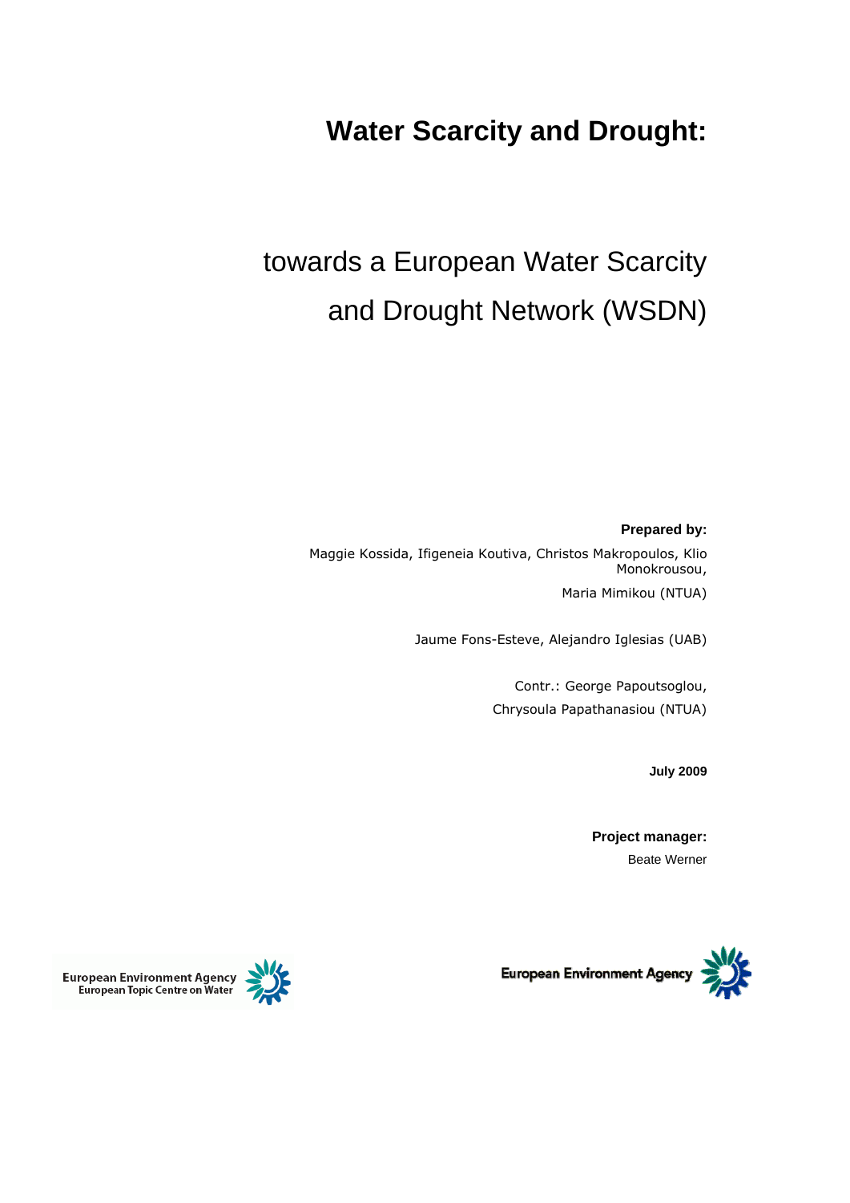# Water Scarcity and Drought:

## towards a European Water Scarcity and Drought Network (WSDN)

**Prepared by:**

Maggie Kossida, Ifigeneia Koutiva, Christos Makropoulos, Klio Monokrousou,

Maria Mimikou (NTUA)

Jaume Fons-Esteve, Alejandro Iglesias (UAB)

Contr.: George Papoutsoglou,

Chrysoula Papathanasiou (NTUA)

**July 2009**

**Project manager:**

Beate Werner

European Environment Agency
European Topic Centre on Water

European Environment Agency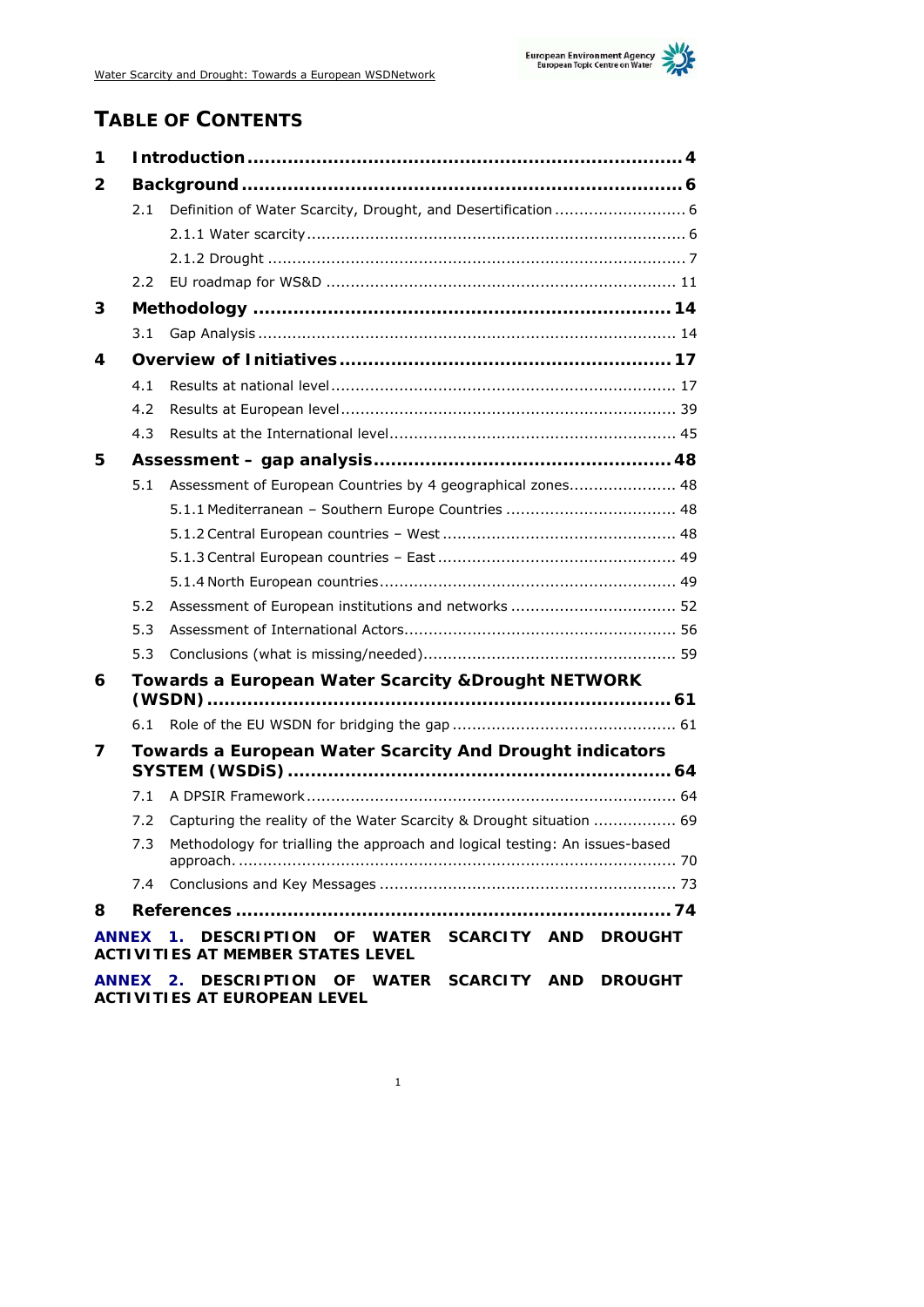# TABLE OF CONTENTS

**1 Introduction** ........................................................................ **4**

**2 Background** ........................................................................ **6**

- 2.1 Definition of Water Scarcity, Drought, and Desertification ........................... 6
  - 2.1.1 Water scarcity ........................................................................ 6
  - 2.1.2 Drought ........................................................................ 7
- 2.2 EU roadmap for WS&D ........................................................................ 11

**3 Methodology** ........................................................................ **14**

- 3.1 Gap Analysis ........................................................................ 14

**4 Overview of Initiatives** ........................................................................ **17**

- 4.1 Results at national level ........................................................................ 17
- 4.2 Results at European level ........................................................................ 39
- 4.3 Results at the International level ........................................................................ 45

**5 Assessment – gap analysis** ........................................................................ **48**

- 5.1 Assessment of European Countries by 4 geographical zones...................... 48
  - 5.1.1 Mediterranean – Southern Europe Countries ................................... 48
  - 5.1.2 Central European countries – West ................................................ 48
  - 5.1.3 Central European countries – East ................................................ 49
  - 5.1.4 North European countries............................................................. 49
- 5.2 Assessment of European institutions and networks .................................. 52
- 5.3 Assessment of International Actors........................................................ 56
- 5.3 Conclusions (what is missing/needed).................................................... 59

**6 Towards a European Water Scarcity &Drought NETWORK (WSDN)** ........................................................................ **61**

- 6.1 Role of the EU WSDN for bridging the gap ............................................. 61

**7 Towards a European Water Scarcity And Drought indicators SYSTEM (WSDiS)** ........................................................................ **64**

- 7.1 A DPSIR Framework ........................................................................ 64
- 7.2 Capturing the reality of the Water Scarcity & Drought situation ................. 69
- 7.3 Methodology for trialling the approach and logical testing: An issues-based approach. ........................................................................ 70
- 7.4 Conclusions and Key Messages ............................................................ 73

**8 References** ........................................................................ **74**

**ANNEX 1. DESCRIPTION OF WATER SCARCITY AND DROUGHT ACTIVITIES AT MEMBER STATES LEVEL**

**ANNEX 2. DESCRIPTION OF WATER SCARCITY AND DROUGHT ACTIVITIES AT EUROPEAN LEVEL**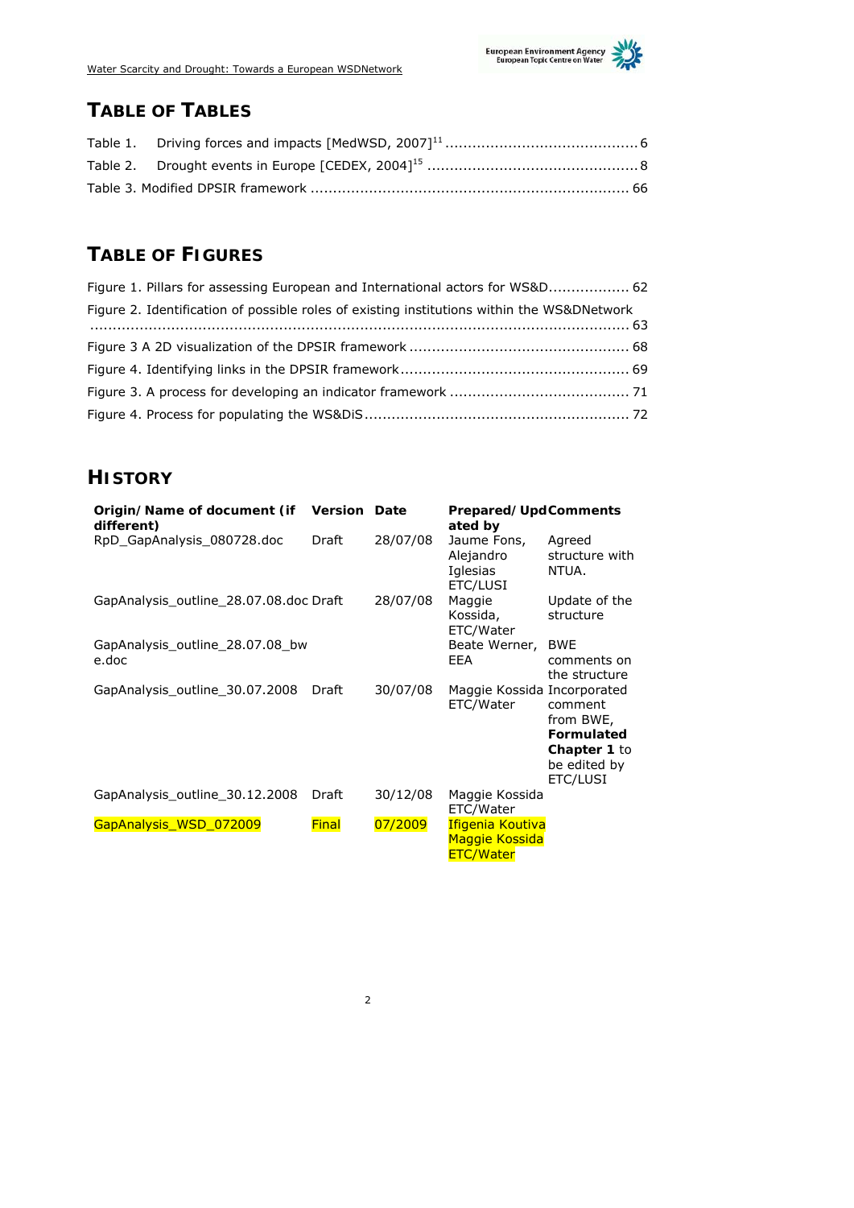## TABLE OF TABLES

Table 1. Driving forces and impacts [MedWSD, 2007][11] ........................................... 6

Table 2. Drought events in Europe [CEDEX, 2004][15] ............................................... 8

Table 3. Modified DPSIR framework ....................................................................... 66

## TABLE OF FIGURES

Figure 1. Pillars for assessing European and International actors for WS&D.................. 62

Figure 2. Identification of possible roles of existing institutions within the WS&DNetwork ...................................................................................................................... 63

Figure 3 A 2D visualization of the DPSIR framework ................................................. 68

Figure 4. Identifying links in the DPSIR framework................................................... 69

Figure 3. A process for developing an indicator framework ........................................ 71

Figure 4. Process for populating the WS&DiS........................................................... 72

## HISTORY

| Origin/Name of document (if different) | Version | Date | Prepared/Updated by | Comments |
|---|---|---|---|---|
| RpD_GapAnalysis_080728.doc | Draft | 28/07/08 | Jaume Fons, Alejandro Iglesias ETC/LUSI | Agreed structure with NTUA. |
| GapAnalysis_outline_28.07.08.doc | Draft | 28/07/08 | Maggie Kossida, ETC/Water | Update of the structure |
| GapAnalysis_outline_28.07.08_bwe.doc | | | Beate Werner, EEA | BWE comments on the structure |
| GapAnalysis_outline_30.07.2008 | Draft | 30/07/08 | Maggie Kossida ETC/Water | Incorporated comment from BWE, **Formulated Chapter 1** to be edited by ETC/LUSI |
| GapAnalysis_outline_30.12.2008 | Draft | 30/12/08 | Maggie Kossida ETC/Water | |
| GapAnalysis_WSD_072009 | Final | 07/2009 | Ifigenia Koutiva Maggie Kossida ETC/Water | |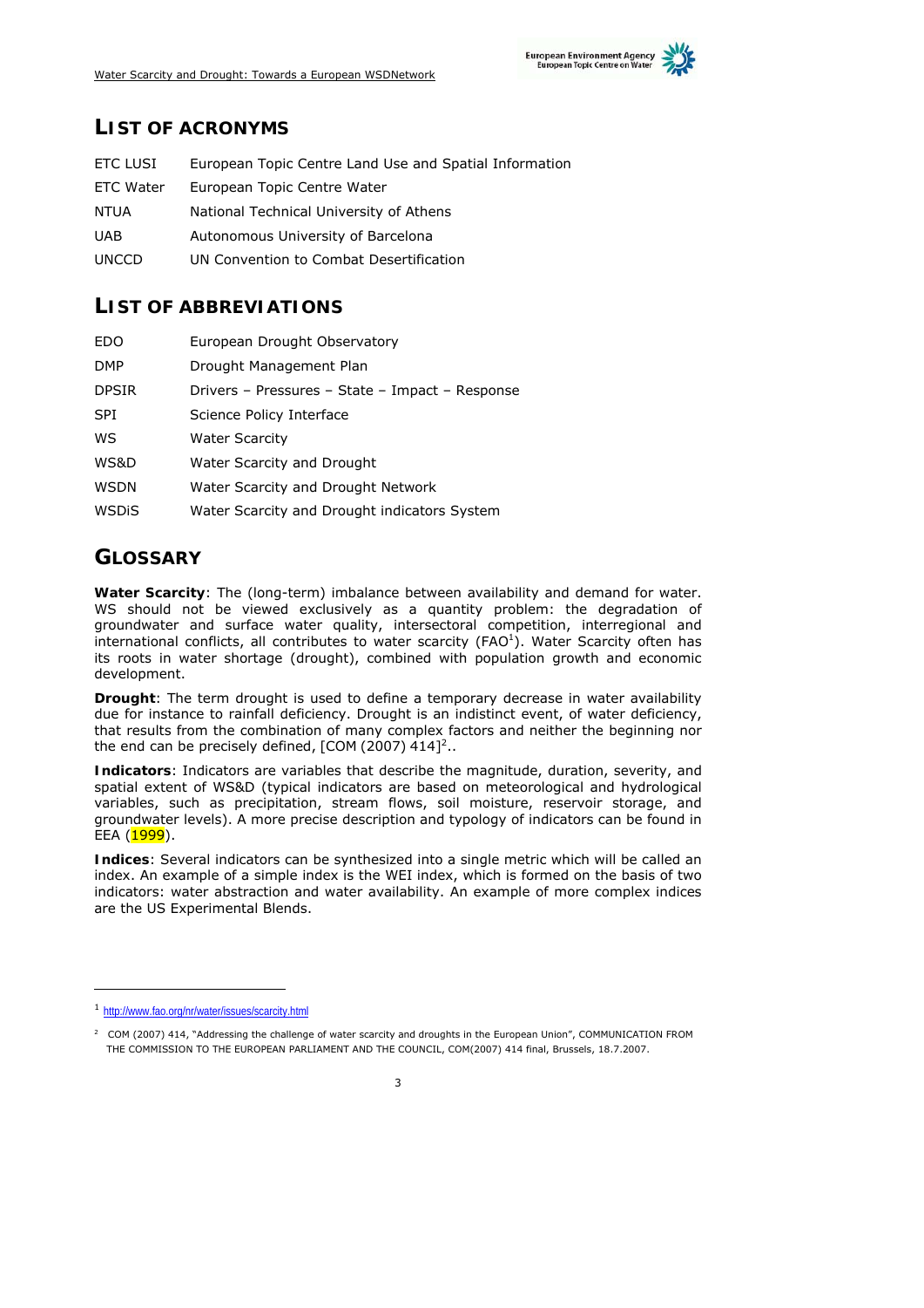## LIST OF ACRONYMS

| | |
|---|---|
| ETC LUSI | European Topic Centre Land Use and Spatial Information |
| ETC Water | European Topic Centre Water |
| NTUA | National Technical University of Athens |
| UAB | Autonomous University of Barcelona |
| UNCCD | UN Convention to Combat Desertification |

## LIST OF ABBREVIATIONS

| | |
|---|---|
| EDO | European Drought Observatory |
| DMP | Drought Management Plan |
| DPSIR | Drivers – Pressures – State – Impact – Response |
| SPI | Science Policy Interface |
| WS | Water Scarcity |
| WS&D | Water Scarcity and Drought |
| WSDN | Water Scarcity and Drought Network |
| WSDiS | Water Scarcity and Drought indicators System |

## GLOSSARY

**Water Scarcity**: The (long-term) imbalance between availability and demand for water. WS should not be viewed exclusively as a quantity problem: the degradation of groundwater and surface water quality, intersectoral competition, interregional and international conflicts, all contributes to water scarcity (FAO[1]). Water Scarcity often has its roots in water shortage (drought), combined with population growth and economic development.

**Drought**: The term drought is used to define a temporary decrease in water availability due for instance to rainfall deficiency. Drought is an indistinct event, of water deficiency, that results from the combination of many complex factors and neither the beginning nor the end can be precisely defined, [COM (2007) 414][2]..

**Indicators**: Indicators are variables that describe the magnitude, duration, severity, and spatial extent of WS&D (typical indicators are based on meteorological and hydrological variables, such as precipitation, stream flows, soil moisture, reservoir storage, and groundwater levels). A more precise description and typology of indicators can be found in EEA (1999).

**Indices**: Several indicators can be synthesized into a single metric which will be called an index. An example of a simple index is the WEI index, which is formed on the basis of two indicators: water abstraction and water availability. An example of more complex indices are the US Experimental Blends.

---

[1] http://www.fao.org/nr/water/issues/scarcity.html

[2] COM (2007) 414, "Addressing the challenge of water scarcity and droughts in the European Union", COMMUNICATION FROM THE COMMISSION TO THE EUROPEAN PARLIAMENT AND THE COUNCIL, COM(2007) 414 final, Brussels, 18.7.2007.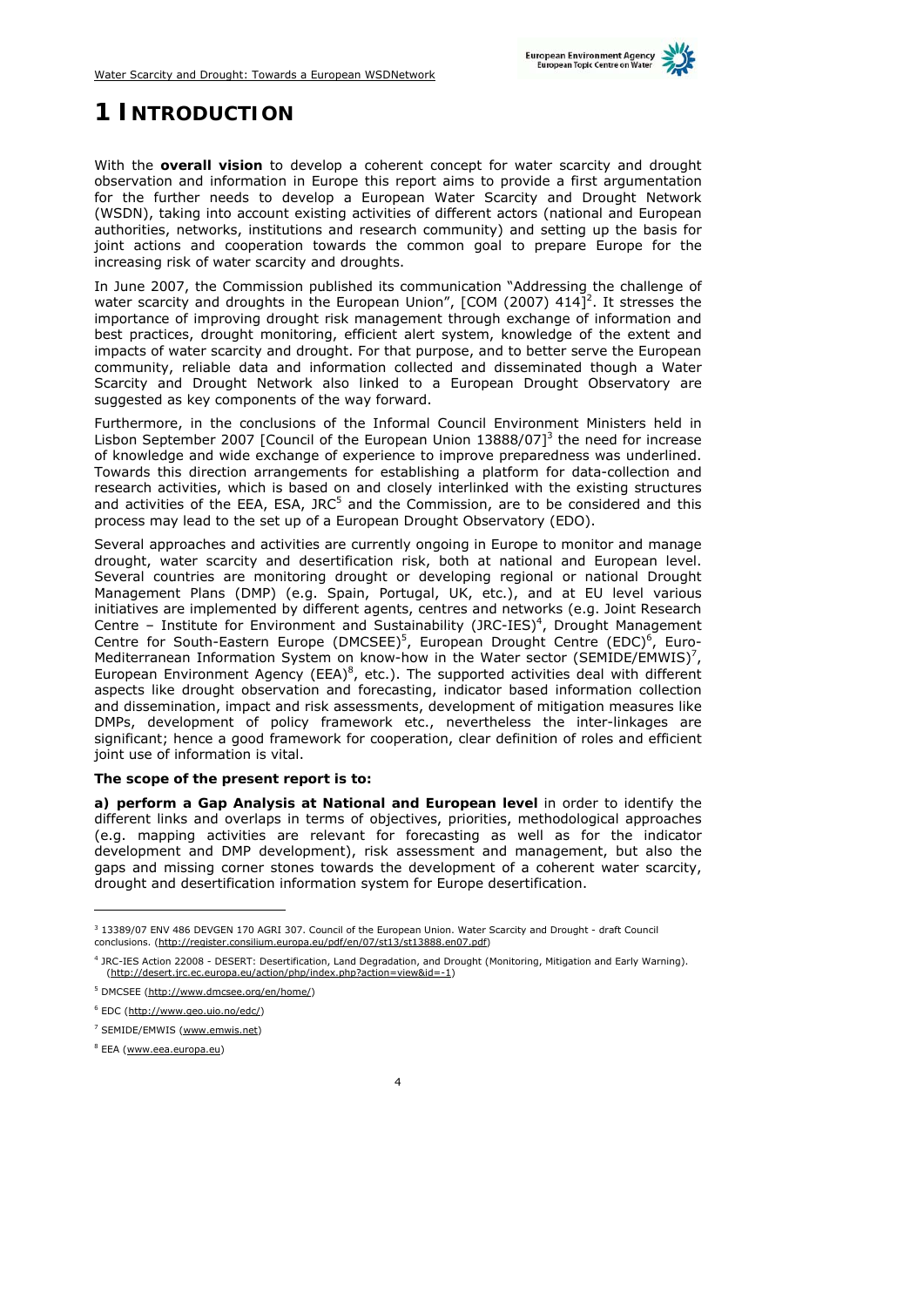# 1 INTRODUCTION

With the **overall vision** to develop a coherent concept for water scarcity and drought observation and information in Europe this report aims to provide a first argumentation for the further needs to develop a European Water Scarcity and Drought Network (WSDN), taking into account existing activities of different actors (national and European authorities, networks, institutions and research community) and setting up the basis for joint actions and cooperation towards the common goal to prepare Europe for the increasing risk of water scarcity and droughts.

In June 2007, the Commission published its communication "Addressing the challenge of water scarcity and droughts in the European Union", [COM (2007) 414][2]. It stresses the importance of improving drought risk management through exchange of information and best practices, drought monitoring, efficient alert system, knowledge of the extent and impacts of water scarcity and drought. For that purpose, and to better serve the European community, reliable data and information collected and disseminated though a Water Scarcity and Drought Network also linked to a European Drought Observatory are suggested as key components of the way forward.

Furthermore, in the conclusions of the Informal Council Environment Ministers held in Lisbon September 2007 [Council of the European Union 13888/07][3] the need for increase of knowledge and wide exchange of experience to improve preparedness was underlined. Towards this direction arrangements for establishing a platform for data-collection and research activities, which is based on and closely interlinked with the existing structures and activities of the EEA, ESA, JRC[5] and the Commission, are to be considered and this process may lead to the set up of a European Drought Observatory (EDO).

Several approaches and activities are currently ongoing in Europe to monitor and manage drought, water scarcity and desertification risk, both at national and European level. Several countries are monitoring drought or developing regional or national Drought Management Plans (DMP) (e.g. Spain, Portugal, UK, etc.), and at EU level various initiatives are implemented by different agents, centres and networks (e.g. Joint Research Centre – Institute for Environment and Sustainability (JRC-IES)[4], Drought Management Centre for South-Eastern Europe (DMCSEE)[5], European Drought Centre (EDC)[6], Euro-Mediterranean Information System on know-how in the Water sector (SEMIDE/EMWIS)[7], European Environment Agency (EEA)[8], etc.). The supported activities deal with different aspects like drought observation and forecasting, indicator based information collection and dissemination, impact and risk assessments, development of mitigation measures like DMPs, development of policy framework etc., nevertheless the inter-linkages are significant; hence a good framework for cooperation, clear definition of roles and efficient joint use of information is vital.

**The scope of the present report is to:**

**a) perform a Gap Analysis at National and European level** in order to identify the different links and overlaps in terms of objectives, priorities, methodological approaches (e.g. mapping activities are relevant for forecasting as well as for the indicator development and DMP development), risk assessment and management, but also the gaps and missing corner stones towards the development of a coherent water scarcity, drought and desertification information system for Europe desertification.

---

[3] 13389/07 ENV 486 DEVGEN 170 AGRI 307. Council of the European Union. Water Scarcity and Drought - draft Council conclusions. (http://register.consilium.europa.eu/pdf/en/07/st13/st13888.en07.pdf)

[4] JRC-IES Action 22008 - DESERT: Desertification, Land Degradation, and Drought (Monitoring, Mitigation and Early Warning). (http://desert.jrc.ec.europa.eu/action/php/index.php?action=view&id=-1)

[5] DMCSEE (http://www.dmcsee.org/en/home/)

[6] EDC (http://www.geo.uio.no/edc/)

[7] SEMIDE/EMWIS (www.emwis.net)

[8] EEA (www.eea.europa.eu)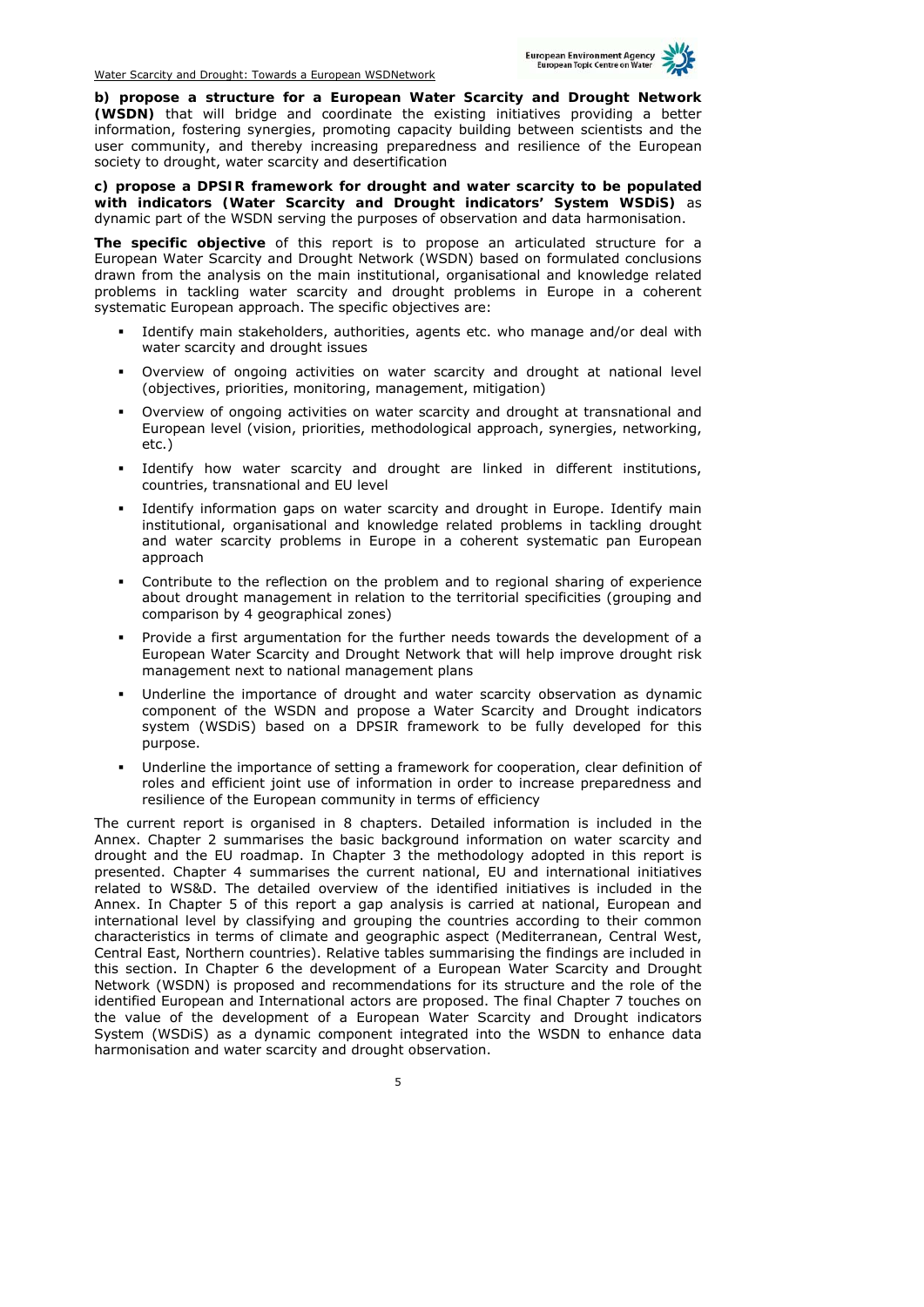**b) propose a structure for a European Water Scarcity and Drought Network (WSDN)** that will bridge and coordinate the existing initiatives providing a better information, fostering synergies, promoting capacity building between scientists and the user community, and thereby increasing preparedness and resilience of the European society to drought, water scarcity and desertification

**c) propose a DPSIR framework for drought and water scarcity to be populated with indicators (Water Scarcity and Drought indicators' System WSDiS)** as dynamic part of the WSDN serving the purposes of observation and data harmonisation.

**The specific objective** of this report is to propose an articulated structure for a European Water Scarcity and Drought Network (WSDN) based on formulated conclusions drawn from the analysis on the main institutional, organisational and knowledge related problems in tackling water scarcity and drought problems in Europe in a coherent systematic European approach. The specific objectives are:

- Identify main stakeholders, authorities, agents etc. who manage and/or deal with water scarcity and drought issues
- Overview of ongoing activities on water scarcity and drought at national level (objectives, priorities, monitoring, management, mitigation)
- Overview of ongoing activities on water scarcity and drought at transnational and European level (vision, priorities, methodological approach, synergies, networking, etc.)
- Identify how water scarcity and drought are linked in different institutions, countries, transnational and EU level
- Identify information gaps on water scarcity and drought in Europe. Identify main institutional, organisational and knowledge related problems in tackling drought and water scarcity problems in Europe in a coherent systematic pan European approach
- Contribute to the reflection on the problem and to regional sharing of experience about drought management in relation to the territorial specificities (grouping and comparison by 4 geographical zones)
- Provide a first argumentation for the further needs towards the development of a European Water Scarcity and Drought Network that will help improve drought risk management next to national management plans
- Underline the importance of drought and water scarcity observation as dynamic component of the WSDN and propose a Water Scarcity and Drought indicators system (WSDiS) based on a DPSIR framework to be fully developed for this purpose.
- Underline the importance of setting a framework for cooperation, clear definition of roles and efficient joint use of information in order to increase preparedness and resilience of the European community in terms of efficiency

The current report is organised in 8 chapters. Detailed information is included in the Annex. Chapter 2 summarises the basic background information on water scarcity and drought and the EU roadmap. In Chapter 3 the methodology adopted in this report is presented. Chapter 4 summarises the current national, EU and international initiatives related to WS&D. The detailed overview of the identified initiatives is included in the Annex. In Chapter 5 of this report a gap analysis is carried at national, European and international level by classifying and grouping the countries according to their common characteristics in terms of climate and geographic aspect (Mediterranean, Central West, Central East, Northern countries). Relative tables summarising the findings are included in this section. In Chapter 6 the development of a European Water Scarcity and Drought Network (WSDN) is proposed and recommendations for its structure and the role of the identified European and International actors are proposed. The final Chapter 7 touches on the value of the development of a European Water Scarcity and Drought indicators System (WSDiS) as a dynamic component integrated into the WSDN to enhance data harmonisation and water scarcity and drought observation.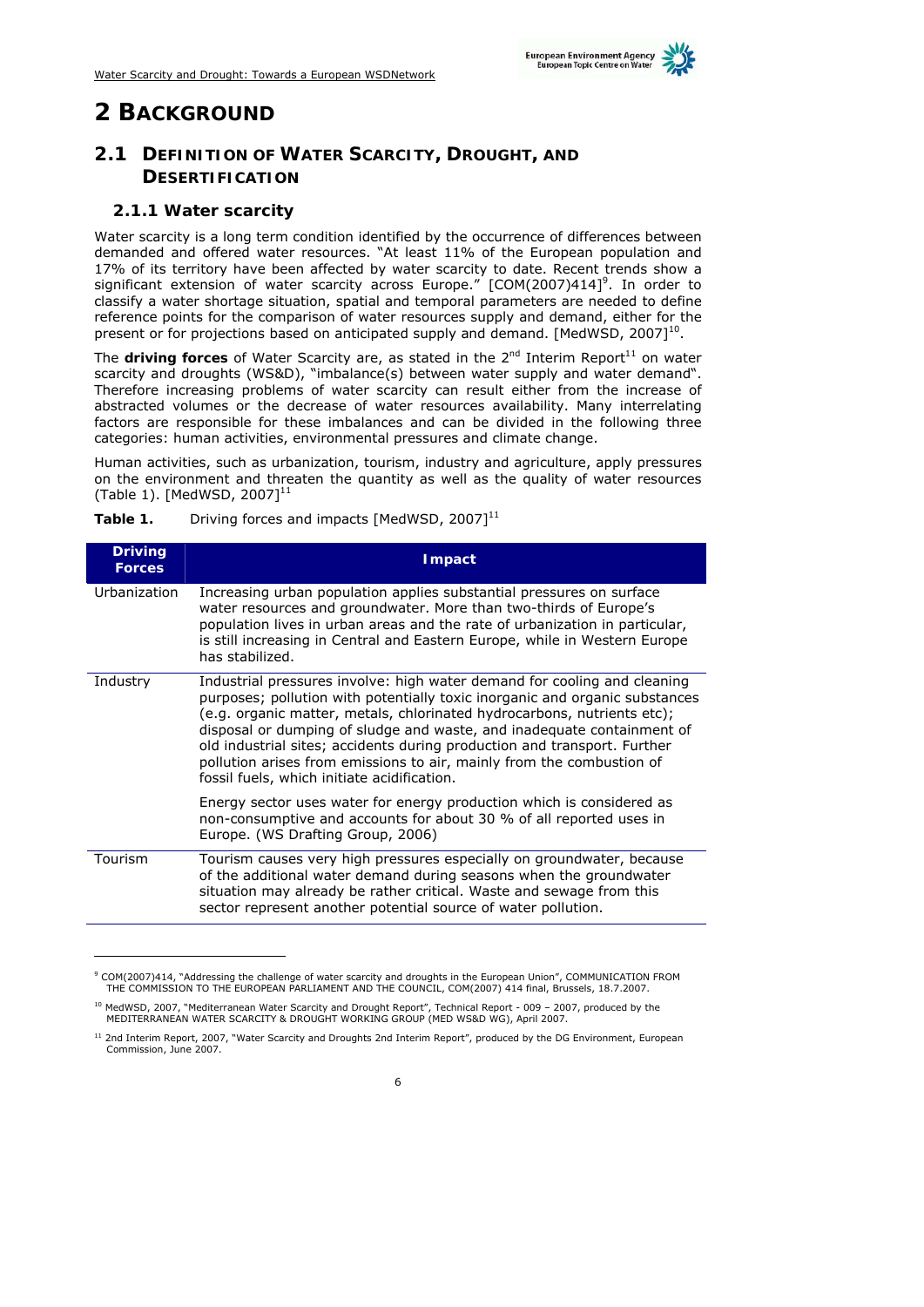# 2 BACKGROUND

## 2.1 DEFINITION OF WATER SCARCITY, DROUGHT, AND DESERTIFICATION

### 2.1.1 Water scarcity

Water scarcity is a long term condition identified by the occurrence of differences between demanded and offered water resources. "At least 11% of the European population and 17% of its territory have been affected by water scarcity to date. Recent trends show a significant extension of water scarcity across Europe." [COM(2007)414][9]. In order to classify a water shortage situation, spatial and temporal parameters are needed to define reference points for the comparison of water resources supply and demand, either for the present or for projections based on anticipated supply and demand. [MedWSD, 2007][10].

The **driving forces** of Water Scarcity are, as stated in the 2nd Interim Report[11] on water scarcity and droughts (WS&D), "imbalance(s) between water supply and water demand". Therefore increasing problems of water scarcity can result either from the increase of abstracted volumes or the decrease of water resources availability. Many interrelating factors are responsible for these imbalances and can be divided in the following three categories: human activities, environmental pressures and climate change.

Human activities, such as urbanization, tourism, industry and agriculture, apply pressures on the environment and threaten the quantity as well as the quality of water resources (Table 1). [MedWSD, 2007][11]

**Table 1.** Driving forces and impacts [MedWSD, 2007][11]

| Driving Forces | Impact |
|---|---|
| Urbanization | Increasing urban population applies substantial pressures on surface water resources and groundwater. More than two-thirds of Europe's population lives in urban areas and the rate of urbanization in particular, is still increasing in Central and Eastern Europe, while in Western Europe has stabilized. |
| Industry | Industrial pressures involve: high water demand for cooling and cleaning purposes; pollution with potentially toxic inorganic and organic substances (e.g. organic matter, metals, chlorinated hydrocarbons, nutrients etc); disposal or dumping of sludge and waste, and inadequate containment of old industrial sites; accidents during production and transport. Further pollution arises from emissions to air, mainly from the combustion of fossil fuels, which initiate acidification.<br><br>Energy sector uses water for energy production which is considered as non-consumptive and accounts for about 30 % of all reported uses in Europe. (WS Drafting Group, 2006) |
| Tourism | Tourism causes very high pressures especially on groundwater, because of the additional water demand during seasons when the groundwater situation may already be rather critical. Waste and sewage from this sector represent another potential source of water pollution. |

[9] COM(2007)414, "Addressing the challenge of water scarcity and droughts in the European Union", COMMUNICATION FROM THE COMMISSION TO THE EUROPEAN PARLIAMENT AND THE COUNCIL, COM(2007) 414 final, Brussels, 18.7.2007.

[10] MedWSD, 2007, "Mediterranean Water Scarcity and Drought Report", Technical Report - 009 – 2007, produced by the MEDITERRANEAN WATER SCARCITY & DROUGHT WORKING GROUP (MED WS&D WG), April 2007.

[11] 2nd Interim Report, 2007, "Water Scarcity and Droughts 2nd Interim Report", produced by the DG Environment, European Commission, June 2007.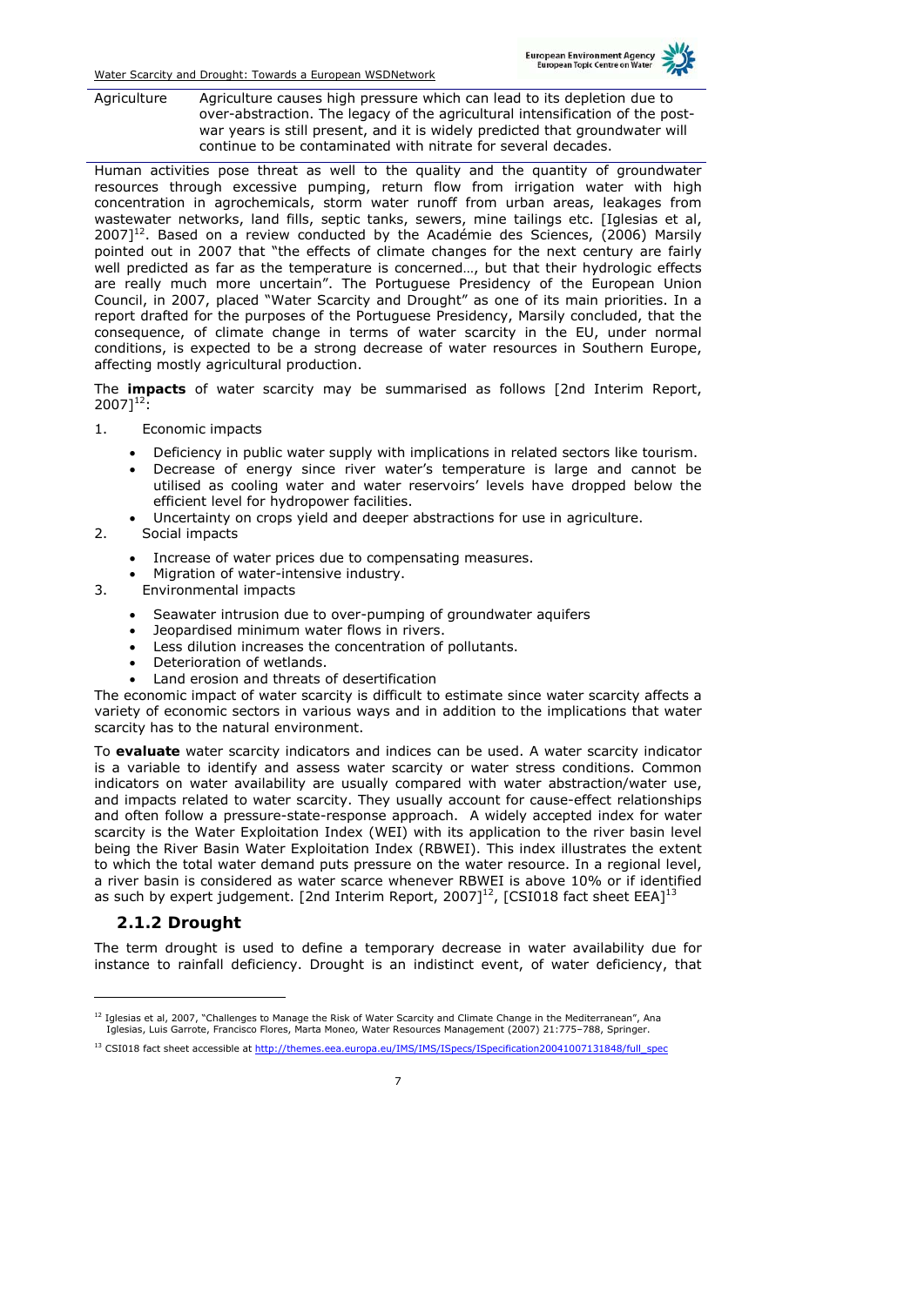| Agriculture | Agriculture causes high pressure which can lead to its depletion due to over-abstraction. The legacy of the agricultural intensification of the post-war years is still present, and it is widely predicted that groundwater will continue to be contaminated with nitrate for several decades. |
|---|---|

Human activities pose threat as well to the quality and the quantity of groundwater resources through excessive pumping, return flow from irrigation water with high concentration in agrochemicals, storm water runoff from urban areas, leakages from wastewater networks, land fills, septic tanks, sewers, mine tailings etc. [Iglesias et al, 2007][12]. Based on a review conducted by the Académie des Sciences, (2006) Marsily pointed out in 2007 that "the effects of climate changes for the next century are fairly well predicted as far as the temperature is concerned…, but that their hydrologic effects are really much more uncertain". The Portuguese Presidency of the European Union Council, in 2007, placed "Water Scarcity and Drought" as one of its main priorities. In a report drafted for the purposes of the Portuguese Presidency, Marsily concluded, that the consequence, of climate change in terms of water scarcity in the EU, under normal conditions, is expected to be a strong decrease of water resources in Southern Europe, affecting mostly agricultural production.

The **impacts** of water scarcity may be summarised as follows [2nd Interim Report, 2007][12]:

1. Economic impacts
   - Deficiency in public water supply with implications in related sectors like tourism.
   - Decrease of energy since river water's temperature is large and cannot be utilised as cooling water and water reservoirs' levels have dropped below the efficient level for hydropower facilities.
   - Uncertainty on crops yield and deeper abstractions for use in agriculture.
2. Social impacts
   - Increase of water prices due to compensating measures.
   - Migration of water-intensive industry.
3. Environmental impacts
   - Seawater intrusion due to over-pumping of groundwater aquifers
   - Jeopardised minimum water flows in rivers.
   - Less dilution increases the concentration of pollutants.
   - Deterioration of wetlands.
   - Land erosion and threats of desertification

The economic impact of water scarcity is difficult to estimate since water scarcity affects a variety of economic sectors in various ways and in addition to the implications that water scarcity has to the natural environment.

To **evaluate** water scarcity indicators and indices can be used. A water scarcity indicator is a variable to identify and assess water scarcity or water stress conditions. Common indicators on water availability are usually compared with water abstraction/water use, and impacts related to water scarcity. They usually account for cause-effect relationships and often follow a pressure-state-response approach. A widely accepted index for water scarcity is the Water Exploitation Index (WEI) with its application to the river basin level being the River Basin Water Exploitation Index (RBWEI). This index illustrates the extent to which the total water demand puts pressure on the water resource. In a regional level, a river basin is considered as water scarce whenever RBWEI is above 10% or if identified as such by expert judgement. [2nd Interim Report, 2007][12], [CSI018 fact sheet EEA][13]

### 2.1.2 Drought

The term drought is used to define a temporary decrease in water availability due for instance to rainfall deficiency. Drought is an indistinct event, of water deficiency, that

[12] Iglesias et al, 2007, "Challenges to Manage the Risk of Water Scarcity and Climate Change in the Mediterranean", Ana Iglesias, Luis Garrote, Francisco Flores, Marta Moneo, Water Resources Management (2007) 21:775–788, Springer.

[13] CSI018 fact sheet accessible at http://themes.eea.europa.eu/IMS/IMS/ISpecs/ISpecification20041007131848/full_spec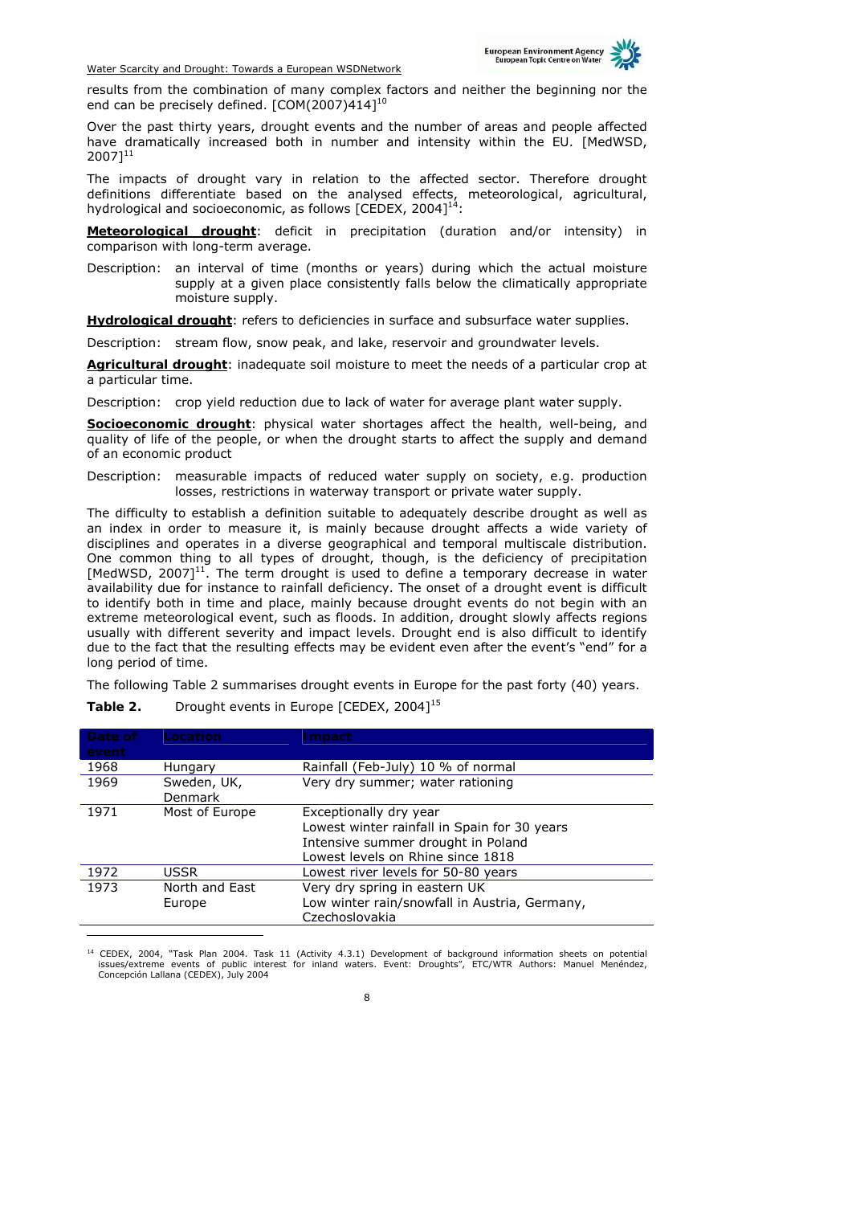results from the combination of many complex factors and neither the beginning nor the end can be precisely defined. [COM(2007)414][10]

Over the past thirty years, drought events and the number of areas and people affected have dramatically increased both in number and intensity within the EU. [MedWSD, 2007][11]

The impacts of drought vary in relation to the affected sector. Therefore drought definitions differentiate based on the analysed effects, meteorological, agricultural, hydrological and socioeconomic, as follows [CEDEX, 2004][14]:

**Meteorological drought**: deficit in precipitation (duration and/or intensity) in comparison with long-term average.

Description: an interval of time (months or years) during which the actual moisture supply at a given place consistently falls below the climatically appropriate moisture supply.

**Hydrological drought**: refers to deficiencies in surface and subsurface water supplies.

Description: stream flow, snow peak, and lake, reservoir and groundwater levels.

**Agricultural drought**: inadequate soil moisture to meet the needs of a particular crop at a particular time.

Description: crop yield reduction due to lack of water for average plant water supply.

**Socioeconomic drought**: physical water shortages affect the health, well-being, and quality of life of the people, or when the drought starts to affect the supply and demand of an economic product

Description: measurable impacts of reduced water supply on society, e.g. production losses, restrictions in waterway transport or private water supply.

The difficulty to establish a definition suitable to adequately describe drought as well as an index in order to measure it, is mainly because drought affects a wide variety of disciplines and operates in a diverse geographical and temporal multiscale distribution. One common thing to all types of drought, though, is the deficiency of precipitation [MedWSD, 2007][11]. The term drought is used to define a temporary decrease in water availability due for instance to rainfall deficiency. The onset of a drought event is difficult to identify both in time and place, mainly because drought events do not begin with an extreme meteorological event, such as floods. In addition, drought slowly affects regions usually with different severity and impact levels. Drought end is also difficult to identify due to the fact that the resulting effects may be evident even after the event's "end" for a long period of time.

The following Table 2 summarises drought events in Europe for the past forty (40) years.

**Table 2.** Drought events in Europe [CEDEX, 2004][15]

| Date of event | Location | Impact |
|---|---|---|
| 1968 | Hungary | Rainfall (Feb-July) 10 % of normal |
| 1969 | Sweden, UK, Denmark | Very dry summer; water rationing |
| 1971 | Most of Europe | Exceptionally dry year<br>Lowest winter rainfall in Spain for 30 years<br>Intensive summer drought in Poland<br>Lowest levels on Rhine since 1818 |
| 1972 | USSR | Lowest river levels for 50-80 years |
| 1973 | North and East Europe | Very dry spring in eastern UK<br>Low winter rain/snowfall in Austria, Germany, Czechoslovakia |

[14] CEDEX, 2004, "Task Plan 2004. Task 11 (Activity 4.3.1) Development of background information sheets on potential issues/extreme events of public interest for inland waters. Event: Droughts", ETC/WTR Authors: Manuel Menéndez, Concepción Lallana (CEDEX), July 2004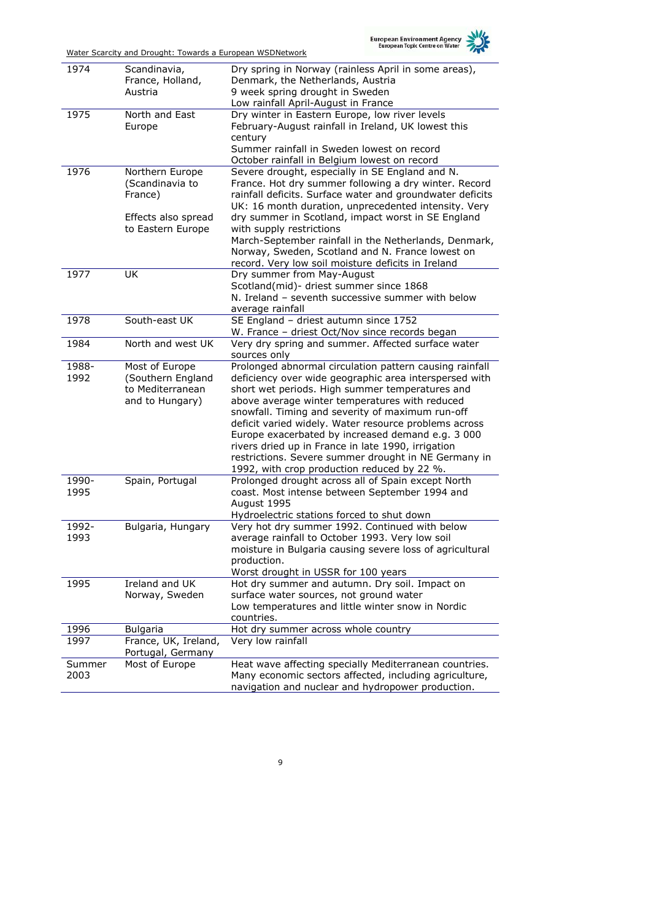| | | |
|---|---|---|
| 1974 | Scandinavia, France, Holland, Austria | Dry spring in Norway (rainless April in some areas), Denmark, the Netherlands, Austria<br>9 week spring drought in Sweden<br>Low rainfall April-August in France |
| 1975 | North and East Europe | Dry winter in Eastern Europe, low river levels<br>February-August rainfall in Ireland, UK lowest this century<br>Summer rainfall in Sweden lowest on record<br>October rainfall in Belgium lowest on record |
| 1976 | Northern Europe (Scandinavia to France)<br><br>Effects also spread to Eastern Europe | Severe drought, especially in SE England and N. France. Hot dry summer following a dry winter. Record rainfall deficits. Surface water and groundwater deficits UK: 16 month duration, unprecedented intensity. Very dry summer in Scotland, impact worst in SE England with supply restrictions<br>March-September rainfall in the Netherlands, Denmark, Norway, Sweden, Scotland and N. France lowest on record. Very low soil moisture deficits in Ireland |
| 1977 | UK | Dry summer from May-August<br>Scotland(mid)- driest summer since 1868<br>N. Ireland – seventh successive summer with below average rainfall |
| 1978 | South-east UK | SE England – driest autumn since 1752<br>W. France – driest Oct/Nov since records began |
| 1984 | North and west UK | Very dry spring and summer. Affected surface water sources only |
| 1988-1992 | Most of Europe (Southern England to Mediterranean and to Hungary) | Prolonged abnormal circulation pattern causing rainfall deficiency over wide geographic area interspersed with short wet periods. High summer temperatures and above average winter temperatures with reduced snowfall. Timing and severity of maximum run-off deficit varied widely. Water resource problems across Europe exacerbated by increased demand e.g. 3 000 rivers dried up in France in late 1990, irrigation restrictions. Severe summer drought in NE Germany in 1992, with crop production reduced by 22 %. |
| 1990-1995 | Spain, Portugal | Prolonged drought across all of Spain except North coast. Most intense between September 1994 and August 1995<br>Hydroelectric stations forced to shut down |
| 1992-1993 | Bulgaria, Hungary | Very hot dry summer 1992. Continued with below average rainfall to October 1993. Very low soil moisture in Bulgaria causing severe loss of agricultural production.<br>Worst drought in USSR for 100 years |
| 1995 | Ireland and UK<br>Norway, Sweden | Hot dry summer and autumn. Dry soil. Impact on surface water sources, not ground water<br>Low temperatures and little winter snow in Nordic countries. |
| 1996 | Bulgaria | Hot dry summer across whole country |
| 1997 | France, UK, Ireland, Portugal, Germany | Very low rainfall |
| Summer 2003 | Most of Europe | Heat wave affecting specially Mediterranean countries. Many economic sectors affected, including agriculture, navigation and nuclear and hydropower production. |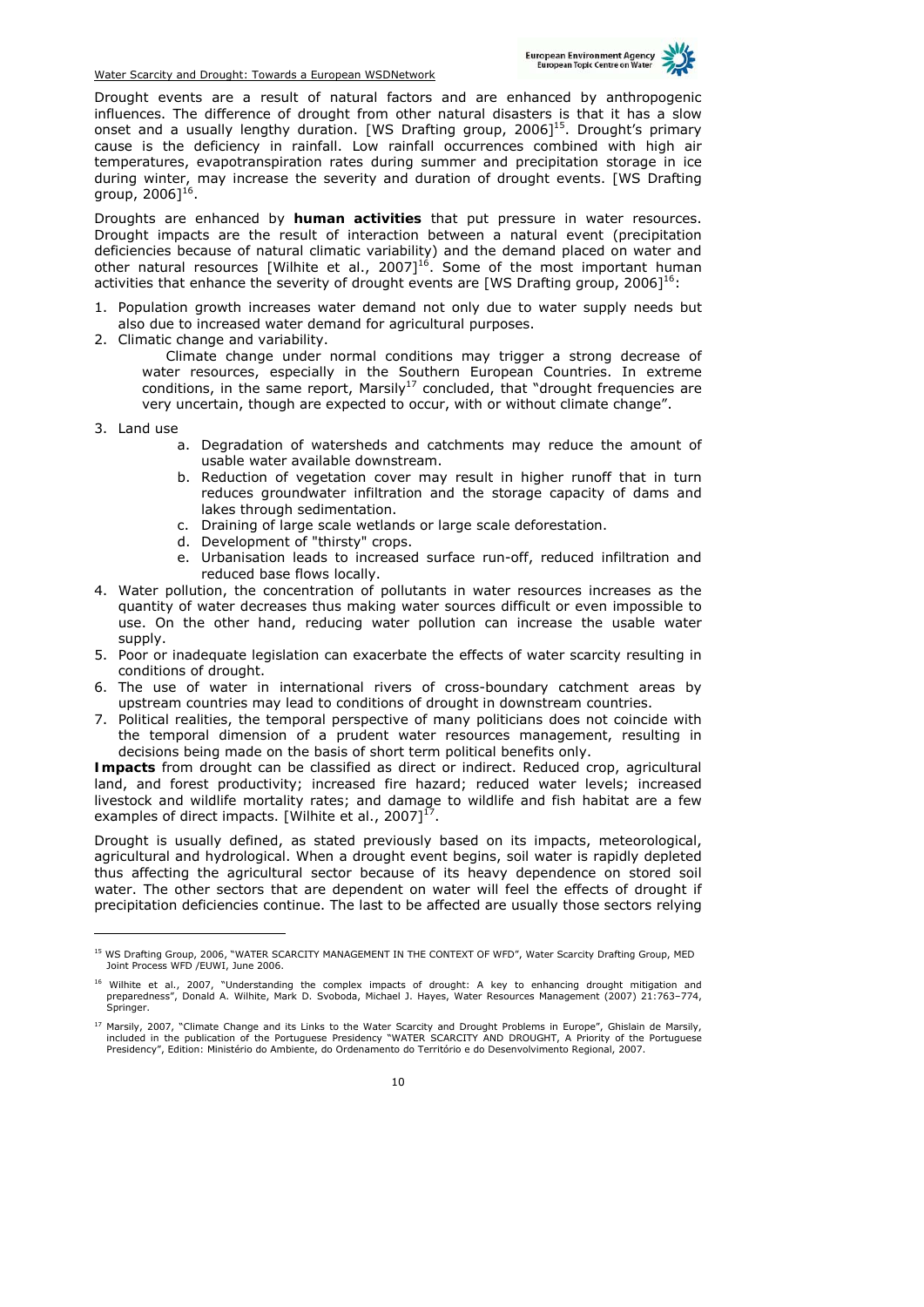Drought events are a result of natural factors and are enhanced by anthropogenic influences. The difference of drought from other natural disasters is that it has a slow onset and a usually lengthy duration. [WS Drafting group, 2006][15]. Drought's primary cause is the deficiency in rainfall. Low rainfall occurrences combined with high air temperatures, evapotranspiration rates during summer and precipitation storage in ice during winter, may increase the severity and duration of drought events. [WS Drafting group, 2006][16].

Droughts are enhanced by **human activities** that put pressure in water resources. Drought impacts are the result of interaction between a natural event (precipitation deficiencies because of natural climatic variability) and the demand placed on water and other natural resources [Wilhite et al., 2007][16]. Some of the most important human activities that enhance the severity of drought events are [WS Drafting group, 2006][16]:

1. Population growth increases water demand not only due to water supply needs but also due to increased water demand for agricultural purposes.
2. Climatic change and variability.

   Climate change under normal conditions may trigger a strong decrease of water resources, especially in the Southern European Countries. In extreme conditions, in the same report, Marsily[17] concluded, that "drought frequencies are very uncertain, though are expected to occur, with or without climate change".

3. Land use
   a. Degradation of watersheds and catchments may reduce the amount of usable water available downstream.
   b. Reduction of vegetation cover may result in higher runoff that in turn reduces groundwater infiltration and the storage capacity of dams and lakes through sedimentation.
   c. Draining of large scale wetlands or large scale deforestation.
   d. Development of "thirsty" crops.
   e. Urbanisation leads to increased surface run-off, reduced infiltration and reduced base flows locally.
4. Water pollution, the concentration of pollutants in water resources increases as the quantity of water decreases thus making water sources difficult or even impossible to use. On the other hand, reducing water pollution can increase the usable water supply.
5. Poor or inadequate legislation can exacerbate the effects of water scarcity resulting in conditions of drought.
6. The use of water in international rivers of cross-boundary catchment areas by upstream countries may lead to conditions of drought in downstream countries.
7. Political realities, the temporal perspective of many politicians does not coincide with the temporal dimension of a prudent water resources management, resulting in decisions being made on the basis of short term political benefits only.

**Impacts** from drought can be classified as direct or indirect. Reduced crop, agricultural land, and forest productivity; increased fire hazard; reduced water levels; increased livestock and wildlife mortality rates; and damage to wildlife and fish habitat are a few examples of direct impacts. [Wilhite et al., 2007][17].

Drought is usually defined, as stated previously based on its impacts, meteorological, agricultural and hydrological. When a drought event begins, soil water is rapidly depleted thus affecting the agricultural sector because of its heavy dependence on stored soil water. The other sectors that are dependent on water will feel the effects of drought if precipitation deficiencies continue. The last to be affected are usually those sectors relying

[15] WS Drafting Group, 2006, "WATER SCARCITY MANAGEMENT IN THE CONTEXT OF WFD", Water Scarcity Drafting Group, MED Joint Process WFD /EUWI, June 2006.

[16] Wilhite et al., 2007, "Understanding the complex impacts of drought: A key to enhancing drought mitigation and preparedness", Donald A. Wilhite, Mark D. Svoboda, Michael J. Hayes, Water Resources Management (2007) 21:763–774, Springer.

[17] Marsily, 2007, "Climate Change and its Links to the Water Scarcity and Drought Problems in Europe", Ghislain de Marsily, included in the publication of the Portuguese Presidency "WATER SCARCITY AND DROUGHT, A Priority of the Portuguese Presidency", Edition: Ministério do Ambiente, do Ordenamento do Território e do Desenvolvimento Regional, 2007.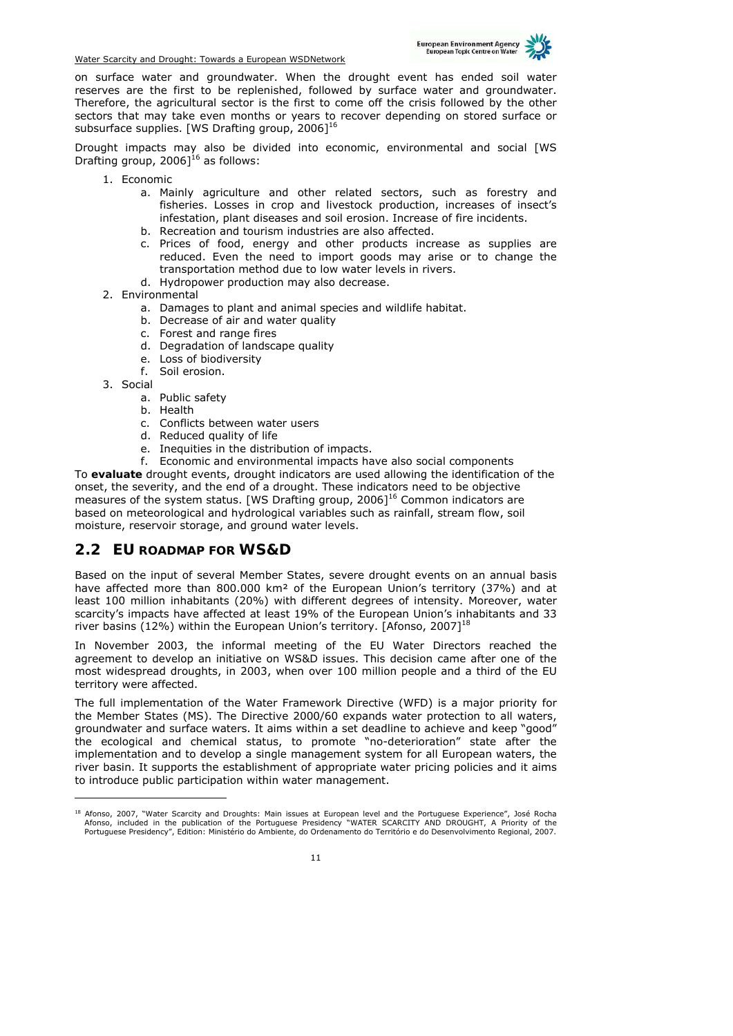on surface water and groundwater. When the drought event has ended soil water reserves are the first to be replenished, followed by surface water and groundwater. Therefore, the agricultural sector is the first to come off the crisis followed by the other sectors that may take even months or years to recover depending on stored surface or subsurface supplies. [WS Drafting group, 2006][16]

Drought impacts may also be divided into economic, environmental and social [WS Drafting group, 2006][16] as follows:

1. Economic
   a. Mainly agriculture and other related sectors, such as forestry and fisheries. Losses in crop and livestock production, increases of insect's infestation, plant diseases and soil erosion. Increase of fire incidents.
   b. Recreation and tourism industries are also affected.
   c. Prices of food, energy and other products increase as supplies are reduced. Even the need to import goods may arise or to change the transportation method due to low water levels in rivers.
   d. Hydropower production may also decrease.
2. Environmental
   a. Damages to plant and animal species and wildlife habitat.
   b. Decrease of air and water quality
   c. Forest and range fires
   d. Degradation of landscape quality
   e. Loss of biodiversity
   f. Soil erosion.
3. Social
   a. Public safety
   b. Health
   c. Conflicts between water users
   d. Reduced quality of life
   e. Inequities in the distribution of impacts.
   f. Economic and environmental impacts have also social components

To **evaluate** drought events, drought indicators are used allowing the identification of the onset, the severity, and the end of a drought. These indicators need to be objective measures of the system status. [WS Drafting group, 2006][16] Common indicators are based on meteorological and hydrological variables such as rainfall, stream flow, soil moisture, reservoir storage, and ground water levels.

## 2.2 EU ROADMAP FOR WS&D

Based on the input of several Member States, severe drought events on an annual basis have affected more than 800.000 km² of the European Union's territory (37%) and at least 100 million inhabitants (20%) with different degrees of intensity. Moreover, water scarcity's impacts have affected at least 19% of the European Union's inhabitants and 33 river basins (12%) within the European Union's territory. [Afonso, 2007][18]

In November 2003, the informal meeting of the EU Water Directors reached the agreement to develop an initiative on WS&D issues. This decision came after one of the most widespread droughts, in 2003, when over 100 million people and a third of the EU territory were affected.

The full implementation of the Water Framework Directive (WFD) is a major priority for the Member States (MS). The Directive 2000/60 expands water protection to all waters, groundwater and surface waters. It aims within a set deadline to achieve and keep "good" the ecological and chemical status, to promote "no-deterioration" state after the implementation and to develop a single management system for all European waters, the river basin. It supports the establishment of appropriate water pricing policies and it aims to introduce public participation within water management.

---

[18] Afonso, 2007, "Water Scarcity and Droughts: Main issues at European level and the Portuguese Experience", José Rocha Afonso, included in the publication of the Portuguese Presidency "WATER SCARCITY AND DROUGHT, A Priority of the Portuguese Presidency", Edition: Ministério do Ambiente, do Ordenamento do Território e do Desenvolvimento Regional, 2007.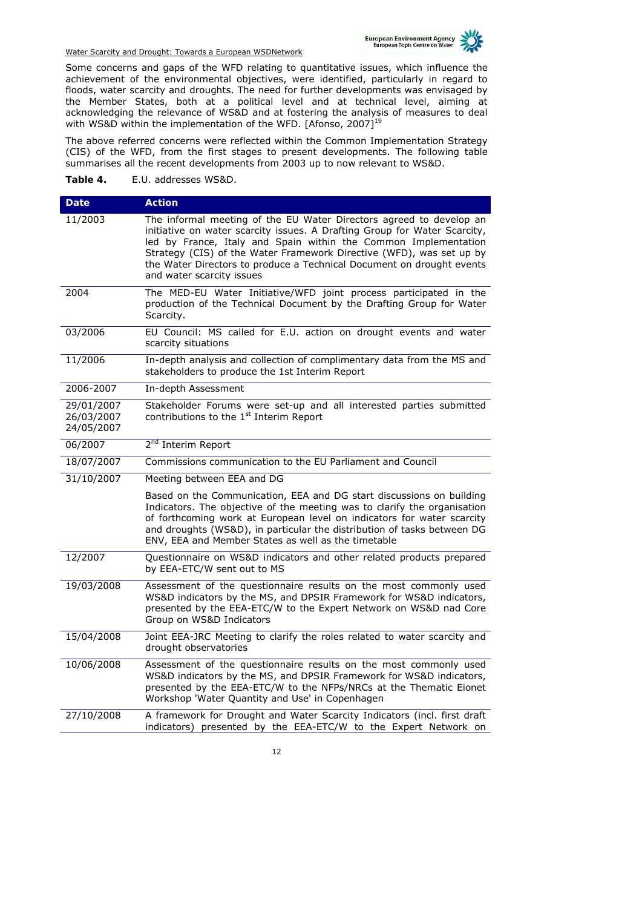Some concerns and gaps of the WFD relating to quantitative issues, which influence the achievement of the environmental objectives, were identified, particularly in regard to floods, water scarcity and droughts. The need for further developments was envisaged by the Member States, both at a political level and at technical level, aiming at acknowledging the relevance of WS&D and at fostering the analysis of measures to deal with WS&D within the implementation of the WFD. [Afonso, 2007][19]

The above referred concerns were reflected within the Common Implementation Strategy (CIS) of the WFD, from the first stages to present developments. The following table summarises all the recent developments from 2003 up to now relevant to WS&D.

**Table 4.** E.U. addresses WS&D.

| Date | Action |
|---|---|
| 11/2003 | The informal meeting of the EU Water Directors agreed to develop an initiative on water scarcity issues. A Drafting Group for Water Scarcity, led by France, Italy and Spain within the Common Implementation Strategy (CIS) of the Water Framework Directive (WFD), was set up by the Water Directors to produce a Technical Document on drought events and water scarcity issues |
| 2004 | The MED-EU Water Initiative/WFD joint process participated in the production of the Technical Document by the Drafting Group for Water Scarcity. |
| 03/2006 | EU Council: MS called for E.U. action on drought events and water scarcity situations |
| 11/2006 | In-depth analysis and collection of complimentary data from the MS and stakeholders to produce the 1st Interim Report |
| 2006-2007 | In-depth Assessment |
| 29/01/2007 26/03/2007 24/05/2007 | Stakeholder Forums were set-up and all interested parties submitted contributions to the 1st Interim Report |
| 06/2007 | 2nd Interim Report |
| 18/07/2007 | Commissions communication to the EU Parliament and Council |
| 31/10/2007 | Meeting between EEA and DG<br><br>Based on the Communication, EEA and DG start discussions on building Indicators. The objective of the meeting was to clarify the organisation of forthcoming work at European level on indicators for water scarcity and droughts (WS&D), in particular the distribution of tasks between DG ENV, EEA and Member States as well as the timetable |
| 12/2007 | Questionnaire on WS&D indicators and other related products prepared by EEA-ETC/W sent out to MS |
| 19/03/2008 | Assessment of the questionnaire results on the most commonly used WS&D indicators by the MS, and DPSIR Framework for WS&D indicators, presented by the EEA-ETC/W to the Expert Network on WS&D nad Core Group on WS&D Indicators |
| 15/04/2008 | Joint EEA-JRC Meeting to clarify the roles related to water scarcity and drought observatories |
| 10/06/2008 | Assessment of the questionnaire results on the most commonly used WS&D indicators by the MS, and DPSIR Framework for WS&D indicators, presented by the EEA-ETC/W to the NFPs/NRCs at the Thematic Eionet Workshop 'Water Quantity and Use' in Copenhagen |
| 27/10/2008 | A framework for Drought and Water Scarcity Indicators (incl. first draft indicators) presented by the EEA-ETC/W to the Expert Network on |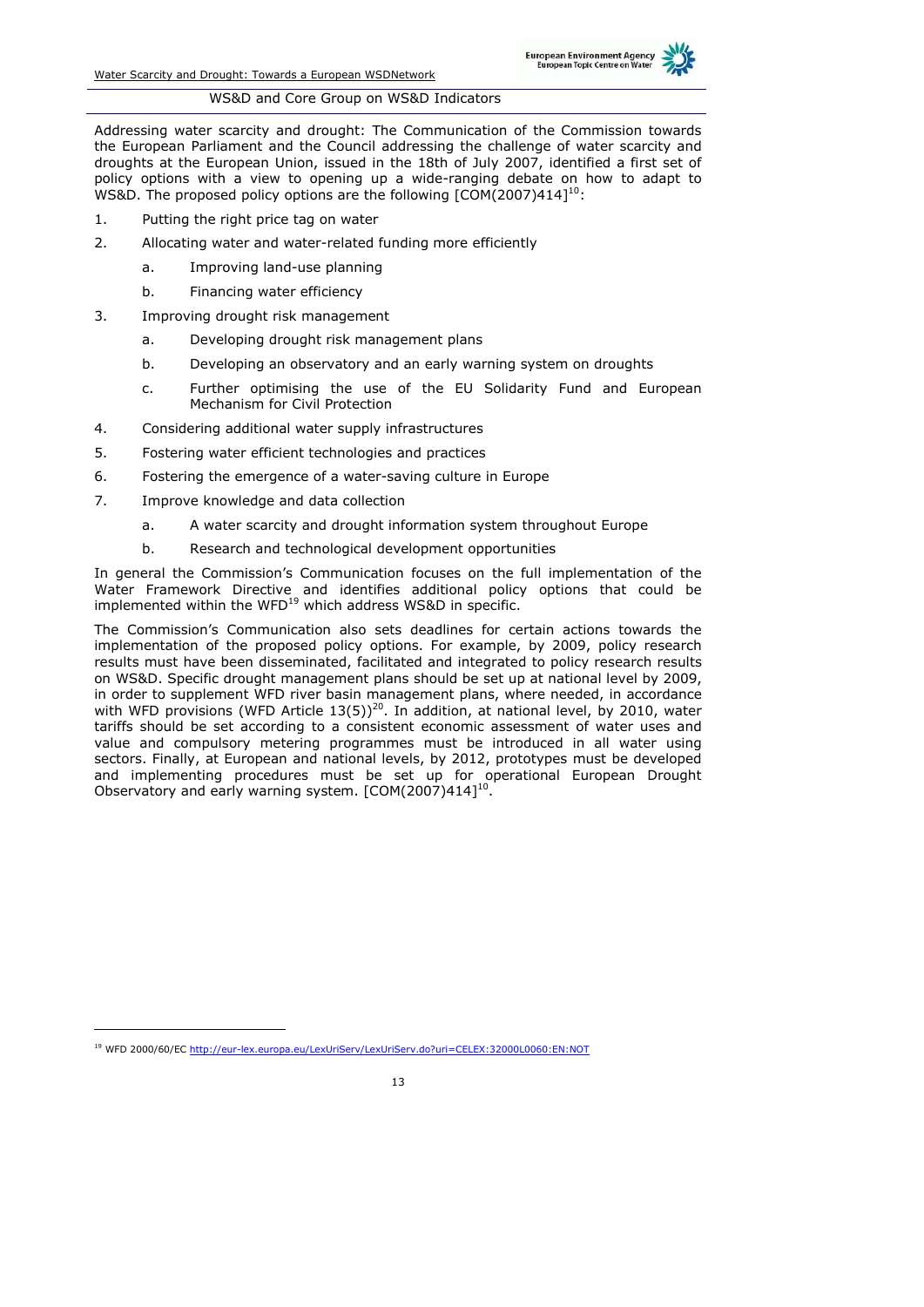Addressing water scarcity and drought: The Communication of the Commission towards the European Parliament and the Council addressing the challenge of water scarcity and droughts at the European Union, issued in the 18th of July 2007, identified a first set of policy options with a view to opening up a wide-ranging debate on how to adapt to WS&D. The proposed policy options are the following [COM(2007)414][10]:

1. Putting the right price tag on water
2. Allocating water and water-related funding more efficiently
    a. Improving land-use planning
    b. Financing water efficiency
3. Improving drought risk management
    a. Developing drought risk management plans
    b. Developing an observatory and an early warning system on droughts
    c. Further optimising the use of the EU Solidarity Fund and European Mechanism for Civil Protection
4. Considering additional water supply infrastructures
5. Fostering water efficient technologies and practices
6. Fostering the emergence of a water-saving culture in Europe
7. Improve knowledge and data collection
    a. A water scarcity and drought information system throughout Europe
    b. Research and technological development opportunities

In general the Commission's Communication focuses on the full implementation of the Water Framework Directive and identifies additional policy options that could be implemented within the WFD[19] which address WS&D in specific.

The Commission's Communication also sets deadlines for certain actions towards the implementation of the proposed policy options. For example, by 2009, policy research results must have been disseminated, facilitated and integrated to policy research results on WS&D. Specific drought management plans should be set up at national level by 2009, in order to supplement WFD river basin management plans, where needed, in accordance with WFD provisions (WFD Article 13(5))[20]. In addition, at national level, by 2010, water tariffs should be set according to a consistent economic assessment of water uses and value and compulsory metering programmes must be introduced in all water using sectors. Finally, at European and national levels, by 2012, prototypes must be developed and implementing procedures must be set up for operational European Drought Observatory and early warning system. [COM(2007)414][10].

---

[19] WFD 2000/60/EC http://eur-lex.europa.eu/LexUriServ/LexUriServ.do?uri=CELEX:32000L0060:EN:NOT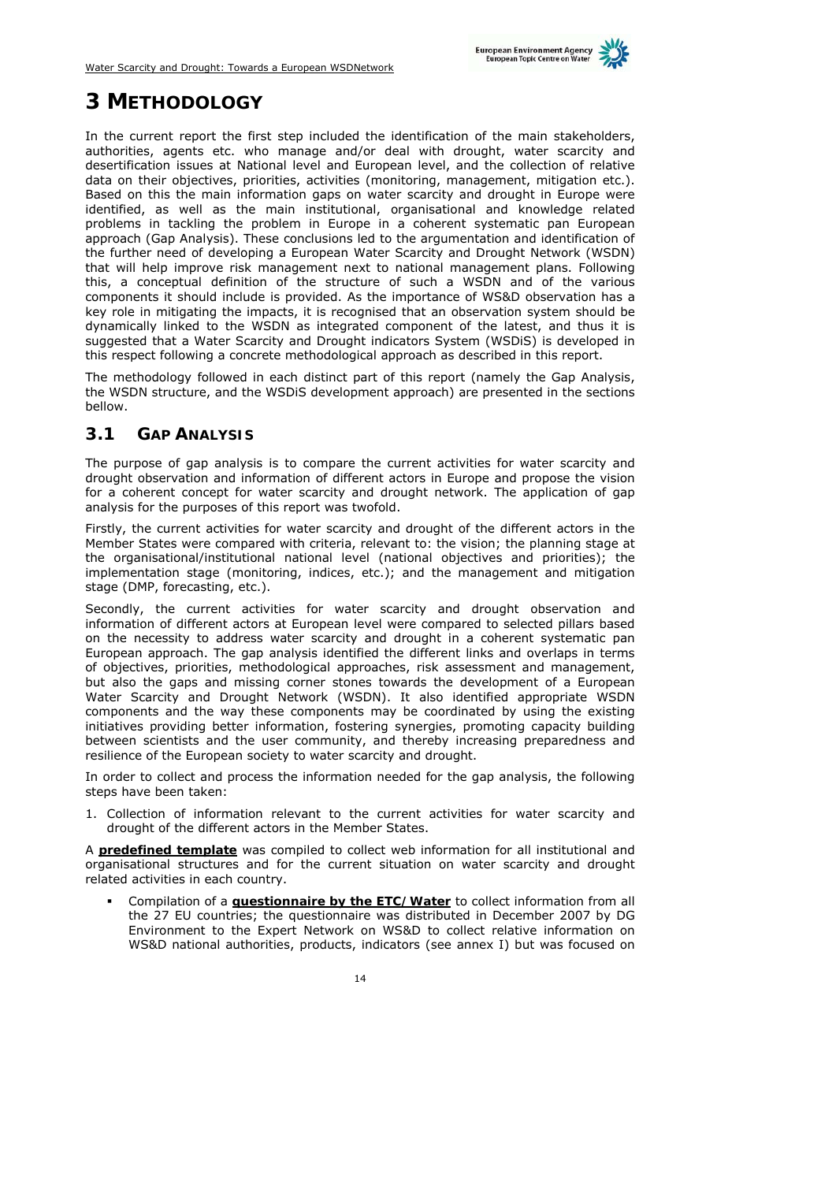# 3 METHODOLOGY

In the current report the first step included the identification of the main stakeholders, authorities, agents etc. who manage and/or deal with drought, water scarcity and desertification issues at National level and European level, and the collection of relative data on their objectives, priorities, activities (monitoring, management, mitigation etc.). Based on this the main information gaps on water scarcity and drought in Europe were identified, as well as the main institutional, organisational and knowledge related problems in tackling the problem in Europe in a coherent systematic pan European approach (Gap Analysis). These conclusions led to the argumentation and identification of the further need of developing a European Water Scarcity and Drought Network (WSDN) that will help improve risk management next to national management plans. Following this, a conceptual definition of the structure of such a WSDN and of the various components it should include is provided. As the importance of WS&D observation has a key role in mitigating the impacts, it is recognised that an observation system should be dynamically linked to the WSDN as integrated component of the latest, and thus it is suggested that a Water Scarcity and Drought indicators System (WSDiS) is developed in this respect following a concrete methodological approach as described in this report.

The methodology followed in each distinct part of this report (namely the Gap Analysis, the WSDN structure, and the WSDiS development approach) are presented in the sections bellow.

## 3.1 GAP ANALYSIS

The purpose of gap analysis is to compare the current activities for water scarcity and drought observation and information of different actors in Europe and propose the vision for a coherent concept for water scarcity and drought network. The application of gap analysis for the purposes of this report was twofold.

Firstly, the current activities for water scarcity and drought of the different actors in the Member States were compared with criteria, relevant to: the vision; the planning stage at the organisational/institutional national level (national objectives and priorities); the implementation stage (monitoring, indices, etc.); and the management and mitigation stage (DMP, forecasting, etc.).

Secondly, the current activities for water scarcity and drought observation and information of different actors at European level were compared to selected pillars based on the necessity to address water scarcity and drought in a coherent systematic pan European approach. The gap analysis identified the different links and overlaps in terms of objectives, priorities, methodological approaches, risk assessment and management, but also the gaps and missing corner stones towards the development of a European Water Scarcity and Drought Network (WSDN). It also identified appropriate WSDN components and the way these components may be coordinated by using the existing initiatives providing better information, fostering synergies, promoting capacity building between scientists and the user community, and thereby increasing preparedness and resilience of the European society to water scarcity and drought.

In order to collect and process the information needed for the gap analysis, the following steps have been taken:

1. Collection of information relevant to the current activities for water scarcity and drought of the different actors in the Member States.

A **predefined template** was compiled to collect web information for all institutional and organisational structures and for the current situation on water scarcity and drought related activities in each country.

- Compilation of a **questionnaire by the ETC/Water** to collect information from all the 27 EU countries; the questionnaire was distributed in December 2007 by DG Environment to the Expert Network on WS&D to collect relative information on WS&D national authorities, products, indicators (see annex I) but was focused on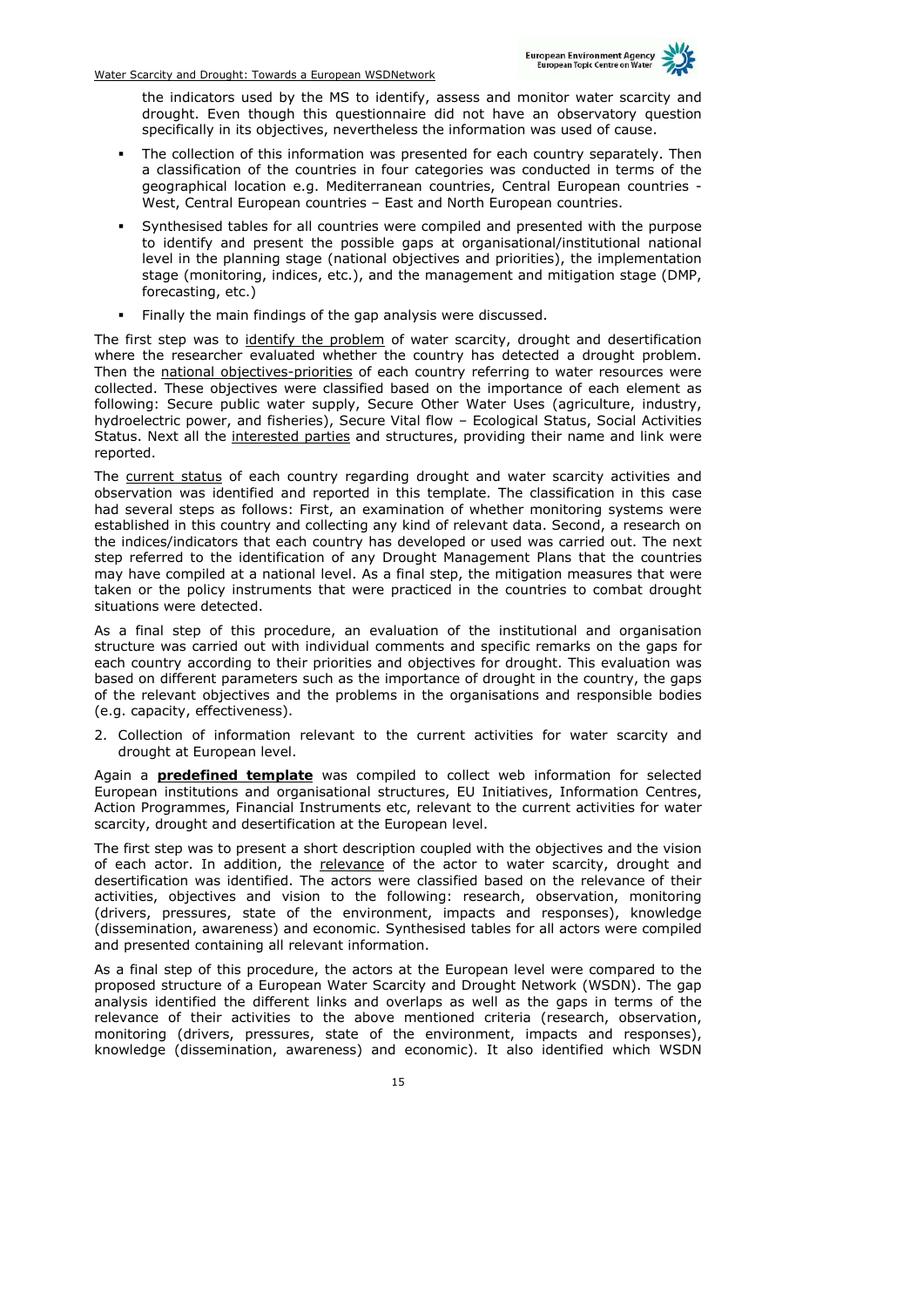the indicators used by the MS to identify, assess and monitor water scarcity and drought. Even though this questionnaire did not have an observatory question specifically in its objectives, nevertheless the information was used of cause.

- The collection of this information was presented for each country separately. Then a classification of the countries in four categories was conducted in terms of the geographical location e.g. Mediterranean countries, Central European countries - West, Central European countries – East and North European countries.
- Synthesised tables for all countries were compiled and presented with the purpose to identify and present the possible gaps at organisational/institutional national level in the planning stage (national objectives and priorities), the implementation stage (monitoring, indices, etc.), and the management and mitigation stage (DMP, forecasting, etc.)
- Finally the main findings of the gap analysis were discussed.

The first step was to identify the problem of water scarcity, drought and desertification where the researcher evaluated whether the country has detected a drought problem. Then the national objectives-priorities of each country referring to water resources were collected. These objectives were classified based on the importance of each element as following: Secure public water supply, Secure Other Water Uses (agriculture, industry, hydroelectric power, and fisheries), Secure Vital flow – Ecological Status, Social Activities Status. Next all the interested parties and structures, providing their name and link were reported.

The current status of each country regarding drought and water scarcity activities and observation was identified and reported in this template. The classification in this case had several steps as follows: First, an examination of whether monitoring systems were established in this country and collecting any kind of relevant data. Second, a research on the indices/indicators that each country has developed or used was carried out. The next step referred to the identification of any Drought Management Plans that the countries may have compiled at a national level. As a final step, the mitigation measures that were taken or the policy instruments that were practiced in the countries to combat drought situations were detected.

As a final step of this procedure, an evaluation of the institutional and organisation structure was carried out with individual comments and specific remarks on the gaps for each country according to their priorities and objectives for drought. This evaluation was based on different parameters such as the importance of drought in the country, the gaps of the relevant objectives and the problems in the organisations and responsible bodies (e.g. capacity, effectiveness).

2. Collection of information relevant to the current activities for water scarcity and drought at European level.

Again a **predefined template** was compiled to collect web information for selected European institutions and organisational structures, EU Initiatives, Information Centres, Action Programmes, Financial Instruments etc, relevant to the current activities for water scarcity, drought and desertification at the European level.

The first step was to present a short description coupled with the objectives and the vision of each actor. In addition, the relevance of the actor to water scarcity, drought and desertification was identified. The actors were classified based on the relevance of their activities, objectives and vision to the following: research, observation, monitoring (drivers, pressures, state of the environment, impacts and responses), knowledge (dissemination, awareness) and economic. Synthesised tables for all actors were compiled and presented containing all relevant information.

As a final step of this procedure, the actors at the European level were compared to the proposed structure of a European Water Scarcity and Drought Network (WSDN). The gap analysis identified the different links and overlaps as well as the gaps in terms of the relevance of their activities to the above mentioned criteria (research, observation, monitoring (drivers, pressures, state of the environment, impacts and responses), knowledge (dissemination, awareness) and economic). It also identified which WSDN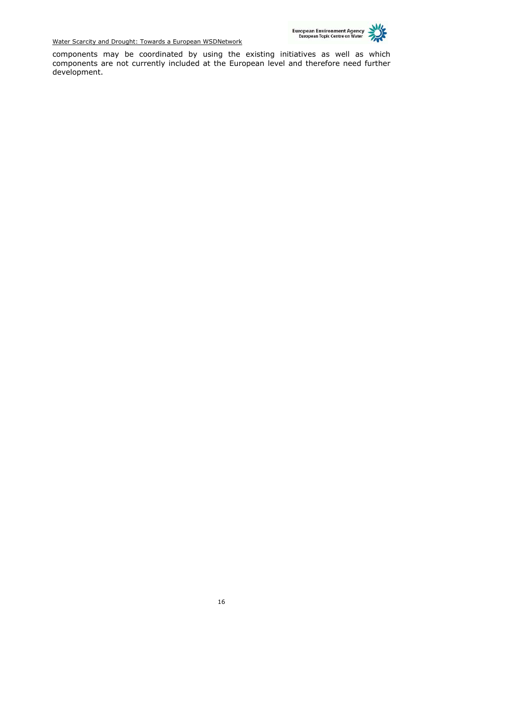components may be coordinated by using the existing initiatives as well as which components are not currently included at the European level and therefore need further development.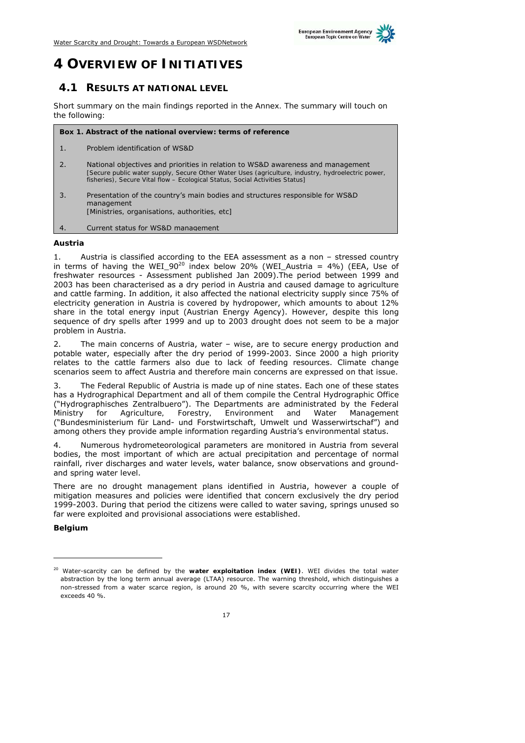# 4 OVERVIEW OF INITIATIVES

## 4.1 RESULTS AT NATIONAL LEVEL

Short summary on the main findings reported in the Annex. The summary will touch on the following:

| **Box 1. Abstract of the national overview: terms of reference** | |
|---|---|
| 1. | Problem identification of WS&D |
| 2. | National objectives and priorities in relation to WS&D awareness and management [Secure public water supply, Secure Other Water Uses (agriculture, industry, hydroelectric power, fisheries), Secure Vital flow – Ecological Status, Social Activities Status] |
| 3. | Presentation of the country's main bodies and structures responsible for WS&D management [Ministries, organisations, authorities, etc] |
| 4. | Current status for WS&D management |

**Austria**

1. Austria is classified according to the EEA assessment as a non – stressed country in terms of having the WEI_90[20] index below 20% (WEI_Austria = 4%) (EEA, Use of freshwater resources - Assessment published Jan 2009).The period between 1999 and 2003 has been characterised as a dry period in Austria and caused damage to agriculture and cattle farming. In addition, it also affected the national electricity supply since 75% of electricity generation in Austria is covered by hydropower, which amounts to about 12% share in the total energy input (Austrian Energy Agency). However, despite this long sequence of dry spells after 1999 and up to 2003 drought does not seem to be a major problem in Austria.

2. The main concerns of Austria, water – wise, are to secure energy production and potable water, especially after the dry period of 1999-2003. Since 2000 a high priority relates to the cattle farmers also due to lack of feeding resources. Climate change scenarios seem to affect Austria and therefore main concerns are expressed on that issue.

3. The Federal Republic of Austria is made up of nine states. Each one of these states has a Hydrographical Department and all of them compile the Central Hydrographic Office ("Hydrographisches Zentralbuero"). The Departments are administrated by the Federal Ministry for Agriculture, Forestry, Environment and Water Management ("Bundesministerium für Land- und Forstwirtschaft, Umwelt und Wasserwirtschaf") and among others they provide ample information regarding Austria's environmental status.

4. Numerous hydrometeorological parameters are monitored in Austria from several bodies, the most important of which are actual precipitation and percentage of normal rainfall, river discharges and water levels, water balance, snow observations and ground- and spring water level.

There are no drought management plans identified in Austria, however a couple of mitigation measures and policies were identified that concern exclusively the dry period 1999-2003. During that period the citizens were called to water saving, springs unused so far were exploited and provisional associations were established.

**Belgium**

---

[20] Water-scarcity can be defined by the **water exploitation index (WEI)**. WEI divides the total water abstraction by the long term annual average (LTAA) resource. The warning threshold, which distinguishes a non-stressed from a water scarce region, is around 20 %, with severe scarcity occurring where the WEI exceeds 40 %.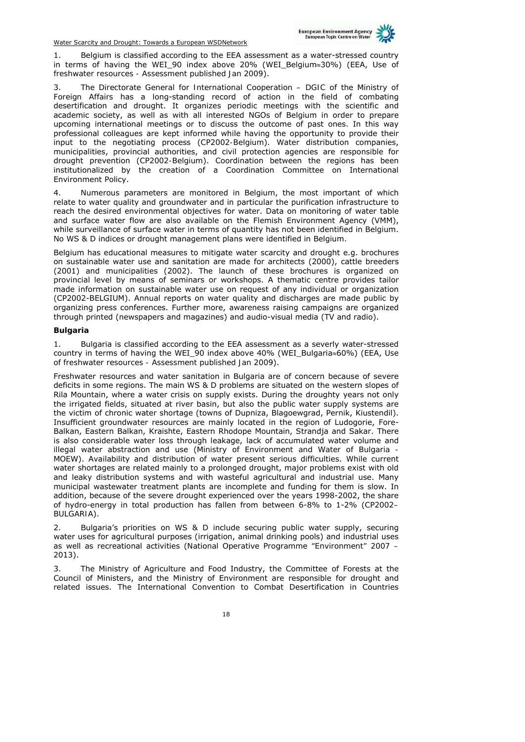1. Belgium is classified according to the EEA assessment as a water-stressed country in terms of having the WEI_90 index above 20% (WEI_Belgium≈30%) (EEA, Use of freshwater resources - Assessment published Jan 2009).

3. The Directorate General for International Cooperation – DGIC of the Ministry of Foreign Affairs has a long-standing record of action in the field of combating desertification and drought. It organizes periodic meetings with the scientific and academic society, as well as with all interested NGOs of Belgium in order to prepare upcoming international meetings or to discuss the outcome of past ones. In this way professional colleagues are kept informed while having the opportunity to provide their input to the negotiating process (CP2002-Belgium). Water distribution companies, municipalities, provincial authorities, and civil protection agencies are responsible for drought prevention (CP2002-Belgium). Coordination between the regions has been institutionalized by the creation of a Coordination Committee on International Environment Policy.

4. Numerous parameters are monitored in Belgium, the most important of which relate to water quality and groundwater and in particular the purification infrastructure to reach the desired environmental objectives for water. Data on monitoring of water table and surface water flow are also available on the Flemish Environment Agency (VMM), while surveillance of surface water in terms of quantity has not been identified in Belgium. No WS & D indices or drought management plans were identified in Belgium.

Belgium has educational measures to mitigate water scarcity and drought e.g. brochures on sustainable water use and sanitation are made for architects (2000), cattle breeders (2001) and municipalities (2002). The launch of these brochures is organized on provincial level by means of seminars or workshops. A thematic centre provides tailor made information on sustainable water use on request of any individual or organization (CP2002-BELGIUM). Annual reports on water quality and discharges are made public by organizing press conferences. Further more, awareness raising campaigns are organized through printed (newspapers and magazines) and audio-visual media (TV and radio).

**Bulgaria**

1. Bulgaria is classified according to the EEA assessment as a severly water-stressed country in terms of having the WEI_90 index above 40% (WEI_Bulgaria≈60%) (EEA, Use of freshwater resources - Assessment published Jan 2009).

Freshwater resources and water sanitation in Bulgaria are of concern because of severe deficits in some regions. The main WS & D problems are situated on the western slopes of Rila Mountain, where a water crisis on supply exists. During the droughty years not only the irrigated fields, situated at river basin, but also the public water supply systems are the victim of chronic water shortage (towns of Dupniza, Blagoewgrad, Pernik, Kiustendil). Insufficient groundwater resources are mainly located in the region of Ludogorie, Fore-Balkan, Eastern Balkan, Kraishte, Eastern Rhodope Mountain, Strandja and Sakar. There is also considerable water loss through leakage, lack of accumulated water volume and illegal water abstraction and use (Ministry of Environment and Water of Bulgaria - MOEW). Availability and distribution of water present serious difficulties. While current water shortages are related mainly to a prolonged drought, major problems exist with old and leaky distribution systems and with wasteful agricultural and industrial use. Many municipal wastewater treatment plants are incomplete and funding for them is slow. In addition, because of the severe drought experienced over the years 1998-2002, the share of hydro-energy in total production has fallen from between 6-8% to 1-2% (CP2002–BULGARIA).

2. Bulgaria's priorities on WS & D include securing public water supply, securing water uses for agricultural purposes (irrigation, animal drinking pools) and industrial uses as well as recreational activities (National Operative Programme "Environment" 2007 – 2013).

3. The Ministry of Agriculture and Food Industry, the Committee of Forests at the Council of Ministers, and the Ministry of Environment are responsible for drought and related issues. The International Convention to Combat Desertification in Countries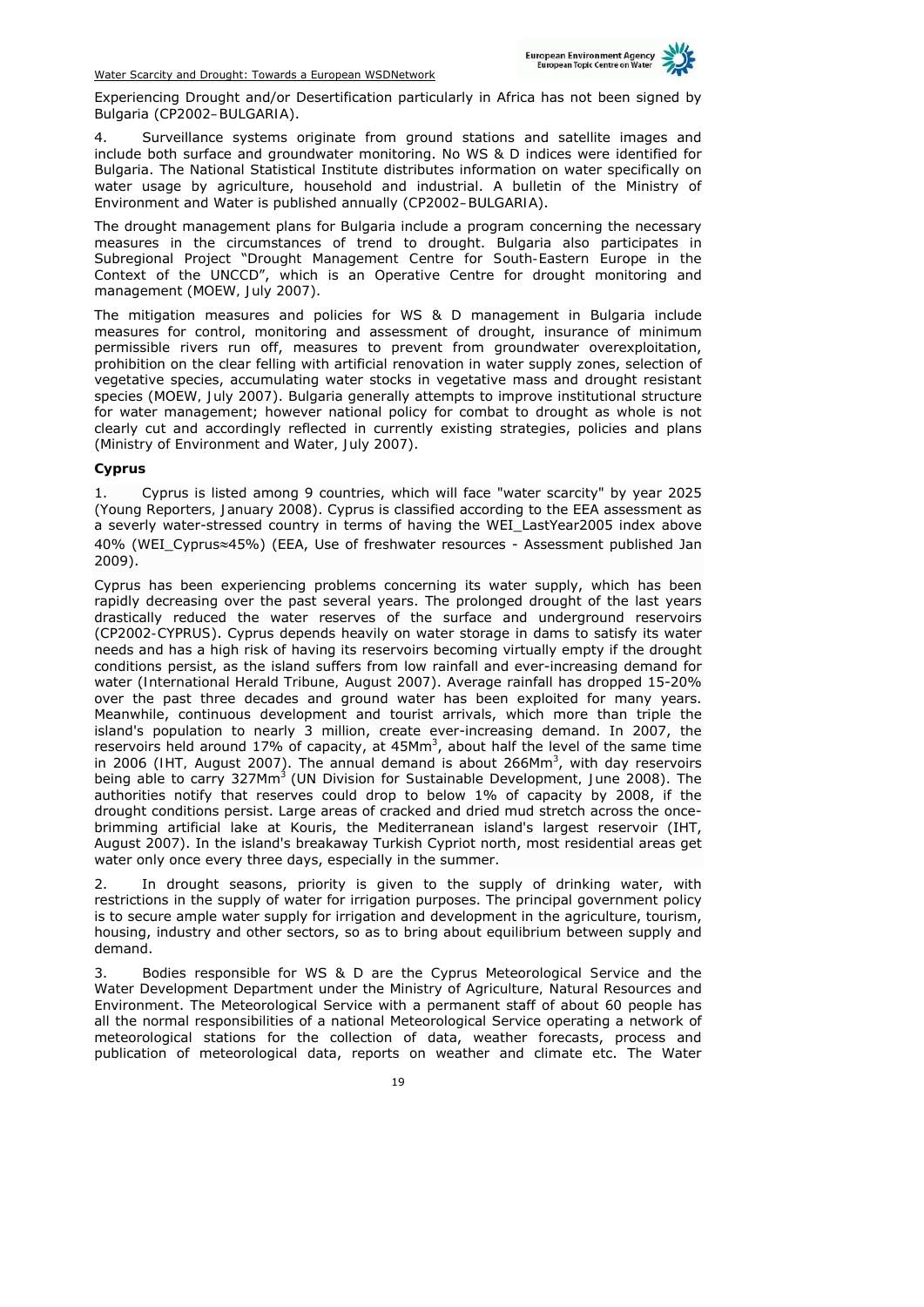Experiencing Drought and/or Desertification particularly in Africa has not been signed by Bulgaria (CP2002–BULGARIA).

4. Surveillance systems originate from ground stations and satellite images and include both surface and groundwater monitoring. No WS & D indices were identified for Bulgaria. The National Statistical Institute distributes information on water specifically on water usage by agriculture, household and industrial. A bulletin of the Ministry of Environment and Water is published annually (CP2002–BULGARIA).

The drought management plans for Bulgaria include a program concerning the necessary measures in the circumstances of trend to drought. Bulgaria also participates in Subregional Project "Drought Management Centre for South-Eastern Europe in the Context of the UNCCD", which is an Operative Centre for drought monitoring and management (MOEW, July 2007).

The mitigation measures and policies for WS & D management in Bulgaria include measures for control, monitoring and assessment of drought, insurance of minimum permissible rivers run off, measures to prevent from groundwater overexploitation, prohibition on the clear felling with artificial renovation in water supply zones, selection of vegetative species, accumulating water stocks in vegetative mass and drought resistant species (MOEW, July 2007). Bulgaria generally attempts to improve institutional structure for water management; however national policy for combat to drought as whole is not clearly cut and accordingly reflected in currently existing strategies, policies and plans (Ministry of Environment and Water, July 2007).

**Cyprus**

1. Cyprus is listed among 9 countries, which will face "water scarcity" by year 2025 (Young Reporters, January 2008). Cyprus is classified according to the EEA assessment as a severly water-stressed country in terms of having the WEI_LastYear2005 index above 40% (WEI_Cyprus≈45%) (EEA, Use of freshwater resources - Assessment published Jan 2009).

Cyprus has been experiencing problems concerning its water supply, which has been rapidly decreasing over the past several years. The prolonged drought of the last years drastically reduced the water reserves of the surface and underground reservoirs (CP2002-CYPRUS). Cyprus depends heavily on water storage in dams to satisfy its water needs and has a high risk of having its reservoirs becoming virtually empty if the drought conditions persist, as the island suffers from low rainfall and ever-increasing demand for water (International Herald Tribune, August 2007). Average rainfall has dropped 15-20% over the past three decades and ground water has been exploited for many years. Meanwhile, continuous development and tourist arrivals, which more than triple the island's population to nearly 3 million, create ever-increasing demand. In 2007, the reservoirs held around 17% of capacity, at 45Mm$^3$, about half the level of the same time in 2006 (IHT, August 2007). The annual demand is about 266Mm$^3$, with day reservoirs being able to carry 327Mm$^3$ (UN Division for Sustainable Development, June 2008). The authorities notify that reserves could drop to below 1% of capacity by 2008, if the drought conditions persist. Large areas of cracked and dried mud stretch across the once-brimming artificial lake at Kouris, the Mediterranean island's largest reservoir (IHT, August 2007). In the island's breakaway Turkish Cypriot north, most residential areas get water only once every three days, especially in the summer.

2. In drought seasons, priority is given to the supply of drinking water, with restrictions in the supply of water for irrigation purposes. The principal government policy is to secure ample water supply for irrigation and development in the agriculture, tourism, housing, industry and other sectors, so as to bring about equilibrium between supply and demand.

3. Bodies responsible for WS & D are the Cyprus Meteorological Service and the Water Development Department under the Ministry of Agriculture, Natural Resources and Environment. The Meteorological Service with a permanent staff of about 60 people has all the normal responsibilities of a national Meteorological Service operating a network of meteorological stations for the collection of data, weather forecasts, process and publication of meteorological data, reports on weather and climate etc. The Water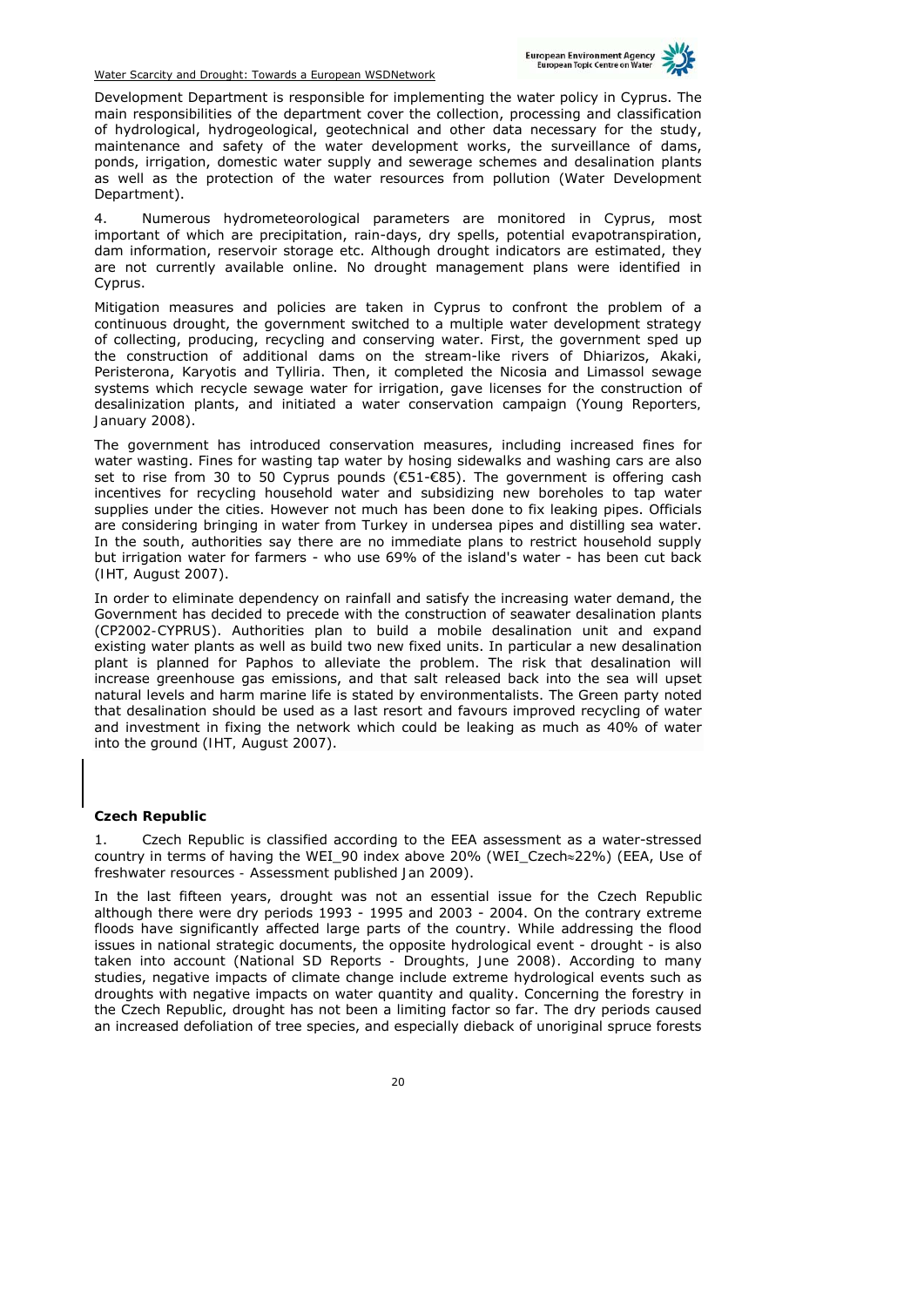Development Department is responsible for implementing the water policy in Cyprus. The main responsibilities of the department cover the collection, processing and classification of hydrological, hydrogeological, geotechnical and other data necessary for the study, maintenance and safety of the water development works, the surveillance of dams, ponds, irrigation, domestic water supply and sewerage schemes and desalination plants as well as the protection of the water resources from pollution (Water Development Department).

4. Numerous hydrometeorological parameters are monitored in Cyprus, most important of which are precipitation, rain-days, dry spells, potential evapotranspiration, dam information, reservoir storage etc. Although drought indicators are estimated, they are not currently available online. No drought management plans were identified in Cyprus.

Mitigation measures and policies are taken in Cyprus to confront the problem of a continuous drought, the government switched to a multiple water development strategy of collecting, producing, recycling and conserving water. First, the government sped up the construction of additional dams on the stream-like rivers of Dhiarizos, Akaki, Peristerona, Karyotis and Tylliria. Then, it completed the Nicosia and Limassol sewage systems which recycle sewage water for irrigation, gave licenses for the construction of desalinization plants, and initiated a water conservation campaign (Young Reporters, January 2008).

The government has introduced conservation measures, including increased fines for water wasting. Fines for wasting tap water by hosing sidewalks and washing cars are also set to rise from 30 to 50 Cyprus pounds (€51-€85). The government is offering cash incentives for recycling household water and subsidizing new boreholes to tap water supplies under the cities. However not much has been done to fix leaking pipes. Officials are considering bringing in water from Turkey in undersea pipes and distilling sea water. In the south, authorities say there are no immediate plans to restrict household supply but irrigation water for farmers - who use 69% of the island's water - has been cut back (IHT, August 2007).

In order to eliminate dependency on rainfall and satisfy the increasing water demand, the Government has decided to precede with the construction of seawater desalination plants (CP2002-CYPRUS). Authorities plan to build a mobile desalination unit and expand existing water plants as well as build two new fixed units. In particular a new desalination plant is planned for Paphos to alleviate the problem. The risk that desalination will increase greenhouse gas emissions, and that salt released back into the sea will upset natural levels and harm marine life is stated by environmentalists. The Green party noted that desalination should be used as a last resort and favours improved recycling of water and investment in fixing the network which could be leaking as much as 40% of water into the ground (IHT, August 2007).

**Czech Republic**

1. Czech Republic is classified according to the EEA assessment as a water-stressed country in terms of having the WEI_90 index above 20% (WEI_Czech≈22%) (EEA, Use of freshwater resources - Assessment published Jan 2009).

In the last fifteen years, drought was not an essential issue for the Czech Republic although there were dry periods 1993 - 1995 and 2003 - 2004. On the contrary extreme floods have significantly affected large parts of the country. While addressing the flood issues in national strategic documents, the opposite hydrological event - drought - is also taken into account (National SD Reports - Droughts, June 2008). According to many studies, negative impacts of climate change include extreme hydrological events such as droughts with negative impacts on water quantity and quality. Concerning the forestry in the Czech Republic, drought has not been a limiting factor so far. The dry periods caused an increased defoliation of tree species, and especially dieback of unoriginal spruce forests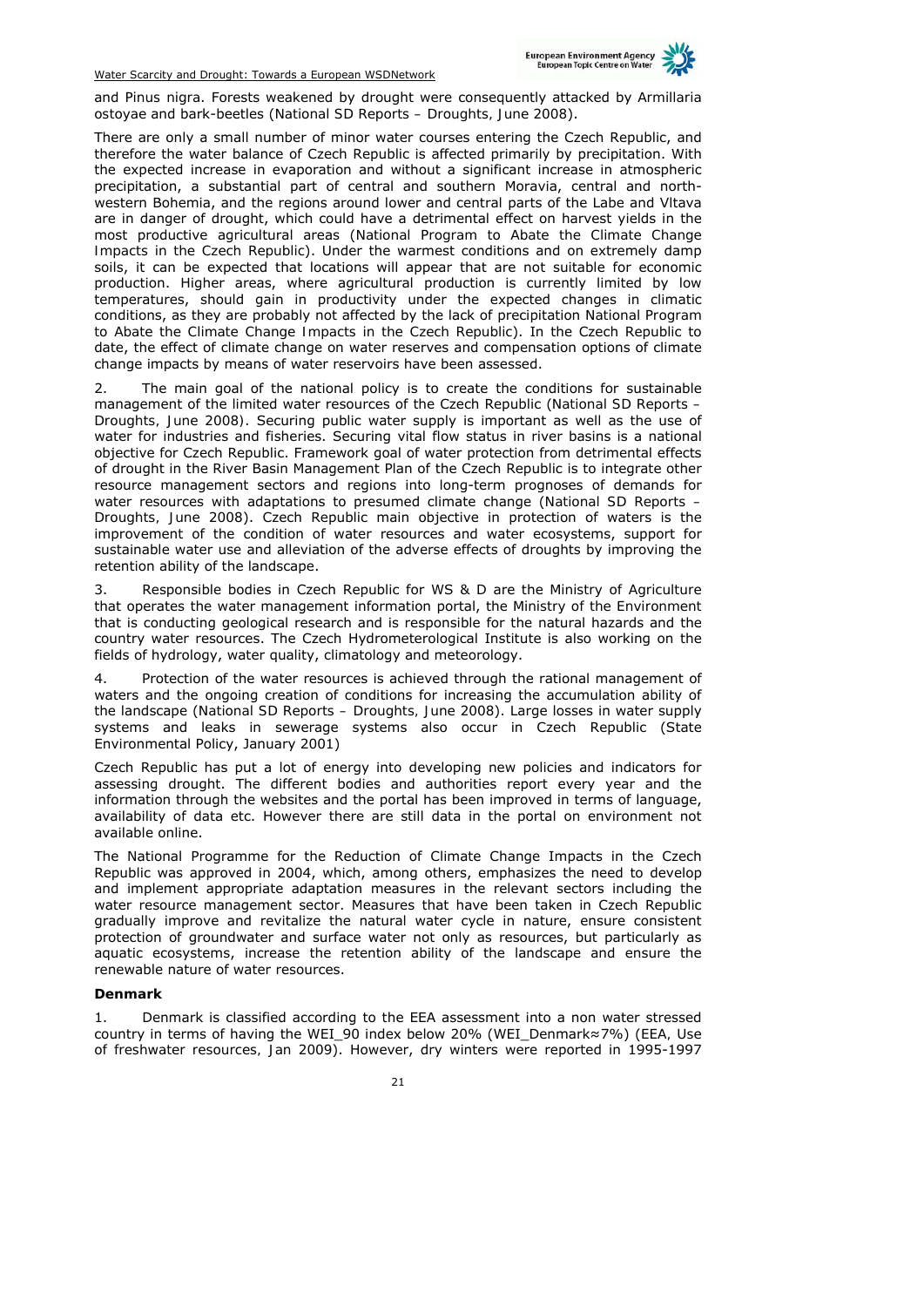and Pinus nigra. Forests weakened by drought were consequently attacked by Armillaria ostoyae and bark-beetles (National SD Reports – Droughts, June 2008).

There are only a small number of minor water courses entering the Czech Republic, and therefore the water balance of Czech Republic is affected primarily by precipitation. With the expected increase in evaporation and without a significant increase in atmospheric precipitation, a substantial part of central and southern Moravia, central and north-western Bohemia, and the regions around lower and central parts of the Labe and Vltava are in danger of drought, which could have a detrimental effect on harvest yields in the most productive agricultural areas (National Program to Abate the Climate Change Impacts in the Czech Republic). Under the warmest conditions and on extremely damp soils, it can be expected that locations will appear that are not suitable for economic production. Higher areas, where agricultural production is currently limited by low temperatures, should gain in productivity under the expected changes in climatic conditions, as they are probably not affected by the lack of precipitation National Program to Abate the Climate Change Impacts in the Czech Republic). In the Czech Republic to date, the effect of climate change on water reserves and compensation options of climate change impacts by means of water reservoirs have been assessed.

2. The main goal of the national policy is to create the conditions for sustainable management of the limited water resources of the Czech Republic (National SD Reports – Droughts, June 2008). Securing public water supply is important as well as the use of water for industries and fisheries. Securing vital flow status in river basins is a national objective for Czech Republic. Framework goal of water protection from detrimental effects of drought in the River Basin Management Plan of the Czech Republic is to integrate other resource management sectors and regions into long-term prognoses of demands for water resources with adaptations to presumed climate change (National SD Reports – Droughts, June 2008). Czech Republic main objective in protection of waters is the improvement of the condition of water resources and water ecosystems, support for sustainable water use and alleviation of the adverse effects of droughts by improving the retention ability of the landscape.

3. Responsible bodies in Czech Republic for WS & D are the Ministry of Agriculture that operates the water management information portal, the Ministry of the Environment that is conducting geological research and is responsible for the natural hazards and the country water resources. The Czech Hydrometerological Institute is also working on the fields of hydrology, water quality, climatology and meteorology.

4. Protection of the water resources is achieved through the rational management of waters and the ongoing creation of conditions for increasing the accumulation ability of the landscape (National SD Reports – Droughts, June 2008). Large losses in water supply systems and leaks in sewerage systems also occur in Czech Republic (State Environmental Policy, January 2001)

Czech Republic has put a lot of energy into developing new policies and indicators for assessing drought. The different bodies and authorities report every year and the information through the websites and the portal has been improved in terms of language, availability of data etc. However there are still data in the portal on environment not available online.

The National Programme for the Reduction of Climate Change Impacts in the Czech Republic was approved in 2004, which, among others, emphasizes the need to develop and implement appropriate adaptation measures in the relevant sectors including the water resource management sector. Measures that have been taken in Czech Republic gradually improve and revitalize the natural water cycle in nature, ensure consistent protection of groundwater and surface water not only as resources, but particularly as aquatic ecosystems, increase the retention ability of the landscape and ensure the renewable nature of water resources.

**Denmark**

1. Denmark is classified according to the EEA assessment into a non water stressed country in terms of having the WEI_90 index below 20% (WEI_Denmark≈7%) (EEA, Use of freshwater resources, Jan 2009). However, dry winters were reported in 1995-1997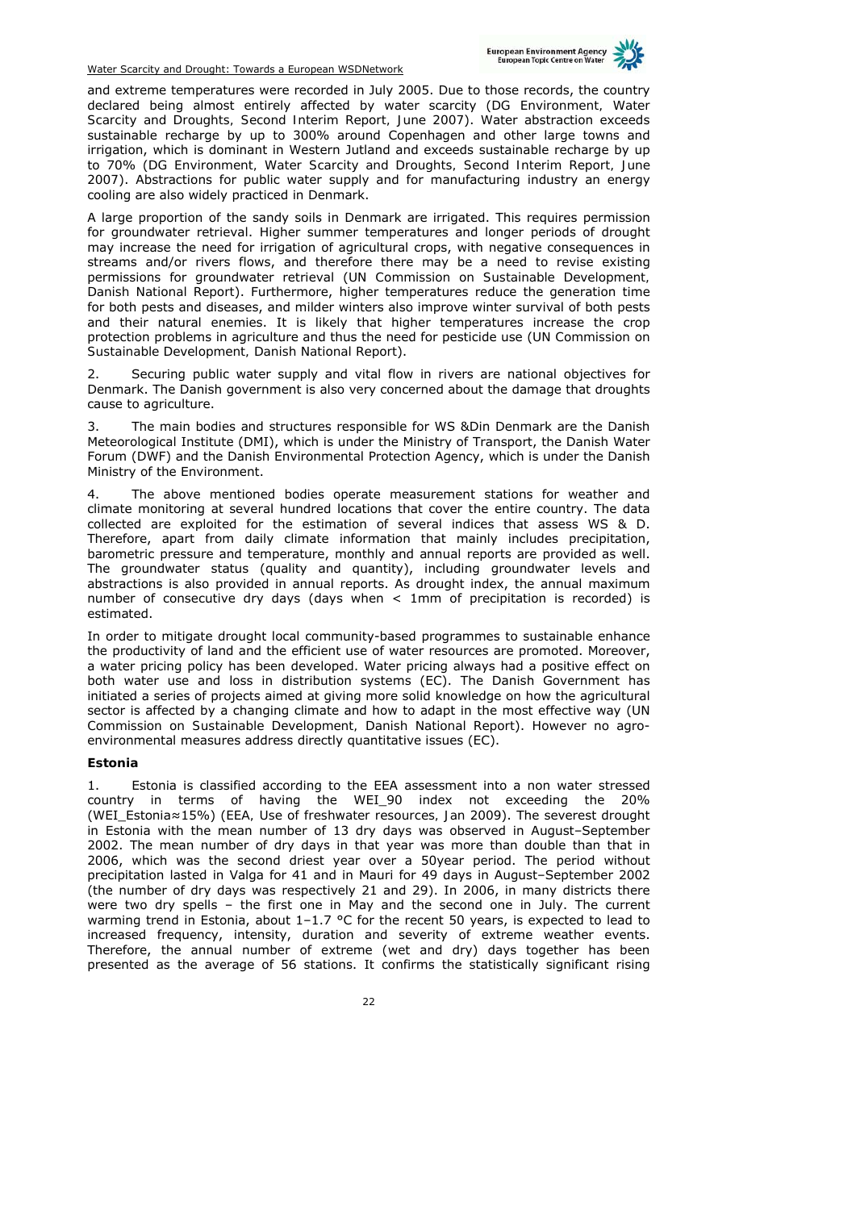and extreme temperatures were recorded in July 2005. Due to those records, the country declared being almost entirely affected by water scarcity (DG Environment, *Water Scarcity and Droughts, Second Interim Report*, June 2007). Water abstraction exceeds sustainable recharge by up to 300% around Copenhagen and other large towns and irrigation, which is dominant in Western Jutland and exceeds sustainable recharge by up to 70% (DG Environment, *Water Scarcity and Droughts, Second Interim Report*, June 2007). Abstractions for public water supply and for manufacturing industry an energy cooling are also widely practiced in Denmark.

A large proportion of the sandy soils in Denmark are irrigated. This requires permission for groundwater retrieval. Higher summer temperatures and longer periods of drought may increase the need for irrigation of agricultural crops, with negative consequences in streams and/or rivers flows, and therefore there may be a need to revise existing permissions for groundwater retrieval (UN Commission on Sustainable Development, *Danish National Report*). Furthermore, higher temperatures reduce the generation time for both pests and diseases, and milder winters also improve winter survival of both pests and their natural enemies. It is likely that higher temperatures increase the crop protection problems in agriculture and thus the need for pesticide use (UN Commission on Sustainable Development, *Danish National Report*).

2. Securing public water supply and vital flow in rivers are national objectives for Denmark. The Danish government is also very concerned about the damage that droughts cause to agriculture.

3. The main bodies and structures responsible for WS &Din Denmark are the Danish Meteorological Institute (DMI), which is under the Ministry of Transport, the Danish Water Forum (DWF) and the Danish Environmental Protection Agency, which is under the Danish Ministry of the Environment.

4. The above mentioned bodies operate measurement stations for weather and climate monitoring at several hundred locations that cover the entire country. The data collected are exploited for the estimation of several indices that assess WS & D. Therefore, apart from daily climate information that mainly includes precipitation, barometric pressure and temperature, monthly and annual reports are provided as well. The groundwater status (quality and quantity), including groundwater levels and abstractions is also provided in annual reports. As drought index, the annual maximum number of consecutive dry days (days when < 1mm of precipitation is recorded) is estimated.

In order to mitigate drought local community-based programmes to sustainable enhance the productivity of land and the efficient use of water resources are promoted. Moreover, a water pricing policy has been developed. Water pricing always had a positive effect on both water use and loss in distribution systems (EC). The Danish Government has initiated a series of projects aimed at giving more solid knowledge on how the agricultural sector is affected by a changing climate and how to adapt in the most effective way (UN Commission on Sustainable Development, *Danish National Report*). However no agro-environmental measures address directly quantitative issues (EC).

**Estonia**

1. Estonia is classified according to the EEA assessment into a non water stressed country in terms of having the WEI_90 index not exceeding the 20% (WEI_Estonia≈15%) (EEA, *Use of freshwater resources*, Jan 2009). The severest drought in Estonia with the mean number of 13 dry days was observed in August–September 2002. The mean number of dry days in that year was more than double than that in 2006, which was the second driest year over a 50year period. The period without precipitation lasted in Valga for 41 and in Mauri for 49 days in August–September 2002 (the number of dry days was respectively 21 and 29). In 2006, in many districts there were two dry spells – the first one in May and the second one in July. The current warming trend in Estonia, about 1–1.7 °C for the recent 50 years, is expected to lead to increased frequency, intensity, duration and severity of extreme weather events. Therefore, the annual number of extreme (wet and dry) days together has been presented as the average of 56 stations. It confirms the statistically significant rising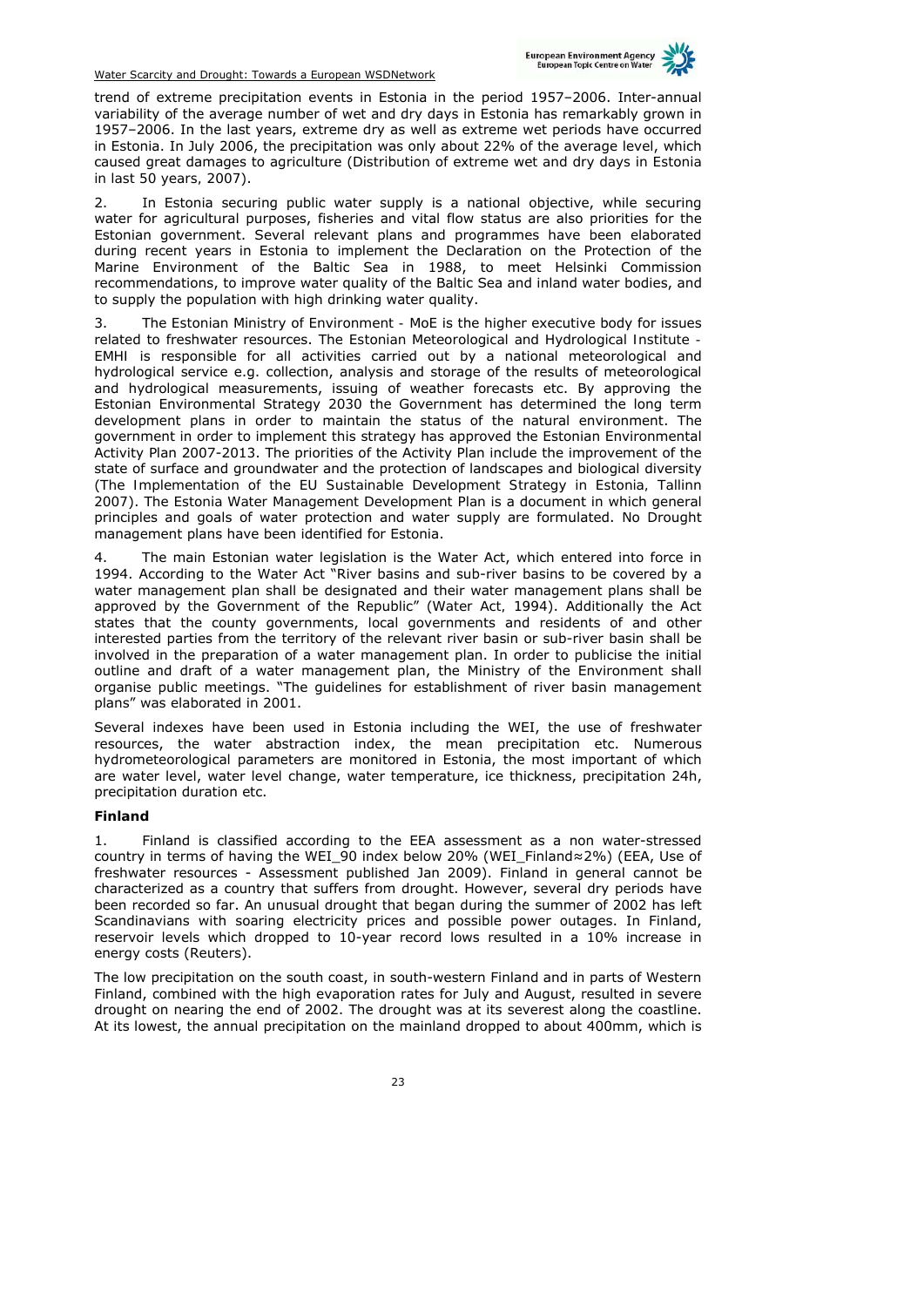trend of extreme precipitation events in Estonia in the period 1957–2006. Inter-annual variability of the average number of wet and dry days in Estonia has remarkably grown in 1957–2006. In the last years, extreme dry as well as extreme wet periods have occurred in Estonia. In July 2006, the precipitation was only about 22% of the average level, which caused great damages to agriculture (Distribution of extreme wet and dry days in Estonia in last 50 years, 2007).

2. In Estonia securing public water supply is a national objective, while securing water for agricultural purposes, fisheries and vital flow status are also priorities for the Estonian government. Several relevant plans and programmes have been elaborated during recent years in Estonia to implement the Declaration on the Protection of the Marine Environment of the Baltic Sea in 1988, to meet Helsinki Commission recommendations, to improve water quality of the Baltic Sea and inland water bodies, and to supply the population with high drinking water quality.

3. The Estonian Ministry of Environment - MoE is the higher executive body for issues related to freshwater resources. The Estonian Meteorological and Hydrological Institute - EMHI is responsible for all activities carried out by a national meteorological and hydrological service e.g. collection, analysis and storage of the results of meteorological and hydrological measurements, issuing of weather forecasts etc. By approving the Estonian Environmental Strategy 2030 the Government has determined the long term development plans in order to maintain the status of the natural environment. The government in order to implement this strategy has approved the Estonian Environmental Activity Plan 2007-2013. The priorities of the Activity Plan include the improvement of the state of surface and groundwater and the protection of landscapes and biological diversity (The Implementation of the EU Sustainable Development Strategy in Estonia, Tallinn 2007). The Estonia Water Management Development Plan is a document in which general principles and goals of water protection and water supply are formulated. No Drought management plans have been identified for Estonia.

4. The main Estonian water legislation is the Water Act, which entered into force in 1994. According to the Water Act "River basins and sub-river basins to be covered by a water management plan shall be designated and their water management plans shall be approved by the Government of the Republic" (Water Act, 1994). Additionally the Act states that the county governments, local governments and residents of and other interested parties from the territory of the relevant river basin or sub-river basin shall be involved in the preparation of a water management plan. In order to publicise the initial outline and draft of a water management plan, the Ministry of the Environment shall organise public meetings. "The guidelines for establishment of river basin management plans" was elaborated in 2001.

Several indexes have been used in Estonia including the WEI, the use of freshwater resources, the water abstraction index, the mean precipitation etc. Numerous hydrometeorological parameters are monitored in Estonia, the most important of which are water level, water level change, water temperature, ice thickness, precipitation 24h, precipitation duration etc.

**Finland**

1. Finland is classified according to the EEA assessment as a non water-stressed country in terms of having the WEI_90 index below 20% (WEI_Finland≈2%) (EEA, Use of freshwater resources - Assessment published Jan 2009). Finland in general cannot be characterized as a country that suffers from drought. However, several dry periods have been recorded so far. An unusual drought that began during the summer of 2002 has left Scandinavians with soaring electricity prices and possible power outages. In Finland, reservoir levels which dropped to 10-year record lows resulted in a 10% increase in energy costs (Reuters).

The low precipitation on the south coast, in south-western Finland and in parts of Western Finland, combined with the high evaporation rates for July and August, resulted in severe drought on nearing the end of 2002. The drought was at its severest along the coastline. At its lowest, the annual precipitation on the mainland dropped to about 400mm, which is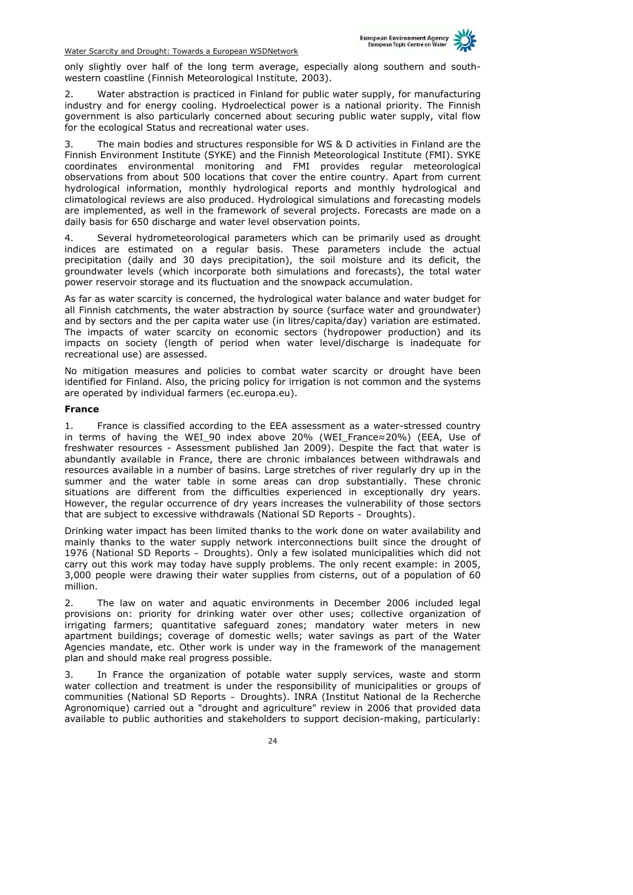only slightly over half of the long term average, especially along southern and south-western coastline (Finnish Meteorological Institute, 2003).

2. Water abstraction is practiced in Finland for public water supply, for manufacturing industry and for energy cooling. Hydroelectical power is a national priority. The Finnish government is also particularly concerned about securing public water supply, vital flow for the ecological Status and recreational water uses.

3. The main bodies and structures responsible for WS & D activities in Finland are the Finnish Environment Institute (SYKE) and the Finnish Meteorological Institute (FMI). SYKE coordinates environmental monitoring and FMI provides regular meteorological observations from about 500 locations that cover the entire country. Apart from current hydrological information, monthly hydrological reports and monthly hydrological and climatological reviews are also produced. Hydrological simulations and forecasting models are implemented, as well in the framework of several projects. Forecasts are made on a daily basis for 650 discharge and water level observation points.

4. Several hydrometeorological parameters which can be primarily used as drought indices are estimated on a regular basis. These parameters include the actual precipitation (daily and 30 days precipitation), the soil moisture and its deficit, the groundwater levels (which incorporate both simulations and forecasts), the total water power reservoir storage and its fluctuation and the snowpack accumulation.

As far as water scarcity is concerned, the hydrological water balance and water budget for all Finnish catchments, the water abstraction by source (surface water and groundwater) and by sectors and the per capita water use (in litres/capita/day) variation are estimated. The impacts of water scarcity on economic sectors (hydropower production) and its impacts on society (length of period when water level/discharge is inadequate for recreational use) are assessed.

No mitigation measures and policies to combat water scarcity or drought have been identified for Finland. Also, the pricing policy for irrigation is not common and the systems are operated by individual farmers (ec.europa.eu).

**France**

1. France is classified according to the EEA assessment as a water-stressed country in terms of having the WEI_90 index above 20% (WEI_France≈20%) (EEA, Use of freshwater resources - Assessment published Jan 2009). Despite the fact that water is abundantly available in France, there are chronic imbalances between withdrawals and resources available in a number of basins. Large stretches of river regularly dry up in the summer and the water table in some areas can drop substantially. These chronic situations are different from the difficulties experienced in exceptionally dry years. However, the regular occurrence of dry years increases the vulnerability of those sectors that are subject to excessive withdrawals (National SD Reports – Droughts).

Drinking water impact has been limited thanks to the work done on water availability and mainly thanks to the water supply network interconnections built since the drought of 1976 (National SD Reports – Droughts). Only a few isolated municipalities which did not carry out this work may today have supply problems. The only recent example: in 2005, 3,000 people were drawing their water supplies from cisterns, out of a population of 60 million.

2. The law on water and aquatic environments in December 2006 included legal provisions on: priority for drinking water over other uses; collective organization of irrigating farmers; quantitative safeguard zones; mandatory water meters in new apartment buildings; coverage of domestic wells; water savings as part of the Water Agencies mandate, etc. Other work is under way in the framework of the management plan and should make real progress possible.

3. In France the organization of potable water supply services, waste and storm water collection and treatment is under the responsibility of municipalities or groups of communities (National SD Reports – Droughts). INRA (Institut National de la Recherche Agronomique) carried out a "drought and agriculture" review in 2006 that provided data available to public authorities and stakeholders to support decision-making, particularly: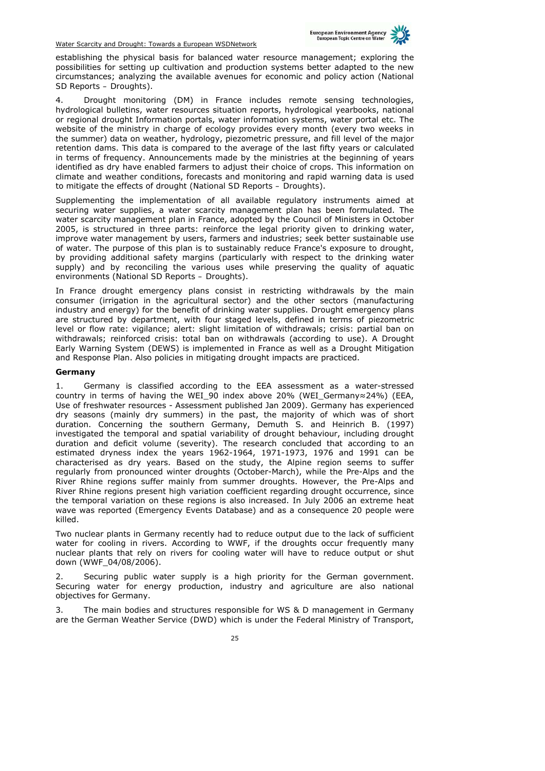establishing the physical basis for balanced water resource management; exploring the possibilities for setting up cultivation and production systems better adapted to the new circumstances; analyzing the available avenues for economic and policy action (National SD Reports – Droughts).

4. Drought monitoring (DM) in France includes remote sensing technologies, hydrological bulletins, water resources situation reports, hydrological yearbooks, national or regional drought Information portals, water information systems, water portal etc. The website of the ministry in charge of ecology provides every month (every two weeks in the summer) data on weather, hydrology, piezometric pressure, and fill level of the major retention dams. This data is compared to the average of the last fifty years or calculated in terms of frequency. Announcements made by the ministries at the beginning of years identified as dry have enabled farmers to adjust their choice of crops. This information on climate and weather conditions, forecasts and monitoring and rapid warning data is used to mitigate the effects of drought (National SD Reports – Droughts).

Supplementing the implementation of all available regulatory instruments aimed at securing water supplies, a water scarcity management plan has been formulated. The water scarcity management plan in France, adopted by the Council of Ministers in October 2005, is structured in three parts: reinforce the legal priority given to drinking water, improve water management by users, farmers and industries; seek better sustainable use of water. The purpose of this plan is to sustainably reduce France's exposure to drought, by providing additional safety margins (particularly with respect to the drinking water supply) and by reconciling the various uses while preserving the quality of aquatic environments (National SD Reports – Droughts).

In France drought emergency plans consist in restricting withdrawals by the main consumer (irrigation in the agricultural sector) and the other sectors (manufacturing industry and energy) for the benefit of drinking water supplies. Drought emergency plans are structured by department, with four staged levels, defined in terms of piezometric level or flow rate: vigilance; alert: slight limitation of withdrawals; crisis: partial ban on withdrawals; reinforced crisis: total ban on withdrawals (according to use). A Drought Early Warning System (DEWS) is implemented in France as well as a Drought Mitigation and Response Plan. Also policies in mitigating drought impacts are practiced.

**Germany**

1. Germany is classified according to the EEA assessment as a water-stressed country in terms of having the WEI_90 index above 20% (WEI_Germany≈24%) (EEA, Use of freshwater resources - Assessment published Jan 2009). Germany has experienced dry seasons (mainly dry summers) in the past, the majority of which was of short duration. Concerning the southern Germany, Demuth S. and Heinrich B. (1997) investigated the temporal and spatial variability of drought behaviour, including drought duration and deficit volume (severity). The research concluded that according to an estimated dryness index the years 1962-1964, 1971-1973, 1976 and 1991 can be characterised as dry years. Based on the study, the Alpine region seems to suffer regularly from pronounced winter droughts (October-March), while the Pre-Alps and the River Rhine regions suffer mainly from summer droughts. However, the Pre-Alps and River Rhine regions present high variation coefficient regarding drought occurrence, since the temporal variation on these regions is also increased. In July 2006 an extreme heat wave was reported (Emergency Events Database) and as a consequence 20 people were killed.

Two nuclear plants in Germany recently had to reduce output due to the lack of sufficient water for cooling in rivers. According to WWF, if the droughts occur frequently many nuclear plants that rely on rivers for cooling water will have to reduce output or shut down (WWF_04/08/2006).

2. Securing public water supply is a high priority for the German government. Securing water for energy production, industry and agriculture are also national objectives for Germany.

3. The main bodies and structures responsible for WS & D management in Germany are the German Weather Service (DWD) which is under the Federal Ministry of Transport,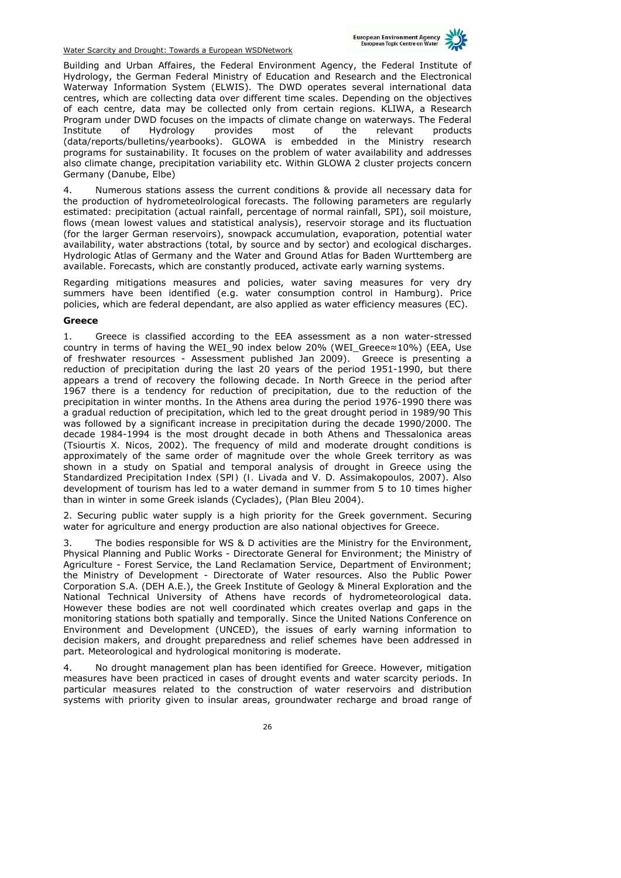Building and Urban Affaires, the Federal Environment Agency, the Federal Institute of Hydrology, the German Federal Ministry of Education and Research and the Electronical Waterway Information System (ELWIS). The DWD operates several international data centres, which are collecting data over different time scales. Depending on the objectives of each centre, data may be collected only from certain regions. KLIWA, a Research Program under DWD focuses on the impacts of climate change on waterways. The Federal Institute of Hydrology provides most of the relevant products (data/reports/bulletins/yearbooks). GLOWA is embedded in the Ministry research programs for sustainability. It focuses on the problem of water availability and addresses also climate change, precipitation variability etc. Within GLOWA 2 cluster projects concern Germany (Danube, Elbe)

4. Numerous stations assess the current conditions & provide all necessary data for the production of hydrometeolrological forecasts. The following parameters are regularly estimated: precipitation (actual rainfall, percentage of normal rainfall, SPI), soil moisture, flows (mean lowest values and statistical analysis), reservoir storage and its fluctuation (for the larger German reservoirs), snowpack accumulation, evaporation, potential water availability, water abstractions (total, by source and by sector) and ecological discharges. Hydrologic Atlas of Germany and the Water and Ground Atlas for Baden Wurttemberg are available. Forecasts, which are constantly produced, activate early warning systems.

Regarding mitigations measures and policies, water saving measures for very dry summers have been identified (e.g. water consumption control in Hamburg). Price policies, which are federal dependant, are also applied as water efficiency measures (EC).

**Greece**

1. Greece is classified according to the EEA assessment as a non water-stressed country in terms of having the WEI_90 index below 20% (WEI_Greece≈10%) (EEA, Use of freshwater resources - Assessment published Jan 2009). Greece is presenting a reduction of precipitation during the last 20 years of the period 1951-1990, but there appears a trend of recovery the following decade. In North Greece in the period after 1967 there is a tendency for reduction of precipitation, due to the reduction of the precipitation in winter months. In the Athens area during the period 1976-1990 there was a gradual reduction of precipitation, which led to the great drought period in 1989/90 This was followed by a significant increase in precipitation during the decade 1990/2000. The decade 1984-1994 is the most drought decade in both Athens and Thessalonica areas (Tsiourtis X. Nicos, 2002). The frequency of mild and moderate drought conditions is approximately of the same order of magnitude over the whole Greek territory as was shown in a study on Spatial and temporal analysis of drought in Greece using the Standardized Precipitation Index (SPI) (I. Livada and V. D. Assimakopoulos, 2007). Also development of tourism has led to a water demand in summer from 5 to 10 times higher than in winter in some Greek islands (Cyclades), (Plan Bleu 2004).

2. Securing public water supply is a high priority for the Greek government. Securing water for agriculture and energy production are also national objectives for Greece.

3. The bodies responsible for WS & D activities are the Ministry for the Environment, Physical Planning and Public Works - Directorate General for Environment; the Ministry of Agriculture - Forest Service, the Land Reclamation Service, Department of Environment; the Ministry of Development - Directorate of Water resources. Also the Public Power Corporation S.A. (DEH A.E.), the Greek Institute of Geology & Mineral Exploration and the National Technical University of Athens have records of hydrometeorological data. However these bodies are not well coordinated which creates overlap and gaps in the monitoring stations both spatially and temporally. Since the United Nations Conference on Environment and Development (UNCED), the issues of early warning information to decision makers, and drought preparedness and relief schemes have been addressed in part. Meteorological and hydrological monitoring is moderate.

4. No drought management plan has been identified for Greece. However, mitigation measures have been practiced in cases of drought events and water scarcity periods. In particular measures related to the construction of water reservoirs and distribution systems with priority given to insular areas, groundwater recharge and broad range of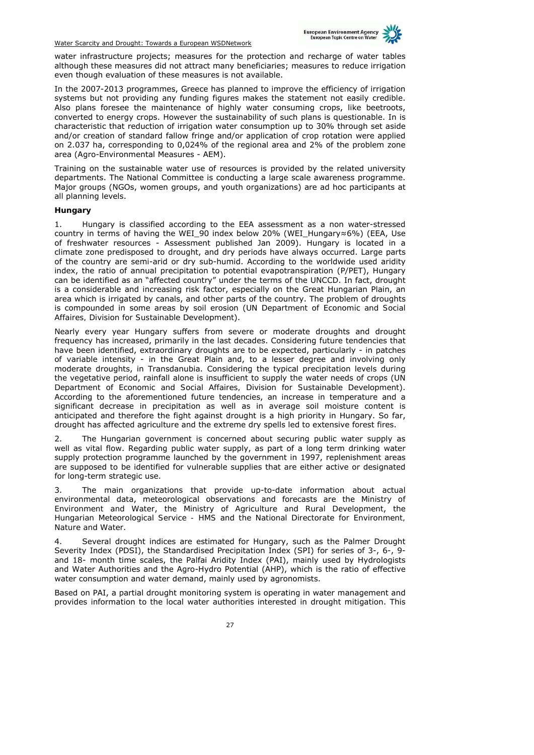water infrastructure projects; measures for the protection and recharge of water tables although these measures did not attract many beneficiaries; measures to reduce irrigation even though evaluation of these measures is not available.

In the 2007-2013 programmes, Greece has planned to improve the efficiency of irrigation systems but not providing any funding figures makes the statement not easily credible. Also plans foresee the maintenance of highly water consuming crops, like beetroots, converted to energy crops. However the sustainability of such plans is questionable. In is characteristic that reduction of irrigation water consumption up to 30% through set aside and/or creation of standard fallow fringe and/or application of crop rotation were applied on 2.037 ha, corresponding to 0,024% of the regional area and 2% of the problem zone area (Agro-Environmental Measures - AEM).

Training on the sustainable water use of resources is provided by the related university departments. The National Committee is conducting a large scale awareness programme. Major groups (NGOs, women groups, and youth organizations) are ad hoc participants at all planning levels.

**Hungary**

1. Hungary is classified according to the EEA assessment as a non water-stressed country in terms of having the WEI_90 index below 20% (WEI_Hungary≈6%) (EEA, Use of freshwater resources - Assessment published Jan 2009). Hungary is located in a climate zone predisposed to drought, and dry periods have always occurred. Large parts of the country are semi-arid or dry sub-humid. According to the worldwide used aridity index, the ratio of annual precipitation to potential evapotranspiration (P/PET), Hungary can be identified as an "affected country" under the terms of the UNCCD. In fact, drought is a considerable and increasing risk factor, especially on the Great Hungarian Plain, an area which is irrigated by canals, and other parts of the country. The problem of droughts is compounded in some areas by soil erosion (UN Department of Economic and Social Affaires, Division for Sustainable Development).

Nearly every year Hungary suffers from severe or moderate droughts and drought frequency has increased, primarily in the last decades. Considering future tendencies that have been identified, extraordinary droughts are to be expected, particularly - in patches of variable intensity - in the Great Plain and, to a lesser degree and involving only moderate droughts, in Transdanubia. Considering the typical precipitation levels during the vegetative period, rainfall alone is insufficient to supply the water needs of crops (UN Department of Economic and Social Affaires, Division for Sustainable Development). According to the aforementioned future tendencies, an increase in temperature and a significant decrease in precipitation as well as in average soil moisture content is anticipated and therefore the fight against drought is a high priority in Hungary. So far, drought has affected agriculture and the extreme dry spells led to extensive forest fires.

2. The Hungarian government is concerned about securing public water supply as well as vital flow. Regarding public water supply, as part of a long term drinking water supply protection programme launched by the government in 1997, replenishment areas are supposed to be identified for vulnerable supplies that are either active or designated for long-term strategic use.

3. The main organizations that provide up-to-date information about actual environmental data, meteorological observations and forecasts are the Ministry of Environment and Water, the Ministry of Agriculture and Rural Development, the Hungarian Meteorological Service - HMS and the National Directorate for Environment, Nature and Water.

4. Several drought indices are estimated for Hungary, such as the Palmer Drought Severity Index (PDSI), the Standardised Precipitation Index (SPI) for series of 3-, 6-, 9- and 18- month time scales, the Palfai Aridity Index (PAI), mainly used by Hydrologists and Water Authorities and the Agro-Hydro Potential (AHP), which is the ratio of effective water consumption and water demand, mainly used by agronomists.

Based on PAI, a partial drought monitoring system is operating in water management and provides information to the local water authorities interested in drought mitigation. This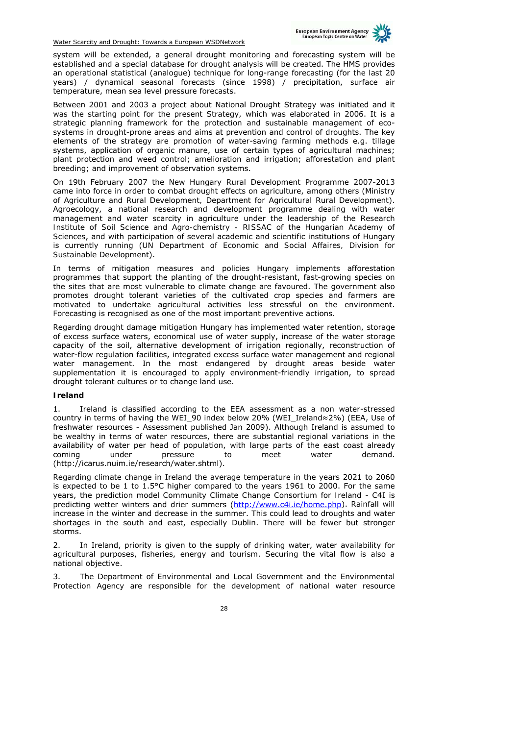system will be extended, a general drought monitoring and forecasting system will be established and a special database for drought analysis will be created. The HMS provides an operational statistical (analogue) technique for long-range forecasting (for the last 20 years) / dynamical seasonal forecasts (since 1998) / precipitation, surface air temperature, mean sea level pressure forecasts.

Between 2001 and 2003 a project about National Drought Strategy was initiated and it was the starting point for the present Strategy, which was elaborated in 2006. It is a strategic planning framework for the protection and sustainable management of eco-systems in drought-prone areas and aims at prevention and control of droughts. The key elements of the strategy are promotion of water-saving farming methods e.g. tillage systems, application of organic manure, use of certain types of agricultural machines; plant protection and weed control; amelioration and irrigation; afforestation and plant breeding; and improvement of observation systems.

On 19th February 2007 the New Hungary Rural Development Programme 2007-2013 came into force in order to combat drought effects on agriculture, among others (Ministry of Agriculture and Rural Development, Department for Agricultural Rural Development). Agroecology, a national research and development programme dealing with water management and water scarcity in agriculture under the leadership of the Research Institute of Soil Science and Agro-chemistry - RISSAC of the Hungarian Academy of Sciences, and with participation of several academic and scientific institutions of Hungary is currently running (UN Department of Economic and Social Affaires, Division for Sustainable Development).

In terms of mitigation measures and policies Hungary implements afforestation programmes that support the planting of the drought-resistant, fast-growing species on the sites that are most vulnerable to climate change are favoured. The government also promotes drought tolerant varieties of the cultivated crop species and farmers are motivated to undertake agricultural activities less stressful on the environment. Forecasting is recognised as one of the most important preventive actions.

Regarding drought damage mitigation Hungary has implemented water retention, storage of excess surface waters, economical use of water supply, increase of the water storage capacity of the soil, alternative development of irrigation regionally, reconstruction of water-flow regulation facilities, integrated excess surface water management and regional water management. In the most endangered by drought areas beside water supplementation it is encouraged to apply environment-friendly irrigation, to spread drought tolerant cultures or to change land use.

**Ireland**

1. Ireland is classified according to the EEA assessment as a non water-stressed country in terms of having the WEI_90 index below 20% (WEI_Ireland≈2%) (EEA, Use of freshwater resources - Assessment published Jan 2009). Although Ireland is assumed to be wealthy in terms of water resources, there are substantial regional variations in the availability of water per head of population, with large parts of the east coast already coming under pressure to meet water demand. (http://icarus.nuim.ie/research/water.shtml).

Regarding climate change in Ireland the average temperature in the years 2021 to 2060 is expected to be 1 to 1.5°C higher compared to the years 1961 to 2000. For the same years, the prediction model Community Climate Change Consortium for Ireland - C4I is predicting wetter winters and drier summers (http://www.c4i.ie/home.php). Rainfall will increase in the winter and decrease in the summer. This could lead to droughts and water shortages in the south and east, especially Dublin. There will be fewer but stronger storms.

2. In Ireland, priority is given to the supply of drinking water, water availability for agricultural purposes, fisheries, energy and tourism. Securing the vital flow is also a national objective.

3. The Department of Environmental and Local Government and the Environmental Protection Agency are responsible for the development of national water resource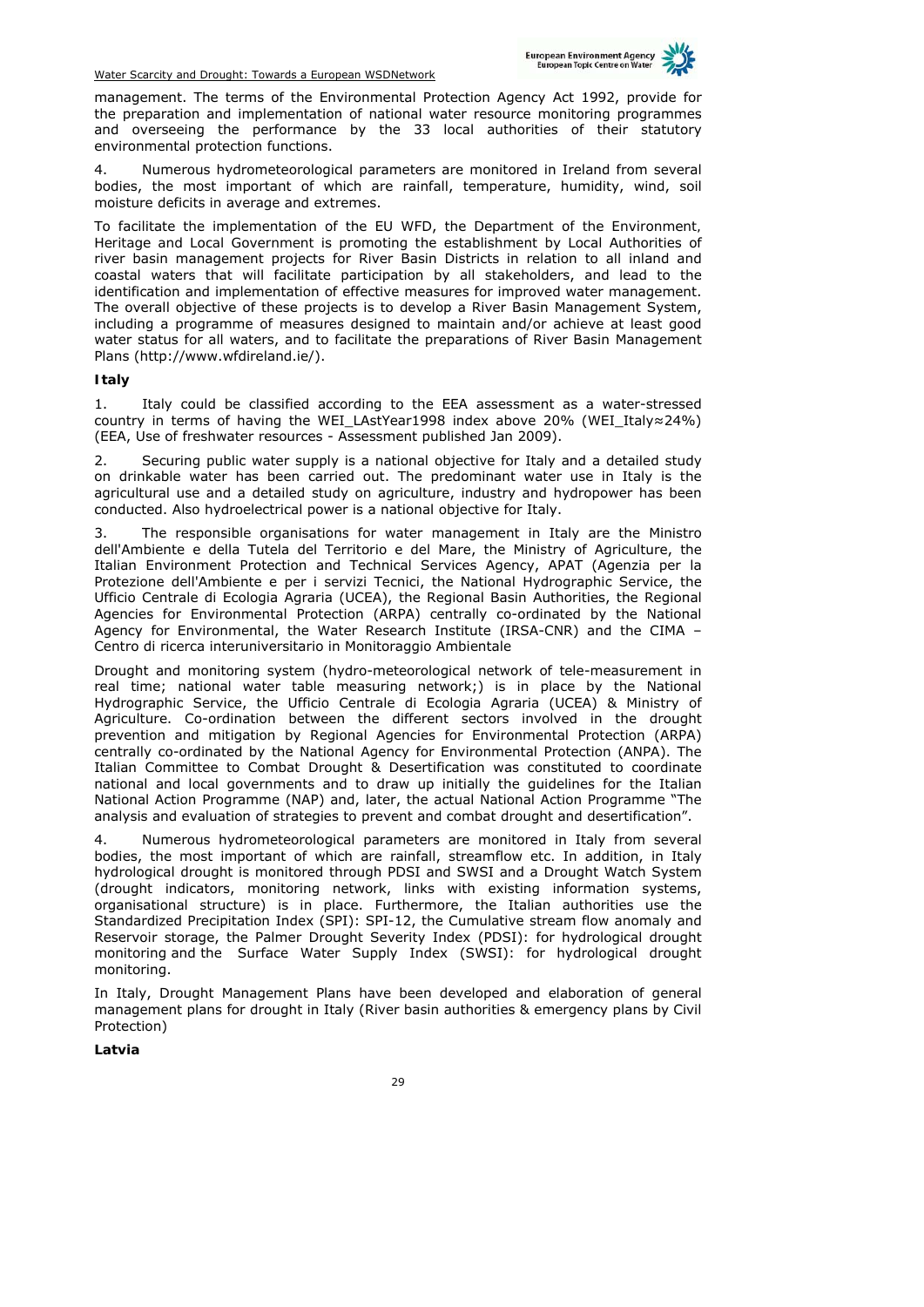management. The terms of the Environmental Protection Agency Act 1992, provide for the preparation and implementation of national water resource monitoring programmes and overseeing the performance by the 33 local authorities of their statutory environmental protection functions.

4. Numerous hydrometeorological parameters are monitored in Ireland from several bodies, the most important of which are rainfall, temperature, humidity, wind, soil moisture deficits in average and extremes.

To facilitate the implementation of the EU WFD, the Department of the Environment, Heritage and Local Government is promoting the establishment by Local Authorities of river basin management projects for River Basin Districts in relation to all inland and coastal waters that will facilitate participation by all stakeholders, and lead to the identification and implementation of effective measures for improved water management. The overall objective of these projects is to develop a River Basin Management System, including a programme of measures designed to maintain and/or achieve at least good water status for all waters, and to facilitate the preparations of River Basin Management Plans (http://www.wfdireland.ie/).

**Italy**

1. Italy could be classified according to the EEA assessment as a water-stressed country in terms of having the WEI_LAstYear1998 index above 20% (WEI_Italy≈24%) (EEA, Use of freshwater resources - Assessment published Jan 2009).

2. Securing public water supply is a national objective for Italy and a detailed study on drinkable water has been carried out. The predominant water use in Italy is the agricultural use and a detailed study on agriculture, industry and hydropower has been conducted. Also hydroelectrical power is a national objective for Italy.

3. The responsible organisations for water management in Italy are the Ministro dell'Ambiente e della Tutela del Territorio e del Mare, the Ministry of Agriculture, the Italian Environment Protection and Technical Services Agency, APAT (Agenzia per la Protezione dell'Ambiente e per i servizi Tecnici, the National Hydrographic Service, the Ufficio Centrale di Ecologia Agraria (UCEA), the Regional Basin Authorities, the Regional Agencies for Environmental Protection (ARPA) centrally co-ordinated by the National Agency for Environmental, the Water Research Institute (IRSA-CNR) and the CIMA – Centro di ricerca interuniversitario in Monitoraggio Ambientale

Drought and monitoring system (hydro-meteorological network of tele-measurement in real time; national water table measuring network;) is in place by the National Hydrographic Service, the Ufficio Centrale di Ecologia Agraria (UCEA) & Ministry of Agriculture. Co-ordination between the different sectors involved in the drought prevention and mitigation by Regional Agencies for Environmental Protection (ARPA) centrally co-ordinated by the National Agency for Environmental Protection (ANPA). The Italian Committee to Combat Drought & Desertification was constituted to coordinate national and local governments and to draw up initially the guidelines for the Italian National Action Programme (NAP) and, later, the actual National Action Programme "The analysis and evaluation of strategies to prevent and combat drought and desertification".

4. Numerous hydrometeorological parameters are monitored in Italy from several bodies, the most important of which are rainfall, streamflow etc. In addition, in Italy hydrological drought is monitored through PDSI and SWSI and a Drought Watch System (drought indicators, monitoring network, links with existing information systems, organisational structure) is in place. Furthermore, the Italian authorities use the Standardized Precipitation Index (SPI): SPI-12, the Cumulative stream flow anomaly and Reservoir storage, the Palmer Drought Severity Index (PDSI): for hydrological drought monitoring and the Surface Water Supply Index (SWSI): for hydrological drought monitoring.

In Italy, Drought Management Plans have been developed and elaboration of general management plans for drought in Italy (River basin authorities & emergency plans by Civil Protection)

**Latvia**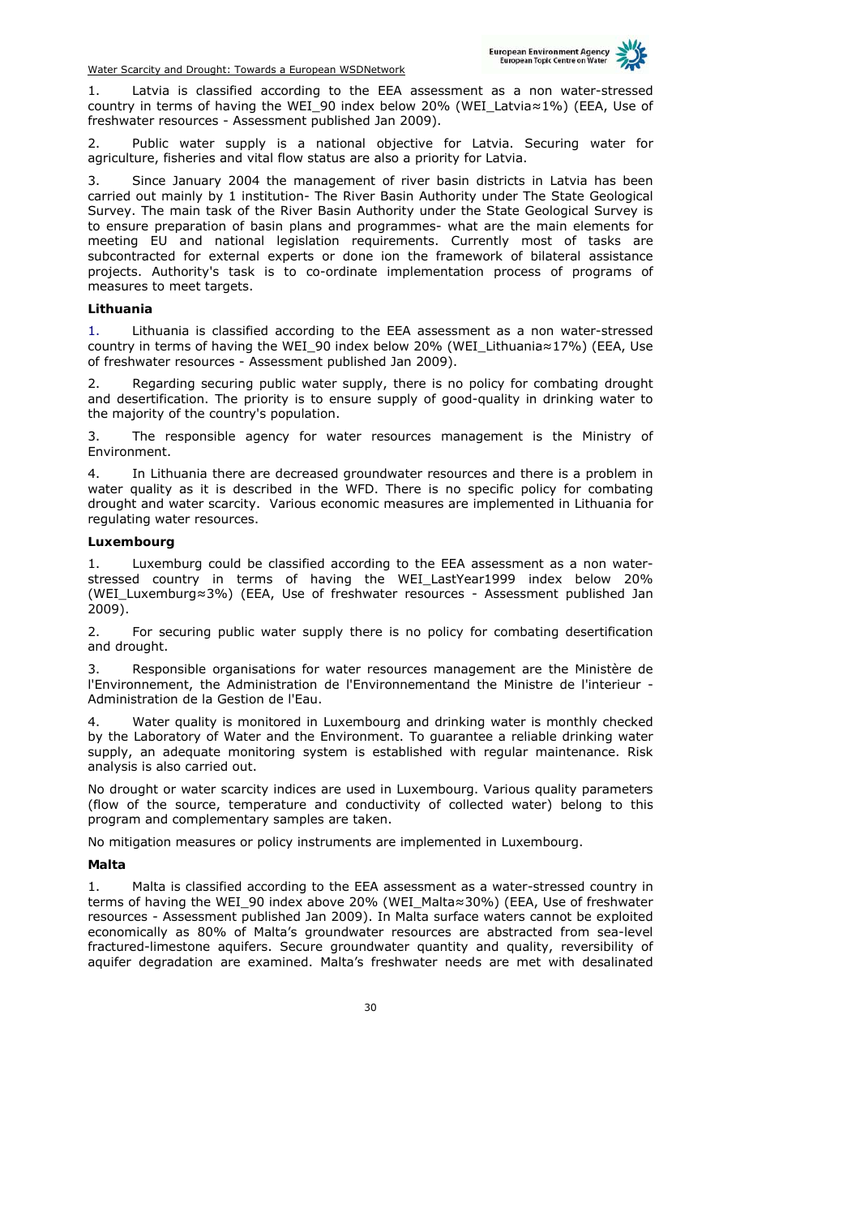1. Latvia is classified according to the EEA assessment as a non water-stressed country in terms of having the WEI_90 index below 20% (WEI_Latvia≈1%) (EEA, Use of freshwater resources - Assessment published Jan 2009).

2. Public water supply is a national objective for Latvia. Securing water for agriculture, fisheries and vital flow status are also a priority for Latvia.

3. Since January 2004 the management of river basin districts in Latvia has been carried out mainly by 1 institution- The River Basin Authority under The State Geological Survey. The main task of the River Basin Authority under the State Geological Survey is to ensure preparation of basin plans and programmes- what are the main elements for meeting EU and national legislation requirements. Currently most of tasks are subcontracted for external experts or done ion the framework of bilateral assistance projects. Authority's task is to co-ordinate implementation process of programs of measures to meet targets.

**Lithuania**

1. Lithuania is classified according to the EEA assessment as a non water-stressed country in terms of having the WEI_90 index below 20% (WEI_Lithuania≈17%) (EEA, Use of freshwater resources - Assessment published Jan 2009).

2. Regarding securing public water supply, there is no policy for combating drought and desertification. The priority is to ensure supply of good-quality in drinking water to the majority of the country's population.

3. The responsible agency for water resources management is the Ministry of Environment.

4. In Lithuania there are decreased groundwater resources and there is a problem in water quality as it is described in the WFD. There is no specific policy for combating drought and water scarcity. Various economic measures are implemented in Lithuania for regulating water resources.

**Luxembourg**

1. Luxemburg could be classified according to the EEA assessment as a non water-stressed country in terms of having the WEI_LastYear1999 index below 20% (WEI_Luxemburg≈3%) (EEA, Use of freshwater resources - Assessment published Jan 2009).

2. For securing public water supply there is no policy for combating desertification and drought.

3. Responsible organisations for water resources management are the Ministère de l'Environnement, the Administration de l'Environnementand the Ministre de l'interieur - Administration de la Gestion de l'Eau.

4. Water quality is monitored in Luxembourg and drinking water is monthly checked by the Laboratory of Water and the Environment. To guarantee a reliable drinking water supply, an adequate monitoring system is established with regular maintenance. Risk analysis is also carried out.

No drought or water scarcity indices are used in Luxembourg. Various quality parameters (flow of the source, temperature and conductivity of collected water) belong to this program and complementary samples are taken.

No mitigation measures or policy instruments are implemented in Luxembourg.

**Malta**

1. Malta is classified according to the EEA assessment as a water-stressed country in terms of having the WEI_90 index above 20% (WEI_Malta≈30%) (EEA, Use of freshwater resources - Assessment published Jan 2009). In Malta surface waters cannot be exploited economically as 80% of Malta's groundwater resources are abstracted from sea-level fractured-limestone aquifers. Secure groundwater quantity and quality, reversibility of aquifer degradation are examined. Malta's freshwater needs are met with desalinated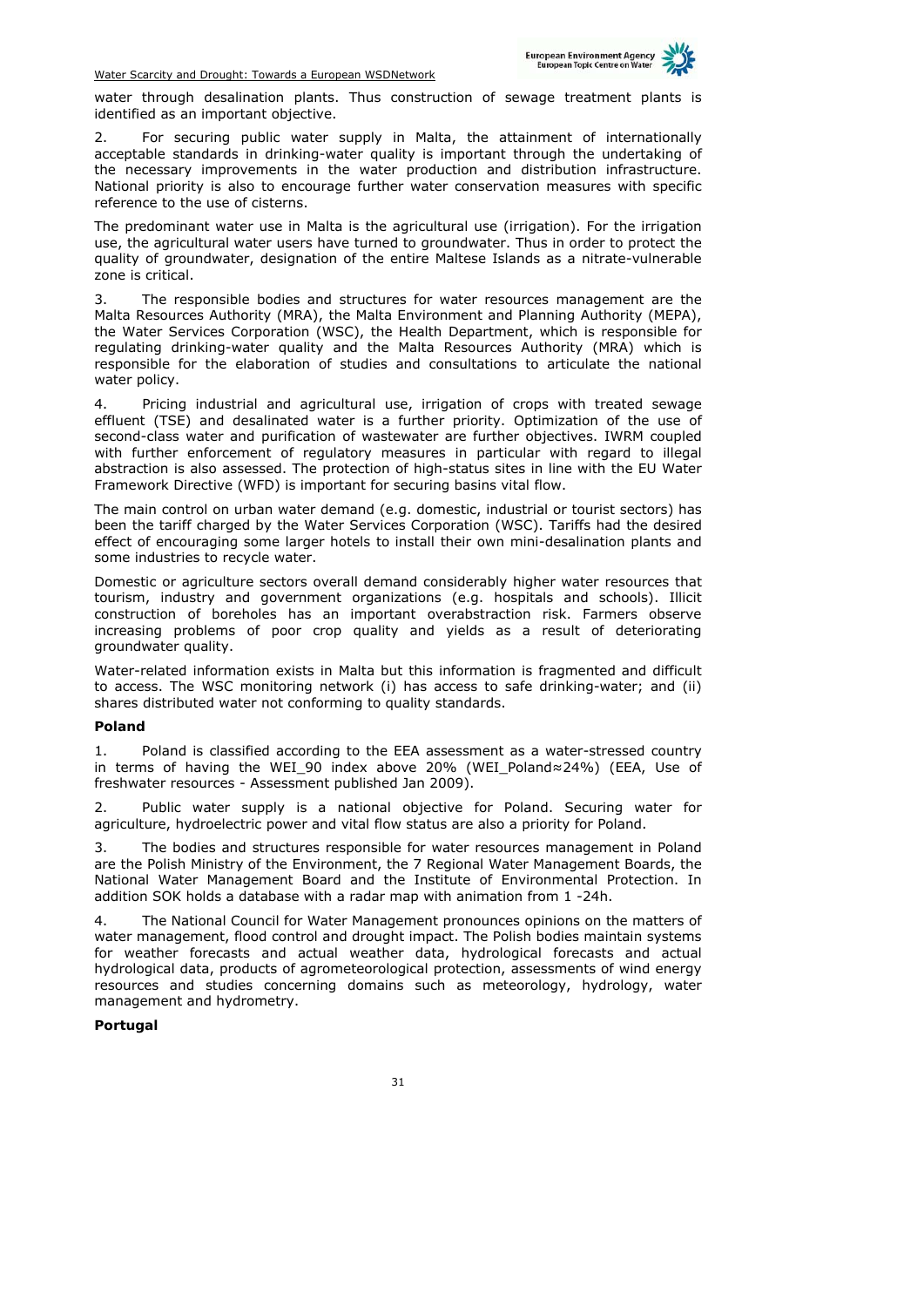water through desalination plants. Thus construction of sewage treatment plants is identified as an important objective.

2. For securing public water supply in Malta, the attainment of internationally acceptable standards in drinking-water quality is important through the undertaking of the necessary improvements in the water production and distribution infrastructure. National priority is also to encourage further water conservation measures with specific reference to the use of cisterns.

The predominant water use in Malta is the agricultural use (irrigation). For the irrigation use, the agricultural water users have turned to groundwater. Thus in order to protect the quality of groundwater, designation of the entire Maltese Islands as a nitrate-vulnerable zone is critical.

3. The responsible bodies and structures for water resources management are the Malta Resources Authority (MRA), the Malta Environment and Planning Authority (MEPA), the Water Services Corporation (WSC), the Health Department, which is responsible for regulating drinking-water quality and the Malta Resources Authority (MRA) which is responsible for the elaboration of studies and consultations to articulate the national water policy.

4. Pricing industrial and agricultural use, irrigation of crops with treated sewage effluent (TSE) and desalinated water is a further priority. Optimization of the use of second-class water and purification of wastewater are further objectives. IWRM coupled with further enforcement of regulatory measures in particular with regard to illegal abstraction is also assessed. The protection of high-status sites in line with the EU Water Framework Directive (WFD) is important for securing basins vital flow.

The main control on urban water demand (e.g. domestic, industrial or tourist sectors) has been the tariff charged by the Water Services Corporation (WSC). Tariffs had the desired effect of encouraging some larger hotels to install their own mini-desalination plants and some industries to recycle water.

Domestic or agriculture sectors overall demand considerably higher water resources that tourism, industry and government organizations (e.g. hospitals and schools). Illicit construction of boreholes has an important overabstraction risk. Farmers observe increasing problems of poor crop quality and yields as a result of deteriorating groundwater quality.

Water-related information exists in Malta but this information is fragmented and difficult to access. The WSC monitoring network (i) has access to safe drinking-water; and (ii) shares distributed water not conforming to quality standards.

**Poland**

1. Poland is classified according to the EEA assessment as a water-stressed country in terms of having the WEI_90 index above 20% (WEI_Poland≈24%) (EEA, Use of freshwater resources - Assessment published Jan 2009).

2. Public water supply is a national objective for Poland. Securing water for agriculture, hydroelectric power and vital flow status are also a priority for Poland.

3. The bodies and structures responsible for water resources management in Poland are the Polish Ministry of the Environment, the 7 Regional Water Management Boards, the National Water Management Board and the Institute of Environmental Protection. In addition SOK holds a database with a radar map with animation from 1 -24h.

4. The National Council for Water Management pronounces opinions on the matters of water management, flood control and drought impact. The Polish bodies maintain systems for weather forecasts and actual weather data, hydrological forecasts and actual hydrological data, products of agrometeorological protection, assessments of wind energy resources and studies concerning domains such as meteorology, hydrology, water management and hydrometry.

**Portugal**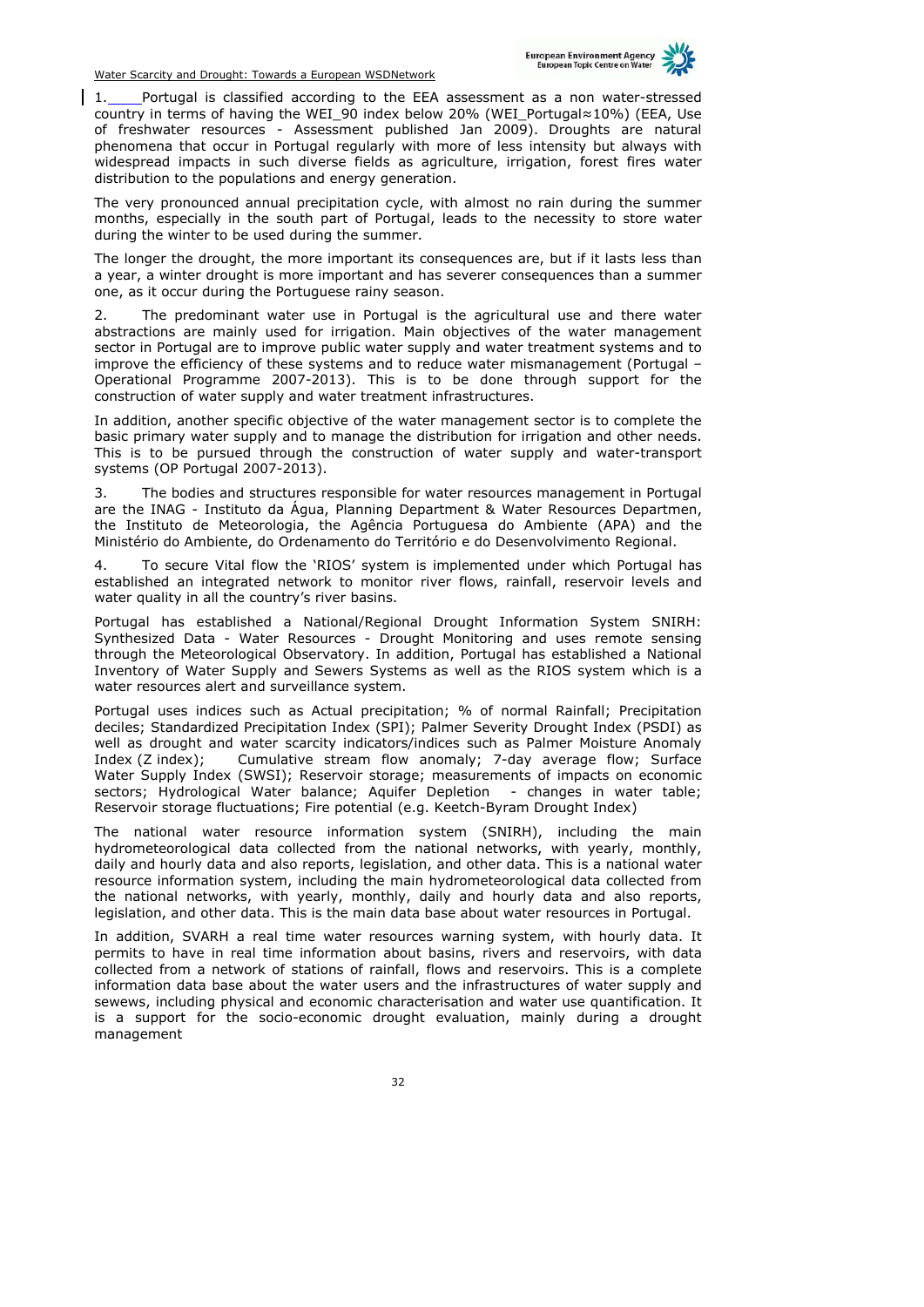1. Portugal is classified according to the EEA assessment as a non water-stressed country in terms of having the WEI_90 index below 20% (WEI_Portugal≈10%) (EEA, Use of freshwater resources - Assessment published Jan 2009). Droughts are natural phenomena that occur in Portugal regularly with more of less intensity but always with widespread impacts in such diverse fields as agriculture, irrigation, forest fires water distribution to the populations and energy generation.

The very pronounced annual precipitation cycle, with almost no rain during the summer months, especially in the south part of Portugal, leads to the necessity to store water during the winter to be used during the summer.

The longer the drought, the more important its consequences are, but if it lasts less than a year, a winter drought is more important and has severer consequences than a summer one, as it occur during the Portuguese rainy season.

2. The predominant water use in Portugal is the agricultural use and there water abstractions are mainly used for irrigation. Main objectives of the water management sector in Portugal are to improve public water supply and water treatment systems and to improve the efficiency of these systems and to reduce water mismanagement (Portugal – Operational Programme 2007-2013). This is to be done through support for the construction of water supply and water treatment infrastructures.

In addition, another specific objective of the water management sector is to complete the basic primary water supply and to manage the distribution for irrigation and other needs. This is to be pursued through the construction of water supply and water-transport systems (OP Portugal 2007-2013).

3. The bodies and structures responsible for water resources management in Portugal are the INAG - Instituto da Água, Planning Department & Water Resources Departmen, the Instituto de Meteorologia, the Agência Portuguesa do Ambiente (APA) and the Ministério do Ambiente, do Ordenamento do Território e do Desenvolvimento Regional.

4. To secure Vital flow the 'RIOS' system is implemented under which Portugal has established an integrated network to monitor river flows, rainfall, reservoir levels and water quality in all the country's river basins.

Portugal has established a National/Regional Drought Information System SNIRH: Synthesized Data - Water Resources - Drought Monitoring and uses remote sensing through the Meteorological Observatory. In addition, Portugal has established a National Inventory of Water Supply and Sewers Systems as well as the RIOS system which is a water resources alert and surveillance system.

Portugal uses indices such as Actual precipitation; % of normal Rainfall; Precipitation deciles; Standardized Precipitation Index (SPI); Palmer Severity Drought Index (PSDI) as well as drought and water scarcity indicators/indices such as Palmer Moisture Anomaly Index (Z index); Cumulative stream flow anomaly; 7-day average flow; Surface Water Supply Index (SWSI); Reservoir storage; measurements of impacts on economic sectors; Hydrological Water balance; Aquifer Depletion - changes in water table; Reservoir storage fluctuations; Fire potential (e.g. Keetch-Byram Drought Index)

The national water resource information system (SNIRH), including the main hydrometeorological data collected from the national networks, with yearly, monthly, daily and hourly data and also reports, legislation, and other data. This is a national water resource information system, including the main hydrometeorological data collected from the national networks, with yearly, monthly, daily and hourly data and also reports, legislation, and other data. This is the main data base about water resources in Portugal.

In addition, SVARH a real time water resources warning system, with hourly data. It permits to have in real time information about basins, rivers and reservoirs, with data collected from a network of stations of rainfall, flows and reservoirs. This is a complete information data base about the water users and the infrastructures of water supply and sewews, including physical and economic characterisation and water use quantification. It is a support for the socio-economic drought evaluation, mainly during a drought management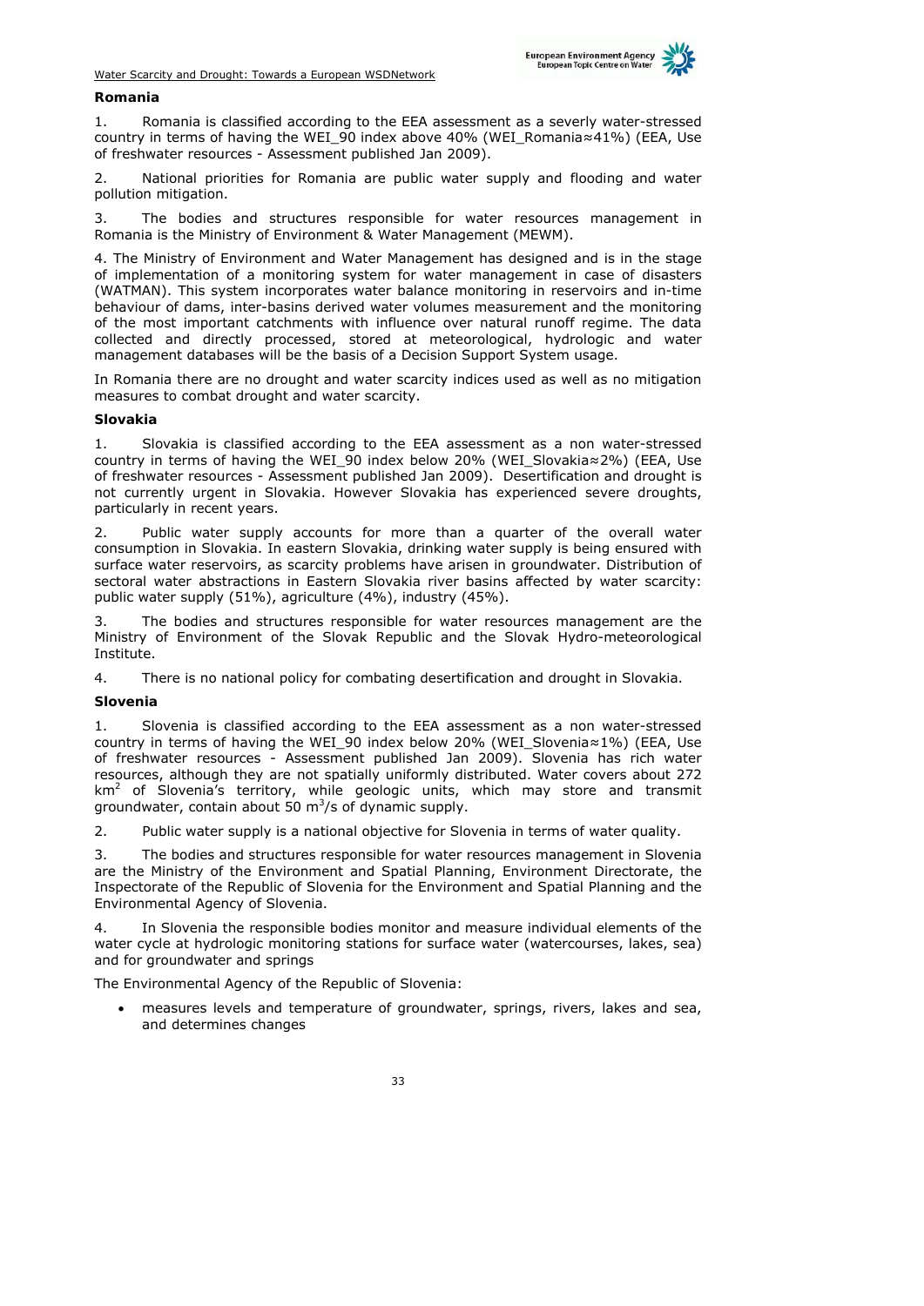**Romania**

1. Romania is classified according to the EEA assessment as a severly water-stressed country in terms of having the WEI_90 index above 40% (WEI_Romania≈41%) (EEA, Use of freshwater resources - Assessment published Jan 2009).

2. National priorities for Romania are public water supply and flooding and water pollution mitigation.

3. The bodies and structures responsible for water resources management in Romania is the Ministry of Environment & Water Management (MEWM).

4. The Ministry of Environment and Water Management has designed and is in the stage of implementation of a monitoring system for water management in case of disasters (WATMAN). This system incorporates water balance monitoring in reservoirs and in-time behaviour of dams, inter-basins derived water volumes measurement and the monitoring of the most important catchments with influence over natural runoff regime. The data collected and directly processed, stored at meteorological, hydrologic and water management databases will be the basis of a Decision Support System usage.

In Romania there are no drought and water scarcity indices used as well as no mitigation measures to combat drought and water scarcity.

**Slovakia**

1. Slovakia is classified according to the EEA assessment as a non water-stressed country in terms of having the WEI_90 index below 20% (WEI_Slovakia≈2%) (EEA, Use of freshwater resources - Assessment published Jan 2009). Desertification and drought is not currently urgent in Slovakia. However Slovakia has experienced severe droughts, particularly in recent years.

2. Public water supply accounts for more than a quarter of the overall water consumption in Slovakia. In eastern Slovakia, drinking water supply is being ensured with surface water reservoirs, as scarcity problems have arisen in groundwater. Distribution of sectoral water abstractions in Eastern Slovakia river basins affected by water scarcity: public water supply (51%), agriculture (4%), industry (45%).

3. The bodies and structures responsible for water resources management are the Ministry of Environment of the Slovak Republic and the Slovak Hydro-meteorological Institute.

4. There is no national policy for combating desertification and drought in Slovakia.

**Slovenia**

1. Slovenia is classified according to the EEA assessment as a non water-stressed country in terms of having the WEI_90 index below 20% (WEI_Slovenia≈1%) (EEA, Use of freshwater resources - Assessment published Jan 2009). Slovenia has rich water resources, although they are not spatially uniformly distributed. Water covers about 272 $km^2$ of Slovenia's territory, while geologic units, which may store and transmit groundwater, contain about 50 $m^3/s$ of dynamic supply.

2. Public water supply is a national objective for Slovenia in terms of water quality.

3. The bodies and structures responsible for water resources management in Slovenia are the Ministry of the Environment and Spatial Planning, Environment Directorate, the Inspectorate of the Republic of Slovenia for the Environment and Spatial Planning and the Environmental Agency of Slovenia.

4. In Slovenia the responsible bodies monitor and measure individual elements of the water cycle at hydrologic monitoring stations for surface water (watercourses, lakes, sea) and for groundwater and springs

The Environmental Agency of the Republic of Slovenia:

- measures levels and temperature of groundwater, springs, rivers, lakes and sea, and determines changes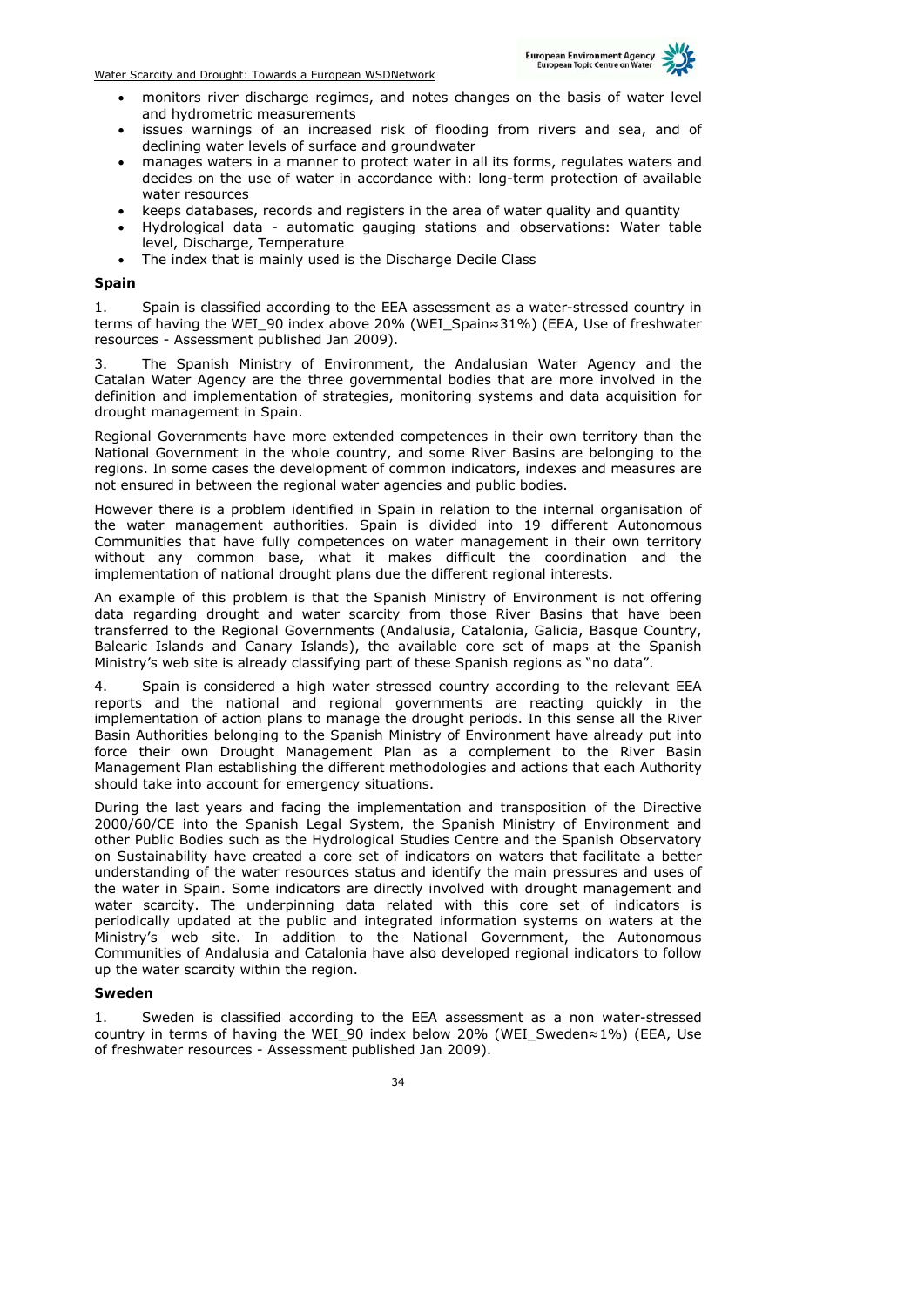- monitors river discharge regimes, and notes changes on the basis of water level and hydrometric measurements
- issues warnings of an increased risk of flooding from rivers and sea, and of declining water levels of surface and groundwater
- manages waters in a manner to protect water in all its forms, regulates waters and decides on the use of water in accordance with: long-term protection of available water resources
- keeps databases, records and registers in the area of water quality and quantity
- Hydrological data - automatic gauging stations and observations: Water table level, Discharge, Temperature
- The index that is mainly used is the Discharge Decile Class

**Spain**

1. Spain is classified according to the EEA assessment as a water-stressed country in terms of having the WEI_90 index above 20% (WEI_Spain≈31%) (EEA, Use of freshwater resources - Assessment published Jan 2009).

3. The Spanish Ministry of Environment, the Andalusian Water Agency and the Catalan Water Agency are the three governmental bodies that are more involved in the definition and implementation of strategies, monitoring systems and data acquisition for drought management in Spain.

Regional Governments have more extended competences in their own territory than the National Government in the whole country, and some River Basins are belonging to the regions. In some cases the development of common indicators, indexes and measures are not ensured in between the regional water agencies and public bodies.

However there is a problem identified in Spain in relation to the internal organisation of the water management authorities. Spain is divided into 19 different Autonomous Communities that have fully competences on water management in their own territory without any common base, what it makes difficult the coordination and the implementation of national drought plans due the different regional interests.

An example of this problem is that the Spanish Ministry of Environment is not offering data regarding drought and water scarcity from those River Basins that have been transferred to the Regional Governments (Andalusia, Catalonia, Galicia, Basque Country, Balearic Islands and Canary Islands), the available core set of maps at the Spanish Ministry's web site is already classifying part of these Spanish regions as "no data".

4. Spain is considered a high water stressed country according to the relevant EEA reports and the national and regional governments are reacting quickly in the implementation of action plans to manage the drought periods. In this sense all the River Basin Authorities belonging to the Spanish Ministry of Environment have already put into force their own Drought Management Plan as a complement to the River Basin Management Plan establishing the different methodologies and actions that each Authority should take into account for emergency situations.

During the last years and facing the implementation and transposition of the Directive 2000/60/CE into the Spanish Legal System, the Spanish Ministry of Environment and other Public Bodies such as the Hydrological Studies Centre and the Spanish Observatory on Sustainability have created a core set of indicators on waters that facilitate a better understanding of the water resources status and identify the main pressures and uses of the water in Spain. Some indicators are directly involved with drought management and water scarcity. The underpinning data related with this core set of indicators is periodically updated at the public and integrated information systems on waters at the Ministry's web site. In addition to the National Government, the Autonomous Communities of Andalusia and Catalonia have also developed regional indicators to follow up the water scarcity within the region.

**Sweden**

1. Sweden is classified according to the EEA assessment as a non water-stressed country in terms of having the WEI_90 index below 20% (WEI_Sweden≈1%) (EEA, Use of freshwater resources - Assessment published Jan 2009).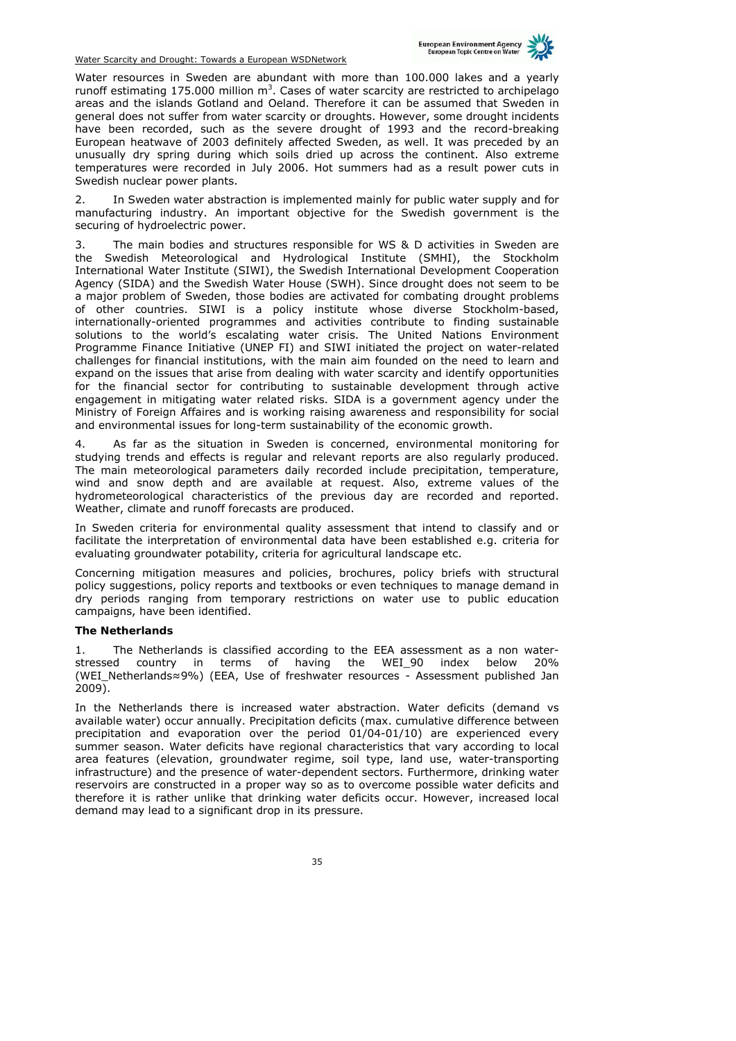Water resources in Sweden are abundant with more than 100.000 lakes and a yearly runoff estimating 175.000 million $m^3$. Cases of water scarcity are restricted to archipelago areas and the islands Gotland and Oeland. Therefore it can be assumed that Sweden in general does not suffer from water scarcity or droughts. However, some drought incidents have been recorded, such as the severe drought of 1993 and the record-breaking European heatwave of 2003 definitely affected Sweden, as well. It was preceded by an unusually dry spring during which soils dried up across the continent. Also extreme temperatures were recorded in July 2006. Hot summers had as a result power cuts in Swedish nuclear power plants.

2. In Sweden water abstraction is implemented mainly for public water supply and for manufacturing industry. An important objective for the Swedish government is the securing of hydroelectric power.

3. The main bodies and structures responsible for WS & D activities in Sweden are the Swedish Meteorological and Hydrological Institute (SMHI), the Stockholm International Water Institute (SIWI), the Swedish International Development Cooperation Agency (SIDA) and the Swedish Water House (SWH). Since drought does not seem to be a major problem of Sweden, those bodies are activated for combating drought problems of other countries. SIWI is a policy institute whose diverse Stockholm-based, internationally-oriented programmes and activities contribute to finding sustainable solutions to the world's escalating water crisis. The United Nations Environment Programme Finance Initiative (UNEP FI) and SIWI initiated the project on water-related challenges for financial institutions, with the main aim founded on the need to learn and expand on the issues that arise from dealing with water scarcity and identify opportunities for the financial sector for contributing to sustainable development through active engagement in mitigating water related risks. SIDA is a government agency under the Ministry of Foreign Affaires and is working raising awareness and responsibility for social and environmental issues for long-term sustainability of the economic growth.

4. As far as the situation in Sweden is concerned, environmental monitoring for studying trends and effects is regular and relevant reports are also regularly produced. The main meteorological parameters daily recorded include precipitation, temperature, wind and snow depth and are available at request. Also, extreme values of the hydrometeorological characteristics of the previous day are recorded and reported. Weather, climate and runoff forecasts are produced.

In Sweden criteria for environmental quality assessment that intend to classify and or facilitate the interpretation of environmental data have been established e.g. criteria for evaluating groundwater potability, criteria for agricultural landscape etc.

Concerning mitigation measures and policies, brochures, policy briefs with structural policy suggestions, policy reports and textbooks or even techniques to manage demand in dry periods ranging from temporary restrictions on water use to public education campaigns, have been identified.

**The Netherlands**

1. The Netherlands is classified according to the EEA assessment as a non water-stressed country in terms of having the WEI_90 index below 20% (WEI_Netherlands≈9%) (EEA, Use of freshwater resources - Assessment published Jan 2009).

In the Netherlands there is increased water abstraction. Water deficits (demand vs available water) occur annually. Precipitation deficits (max. cumulative difference between precipitation and evaporation over the period 01/04-01/10) are experienced every summer season. Water deficits have regional characteristics that vary according to local area features (elevation, groundwater regime, soil type, land use, water-transporting infrastructure) and the presence of water-dependent sectors. Furthermore, drinking water reservoirs are constructed in a proper way so as to overcome possible water deficits and therefore it is rather unlike that drinking water deficits occur. However, increased local demand may lead to a significant drop in its pressure.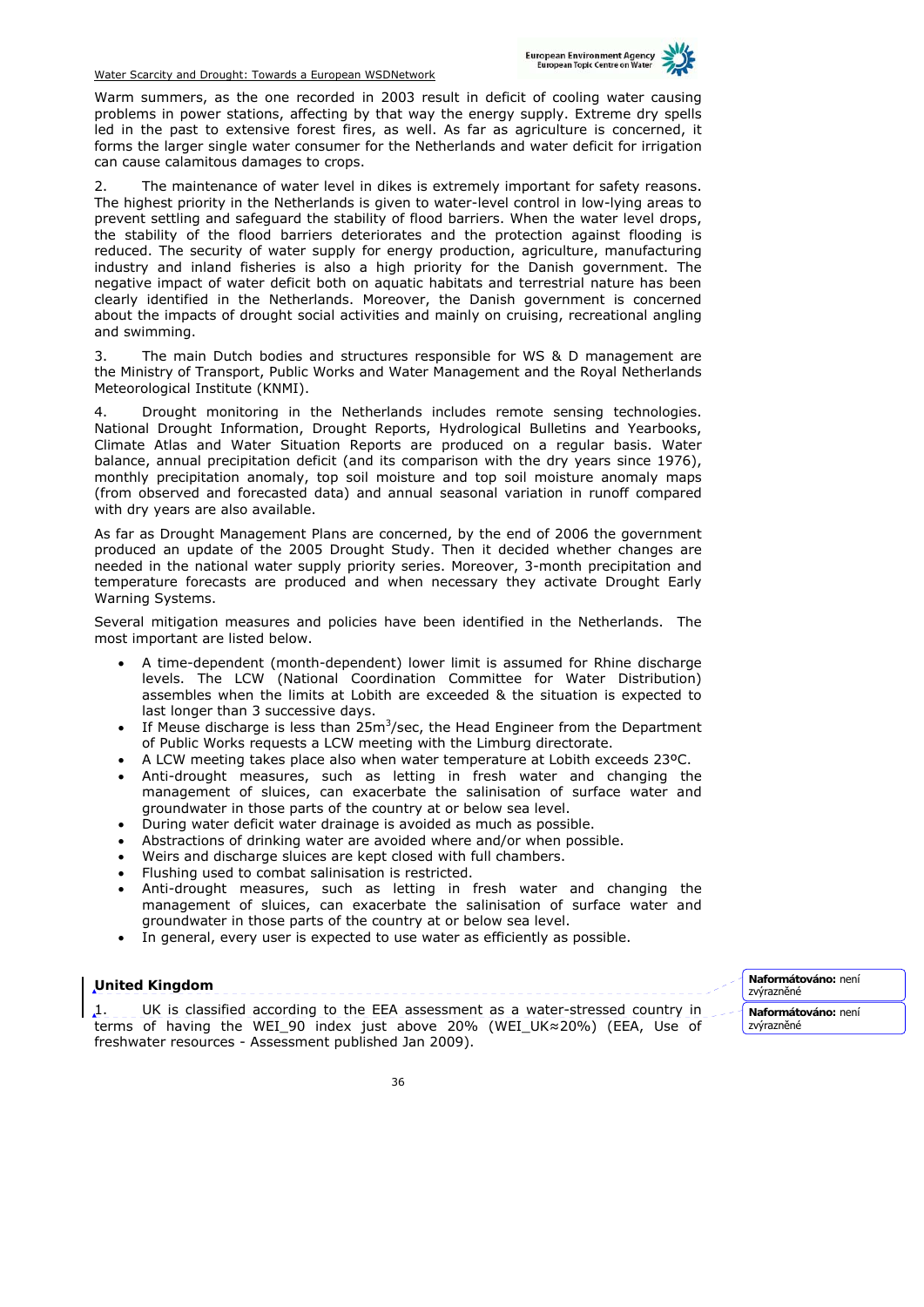Warm summers, as the one recorded in 2003 result in deficit of cooling water causing problems in power stations, affecting by that way the energy supply. Extreme dry spells led in the past to extensive forest fires, as well. As far as agriculture is concerned, it forms the larger single water consumer for the Netherlands and water deficit for irrigation can cause calamitous damages to crops.

2. The maintenance of water level in dikes is extremely important for safety reasons. The highest priority in the Netherlands is given to water-level control in low-lying areas to prevent settling and safeguard the stability of flood barriers. When the water level drops, the stability of the flood barriers deteriorates and the protection against flooding is reduced. The security of water supply for energy production, agriculture, manufacturing industry and inland fisheries is also a high priority for the Danish government. The negative impact of water deficit both on aquatic habitats and terrestrial nature has been clearly identified in the Netherlands. Moreover, the Danish government is concerned about the impacts of drought social activities and mainly on cruising, recreational angling and swimming.

3. The main Dutch bodies and structures responsible for WS & D management are the Ministry of Transport, Public Works and Water Management and the Royal Netherlands Meteorological Institute (KNMI).

4. Drought monitoring in the Netherlands includes remote sensing technologies. National Drought Information, Drought Reports, Hydrological Bulletins and Yearbooks, Climate Atlas and Water Situation Reports are produced on a regular basis. Water balance, annual precipitation deficit (and its comparison with the dry years since 1976), monthly precipitation anomaly, top soil moisture and top soil moisture anomaly maps (from observed and forecasted data) and annual seasonal variation in runoff compared with dry years are also available.

As far as Drought Management Plans are concerned, by the end of 2006 the government produced an update of the 2005 Drought Study. Then it decided whether changes are needed in the national water supply priority series. Moreover, 3-month precipitation and temperature forecasts are produced and when necessary they activate Drought Early Warning Systems.

Several mitigation measures and policies have been identified in the Netherlands. The most important are listed below.

- A time-dependent (month-dependent) lower limit is assumed for Rhine discharge levels. The LCW (National Coordination Committee for Water Distribution) assembles when the limits at Lobith are exceeded & the situation is expected to last longer than 3 successive days.
- If Meuse discharge is less than $25m^3$/sec, the Head Engineer from the Department of Public Works requests a LCW meeting with the Limburg directorate.
- A LCW meeting takes place also when water temperature at Lobith exceeds 23ºC.
- Anti-drought measures, such as letting in fresh water and changing the management of sluices, can exacerbate the salinisation of surface water and groundwater in those parts of the country at or below sea level.
- During water deficit water drainage is avoided as much as possible.
- Abstractions of drinking water are avoided where and/or when possible.
- Weirs and discharge sluices are kept closed with full chambers.
- Flushing used to combat salinisation is restricted.
- Anti-drought measures, such as letting in fresh water and changing the management of sluices, can exacerbate the salinisation of surface water and groundwater in those parts of the country at or below sea level.
- In general, every user is expected to use water as efficiently as possible.

### United Kingdom

1. UK is classified according to the EEA assessment as a water-stressed country in terms of having the WEI_90 index just above 20% (WEI_UK≈20%) (EEA, Use of freshwater resources - Assessment published Jan 2009).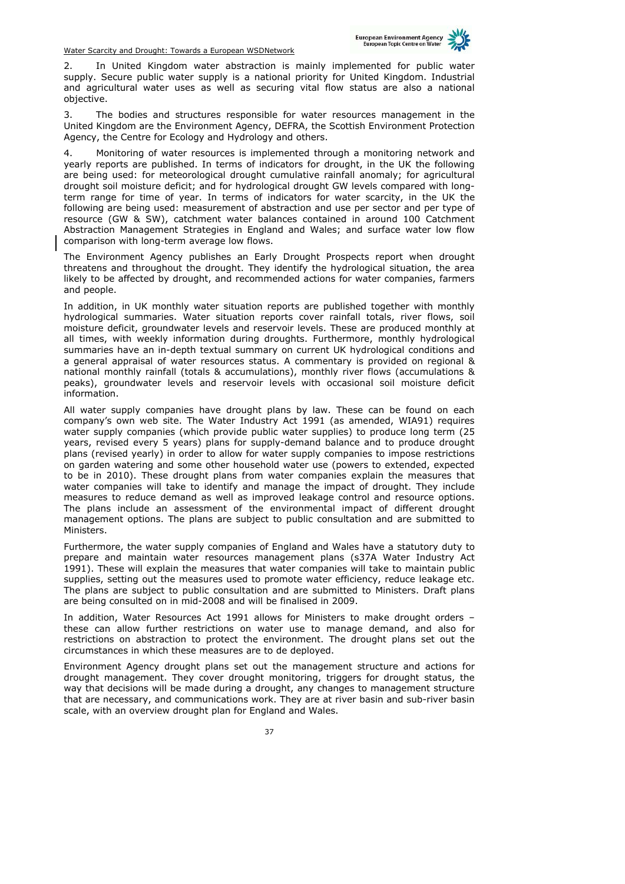2. In United Kingdom water abstraction is mainly implemented for public water supply. Secure public water supply is a national priority for United Kingdom. Industrial and agricultural water uses as well as securing vital flow status are also a national objective.

3. The bodies and structures responsible for water resources management in the United Kingdom are the Environment Agency, DEFRA, the Scottish Environment Protection Agency, the Centre for Ecology and Hydrology and others.

4. Monitoring of water resources is implemented through a monitoring network and yearly reports are published. In terms of indicators for drought, in the UK the following are being used: for meteorological drought cumulative rainfall anomaly; for agricultural drought soil moisture deficit; and for hydrological drought GW levels compared with long-term range for time of year. In terms of indicators for water scarcity, in the UK the following are being used: measurement of abstraction and use per sector and per type of resource (GW & SW), catchment water balances contained in around 100 Catchment Abstraction Management Strategies in England and Wales; and surface water low flow comparison with long-term average low flows.

The Environment Agency publishes an Early Drought Prospects report when drought threatens and throughout the drought. They identify the hydrological situation, the area likely to be affected by drought, and recommended actions for water companies, farmers and people.

In addition, in UK monthly water situation reports are published together with monthly hydrological summaries. Water situation reports cover rainfall totals, river flows, soil moisture deficit, groundwater levels and reservoir levels. These are produced monthly at all times, with weekly information during droughts. Furthermore, monthly hydrological summaries have an in-depth textual summary on current UK hydrological conditions and a general appraisal of water resources status. A commentary is provided on regional & national monthly rainfall (totals & accumulations), monthly river flows (accumulations & peaks), groundwater levels and reservoir levels with occasional soil moisture deficit information.

All water supply companies have drought plans by law. These can be found on each company's own web site. The Water Industry Act 1991 (as amended, WIA91) requires water supply companies (which provide public water supplies) to produce long term (25 years, revised every 5 years) plans for supply-demand balance and to produce drought plans (revised yearly) in order to allow for water supply companies to impose restrictions on garden watering and some other household water use (powers to extended, expected to be in 2010). These drought plans from water companies explain the measures that water companies will take to identify and manage the impact of drought. They include measures to reduce demand as well as improved leakage control and resource options. The plans include an assessment of the environmental impact of different drought management options. The plans are subject to public consultation and are submitted to Ministers.

Furthermore, the water supply companies of England and Wales have a statutory duty to prepare and maintain water resources management plans (s37A Water Industry Act 1991). These will explain the measures that water companies will take to maintain public supplies, setting out the measures used to promote water efficiency, reduce leakage etc. The plans are subject to public consultation and are submitted to Ministers. Draft plans are being consulted on in mid-2008 and will be finalised in 2009.

In addition, Water Resources Act 1991 allows for Ministers to make drought orders – these can allow further restrictions on water use to manage demand, and also for restrictions on abstraction to protect the environment. The drought plans set out the circumstances in which these measures are to de deployed.

Environment Agency drought plans set out the management structure and actions for drought management. They cover drought monitoring, triggers for drought status, the way that decisions will be made during a drought, any changes to management structure that are necessary, and communications work. They are at river basin and sub-river basin scale, with an overview drought plan for England and Wales.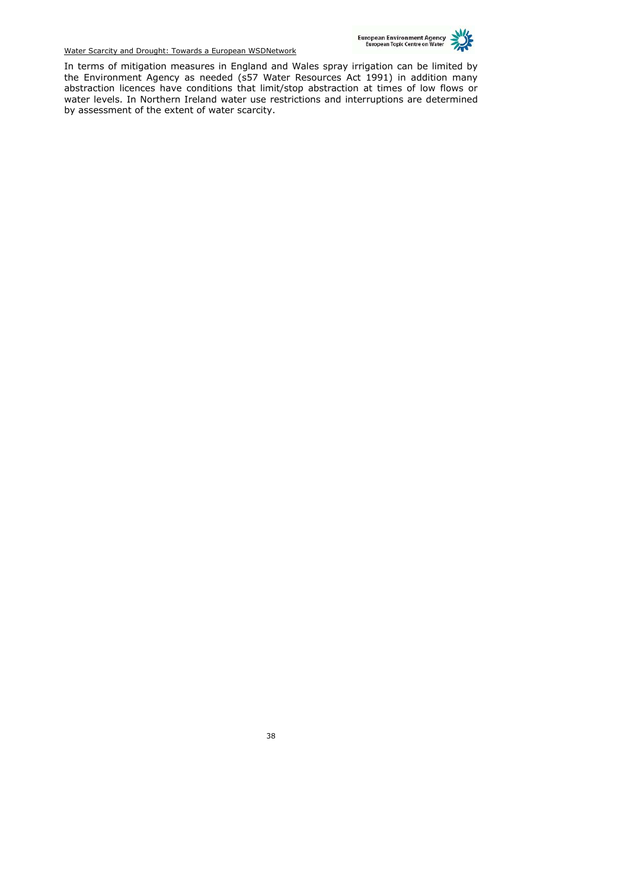In terms of mitigation measures in England and Wales spray irrigation can be limited by the Environment Agency as needed (s57 Water Resources Act 1991) in addition many abstraction licences have conditions that limit/stop abstraction at times of low flows or water levels. In Northern Ireland water use restrictions and interruptions are determined by assessment of the extent of water scarcity.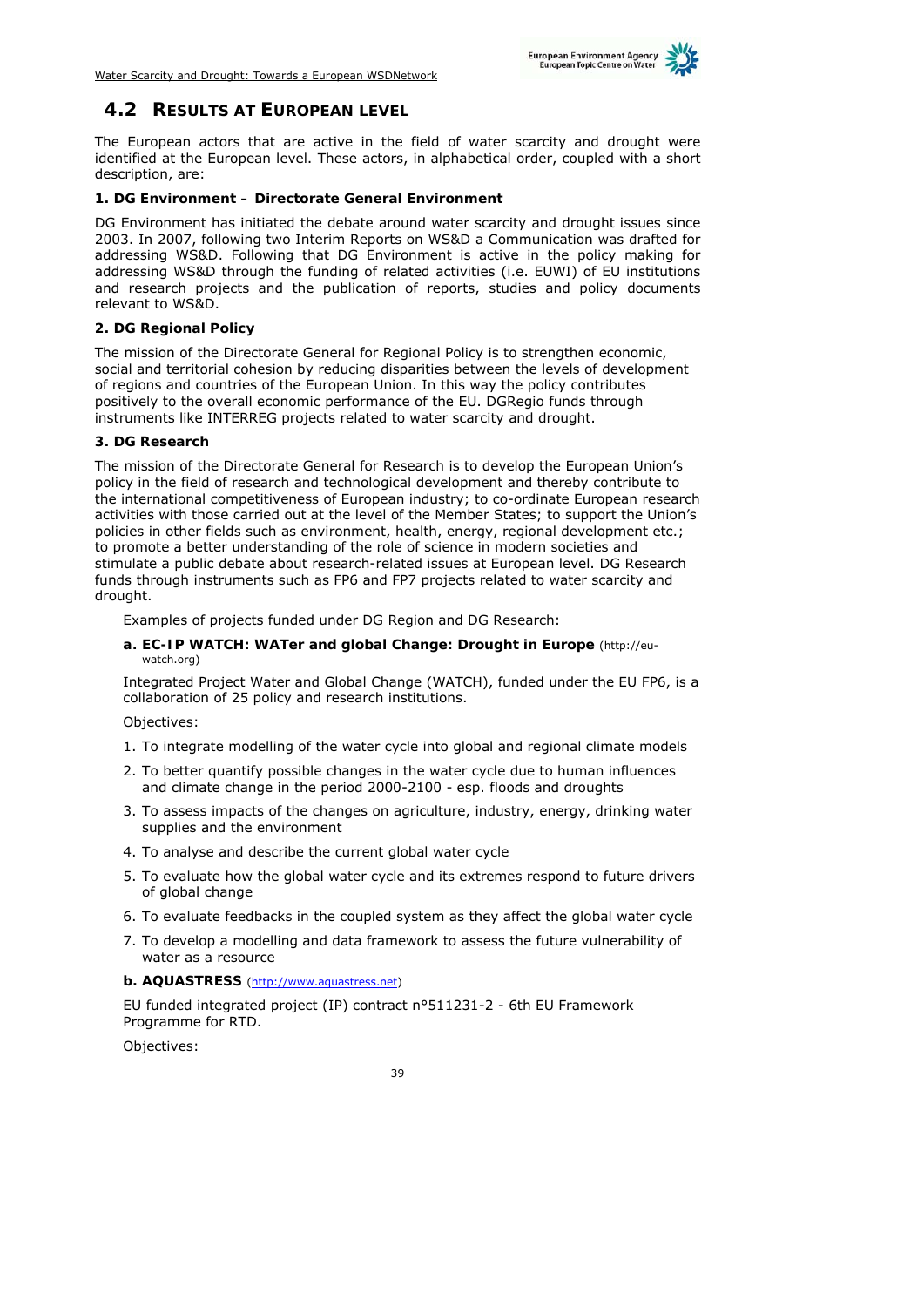## 4.2 RESULTS AT EUROPEAN LEVEL

The European actors that are active in the field of water scarcity and drought were identified at the European level. These actors, in alphabetical order, coupled with a short description, are:

**1. DG Environment – Directorate General Environment**

DG Environment has initiated the debate around water scarcity and drought issues since 2003. In 2007, following two Interim Reports on WS&D a Communication was drafted for addressing WS&D. Following that DG Environment is active in the policy making for addressing WS&D through the funding of related activities (i.e. EUWI) of EU institutions and research projects and the publication of reports, studies and policy documents relevant to WS&D.

**2. DG Regional Policy**

The mission of the Directorate General for Regional Policy is to strengthen economic, social and territorial cohesion by reducing disparities between the levels of development of regions and countries of the European Union. In this way the policy contributes positively to the overall economic performance of the EU. DGRegio funds through instruments like INTERREG projects related to water scarcity and drought.

**3. DG Research**

The mission of the Directorate General for Research is to develop the European Union's policy in the field of research and technological development and thereby contribute to the international competitiveness of European industry; to co-ordinate European research activities with those carried out at the level of the Member States; to support the Union's policies in other fields such as environment, health, energy, regional development etc.; to promote a better understanding of the role of science in modern societies and stimulate a public debate about research-related issues at European level. DG Research funds through instruments such as FP6 and FP7 projects related to water scarcity and drought.

Examples of projects funded under DG Region and DG Research:

**a. EC-IP WATCH: WATer and global Change: Drought in Europe** (http://eu-watch.org)

Integrated Project Water and Global Change (WATCH), funded under the EU FP6, is a collaboration of 25 policy and research institutions.

Objectives:

1. To integrate modelling of the water cycle into global and regional climate models
2. To better quantify possible changes in the water cycle due to human influences and climate change in the period 2000-2100 - esp. floods and droughts
3. To assess impacts of the changes on agriculture, industry, energy, drinking water supplies and the environment
4. To analyse and describe the current global water cycle
5. To evaluate how the global water cycle and its extremes respond to future drivers of global change
6. To evaluate feedbacks in the coupled system as they affect the global water cycle
7. To develop a modelling and data framework to assess the future vulnerability of water as a resource

**b. AQUASTRESS** (http://www.aquastress.net)

EU funded integrated project (IP) contract n°511231-2 - 6th EU Framework Programme for RTD.

Objectives: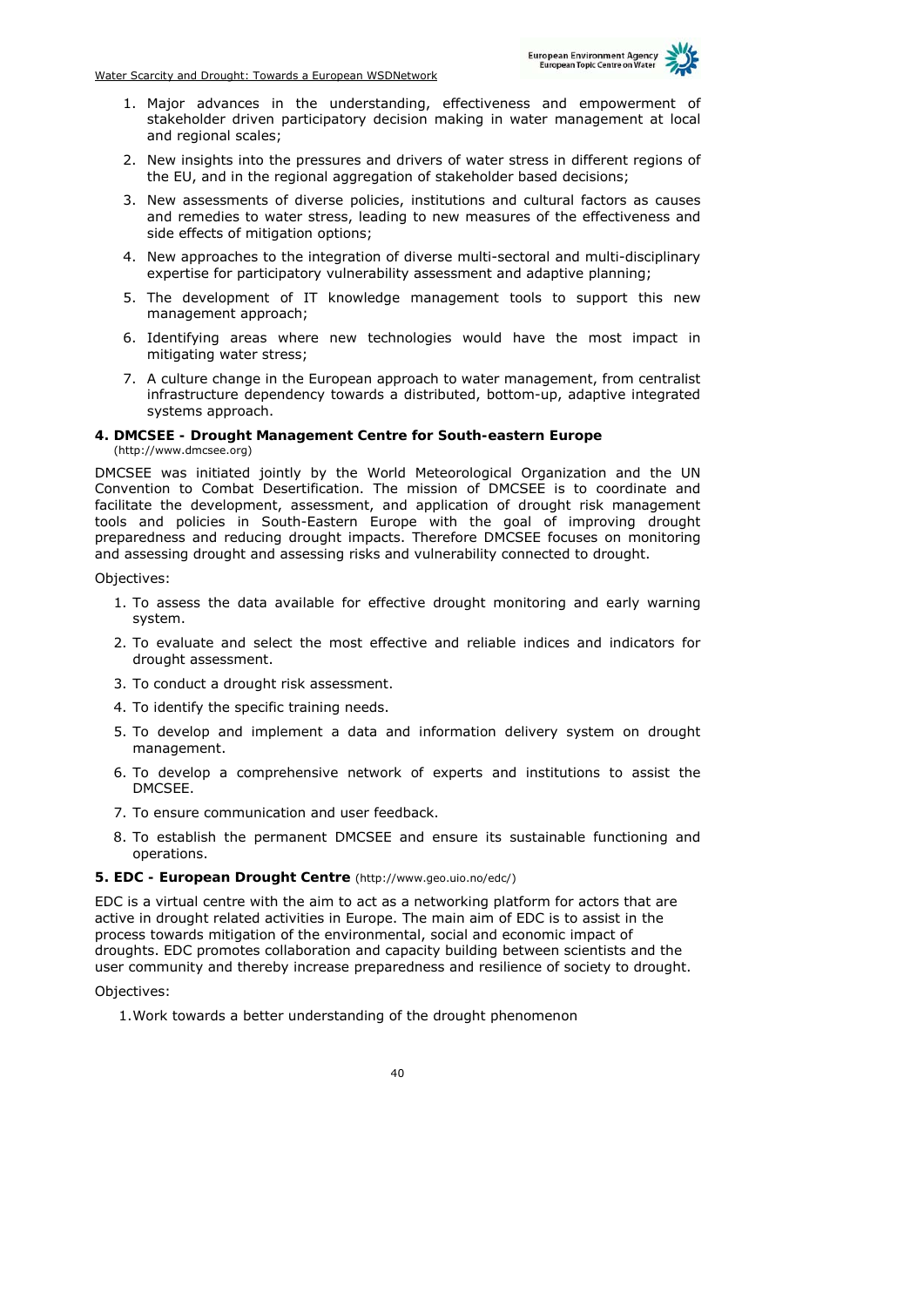1. Major advances in the understanding, effectiveness and empowerment of stakeholder driven participatory decision making in water management at local and regional scales;
2. New insights into the pressures and drivers of water stress in different regions of the EU, and in the regional aggregation of stakeholder based decisions;
3. New assessments of diverse policies, institutions and cultural factors as causes and remedies to water stress, leading to new measures of the effectiveness and side effects of mitigation options;
4. New approaches to the integration of diverse multi-sectoral and multi-disciplinary expertise for participatory vulnerability assessment and adaptive planning;
5. The development of IT knowledge management tools to support this new management approach;
6. Identifying areas where new technologies would have the most impact in mitigating water stress;
7. A culture change in the European approach to water management, from centralist infrastructure dependency towards a distributed, bottom-up, adaptive integrated systems approach.

#### 4. DMCSEE - Drought Management Centre for South-eastern Europe

(http://www.dmcsee.org)

DMCSEE was initiated jointly by the World Meteorological Organization and the UN Convention to Combat Desertification. The mission of DMCSEE is to coordinate and facilitate the development, assessment, and application of drought risk management tools and policies in South-Eastern Europe with the goal of improving drought preparedness and reducing drought impacts. Therefore DMCSEE focuses on monitoring and assessing drought and assessing risks and vulnerability connected to drought.

Objectives:

1. To assess the data available for effective drought monitoring and early warning system.
2. To evaluate and select the most effective and reliable indices and indicators for drought assessment.
3. To conduct a drought risk assessment.
4. To identify the specific training needs.
5. To develop and implement a data and information delivery system on drought management.
6. To develop a comprehensive network of experts and institutions to assist the DMCSEE.
7. To ensure communication and user feedback.
8. To establish the permanent DMCSEE and ensure its sustainable functioning and operations.

#### 5. EDC - European Drought Centre (http://www.geo.uio.no/edc/)

EDC is a virtual centre with the aim to act as a networking platform for actors that are active in drought related activities in Europe. The main aim of EDC is to assist in the process towards mitigation of the environmental, social and economic impact of droughts. EDC promotes collaboration and capacity building between scientists and the user community and thereby increase preparedness and resilience of society to drought.

Objectives:

1. Work towards a better understanding of the drought phenomenon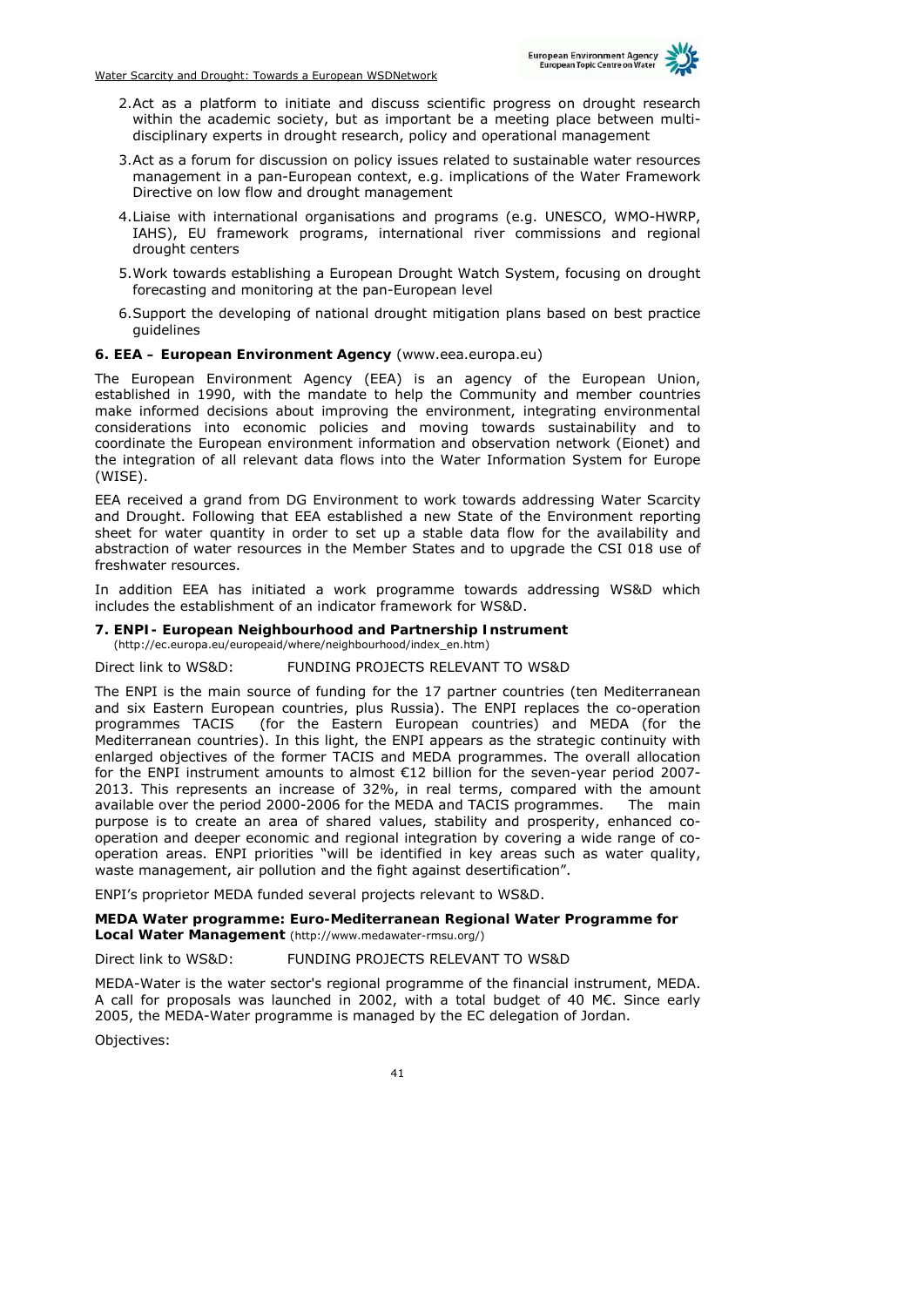2. Act as a platform to initiate and discuss scientific progress on drought research within the academic society, but as important be a meeting place between multi-disciplinary experts in drought research, policy and operational management

3. Act as a forum for discussion on policy issues related to sustainable water resources management in a pan-European context, e.g. implications of the Water Framework Directive on low flow and drought management

4. Liaise with international organisations and programs (e.g. UNESCO, WMO-HWRP, IAHS), EU framework programs, international river commissions and regional drought centers

5. Work towards establishing a European Drought Watch System, focusing on drought forecasting and monitoring at the pan-European level

6. Support the developing of national drought mitigation plans based on best practice guidelines

**6. EEA – European Environment Agency** (www.eea.europa.eu)

The European Environment Agency (EEA) is an agency of the European Union, established in 1990, with the mandate to help the Community and member countries make informed decisions about improving the environment, integrating environmental considerations into economic policies and moving towards sustainability and to coordinate the European environment information and observation network (Eionet) and the integration of all relevant data flows into the Water Information System for Europe (WISE).

EEA received a grand from DG Environment to work towards addressing Water Scarcity and Drought. Following that EEA established a new State of the Environment reporting sheet for water quantity in order to set up a stable data flow for the availability and abstraction of water resources in the Member States and to upgrade the CSI 018 use of freshwater resources.

In addition EEA has initiated a work programme towards addressing WS&D which includes the establishment of an indicator framework for WS&D.

**7. ENPI- European Neighbourhood and Partnership Instrument**
(http://ec.europa.eu/europeaid/where/neighbourhood/index_en.htm)

Direct link to WS&D: FUNDING PROJECTS RELEVANT TO WS&D

The ENPI is the main source of funding for the 17 partner countries (ten Mediterranean and six Eastern European countries, plus Russia). The ENPI replaces the co-operation programmes TACIS (for the Eastern European countries) and MEDA (for the Mediterranean countries). In this light, the ENPI appears as the strategic continuity with enlarged objectives of the former TACIS and MEDA programmes. The overall allocation for the ENPI instrument amounts to almost €12 billion for the seven-year period 2007-2013. This represents an increase of 32%, in real terms, compared with the amount available over the period 2000-2006 for the MEDA and TACIS programmes. The main purpose is to create an area of shared values, stability and prosperity, enhanced co-operation and deeper economic and regional integration by covering a wide range of co-operation areas. ENPI priorities "will be identified in key areas such as water quality, waste management, air pollution and the fight against desertification".

ENPI's proprietor MEDA funded several projects relevant to WS&D.

**MEDA Water programme: Euro-Mediterranean Regional Water Programme for Local Water Management** (http://www.medawater-rmsu.org/)

Direct link to WS&D: FUNDING PROJECTS RELEVANT TO WS&D

MEDA-Water is the water sector's regional programme of the financial instrument, MEDA. A call for proposals was launched in 2002, with a total budget of 40 M€. Since early 2005, the MEDA-Water programme is managed by the EC delegation of Jordan.

Objectives: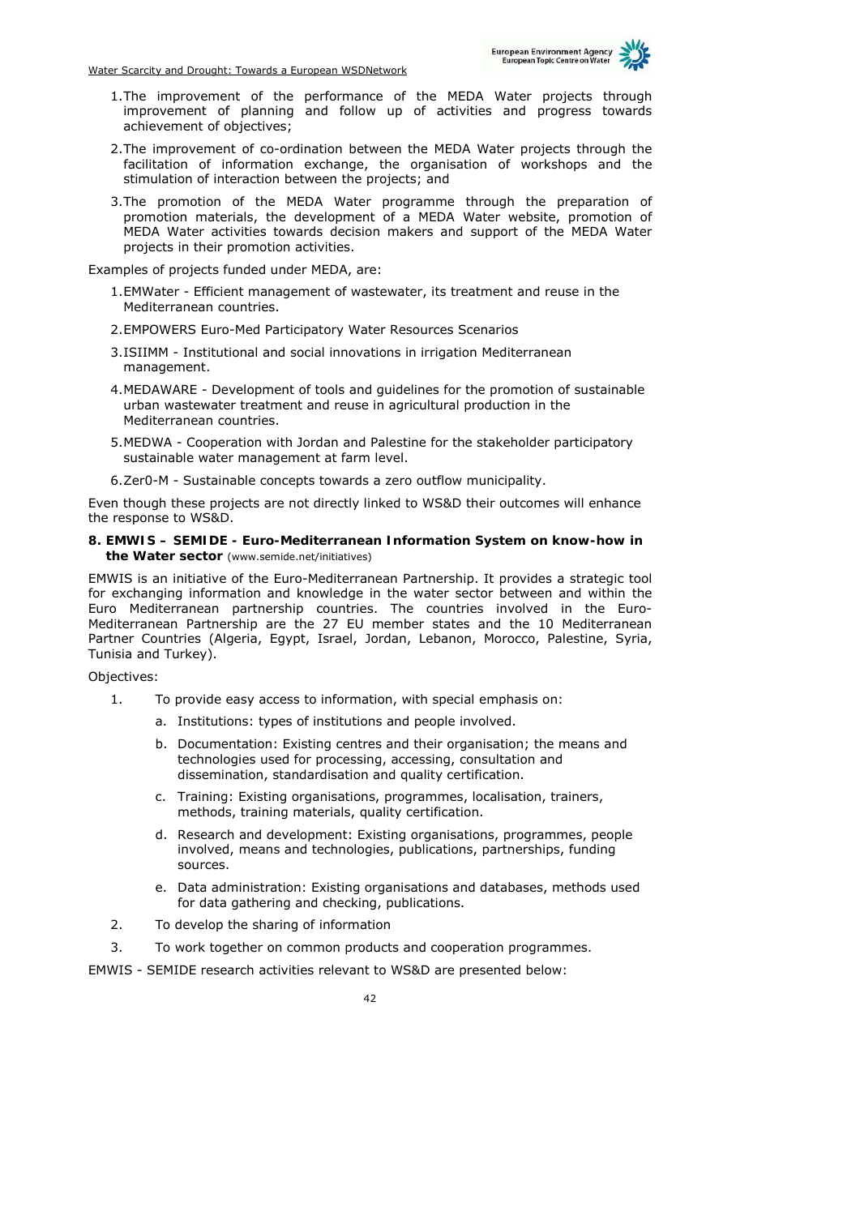1. The improvement of the performance of the MEDA Water projects through improvement of planning and follow up of activities and progress towards achievement of objectives;
2. The improvement of co-ordination between the MEDA Water projects through the facilitation of information exchange, the organisation of workshops and the stimulation of interaction between the projects; and
3. The promotion of the MEDA Water programme through the preparation of promotion materials, the development of a MEDA Water website, promotion of MEDA Water activities towards decision makers and support of the MEDA Water projects in their promotion activities.

Examples of projects funded under MEDA, are:

1. EMWater - Efficient management of wastewater, its treatment and reuse in the Mediterranean countries.
2. EMPOWERS Euro-Med Participatory Water Resources Scenarios
3. ISIIMM - Institutional and social innovations in irrigation Mediterranean management.
4. MEDAWARE - Development of tools and guidelines for the promotion of sustainable urban wastewater treatment and reuse in agricultural production in the Mediterranean countries.
5. MEDWA - Cooperation with Jordan and Palestine for the stakeholder participatory sustainable water management at farm level.
6. Zer0-M - Sustainable concepts towards a zero outflow municipality.

Even though these projects are not directly linked to WS&D their outcomes will enhance the response to WS&D.

**8. EMWIS – SEMIDE - Euro-Mediterranean Information System on know-how in the Water sector** (www.semide.net/initiatives)

EMWIS is an initiative of the Euro-Mediterranean Partnership. It provides a strategic tool for exchanging information and knowledge in the water sector between and within the Euro Mediterranean partnership countries. The countries involved in the Euro-Mediterranean Partnership are the 27 EU member states and the 10 Mediterranean Partner Countries (Algeria, Egypt, Israel, Jordan, Lebanon, Morocco, Palestine, Syria, Tunisia and Turkey).

Objectives:

1. To provide easy access to information, with special emphasis on:
   a. Institutions: types of institutions and people involved.
   b. Documentation: Existing centres and their organisation; the means and technologies used for processing, accessing, consultation and dissemination, standardisation and quality certification.
   c. Training: Existing organisations, programmes, localisation, trainers, methods, training materials, quality certification.
   d. Research and development: Existing organisations, programmes, people involved, means and technologies, publications, partnerships, funding sources.
   e. Data administration: Existing organisations and databases, methods used for data gathering and checking, publications.
2. To develop the sharing of information
3. To work together on common products and cooperation programmes.

EMWIS - SEMIDE research activities relevant to WS&D are presented below: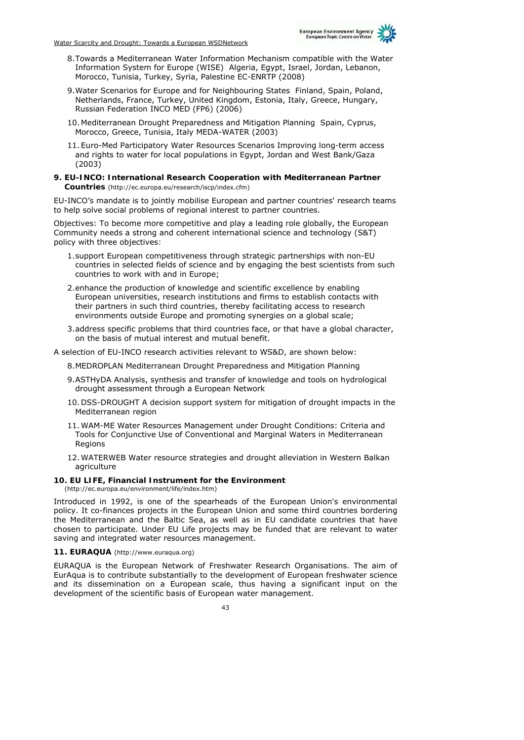8. Towards a Mediterranean Water Information Mechanism compatible with the Water Information System for Europe (WISE)  Algeria, Egypt, Israel, Jordan, Lebanon, Morocco, Tunisia, Turkey, Syria, Palestine EC-ENRTP (2008)
9. Water Scenarios for Europe and for Neighbouring States  Finland, Spain, Poland, Netherlands, France, Turkey, United Kingdom, Estonia, Italy, Greece, Hungary, Russian Federation INCO MED (FP6) (2006)
10. Mediterranean Drought Preparedness and Mitigation Planning  Spain, Cyprus, Morocco, Greece, Tunisia, Italy MEDA-WATER (2003)
11. Euro-Med Participatory Water Resources Scenarios Improving long-term access and rights to water for local populations in Egypt, Jordan and West Bank/Gaza (2003)

**9. EU-INCO: International Research Cooperation with Mediterranean Partner Countries** (http://ec.europa.eu/research/iscp/index.cfm)

EU-INCO's mandate is to jointly mobilise European and partner countries' research teams to help solve social problems of regional interest to partner countries.

Objectives: To become more competitive and play a leading role globally, the European Community needs a strong and coherent international science and technology (S&T) policy with three objectives:

1. support European competitiveness through strategic partnerships with non-EU countries in selected fields of science and by engaging the best scientists from such countries to work with and in Europe;
2. enhance the production of knowledge and scientific excellence by enabling European universities, research institutions and firms to establish contacts with their partners in such third countries, thereby facilitating access to research environments outside Europe and promoting synergies on a global scale;
3. address specific problems that third countries face, or that have a global character, on the basis of mutual interest and mutual benefit.

A selection of EU-INCO research activities relevant to WS&D, are shown below:

8. MEDROPLAN Mediterranean Drought Preparedness and Mitigation Planning
9. ASTHyDA Analysis, synthesis and transfer of knowledge and tools on hydrological drought assessment through a European Network
10. DSS-DROUGHT A decision support system for mitigation of drought impacts in the Mediterranean region
11. WAM-ME Water Resources Management under Drought Conditions: Criteria and Tools for Conjunctive Use of Conventional and Marginal Waters in Mediterranean Regions
12. WATERWEB Water resource strategies and drought alleviation in Western Balkan agriculture

**10. EU LIFE, Financial Instrument for the Environment** (http://ec.europa.eu/environment/life/index.htm)

Introduced in 1992, is one of the spearheads of the European Union's environmental policy. It co-finances projects in the European Union and some third countries bordering the Mediterranean and the Baltic Sea, as well as in EU candidate countries that have chosen to participate. Under EU Life projects may be funded that are relevant to water saving and integrated water resources management.

**11. EURAQUA** (http://www.euraqua.org)

EURAQUA is the European Network of Freshwater Research Organisations. The aim of EurAqua is to contribute substantially to the development of European freshwater science and its dissemination on a European scale, thus having a significant input on the development of the scientific basis of European water management.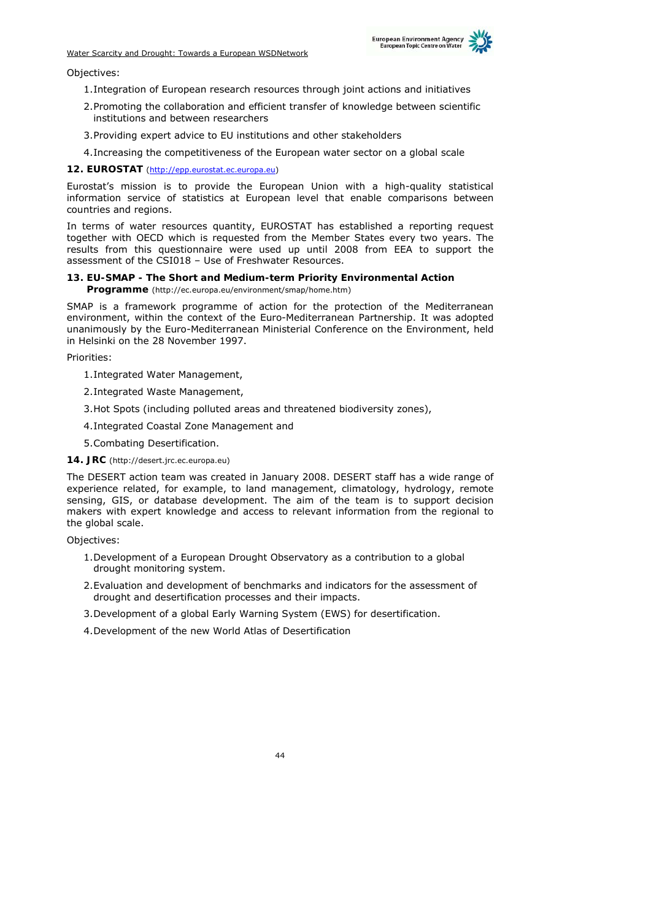Objectives:

1. Integration of European research resources through joint actions and initiatives
2. Promoting the collaboration and efficient transfer of knowledge between scientific institutions and between researchers
3. Providing expert advice to EU institutions and other stakeholders
4. Increasing the competitiveness of the European water sector on a global scale

### 12. EUROSTAT (http://epp.eurostat.ec.europa.eu)

Eurostat's mission is to provide the European Union with a high-quality statistical information service of statistics at European level that enable comparisons between countries and regions.

In terms of water resources quantity, EUROSTAT has established a reporting request together with OECD which is requested from the Member States every two years. The results from this questionnaire were used up until 2008 from EEA to support the assessment of the CSI018 – Use of Freshwater Resources.

### 13. EU-SMAP - The Short and Medium-term Priority Environmental Action Programme (http://ec.europa.eu/environment/smap/home.htm)

SMAP is a framework programme of action for the protection of the Mediterranean environment, within the context of the Euro-Mediterranean Partnership. It was adopted unanimously by the Euro-Mediterranean Ministerial Conference on the Environment, held in Helsinki on the 28 November 1997.

Priorities:

1. Integrated Water Management,
2. Integrated Waste Management,
3. Hot Spots (including polluted areas and threatened biodiversity zones),
4. Integrated Coastal Zone Management and
5. Combating Desertification.

### 14. JRC (http://desert.jrc.ec.europa.eu)

The DESERT action team was created in January 2008. DESERT staff has a wide range of experience related, for example, to land management, climatology, hydrology, remote sensing, GIS, or database development. The aim of the team is to support decision makers with expert knowledge and access to relevant information from the regional to the global scale.

Objectives:

1. Development of a European Drought Observatory as a contribution to a global drought monitoring system.
2. Evaluation and development of benchmarks and indicators for the assessment of drought and desertification processes and their impacts.
3. Development of a global Early Warning System (EWS) for desertification.
4. Development of the new World Atlas of Desertification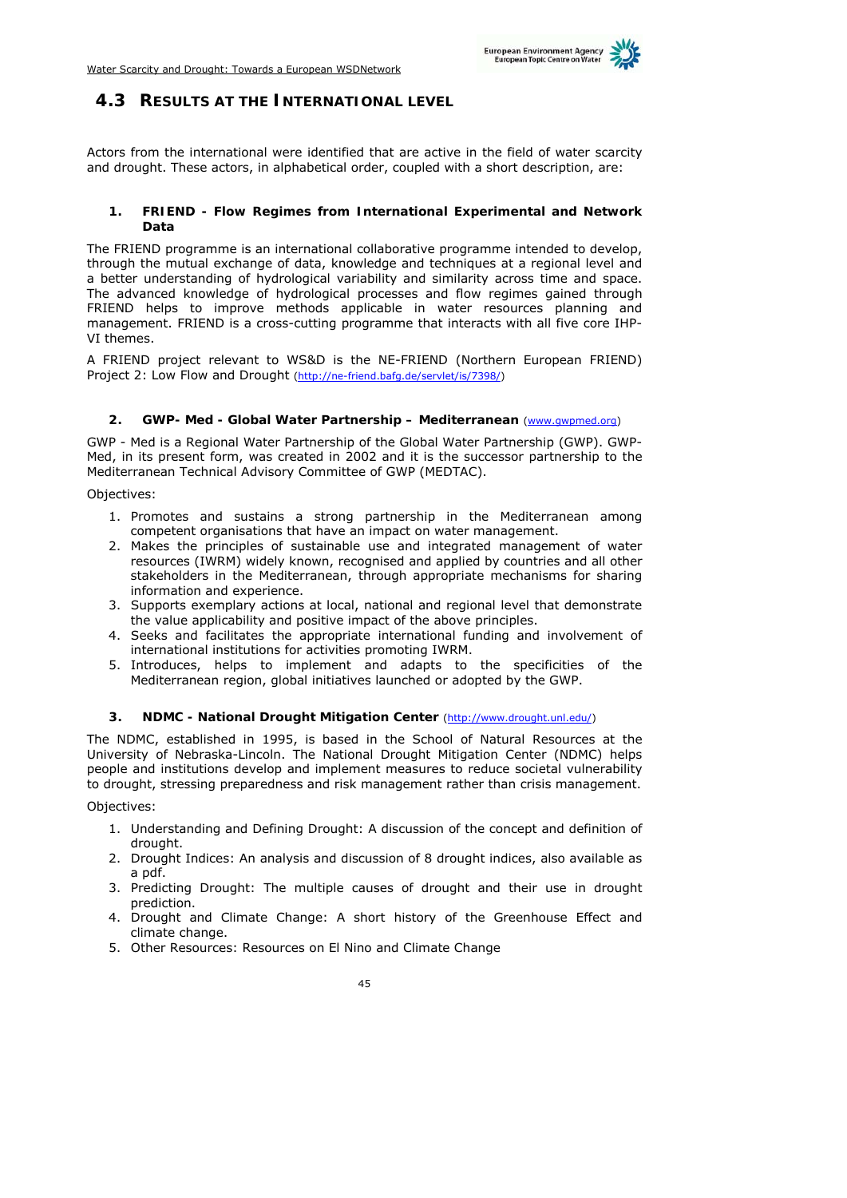## 4.3 RESULTS AT THE INTERNATIONAL LEVEL

Actors from the international were identified that are active in the field of water scarcity and drought. These actors, in alphabetical order, coupled with a short description, are:

### 1. FRIEND - Flow Regimes from International Experimental and Network Data

The FRIEND programme is an international collaborative programme intended to develop, through the mutual exchange of data, knowledge and techniques at a regional level and a better understanding of hydrological variability and similarity across time and space. The advanced knowledge of hydrological processes and flow regimes gained through FRIEND helps to improve methods applicable in water resources planning and management. FRIEND is a cross-cutting programme that interacts with all five core IHP-VI themes.

A FRIEND project relevant to WS&D is the NE-FRIEND (Northern European FRIEND) Project 2: Low Flow and Drought (http://ne-friend.bafg.de/servlet/is/7398/)

### 2. GWP- Med - Global Water Partnership – Mediterranean (www.gwpmed.org)

GWP - Med is a Regional Water Partnership of the Global Water Partnership (GWP). GWP-Med, in its present form, was created in 2002 and it is the successor partnership to the Mediterranean Technical Advisory Committee of GWP (MEDTAC).

Objectives:

1. Promotes and sustains a strong partnership in the Mediterranean among competent organisations that have an impact on water management.
2. Makes the principles of sustainable use and integrated management of water resources (IWRM) widely known, recognised and applied by countries and all other stakeholders in the Mediterranean, through appropriate mechanisms for sharing information and experience.
3. Supports exemplary actions at local, national and regional level that demonstrate the value applicability and positive impact of the above principles.
4. Seeks and facilitates the appropriate international funding and involvement of international institutions for activities promoting IWRM.
5. Introduces, helps to implement and adapts to the specificities of the Mediterranean region, global initiatives launched or adopted by the GWP.

### 3. NDMC - National Drought Mitigation Center (http://www.drought.unl.edu/)

The NDMC, established in 1995, is based in the School of Natural Resources at the University of Nebraska-Lincoln. The National Drought Mitigation Center (NDMC) helps people and institutions develop and implement measures to reduce societal vulnerability to drought, stressing preparedness and risk management rather than crisis management.

Objectives:

1. Understanding and Defining Drought: A discussion of the concept and definition of drought.
2. Drought Indices: An analysis and discussion of 8 drought indices, also available as a pdf.
3. Predicting Drought: The multiple causes of drought and their use in drought prediction.
4. Drought and Climate Change: A short history of the Greenhouse Effect and climate change.
5. Other Resources: Resources on El Nino and Climate Change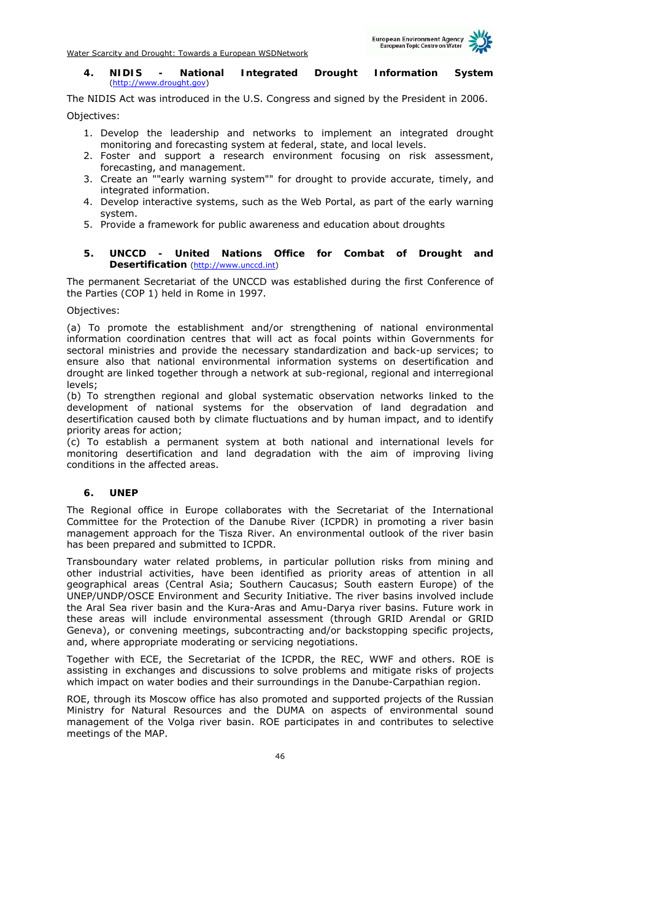## 4. NIDIS - National Integrated Drought Information System

(http://www.drought.gov)

The NIDIS Act was introduced in the U.S. Congress and signed by the President in 2006.

Objectives:

1. Develop the leadership and networks to implement an integrated drought monitoring and forecasting system at federal, state, and local levels.
2. Foster and support a research environment focusing on risk assessment, forecasting, and management.
3. Create an ""early warning system"" for drought to provide accurate, timely, and integrated information.
4. Develop interactive systems, such as the Web Portal, as part of the early warning system.
5. Provide a framework for public awareness and education about droughts

## 5. UNCCD - United Nations Office for Combat of Drought and Desertification (http://www.unccd.int)

The permanent Secretariat of the UNCCD was established during the first Conference of the Parties (COP 1) held in Rome in 1997.

Objectives:

(a) To promote the establishment and/or strengthening of national environmental information coordination centres that will act as focal points within Governments for sectoral ministries and provide the necessary standardization and back-up services; to ensure also that national environmental information systems on desertification and drought are linked together through a network at sub-regional, regional and interregional levels;
(b) To strengthen regional and global systematic observation networks linked to the development of national systems for the observation of land degradation and desertification caused both by climate fluctuations and by human impact, and to identify priority areas for action;
(c) To establish a permanent system at both national and international levels for monitoring desertification and land degradation with the aim of improving living conditions in the affected areas.

## 6. UNEP

The Regional office in Europe collaborates with the Secretariat of the International Committee for the Protection of the Danube River (ICPDR) in promoting a river basin management approach for the Tisza River. An environmental outlook of the river basin has been prepared and submitted to ICPDR.

Transboundary water related problems, in particular pollution risks from mining and other industrial activities, have been identified as priority areas of attention in all geographical areas (Central Asia; Southern Caucasus; South eastern Europe) of the UNEP/UNDP/OSCE Environment and Security Initiative. The river basins involved include the Aral Sea river basin and the Kura-Aras and Amu-Darya river basins. Future work in these areas will include environmental assessment (through GRID Arendal or GRID Geneva), or convening meetings, subcontracting and/or backstopping specific projects, and, where appropriate moderating or servicing negotiations.

Together with ECE, the Secretariat of the ICPDR, the REC, WWF and others. ROE is assisting in exchanges and discussions to solve problems and mitigate risks of projects which impact on water bodies and their surroundings in the Danube-Carpathian region.

ROE, through its Moscow office has also promoted and supported projects of the Russian Ministry for Natural Resources and the DUMA on aspects of environmental sound management of the Volga river basin. ROE participates in and contributes to selective meetings of the MAP.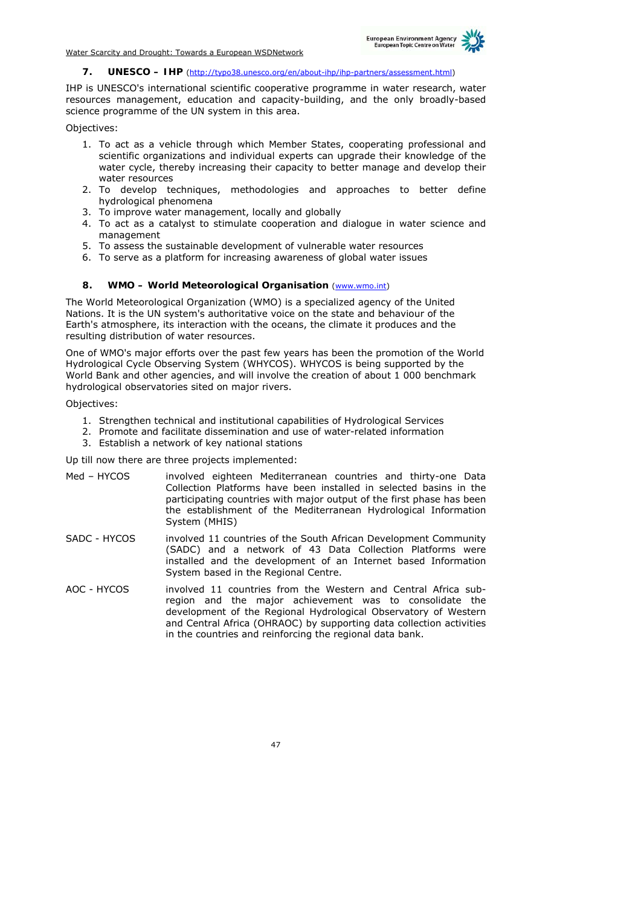### 7. UNESCO – IHP (http://typo38.unesco.org/en/about-ihp/ihp-partners/assessment.html)

IHP is UNESCO's international scientific cooperative programme in water research, water resources management, education and capacity-building, and the only broadly-based science programme of the UN system in this area.

Objectives:

1. To act as a vehicle through which Member States, cooperating professional and scientific organizations and individual experts can upgrade their knowledge of the water cycle, thereby increasing their capacity to better manage and develop their water resources
2. To develop techniques, methodologies and approaches to better define hydrological phenomena
3. To improve water management, locally and globally
4. To act as a catalyst to stimulate cooperation and dialogue in water science and management
5. To assess the sustainable development of vulnerable water resources
6. To serve as a platform for increasing awareness of global water issues

### 8. WMO – World Meteorological Organisation (www.wmo.int)

The World Meteorological Organization (WMO) is a specialized agency of the United Nations. It is the UN system's authoritative voice on the state and behaviour of the Earth's atmosphere, its interaction with the oceans, the climate it produces and the resulting distribution of water resources.

One of WMO's major efforts over the past few years has been the promotion of the World Hydrological Cycle Observing System (WHYCOS). WHYCOS is being supported by the World Bank and other agencies, and will involve the creation of about 1 000 benchmark hydrological observatories sited on major rivers.

Objectives:

1. Strengthen technical and institutional capabilities of Hydrological Services
2. Promote and facilitate dissemination and use of water-related information
3. Establish a network of key national stations

Up till now there are three projects implemented:

**Med – HYCOS** involved eighteen Mediterranean countries and thirty-one Data Collection Platforms have been installed in selected basins in the participating countries with major output of the first phase has been the establishment of the Mediterranean Hydrological Information System (MHIS)

**SADC - HYCOS** involved 11 countries of the South African Development Community (SADC) and a network of 43 Data Collection Platforms were installed and the development of an Internet based Information System based in the Regional Centre.

**AOC - HYCOS** involved 11 countries from the Western and Central Africa sub-region and the major achievement was to consolidate the development of the Regional Hydrological Observatory of Western and Central Africa (OHRAOC) by supporting data collection activities in the countries and reinforcing the regional data bank.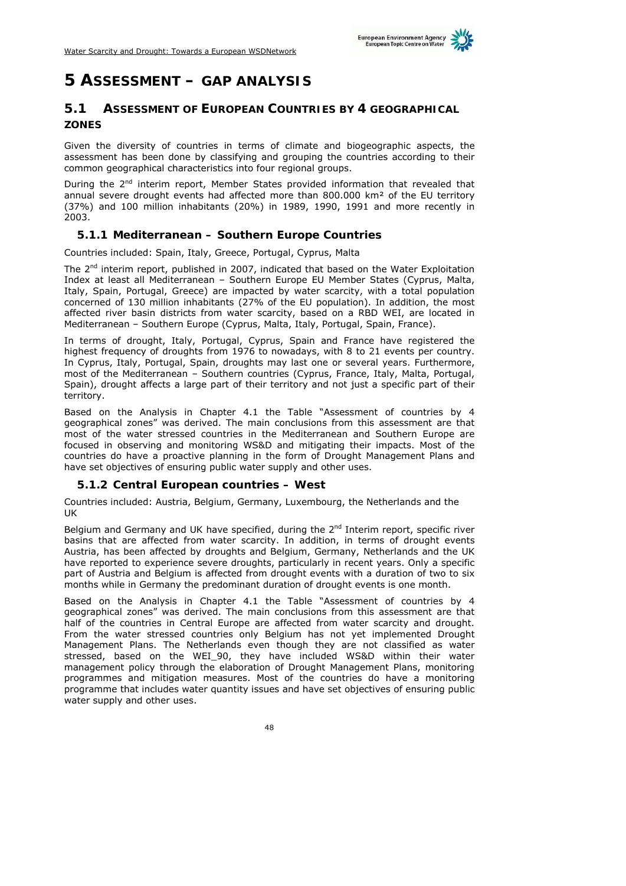# 5 ASSESSMENT – GAP ANALYSIS

## 5.1 ASSESSMENT OF EUROPEAN COUNTRIES BY 4 GEOGRAPHICAL ZONES

Given the diversity of countries in terms of climate and biogeographic aspects, the assessment has been done by classifying and grouping the countries according to their common geographical characteristics into four regional groups.

During the 2nd interim report, Member States provided information that revealed that annual severe drought events had affected more than 800.000 km² of the EU territory (37%) and 100 million inhabitants (20%) in 1989, 1990, 1991 and more recently in 2003.

### 5.1.1 Mediterranean – Southern Europe Countries

Countries included: Spain, Italy, Greece, Portugal, Cyprus, Malta

The 2nd interim report, published in 2007, indicated that based on the Water Exploitation Index at least all Mediterranean – Southern Europe EU Member States (Cyprus, Malta, Italy, Spain, Portugal, Greece) are impacted by water scarcity, with a total population concerned of 130 million inhabitants (27% of the EU population). In addition, the most affected river basin districts from water scarcity, based on a RBD WEI, are located in Mediterranean – Southern Europe (Cyprus, Malta, Italy, Portugal, Spain, France).

In terms of drought, Italy, Portugal, Cyprus, Spain and France have registered the highest frequency of droughts from 1976 to nowadays, with 8 to 21 events per country. In Cyprus, Italy, Portugal, Spain, droughts may last one or several years. Furthermore, most of the Mediterranean – Southern countries (Cyprus, France, Italy, Malta, Portugal, Spain), drought affects a large part of their territory and not just a specific part of their territory.

Based on the Analysis in Chapter 4.1 the Table "Assessment of countries by 4 geographical zones" was derived. The main conclusions from this assessment are that most of the water stressed countries in the Mediterranean and Southern Europe are focused in observing and monitoring WS&D and mitigating their impacts. Most of the countries do have a proactive planning in the form of Drought Management Plans and have set objectives of ensuring public water supply and other uses.

### 5.1.2 Central European countries – West

Countries included: Austria, Belgium, Germany, Luxembourg, the Netherlands and the UK

Belgium and Germany and UK have specified, during the 2nd Interim report, specific river basins that are affected from water scarcity. In addition, in terms of drought events Austria, has been affected by droughts and Belgium, Germany, Netherlands and the UK have reported to experience severe droughts, particularly in recent years. Only a specific part of Austria and Belgium is affected from drought events with a duration of two to six months while in Germany the predominant duration of drought events is one month.

Based on the Analysis in Chapter 4.1 the Table "Assessment of countries by 4 geographical zones" was derived. The main conclusions from this assessment are that half of the countries in Central Europe are affected from water scarcity and drought. From the water stressed countries only Belgium has not yet implemented Drought Management Plans. The Netherlands even though they are not classified as water stressed, based on the WEI_90, they have included WS&D within their water management policy through the elaboration of Drought Management Plans, monitoring programmes and mitigation measures. Most of the countries do have a monitoring programme that includes water quantity issues and have set objectives of ensuring public water supply and other uses.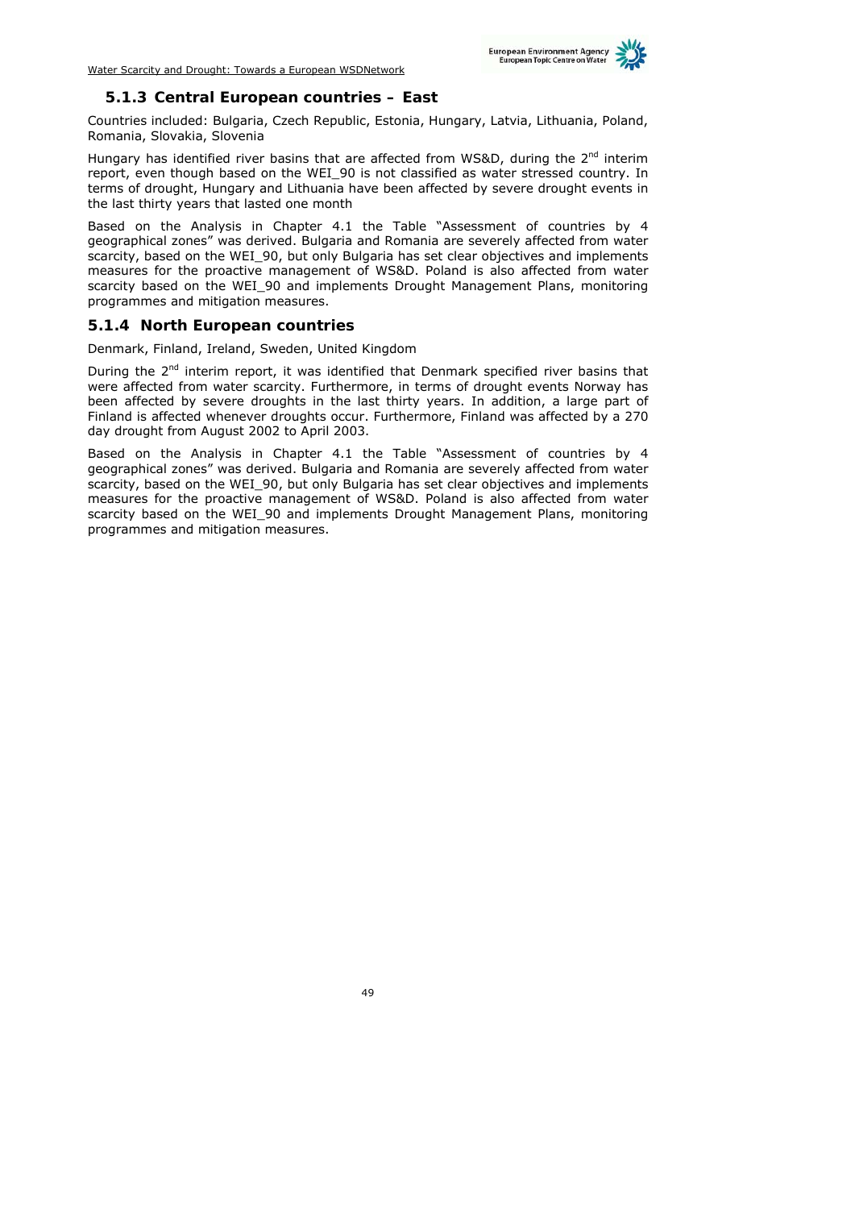### 5.1.3 Central European countries – East

Countries included: Bulgaria, Czech Republic, Estonia, Hungary, Latvia, Lithuania, Poland, Romania, Slovakia, Slovenia

Hungary has identified river basins that are affected from WS&D, during the 2nd interim report, even though based on the WEI_90 is not classified as water stressed country. In terms of drought, Hungary and Lithuania have been affected by severe drought events in the last thirty years that lasted one month

Based on the Analysis in Chapter 4.1 the Table "Assessment of countries by 4 geographical zones" was derived. Bulgaria and Romania are severely affected from water scarcity, based on the WEI_90, but only Bulgaria has set clear objectives and implements measures for the proactive management of WS&D. Poland is also affected from water scarcity based on the WEI_90 and implements Drought Management Plans, monitoring programmes and mitigation measures.

### 5.1.4 North European countries

Denmark, Finland, Ireland, Sweden, United Kingdom

During the 2nd interim report, it was identified that Denmark specified river basins that were affected from water scarcity. Furthermore, in terms of drought events Norway has been affected by severe droughts in the last thirty years. In addition, a large part of Finland is affected whenever droughts occur. Furthermore, Finland was affected by a 270 day drought from August 2002 to April 2003.

Based on the Analysis in Chapter 4.1 the Table "Assessment of countries by 4 geographical zones" was derived. Bulgaria and Romania are severely affected from water scarcity, based on the WEI_90, but only Bulgaria has set clear objectives and implements measures for the proactive management of WS&D. Poland is also affected from water scarcity based on the WEI_90 and implements Drought Management Plans, monitoring programmes and mitigation measures.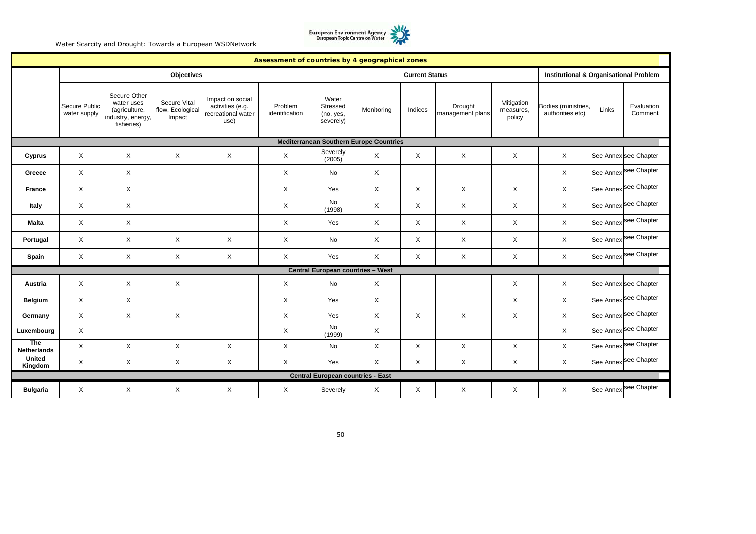| Assessment of countries by 4 geographical zones | | | | | | | | | | | | | |
|---|---|---|---|---|---|---|---|---|---|---|---|---|---|
| | Objectives | | | | | Current Status | | | | | Institutional & Organisational Problem | | |
| | Secure Public water supply | Secure Other water uses (agriculture, industry, energy, fisheries) | Secure Vital flow, Ecological Impact | Impact on social activities (e.g. recreational water use) | Problem identification | Water Stressed (no, yes, severely) | Monitoring | Indices | Drought management plans | Mitigation measures, policy | Bodies (ministries, authorities etc) | Links | Evaluation Comments |
| **Mediterranean Southern Europe Countries** | | | | | | | | | | | | | |
| **Cyprus** | X | X | X | X | X | Severely (2005) | X | X | X | X | X | See Annex | see Chapter |
| **Greece** | X | X | | | X | No | X | | | | X | See Annex | see Chapter |
| **France** | X | X | | | X | Yes | X | X | X | X | X | See Annex | see Chapter |
| **Italy** | X | X | | | X | No (1998) | X | X | X | X | X | See Annex | see Chapter |
| **Malta** | X | X | | | X | Yes | X | X | X | X | X | See Annex | see Chapter |
| **Portugal** | X | X | X | X | X | No | X | X | X | X | X | See Annex | see Chapter |
| **Spain** | X | X | X | X | X | Yes | X | X | X | X | X | See Annex | see Chapter |
| **Central European countries – West** | | | | | | | | | | | | | |
| **Austria** | X | X | X | | X | No | X | | | X | X | See Annex | see Chapter |
| **Belgium** | X | X | | | X | Yes | X | | | X | X | See Annex | see Chapter |
| **Germany** | X | X | X | | X | Yes | X | X | X | X | X | See Annex | see Chapter |
| **Luxembourg** | X | | | | X | No (1999) | X | | | | X | See Annex | see Chapter |
| **The Netherlands** | X | X | X | X | X | No | X | X | X | X | X | See Annex | see Chapter |
| **United Kingdom** | X | X | X | X | X | Yes | X | X | X | X | X | See Annex | see Chapter |
| **Central European countries - East** | | | | | | | | | | | | | |
| **Bulgaria** | X | X | X | X | X | Severely | X | X | X | X | X | See Annex | see Chapter |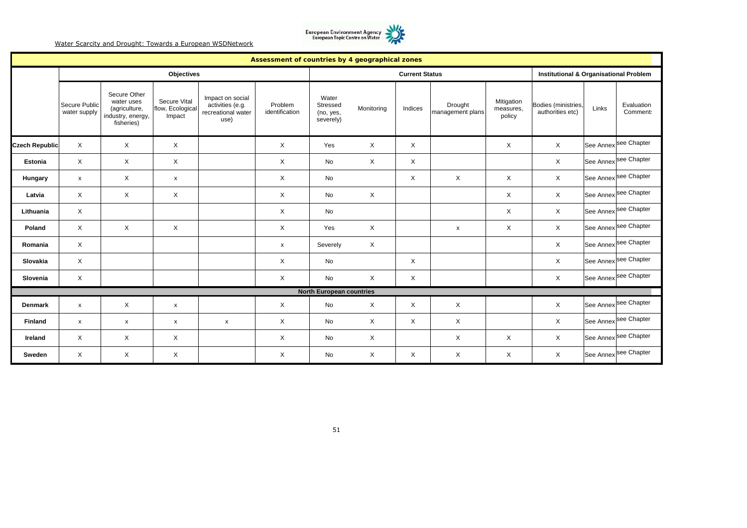## Assessment of countries by 4 geographical zones

| | Objectives | | | | | Current Status | | | | | Institutional & Organisational Problem | | |
|---|---|---|---|---|---|---|---|---|---|---|---|---|---|
| | Secure Public water supply | Secure Other water uses (agriculture, industry, energy, fisheries) | Secure Vital flow, Ecological Impact | Impact on social activities (e.g. recreational water use) | Problem identification | Water Stressed (no, yes, severely) | Monitoring | Indices | Drought management plans | Mitigation measures, policy | Bodies (ministries, authorities etc) | Links | Evaluation Comments |
| **Czech Republic** | X | X | X | | X | Yes | X | X | | X | X | See Annex | see Chapter |
| **Estonia** | X | X | X | | X | No | X | X | | | X | See Annex | see Chapter |
| **Hungary** | x | X | x | | X | No | | X | X | X | X | See Annex | see Chapter |
| **Latvia** | X | X | X | | X | No | X | | | X | X | See Annex | see Chapter |
| **Lithuania** | X | | | | X | No | | | | X | X | See Annex | see Chapter |
| **Poland** | X | X | X | | X | Yes | X | | x | X | X | See Annex | see Chapter |
| **Romania** | X | | | | x | Severely | X | | | | X | See Annex | see Chapter |
| **Slovakia** | X | | | | X | No | | X | | | X | See Annex | see Chapter |
| **Slovenia** | X | | | | X | No | X | X | | | X | See Annex | see Chapter |
| **North European countries** | | | | | | | | | | | | | |
| **Denmark** | x | X | x | | X | No | X | X | X | | X | See Annex | see Chapter |
| **Finland** | x | x | x | x | X | No | X | X | X | | X | See Annex | see Chapter |
| **Ireland** | X | X | X | | X | No | X | | X | X | X | See Annex | see Chapter |
| **Sweden** | X | X | X | | X | No | X | X | X | X | X | See Annex | see Chapter |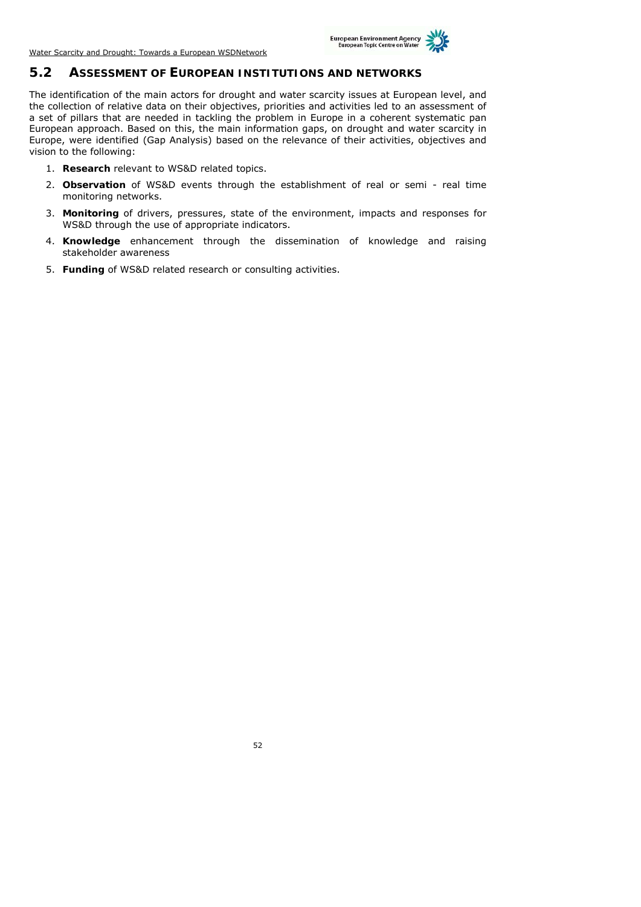## 5.2 ASSESSMENT OF EUROPEAN INSTITUTIONS AND NETWORKS

The identification of the main actors for drought and water scarcity issues at European level, and the collection of relative data on their objectives, priorities and activities led to an assessment of a set of pillars that are needed in tackling the problem in Europe in a coherent systematic pan European approach. Based on this, the main information gaps, on drought and water scarcity in Europe, were identified (Gap Analysis) based on the relevance of their activities, objectives and vision to the following:

1. **Research** relevant to WS&D related topics.
2. **Observation** of WS&D events through the establishment of real or semi - real time monitoring networks.
3. **Monitoring** of drivers, pressures, state of the environment, impacts and responses for WS&D through the use of appropriate indicators.
4. **Knowledge** enhancement through the dissemination of knowledge and raising stakeholder awareness
5. **Funding** of WS&D related research or consulting activities.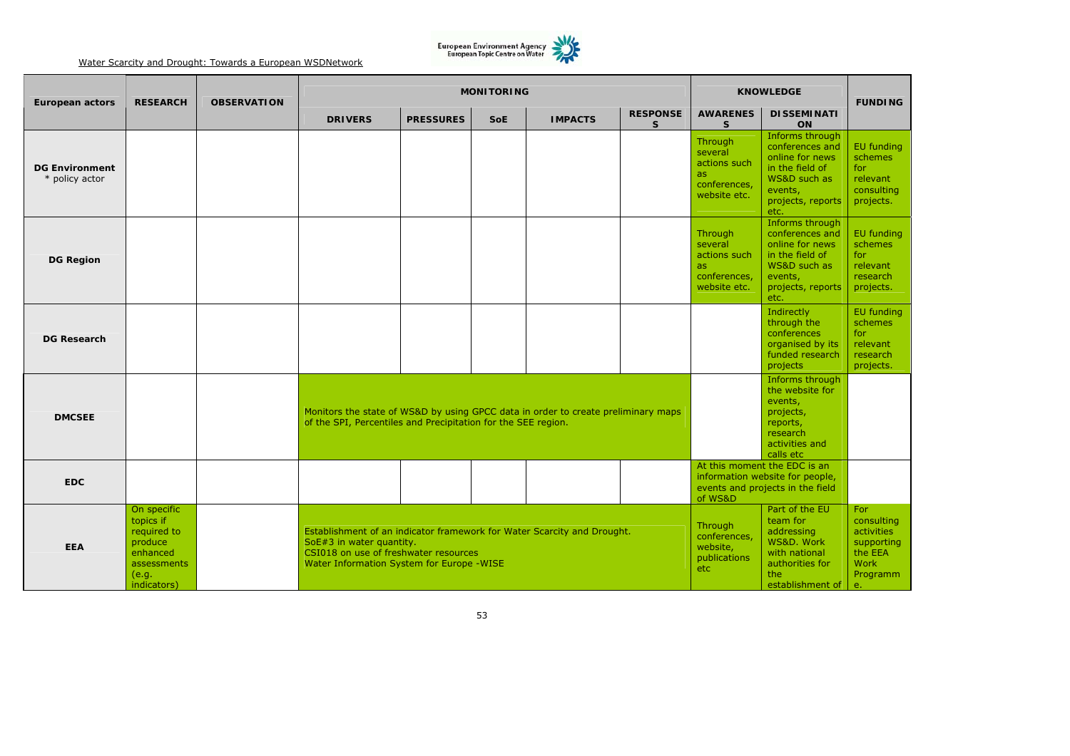| European actors | RESEARCH | OBSERVATION | MONITORING | | | | | KNOWLEDGE | | FUNDING |
|---|---|---|---|---|---|---|---|---|---|---|
| | | | DRIVERS | PRESSURES | SoE | IMPACTS | RESPONSES | AWARENESS | DISSEMINATION | |
| **DG Environment** * policy actor | | | | | | | | Through several actions such as conferences, website etc. | Informs through conferences and online for news in the field of WS&D such as events, projects, reports etc. | EU funding schemes for relevant consulting projects. |
| **DG Region** | | | | | | | | Through several actions such as conferences, website etc. | Informs through conferences and online for news in the field of WS&D such as events, projects, reports etc. | EU funding schemes for relevant research projects. |
| **DG Research** | | | | | | | | | Indirectly through the conferences organised by its funded research projects | EU funding schemes for relevant research projects. |
| **DMCSEE** | | | Monitors the state of WS&D by using GPCC data in order to create preliminary maps of the SPI, Percentiles and Precipitation for the SEE region. | | | | | | Informs through the website for events, projects, reports, research activities and calls etc | |
| **EDC** | | | | | | | | At this moment the EDC is an information website for people, events and projects in the field of WS&D | | |
| **EEA** | On specific topics if required to produce enhanced assessments (e.g. indicators) | | Establishment of an indicator framework for Water Scarcity and Drought.<br>SoE#3 in water quantity.<br>CSI018 on use of freshwater resources<br>Water Information System for Europe -WISE | | | | | Through conferences, website, publications etc | Part of the EU team for addressing WS&D. Work with national authorities for the establishment of | For consulting activities supporting the EEA Work Programme. |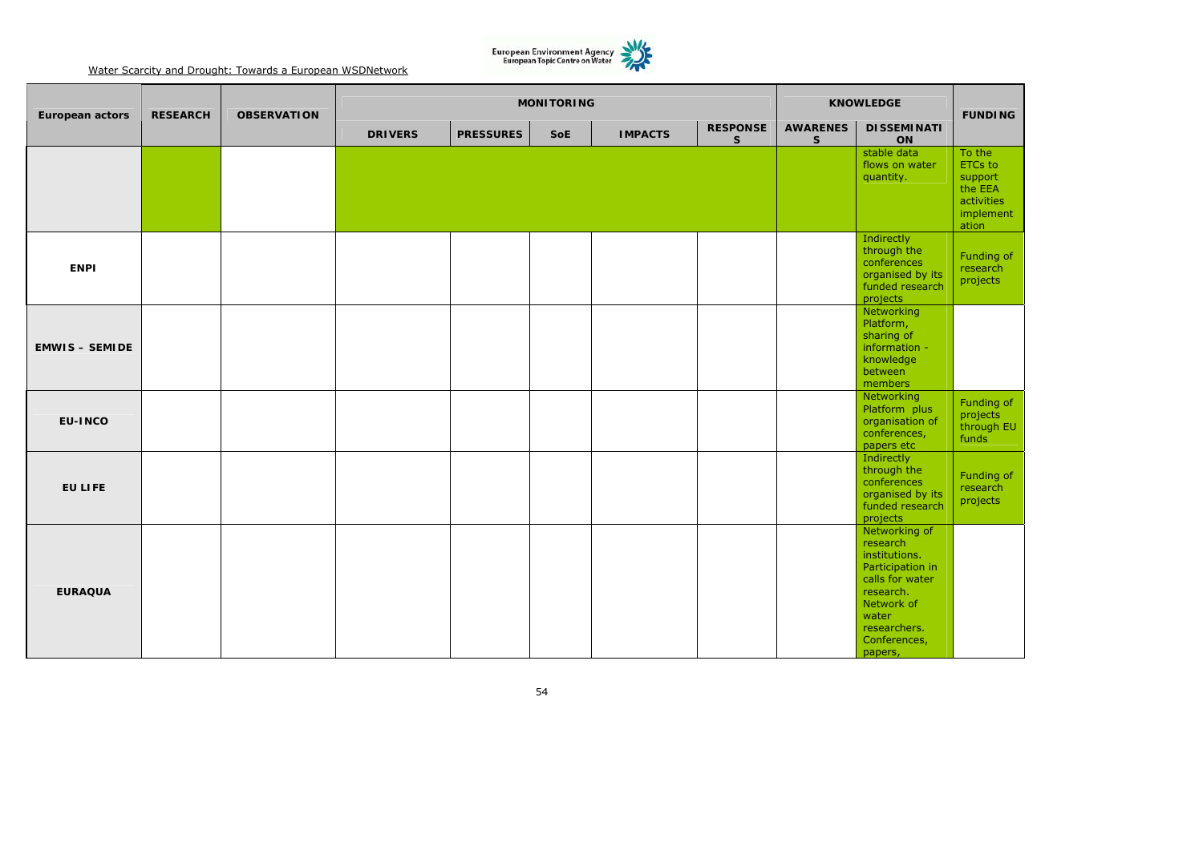| European actors | RESEARCH | OBSERVATION | MONITORING | | | | | KNOWLEDGE | | FUNDING |
|---|---|---|---|---|---|---|---|---|---|---|
| | | | DRIVERS | PRESSURES | SoE | IMPACTS | RESPONSES | AWARENESS | DISSEMINATION | |
| | | | | | | | | | stable data flows on water quantity. | To the ETCs to support the EEA activities implementation |
| ENPI | | | | | | | | | Indirectly through the conferences organised by its funded research projects | Funding of research projects |
| EMWIS – SEMIDE | | | | | | | | | Networking Platform, sharing of information - knowledge between members | |
| EU-INCO | | | | | | | | | Networking Platform plus organisation of conferences, papers etc | Funding of projects through EU funds |
| EU LIFE | | | | | | | | | Indirectly through the conferences organised by its funded research projects | Funding of research projects |
| EURAQUA | | | | | | | | | Networking of research institutions. Participation in calls for water research. Network of water researchers. Conferences, papers, | |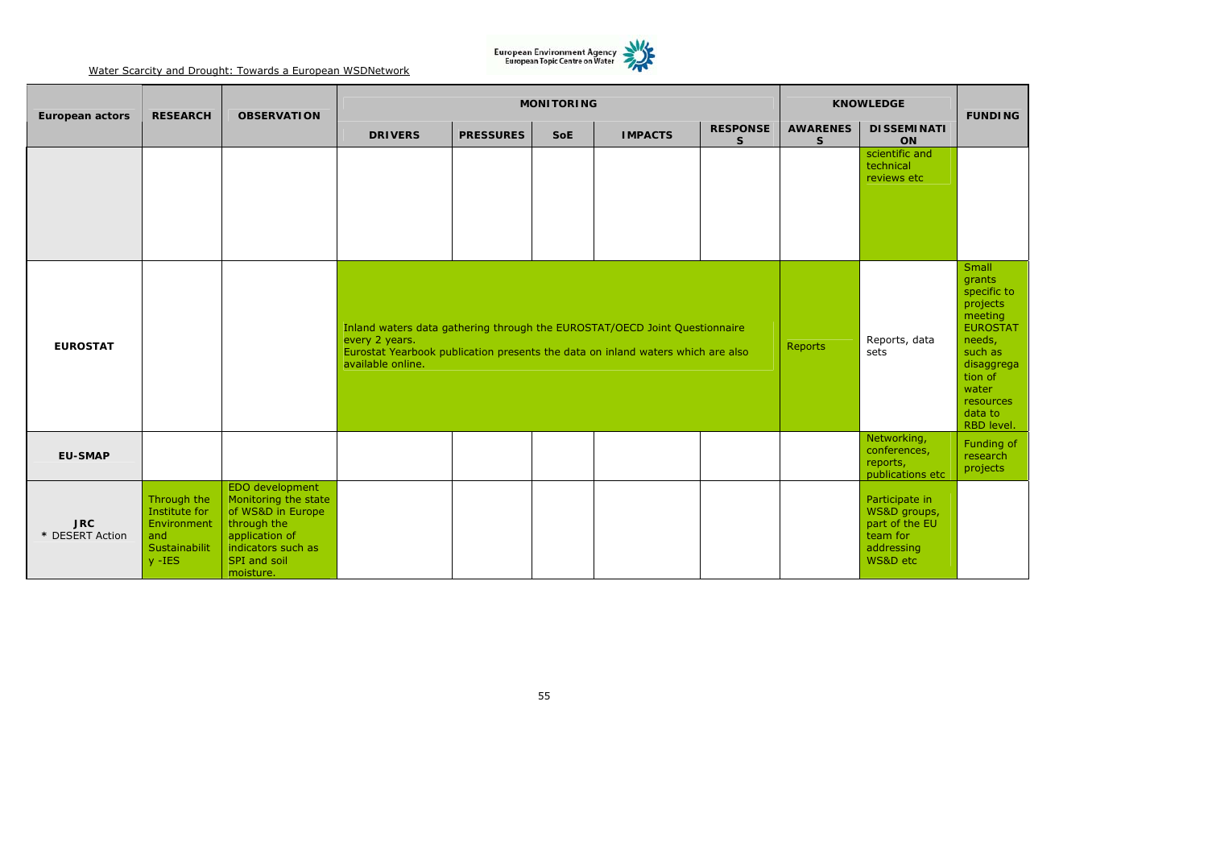| European actors | RESEARCH | OBSERVATION | MONITORING | | | | | KNOWLEDGE | | FUNDING |
|---|---|---|---|---|---|---|---|---|---|---|
| | | | DRIVERS | PRESSURES | SoE | IMPACTS | RESPONSES | AWARENESS | DISSEMINATION | |
| | | | | | | | | | scientific and technical reviews etc | |
| **EUROSTAT** | | | Inland waters data gathering through the EUROSTAT/OECD Joint Questionnaire every 2 years. Eurostat Yearbook publication presents the data on inland waters which are also available online. | | | | | Reports | Reports, data sets | Small grants specific to projects meeting EUROSTAT needs, such as disaggregation of water resources data to RBD level. |
| **EU-SMAP** | | | | | | | | | Networking, conferences, reports, publications etc | Funding of research projects |
| **JRC** * DESERT Action | Through the Institute for Environment and Sustainability -IES | EDO development Monitoring the state of WS&D in Europe through the application of indicators such as SPI and soil moisture. | | | | | | | Participate in WS&D groups, part of the EU team for addressing WS&D etc | |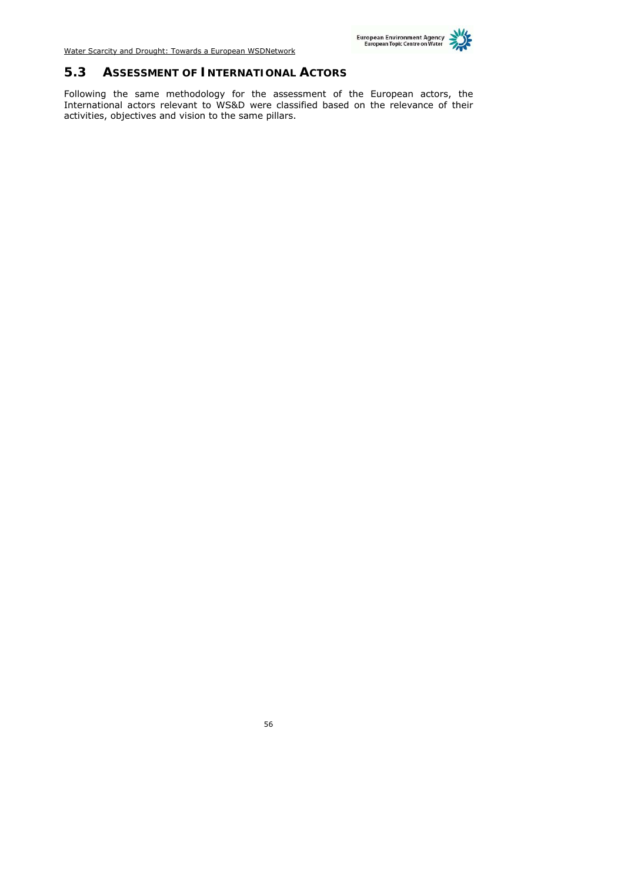## 5.3 ASSESSMENT OF INTERNATIONAL ACTORS

Following the same methodology for the assessment of the European actors, the International actors relevant to WS&D were classified based on the relevance of their activities, objectives and vision to the same pillars.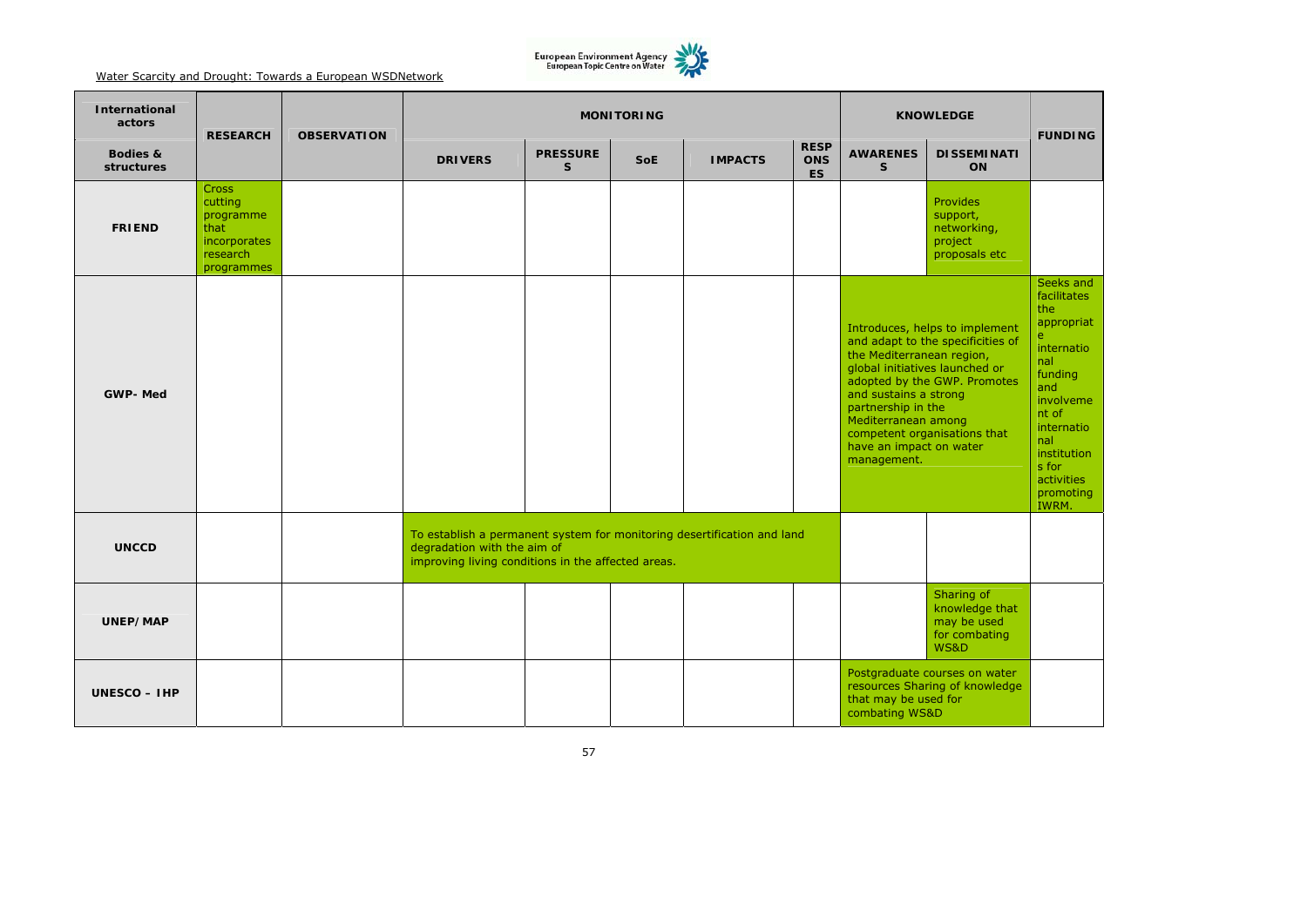| International actors | RESEARCH | OBSERVATION | MONITORING | | | | | KNOWLEDGE | | FUNDING |
|---|---|---|---|---|---|---|---|---|---|---|
| Bodies & structures | | | DRIVERS | PRESSURES | SoE | IMPACTS | RESPONSES | AWARENESS | DISSEMINATION | |
| **FRIEND** | Cross cutting programme that incorporates research programmes | | | | | | | | Provides support, networking, project proposals etc | |
| **GWP- Med** | | | | | | | | Introduces, helps to implement and adapt to the specificities of the Mediterranean region, global initiatives launched or adopted by the GWP. Promotes and sustains a strong partnership in the Mediterranean among competent organisations that have an impact on water management. | | Seeks and facilitates the appropriate international funding and involvement of international institutions for activities promoting IWRM. |
| **UNCCD** | | | To establish a permanent system for monitoring desertification and land degradation with the aim of improving living conditions in the affected areas. | | | | | | | |
| **UNEP/MAP** | | | | | | | | | Sharing of knowledge that may be used for combating WS&D | |
| **UNESCO – IHP** | | | | | | | | Postgraduate courses on water resources Sharing of knowledge that may be used for combating WS&D | | |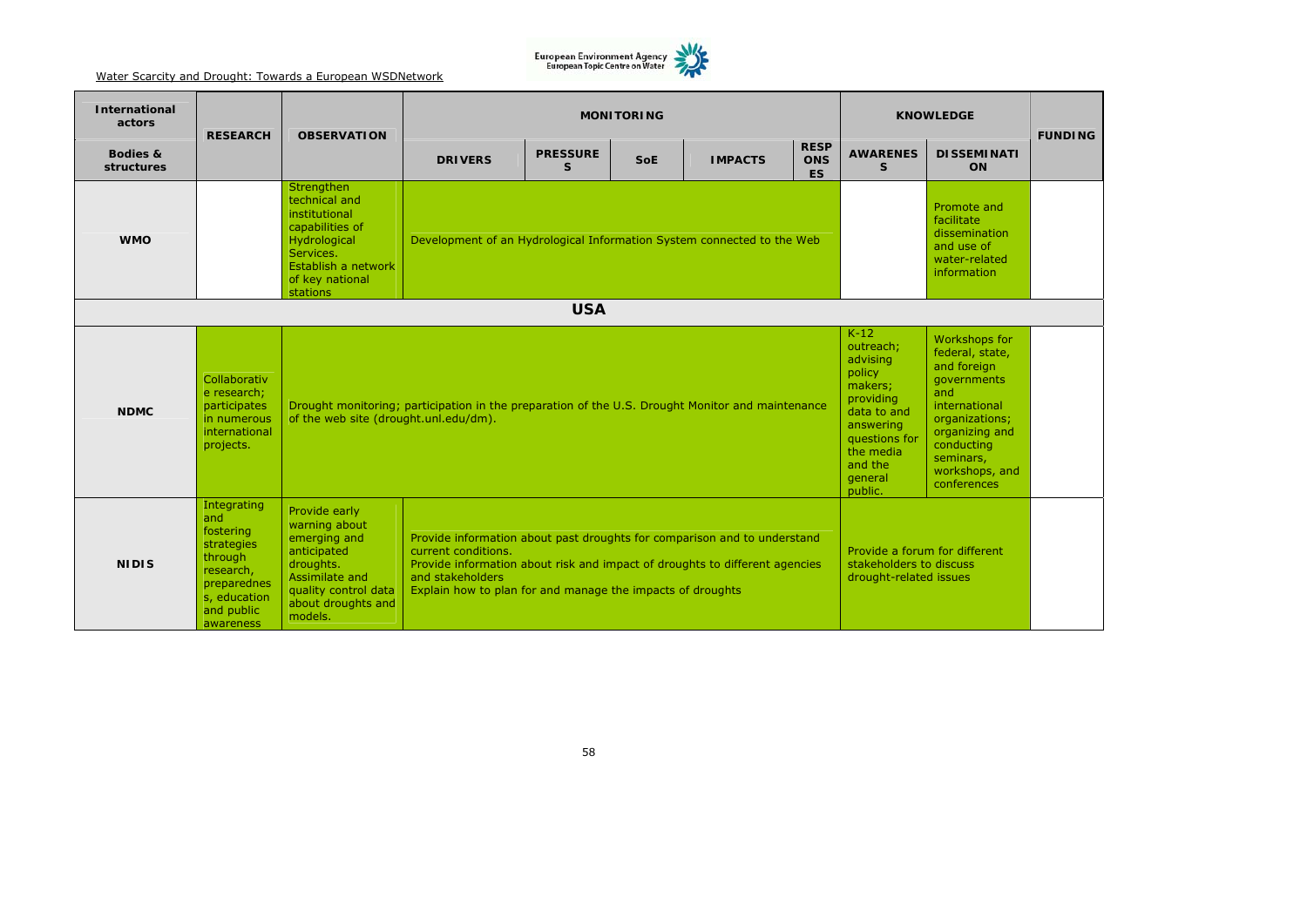| International actors | RESEARCH | OBSERVATION | MONITORING | | | | | KNOWLEDGE | | FUNDING |
|---|---|---|---|---|---|---|---|---|---|---|
| Bodies & structures | | | DRIVERS | PRESSURES | SoE | IMPACTS | RESPONSES | AWARENESS | DISSEMINATION | |
| WMO | | Strengthen technical and institutional capabilities of Hydrological Services. Establish a network of key national stations | Development of an Hydrological Information System connected to the Web | | | | | | Promote and facilitate dissemination and use of water-related information | |
| **USA** | | | | | | | | | | |
| NDMC | Collaborative research; participates in numerous international projects. | Drought monitoring; participation in the preparation of the U.S. Drought Monitor and maintenance of the web site (drought.unl.edu/dm). | | | | | | K-12 outreach; advising policy makers; providing data to and answering questions for the media and the general public. | Workshops for federal, state, and foreign governments and international organizations; organizing and conducting seminars, workshops, and conferences | |
| NIDIS | Integrating and fostering strategies through research, preparedness, education and public awareness | Provide early warning about emerging and anticipated droughts. Assimilate and quality control data about droughts and models. | Provide information about past droughts for comparison and to understand current conditions. Provide information about risk and impact of droughts to different agencies and stakeholders Explain how to plan for and manage the impacts of droughts | | | | | Provide a forum for different stakeholders to discuss drought-related issues | | |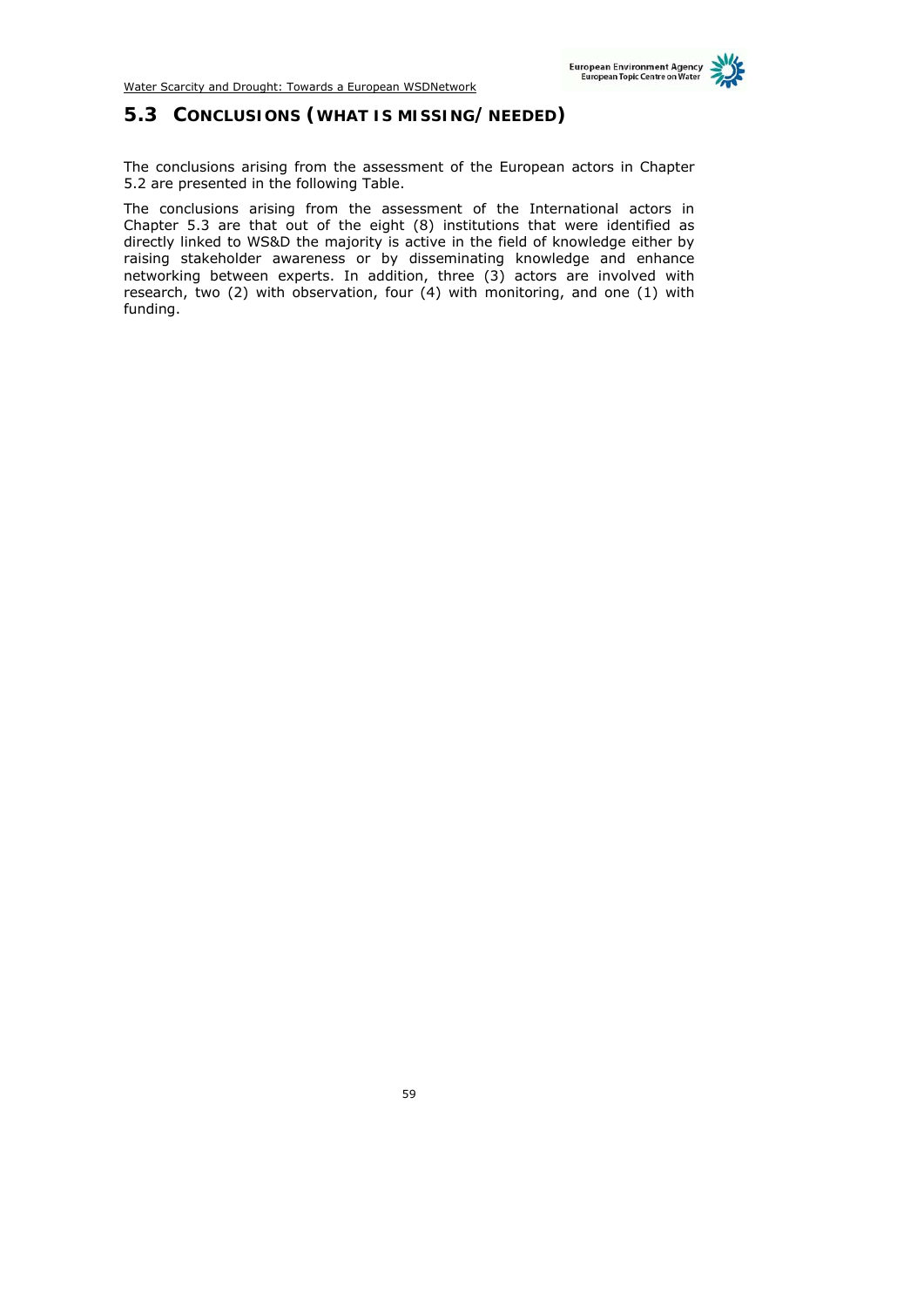## 5.3 CONCLUSIONS (WHAT IS MISSING/NEEDED)

The conclusions arising from the assessment of the European actors in Chapter 5.2 are presented in the following Table.

The conclusions arising from the assessment of the International actors in Chapter 5.3 are that out of the eight (8) institutions that were identified as directly linked to WS&D the majority is active in the field of knowledge either by raising stakeholder awareness or by disseminating knowledge and enhance networking between experts. In addition, three (3) actors are involved with research, two (2) with observation, four (4) with monitoring, and one (1) with funding.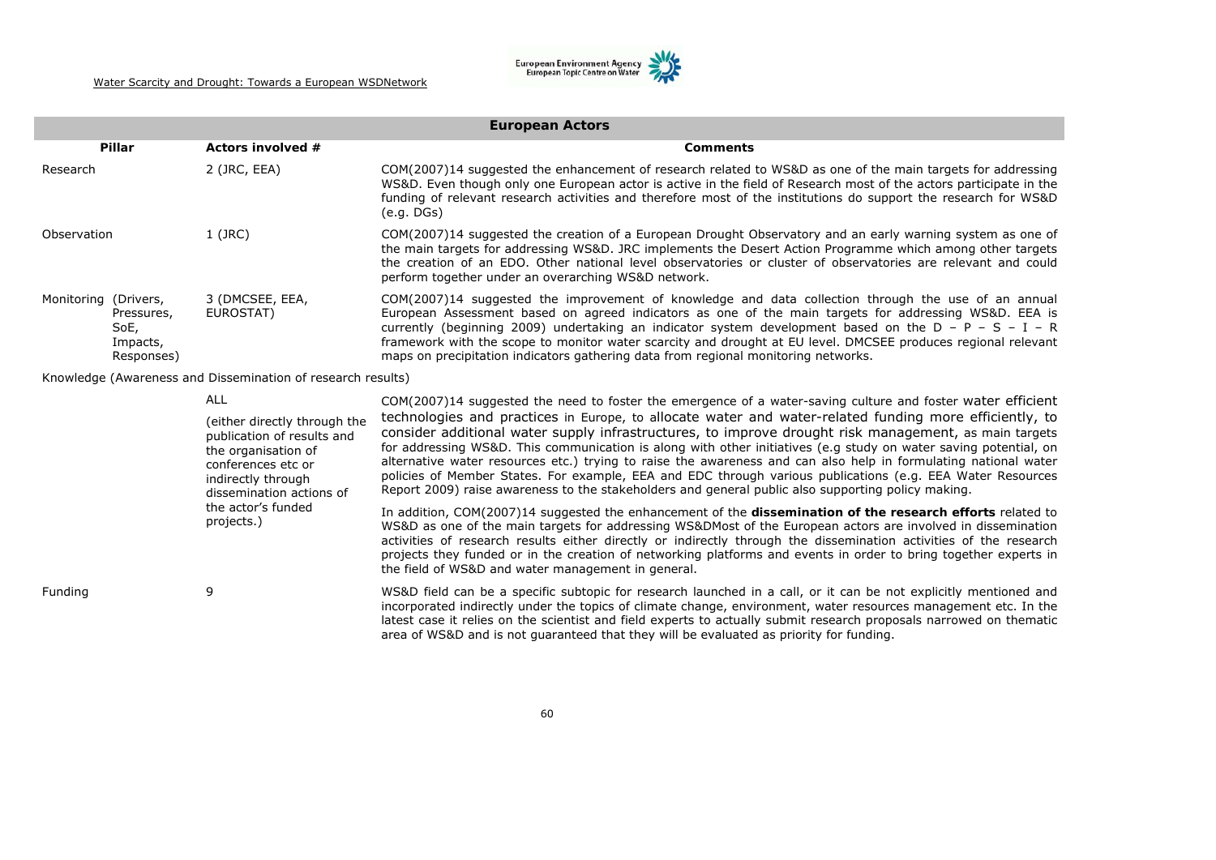| European Actors | | |
|---|---|---|
| **Pillar** | **Actors involved #** | **Comments** |
| Research | 2 (JRC, EEA) | COM(2007)14 suggested the enhancement of research related to WS&D as one of the main targets for addressing WS&D. Even though only one European actor is active in the field of Research most of the actors participate in the funding of relevant research activities and therefore most of the institutions do support the research for WS&D (e.g. DGs) |
| Observation | 1 (JRC) | COM(2007)14 suggested the creation of a European Drought Observatory and an early warning system as one of the main targets for addressing WS&D. JRC implements the Desert Action Programme which among other targets the creation of an EDO. Other national level observatories or cluster of observatories are relevant and could perform together under an overarching WS&D network. |
| Monitoring (Drivers, Pressures, SoE, Impacts, Responses) | 3 (DMCSEE, EEA, EUROSTAT) | COM(2007)14 suggested the improvement of knowledge and data collection through the use of an annual European Assessment based on agreed indicators as one of the main targets for addressing WS&D. EEA is currently (beginning 2009) undertaking an indicator system development based on the D – P – S – I – R framework with the scope to monitor water scarcity and drought at EU level. DMCSEE produces regional relevant maps on precipitation indicators gathering data from regional monitoring networks. |
| Knowledge (Awareness and Dissemination of research results) | ALL (either directly through the publication of results and the organisation of conferences etc or indirectly through dissemination actions of the actor's funded projects.) | COM(2007)14 suggested the need to foster the emergence of a water-saving culture and foster water efficient technologies and practices in Europe, to allocate water and water-related funding more efficiently, to consider additional water supply infrastructures, to improve drought risk management, as main targets for addressing WS&D. This communication is along with other initiatives (e.g study on water saving potential, on alternative water resources etc.) trying to raise the awareness and can also help in formulating national water policies of Member States. For example, EEA and EDC through various publications (e.g. EEA Water Resources Report 2009) raise awareness to the stakeholders and general public also supporting policy making.<br><br>In addition, COM(2007)14 suggested the enhancement of the **dissemination of the research efforts** related to WS&D as one of the main targets for addressing WS&DMost of the European actors are involved in dissemination activities of research results either directly or indirectly through the dissemination activities of the research projects they funded or in the creation of networking platforms and events in order to bring together experts in the field of WS&D and water management in general. |
| Funding | 9 | WS&D field can be a specific subtopic for research launched in a call, or it can be not explicitly mentioned and incorporated indirectly under the topics of climate change, environment, water resources management etc. In the latest case it relies on the scientist and field experts to actually submit research proposals narrowed on thematic area of WS&D and is not guaranteed that they will be evaluated as priority for funding. |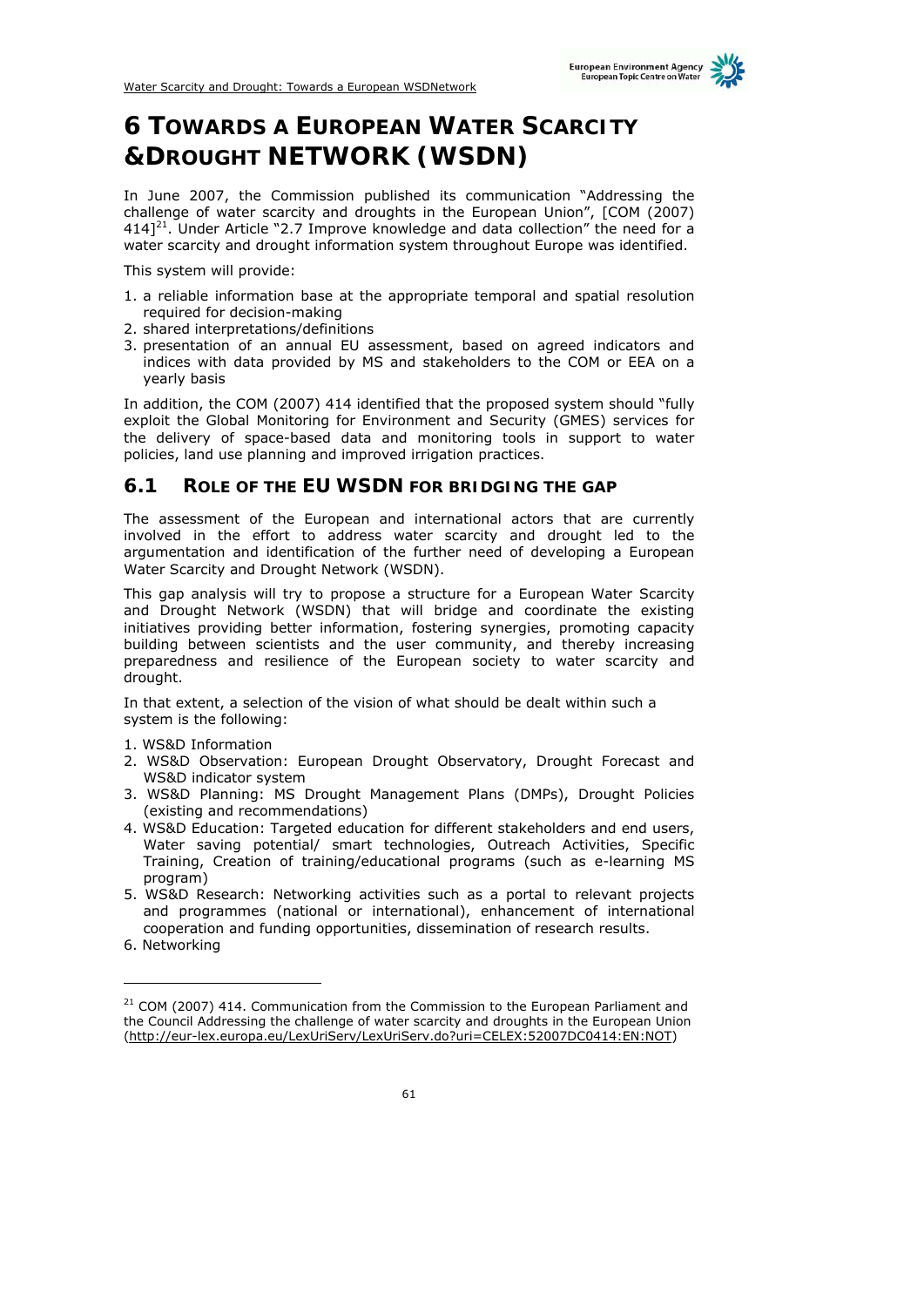# 6 TOWARDS A EUROPEAN WATER SCARCITY &DROUGHT NETWORK (WSDN)

In June 2007, the Commission published its communication "Addressing the challenge of water scarcity and droughts in the European Union", [COM (2007) 414][21]. Under Article "2.7 Improve knowledge and data collection" the need for a water scarcity and drought information system throughout Europe was identified.

This system will provide:

1. a reliable information base at the appropriate temporal and spatial resolution required for decision-making
2. shared interpretations/definitions
3. presentation of an annual EU assessment, based on agreed indicators and indices with data provided by MS and stakeholders to the COM or EEA on a yearly basis

In addition, the COM (2007) 414 identified that the proposed system should "fully exploit the Global Monitoring for Environment and Security (GMES) services for the delivery of space-based data and monitoring tools in support to water policies, land use planning and improved irrigation practices.

## 6.1 ROLE OF THE EU WSDN FOR BRIDGING THE GAP

The assessment of the European and international actors that are currently involved in the effort to address water scarcity and drought led to the argumentation and identification of the further need of developing a European Water Scarcity and Drought Network (WSDN).

This gap analysis will try to propose a structure for a European Water Scarcity and Drought Network (WSDN) that will bridge and coordinate the existing initiatives providing better information, fostering synergies, promoting capacity building between scientists and the user community, and thereby increasing preparedness and resilience of the European society to water scarcity and drought.

In that extent, a selection of the vision of what should be dealt within such a system is the following:

1. WS&D Information
2. WS&D Observation: European Drought Observatory, Drought Forecast and WS&D indicator system
3. WS&D Planning: MS Drought Management Plans (DMPs), Drought Policies (existing and recommendations)
4. WS&D Education: Targeted education for different stakeholders and end users, Water saving potential/ smart technologies, Outreach Activities, Specific Training, Creation of training/educational programs (such as e-learning MS program)
5. WS&D Research: Networking activities such as a portal to relevant projects and programmes (national or international), enhancement of international cooperation and funding opportunities, dissemination of research results.
6. Networking

---

[21] COM (2007) 414. Communication from the Commission to the European Parliament and the Council Addressing the challenge of water scarcity and droughts in the European Union (http://eur-lex.europa.eu/LexUriServ/LexUriServ.do?uri=CELEX:52007DC0414:EN:NOT)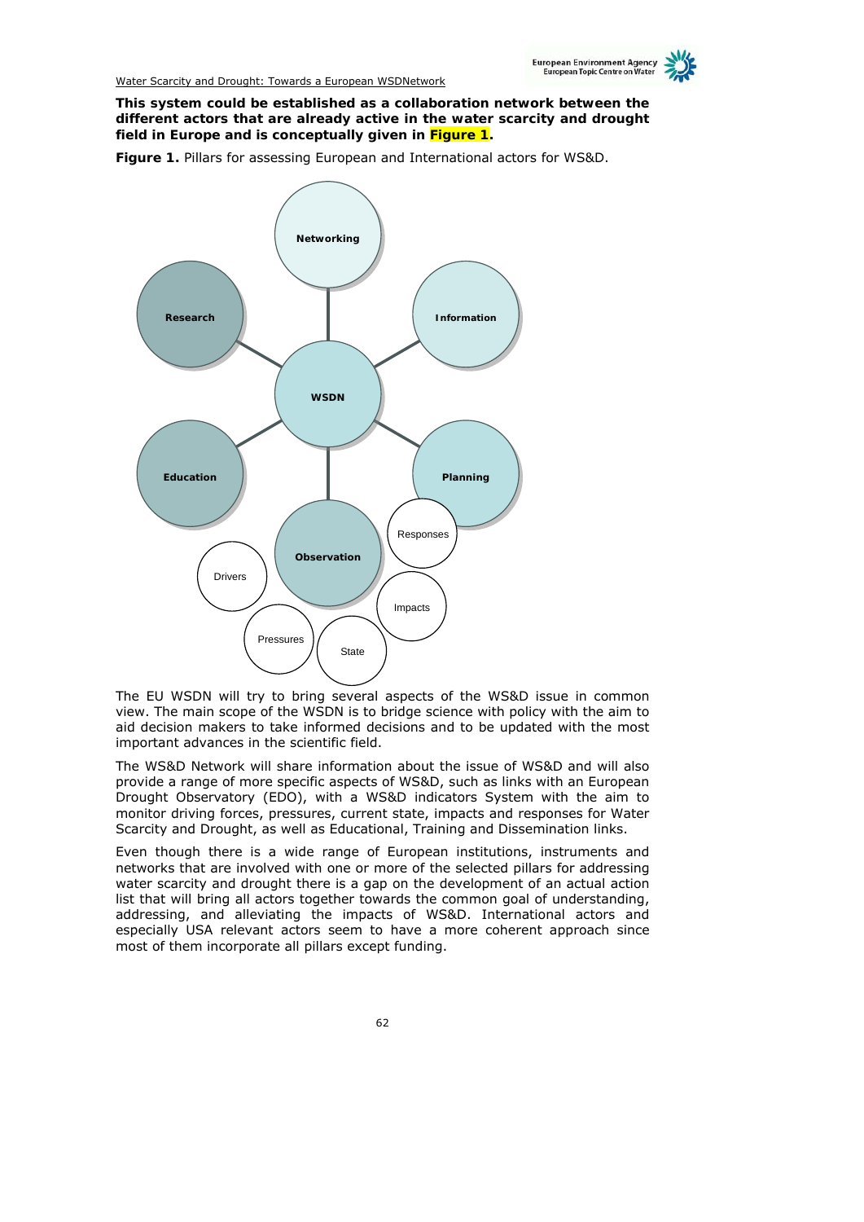**This system could be established as a collaboration network between the different actors that are already active in the water scarcity and drought field in Europe and is conceptually given in Figure 1.**

**Figure 1.** Pillars for assessing European and International actors for WS&D.

The EU WSDN will try to bring several aspects of the WS&D issue in common view. The main scope of the WSDN is to bridge science with policy with the aim to aid decision makers to take informed decisions and to be updated with the most important advances in the scientific field.

The WS&D Network will share information about the issue of WS&D and will also provide a range of more specific aspects of WS&D, such as links with an European Drought Observatory (EDO), with a WS&D indicators System with the aim to monitor driving forces, pressures, current state, impacts and responses for Water Scarcity and Drought, as well as Educational, Training and Dissemination links.

Even though there is a wide range of European institutions, instruments and networks that are involved with one or more of the selected pillars for addressing water scarcity and drought there is a gap on the development of an actual action list that will bring all actors together towards the common goal of understanding, addressing, and alleviating the impacts of WS&D. International actors and especially USA relevant actors seem to have a more coherent approach since most of them incorporate all pillars except funding.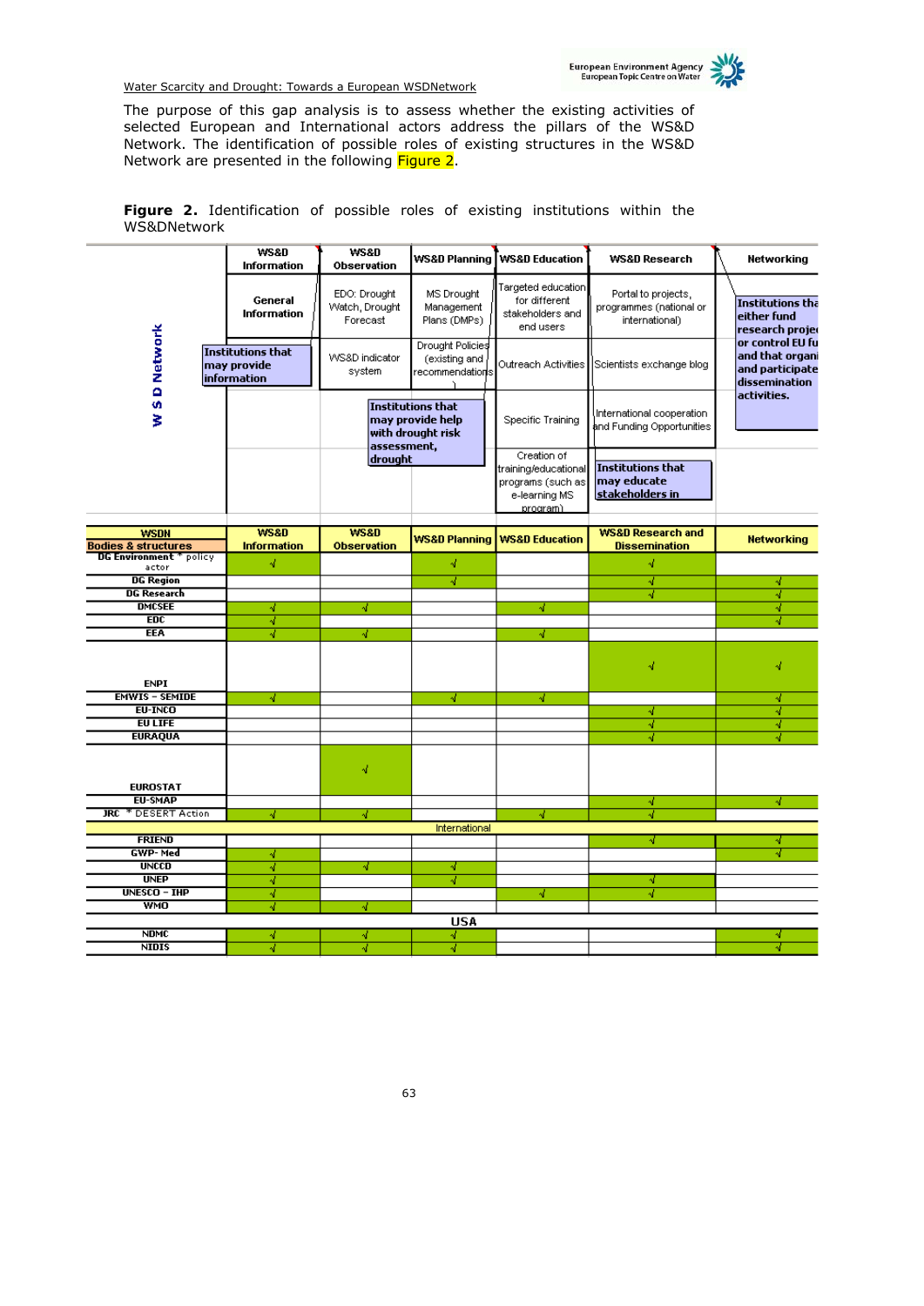The purpose of this gap analysis is to assess whether the existing activities of selected European and International actors address the pillars of the WS&D Network. The identification of possible roles of existing structures in the WS&D Network are presented in the following Figure 2.

**Figure 2.** Identification of possible roles of existing institutions within the WS&DNetwork

| W S D Network | WS&D Information | WS&D Observation | WS&D Planning | WS&D Education | WS&D Research | Networking |
|---|---|---|---|---|---|---|
| | General Information | EDO: Drought Watch, Drought Forecast | MS Drought Management Plans (DMPs) | Targeted education for different stakeholders and end users | Portal to projects, programmes (national or international) | Institutions tha either fund research projec or control EU fu and that organi and participate dissemination activities. |
| | Institutions that may provide information | WS&D indicator system | Drought Policies (existing and recommendations) | Outreach Activities | Scientists exchange blog | |
| | | | Institutions that may provide help with drought risk assessment, drought | Specific Training | International cooperation and Funding Opportunities | |
| | | | | Creation of training/educational programs (such as e-learning MS program) | Institutions that may educate stakeholders in | |

| WSDN Bodies & structures | WS&D Information | WS&D Observation | WS&D Planning | WS&D Education | WS&D Research and Dissemination | Networking |
|---|---|---|---|---|---|---|
| DG Environment * policy actor | √ | | √ | | √ | |
| DG Region | | | √ | | √ | √ |
| DG Research | | | | | √ | √ |
| DMCSEE | √ | √ | | √ | | √ |
| EDC | √ | | | | | √ |
| EEA | √ | √ | | √ | | |
| ENPI | | | | | √ | √ |
| EMWIS – SEMIDE | √ | | √ | √ | | √ |
| EU-INCO | | | | | √ | √ |
| EU LIFE | | | | | √ | √ |
| EURAQUA | | | | | √ | √ |
| EUROSTAT | | √ | | | | |
| EU-SMAP | | | | | √ | √ |
| JRC * DESERT Action | √ | √ | | √ | √ | |
| **International** | | | | | | |
| FRIEND | | | | | √ | √ |
| GWP- Med | √ | | | | | √ |
| UNCCD | √ | √ | √ | | | |
| UNEP | √ | | √ | | √ | |
| UNESCO – IHP | √ | | | √ | √ | |
| WMO | √ | √ | | | | |
| **USA** | | | | | | |
| NDMC | √ | √ | √ | | | √ |
| NIDIS | √ | √ | √ | | | √ |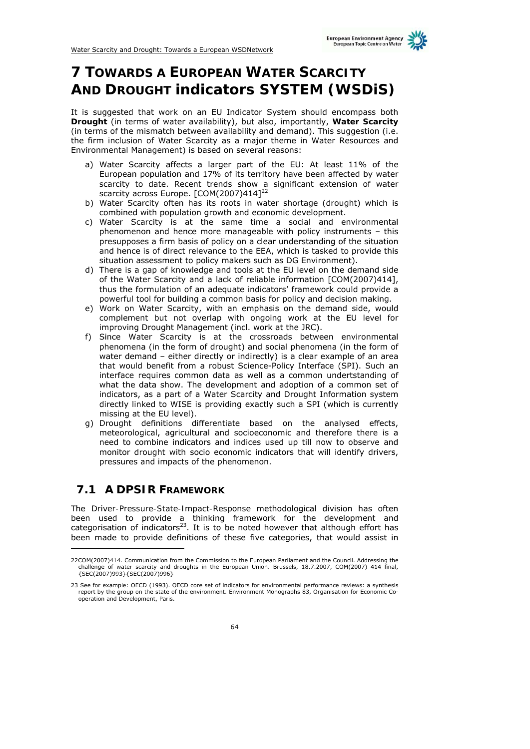# 7 TOWARDS A EUROPEAN WATER SCARCITY AND DROUGHT indicators SYSTEM (WSDiS)

It is suggested that work on an EU Indicator System should encompass both **Drought** (in terms of water availability), but also, importantly, **Water Scarcity** (in terms of the mismatch between availability and demand). This suggestion (i.e. the firm inclusion of Water Scarcity as a major theme in Water Resources and Environmental Management) is based on several reasons:

a) Water Scarcity affects a larger part of the EU: At least 11% of the European population and 17% of its territory have been affected by water scarcity to date. Recent trends show a significant extension of water scarcity across Europe. [COM(2007)414][22]
b) Water Scarcity often has its roots in water shortage (drought) which is combined with population growth and economic development.
c) Water Scarcity is at the same time a social and environmental phenomenon and hence more manageable with policy instruments – this presupposes a firm basis of policy on a clear understanding of the situation and hence is of direct relevance to the EEA, which is tasked to provide this situation assessment to policy makers such as DG Environment).
d) There is a gap of knowledge and tools at the EU level on the demand side of the Water Scarcity and a lack of reliable information [COM(2007)414], thus the formulation of an adequate indicators' framework could provide a powerful tool for building a common basis for policy and decision making.
e) Work on Water Scarcity, with an emphasis on the demand side, would complement but not overlap with ongoing work at the EU level for improving Drought Management (incl. work at the JRC).
f) Since Water Scarcity is at the crossroads between environmental phenomena (in the form of drought) and social phenomena (in the form of water demand – either directly or indirectly) is a clear example of an area that would benefit from a robust Science-Policy Interface (SPI). Such an interface requires common data as well as a common undertstanding of what the data show. The development and adoption of a common set of indicators, as a part of a Water Scarcity and Drought Information system directly linked to WISE is providing exactly such a SPI (which is currently missing at the EU level).
g) Drought definitions differentiate based on the analysed effects, meteorological, agricultural and socioeconomic and therefore there is a need to combine indicators and indices used up till now to observe and monitor drought with socio economic indicators that will identify drivers, pressures and impacts of the phenomenon.

## 7.1 A DPSIR FRAMEWORK

The Driver-Pressure-State-Impact-Response methodological division has often been used to provide a thinking framework for the development and categorisation of indicators[23]. It is to be noted however that although effort has been made to provide definitions of these five categories, that would assist in

---

22COM(2007)414. Communication from the Commission to the European Parliament and the Council. Addressing the challenge of water scarcity and droughts in the European Union. Brussels, 18.7.2007, COM(2007) 414 final, {SEC(2007)993}{SEC(2007)996}

23 See for example: OECD (1993). OECD core set of indicators for environmental performance reviews: a synthesis report by the group on the state of the environment. Environment Monographs 83, Organisation for Economic Co-operation and Development, Paris.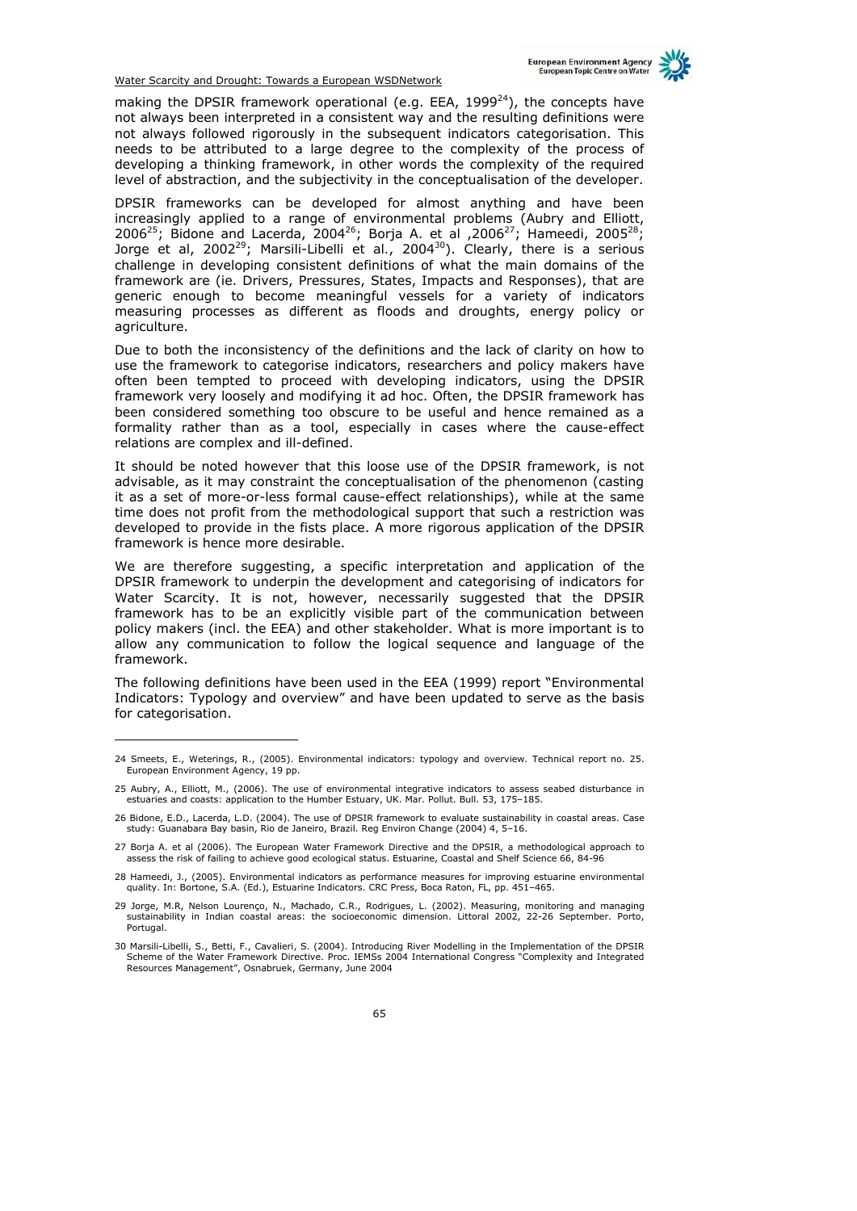making the DPSIR framework operational (e.g. EEA, 1999[24]), the concepts have not always been interpreted in a consistent way and the resulting definitions were not always followed rigorously in the subsequent indicators categorisation. This needs to be attributed to a large degree to the complexity of the process of developing a thinking framework, in other words the complexity of the required level of abstraction, and the subjectivity in the conceptualisation of the developer.

DPSIR frameworks can be developed for almost anything and have been increasingly applied to a range of environmental problems (Aubry and Elliott, 2006[25]; Bidone and Lacerda, 2004[26]; Borja A. et al ,2006[27]; Hameedi, 2005[28]; Jorge et al, 2002[29]; Marsili-Libelli et al., 2004[30]). Clearly, there is a serious challenge in developing consistent definitions of what the main domains of the framework are (ie. Drivers, Pressures, States, Impacts and Responses), that are generic enough to become meaningful vessels for a variety of indicators measuring processes as different as floods and droughts, energy policy or agriculture.

Due to both the inconsistency of the definitions and the lack of clarity on how to use the framework to categorise indicators, researchers and policy makers have often been tempted to proceed with developing indicators, using the DPSIR framework very loosely and modifying it ad hoc. Often, the DPSIR framework has been considered something too obscure to be useful and hence remained as a formality rather than as a tool, especially in cases where the cause-effect relations are complex and ill-defined.

It should be noted however that this loose use of the DPSIR framework, is not advisable, as it may constraint the conceptualisation of the phenomenon (casting it as a set of more-or-less formal cause-effect relationships), while at the same time does not profit from the methodological support that such a restriction was developed to provide in the fists place. A more rigorous application of the DPSIR framework is hence more desirable.

We are therefore suggesting, a specific interpretation and application of the DPSIR framework to underpin the development and categorising of indicators for Water Scarcity. It is not, however, necessarily suggested that the DPSIR framework has to be an explicitly visible part of the communication between policy makers (incl. the EEA) and other stakeholder. What is more important is to allow any communication to follow the logical sequence and language of the framework.

The following definitions have been used in the EEA (1999) report "Environmental Indicators: Typology and overview" and have been updated to serve as the basis for categorisation.

---

24 Smeets, E., Weterings, R., (2005). Environmental indicators: typology and overview. Technical report no. 25. European Environment Agency, 19 pp.

25 Aubry, A., Elliott, M., (2006). The use of environmental integrative indicators to assess seabed disturbance in estuaries and coasts: application to the Humber Estuary, UK. Mar. Pollut. Bull. 53, 175–185.

26 Bidone, E.D., Lacerda, L.D. (2004). The use of DPSIR framework to evaluate sustainability in coastal areas. Case study: Guanabara Bay basin, Rio de Janeiro, Brazil. Reg Environ Change (2004) 4, 5–16.

27 Borja A. et al (2006). The European Water Framework Directive and the DPSIR, a methodological approach to assess the risk of failing to achieve good ecological status. Estuarine, Coastal and Shelf Science 66, 84-96

28 Hameedi, J., (2005). Environmental indicators as performance measures for improving estuarine environmental quality. In: Bortone, S.A. (Ed.), Estuarine Indicators. CRC Press, Boca Raton, FL, pp. 451–465.

29 Jorge, M.R, Nelson Lourenço, N., Machado, C.R., Rodrigues, L. (2002). Measuring, monitoring and managing sustainability in Indian coastal areas: the socioeconomic dimension. Littoral 2002, 22-26 September. Porto, Portugal.

30 Marsili-Libelli, S., Betti, F., Cavalieri, S. (2004). Introducing River Modelling in the Implementation of the DPSIR Scheme of the Water Framework Directive. Proc. IEMSs 2004 International Congress "Complexity and Integrated Resources Management", Osnabruek, Germany, June 2004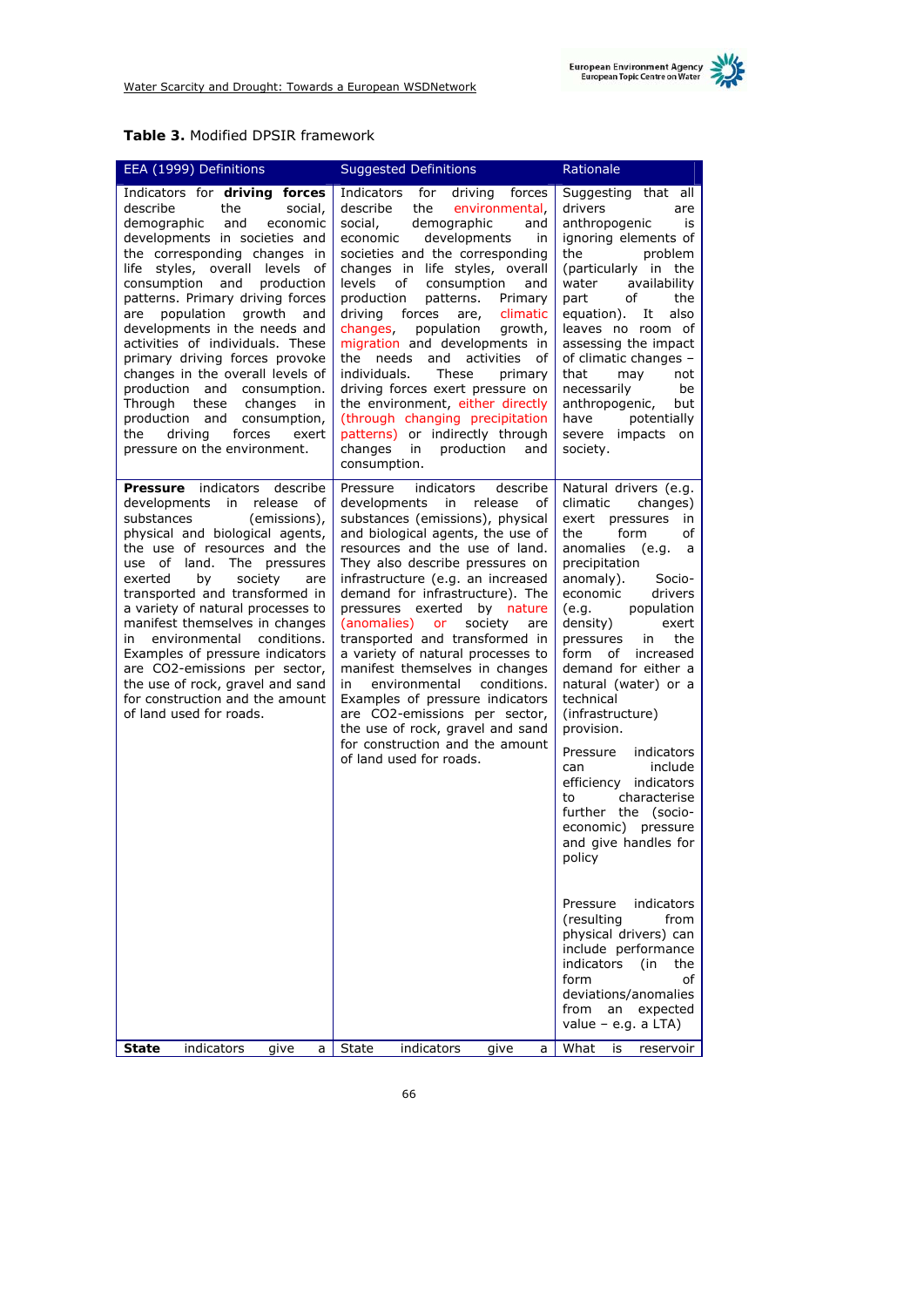**Table 3.** Modified DPSIR framework

| EEA (1999) Definitions | Suggested Definitions | Rationale |
|---|---|---|
| Indicators for **driving forces** describe the social, demographic and economic developments in societies and the corresponding changes in life styles, overall levels of consumption and production patterns. Primary driving forces are population growth and developments in the needs and activities of individuals. These primary driving forces provoke changes in the overall levels of production and consumption. Through these changes in production and consumption, the driving forces exert pressure on the environment. | Indicators for driving forces describe the environmental, social, demographic and economic developments in societies and the corresponding changes in life styles, overall levels of consumption and production patterns. Primary driving forces are, climatic changes, population growth, migration and developments in the needs and activities of individuals. These primary driving forces exert pressure on the environment, either directly (through changing precipitation patterns) or indirectly through changes in production and consumption. | Suggesting that all drivers are anthropogenic is ignoring elements of the problem (particularly in the water availability part of the equation). It also leaves no room of assessing the impact of climatic changes – that may not necessarily be anthropogenic, but have potentially severe impacts on society. |
| **Pressure** indicators describe developments in release of substances (emissions), physical and biological agents, the use of resources and the use of land. The pressures exerted by society are transported and transformed in a variety of natural processes to manifest themselves in changes in environmental conditions. Examples of pressure indicators are CO2-emissions per sector, the use of rock, gravel and sand for construction and the amount of land used for roads. | Pressure indicators describe developments in release of substances (emissions), physical and biological agents, the use of resources and the use of land. They also describe pressures on infrastructure (e.g. an increased demand for infrastructure). The pressures exerted by nature (anomalies) or society are transported and transformed in a variety of natural processes to manifest themselves in changes in environmental conditions. Examples of pressure indicators are CO2-emissions per sector, the use of rock, gravel and sand for construction and the amount of land used for roads. | Natural drivers (e.g. climatic changes) exert pressures in the form of anomalies (e.g. a precipitation anomaly). Socio-economic drivers (e.g. population density) exert pressures in the form of increased demand for either a natural (water) or a technical (infrastructure) provision.<br><br>Pressure indicators can include efficiency indicators to characterise further the (socio-economic) pressure and give handles for policy<br><br>Pressure indicators (resulting from physical drivers) can include performance indicators (in the form of deviations/anomalies from an expected value – e.g. a LTA) |
| **State** indicators give a | State indicators give a | What is reservoir |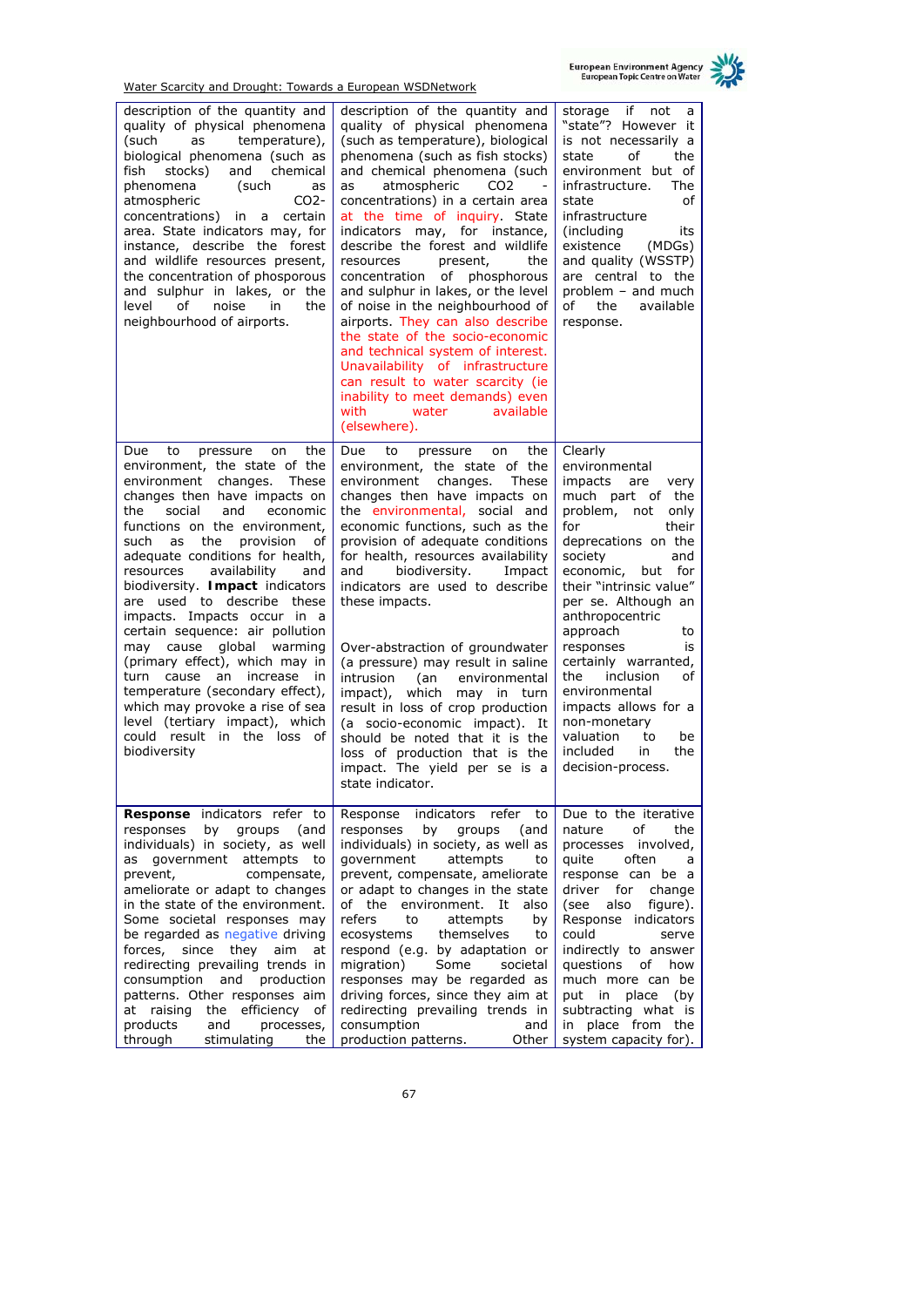| | | |
|---|---|---|
| description of the quantity and quality of physical phenomena (such as temperature), biological phenomena (such as fish stocks) and chemical phenomena (such as atmospheric CO2-concentrations) in a certain area. State indicators may, for instance, describe the forest and wildlife resources present, the concentration of phosporous and sulphur in lakes, or the level of noise in the neighbourhood of airports. | description of the quantity and quality of physical phenomena (such as temperature), biological phenomena (such as fish stocks) and chemical phenomena (such as atmospheric CO2 - concentrations) in a certain area at the time of inquiry. State indicators may, for instance, describe the forest and wildlife resources present, the concentration of phosphorous and sulphur in lakes, or the level of noise in the neighbourhood of airports. They can also describe the state of the socio-economic and technical system of interest. Unavailability of infrastructure can result to water scarcity (ie inability to meet demands) even with water available (elsewhere). | storage if not a "state"? However it is not necessarily a state of the environment but of infrastructure. The state of infrastructure (including its existence (MDGs) and quality (WSSTP) are central to the problem – and much of the available response. |
| Due to pressure on the environment, the state of the environment changes. These changes then have impacts on the social and economic functions on the environment, such as the provision of adequate conditions for health, resources availability and biodiversity. **Impact** indicators are used to describe these impacts. Impacts occur in a certain sequence: air pollution may cause global warming (primary effect), which may in turn cause an increase in temperature (secondary effect), which may provoke a rise of sea level (tertiary impact), which could result in the loss of biodiversity | Due to pressure on the environment, the state of the environment changes. These changes then have impacts on the environmental, social and economic functions, such as the provision of adequate conditions for health, resources availability and biodiversity. Impact indicators are used to describe these impacts.<br><br>Over-abstraction of groundwater (a pressure) may result in saline intrusion (an environmental impact), which may in turn result in loss of crop production (a socio-economic impact). It should be noted that it is the loss of production that is the impact. The yield per se is a state indicator. | Clearly environmental impacts are very much part of the problem, not only for their deprecations on the society and economic, but for their "intrinsic value" per se. Although an anthropocentric approach to responses is certainly warranted, the inclusion of environmental impacts allows for a non-monetary valuation to be included in the decision-process. |
| **Response** indicators refer to responses by groups (and individuals) in society, as well as government attempts to prevent, compensate, ameliorate or adapt to changes in the state of the environment. Some societal responses may be regarded as negative driving forces, since they aim at redirecting prevailing trends in consumption and production patterns. Other responses aim at raising the efficiency of products and processes, through stimulating the | Response indicators refer to responses by groups (and individuals) in society, as well as government attempts to prevent, compensate, ameliorate or adapt to changes in the state of the environment. It also refers to attempts by ecosystems themselves to respond (e.g. by adaptation or migration) Some societal responses may be regarded as driving forces, since they aim at redirecting prevailing trends in consumption and production patterns. Other | Due to the iterative nature of the processes involved, quite often a response can be a driver for change (see also figure). Response indicators could serve indirectly to answer questions of how much more can be put in place (by subtracting what is in place from the system capacity for). |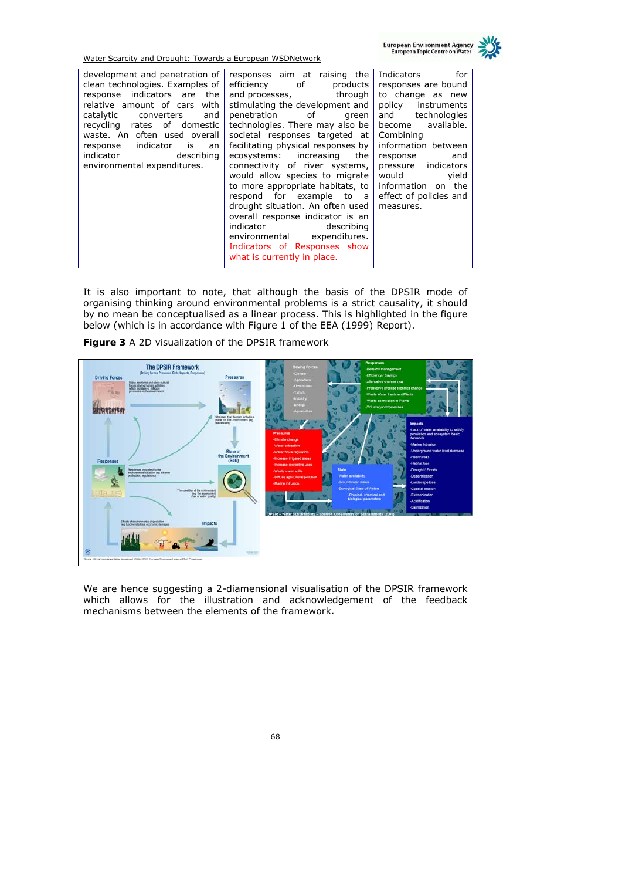| | | |
|---|---|---|
| development and penetration of clean technologies. Examples of response indicators are the relative amount of cars with catalytic converters and recycling rates of domestic waste. An often used overall response indicator is an indicator describing environmental expenditures. | responses aim at raising the efficiency of products and processes, through stimulating the development and penetration of green technologies. There may also be societal responses targeted at facilitating physical responses by ecosystems: increasing the connectivity of river systems, would allow species to migrate to more appropriate habitats, to respond for example to a drought situation. An often used overall response indicator is an indicator describing environmental expenditures. Indicators of Responses show what is currently in place. | Indicators for responses are bound to change as new policy instruments and technologies become available. Combining information between response and pressure indicators would yield information on the effect of policies and measures. |

It is also important to note, that although the basis of the DPSIR mode of organising thinking around environmental problems is a strict causality, it should by no mean be conceptualised as a linear process. This is highlighted in the figure below (which is in accordance with Figure 1 of the EEA (1999) Report).

**Figure 3** A 2D visualization of the DPSIR framework

We are hence suggesting a 2-diamensional visualisation of the DPSIR framework which allows for the illustration and acknowledgement of the feedback mechanisms between the elements of the framework.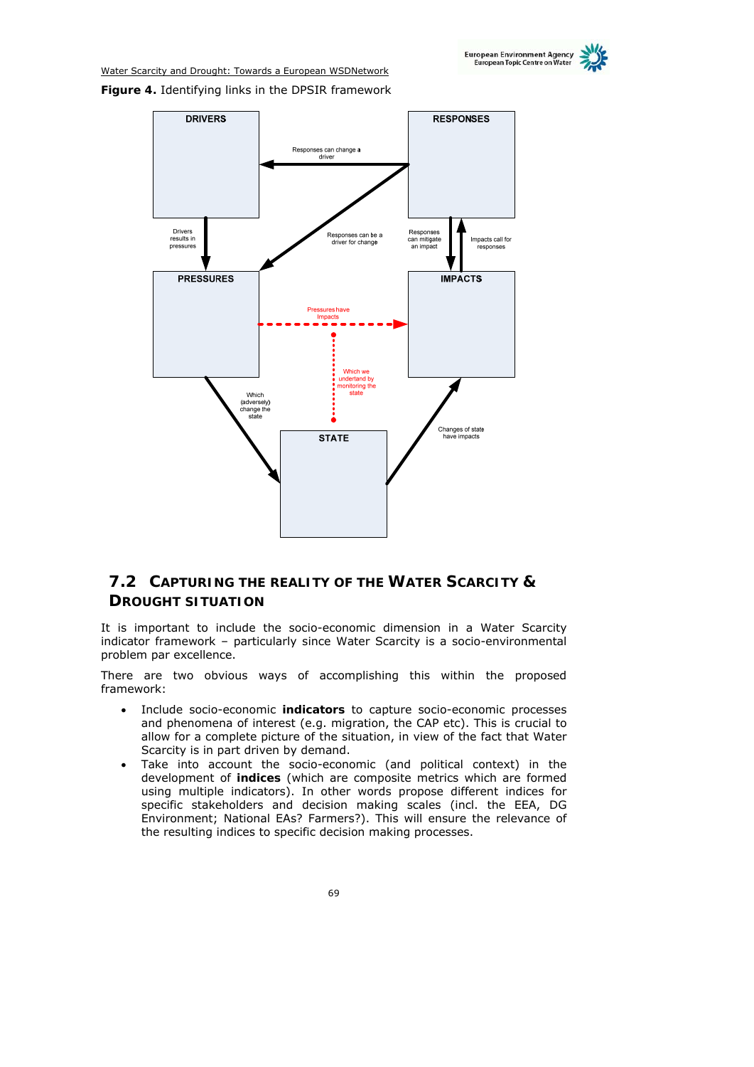**Figure 4.** Identifying links in the DPSIR framework

DRIVERS

RESPONSES

Responses can change a driver

Responses can be a driver for change

Drivers results in pressures

Responses can mitigate an impact

Impacts call for responses

PRESSURES

IMPACTS

Pressures have Impacts

Which we undertand by monitoring the state

Which (adversely) change the state

Changes of state have impacts

STATE

## 7.2 CAPTURING THE REALITY OF THE WATER SCARCITY & DROUGHT SITUATION

It is important to include the socio-economic dimension in a Water Scarcity indicator framework – particularly since Water Scarcity is a socio-environmental problem par excellence.

There are two obvious ways of accomplishing this within the proposed framework:

- Include socio-economic **indicators** to capture socio-economic processes and phenomena of interest (e.g. migration, the CAP etc). This is crucial to allow for a complete picture of the situation, in view of the fact that Water Scarcity is in part driven by demand.
- Take into account the socio-economic (and political context) in the development of **indices** (which are composite metrics which are formed using multiple indicators). In other words propose different indices for specific stakeholders and decision making scales (incl. the EEA, DG Environment; National EAs? Farmers?). This will ensure the relevance of the resulting indices to specific decision making processes.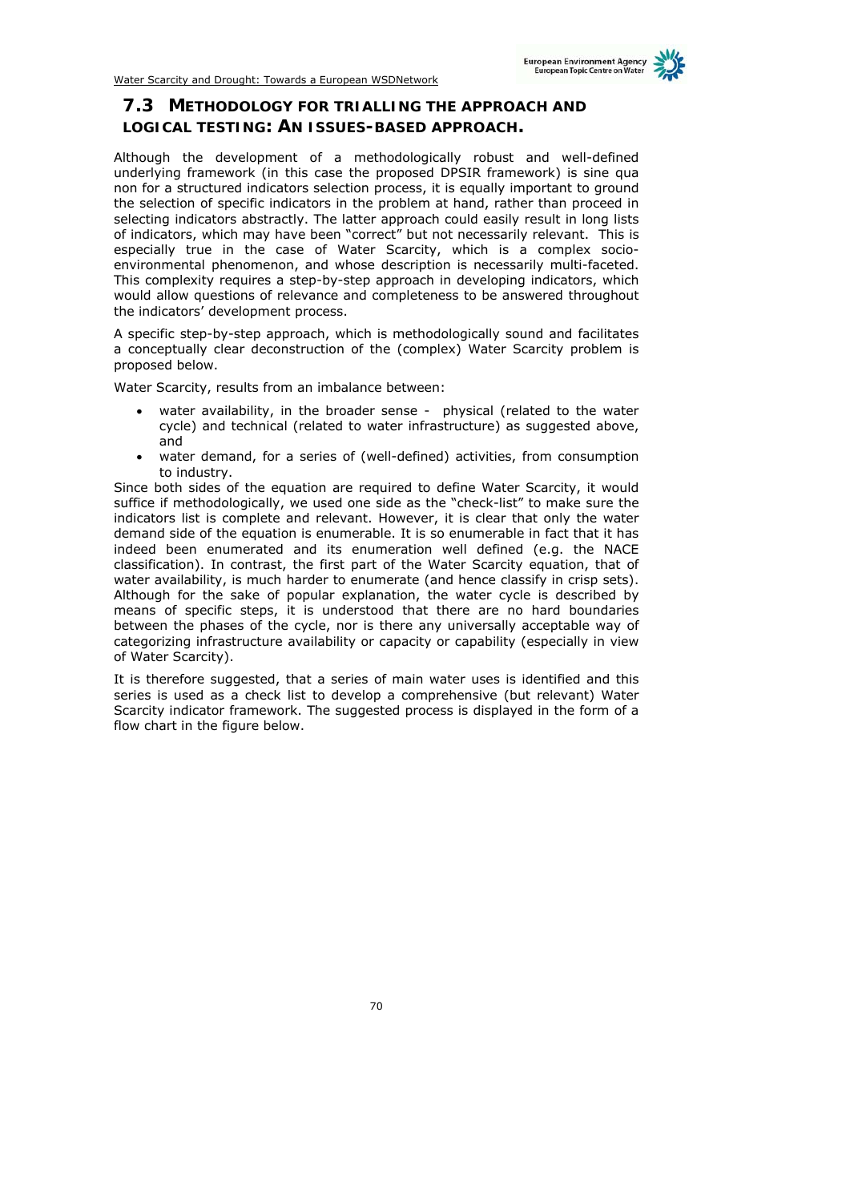## 7.3 METHODOLOGY FOR TRIALLING THE APPROACH AND LOGICAL TESTING: AN ISSUES-BASED APPROACH.

Although the development of a methodologically robust and well-defined underlying framework (in this case the proposed DPSIR framework) is sine qua non for a structured indicators selection process, it is equally important to ground the selection of specific indicators in the problem at hand, rather than proceed in selecting indicators abstractly. The latter approach could easily result in long lists of indicators, which may have been "correct" but not necessarily relevant. This is especially true in the case of Water Scarcity, which is a complex socio-environmental phenomenon, and whose description is necessarily multi-faceted. This complexity requires a step-by-step approach in developing indicators, which would allow questions of relevance and completeness to be answered throughout the indicators' development process.

A specific step-by-step approach, which is methodologically sound and facilitates a conceptually clear deconstruction of the (complex) Water Scarcity problem is proposed below.

Water Scarcity, results from an imbalance between:

- water availability, in the broader sense - physical (related to the water cycle) and technical (related to water infrastructure) as suggested above, and
- water demand, for a series of (well-defined) activities, from consumption to industry.

Since both sides of the equation are required to define Water Scarcity, it would suffice if methodologically, we used one side as the "check-list" to make sure the indicators list is complete and relevant. However, it is clear that only the water demand side of the equation is enumerable. It is so enumerable in fact that it has indeed been enumerated and its enumeration well defined (e.g. the NACE classification). In contrast, the first part of the Water Scarcity equation, that of water availability, is much harder to enumerate (and hence classify in crisp sets). Although for the sake of popular explanation, the water cycle is described by means of specific steps, it is understood that there are no hard boundaries between the phases of the cycle, nor is there any universally acceptable way of categorizing infrastructure availability or capacity or capability (especially in view of Water Scarcity).

It is therefore suggested, that a series of main water uses is identified and this series is used as a check list to develop a comprehensive (but relevant) Water Scarcity indicator framework. The suggested process is displayed in the form of a flow chart in the figure below.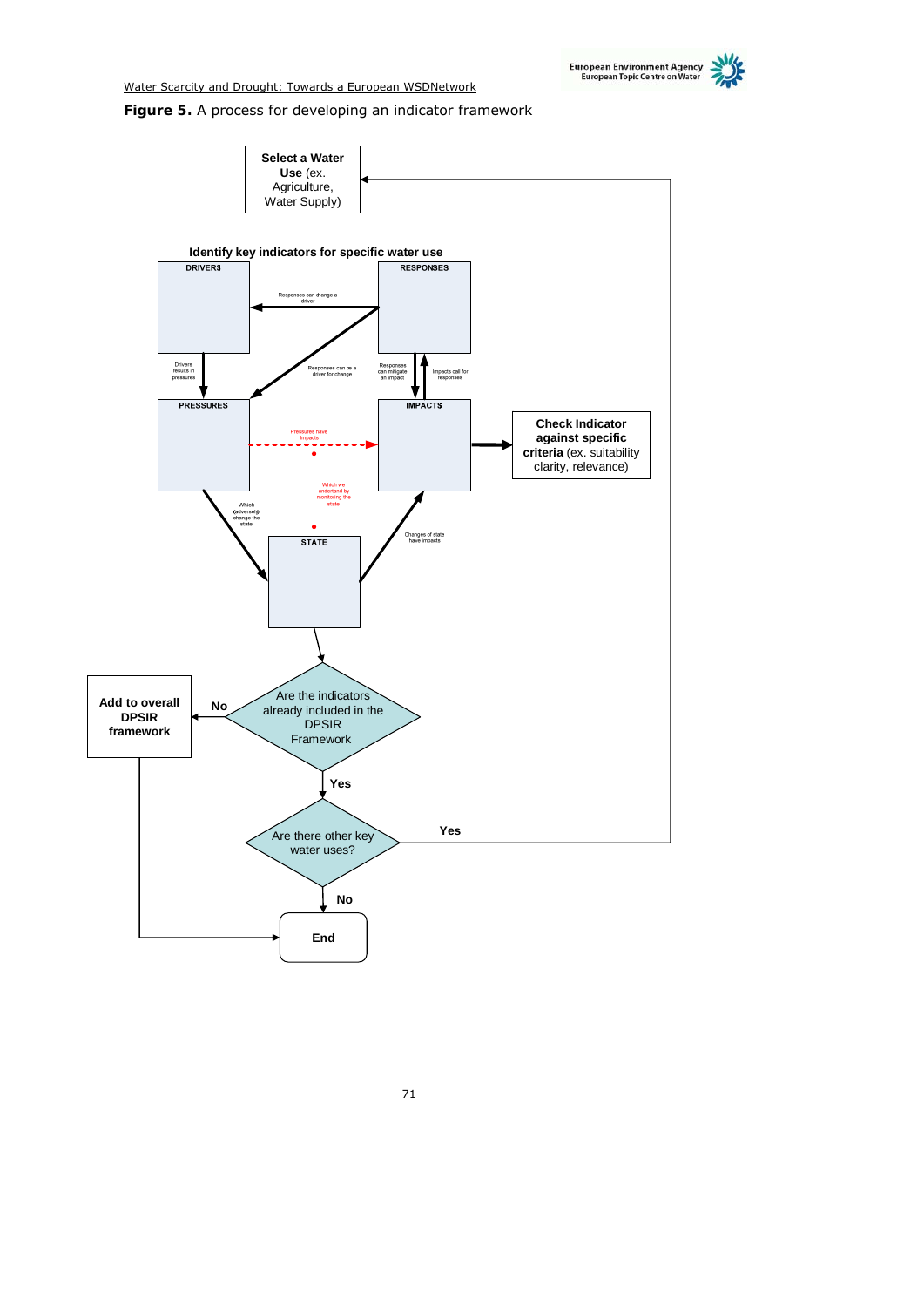**Figure 5.** A process for developing an indicator framework

Select a Water Use (ex. Agriculture, Water Supply)

Identify key indicators for specific water use

DRIVERS

RESPONSES

Responses can change a driver

Responses can be a driver for change

Drivers results in pressures

Responses can mitigate an impact

Impacts call for responses

PRESSURES

IMPACTS

Pressures have impacts

Check Indicator against specific criteria (ex. suitability clarity, relevance)

Which we understand by monitoring the state

Which (adversely) change the state

Changes of state have impacts

STATE

Are the indicators already included in the DPSIR Framework

No

Add to overall DPSIR framework

Yes

Are there other key water uses?

Yes

No

End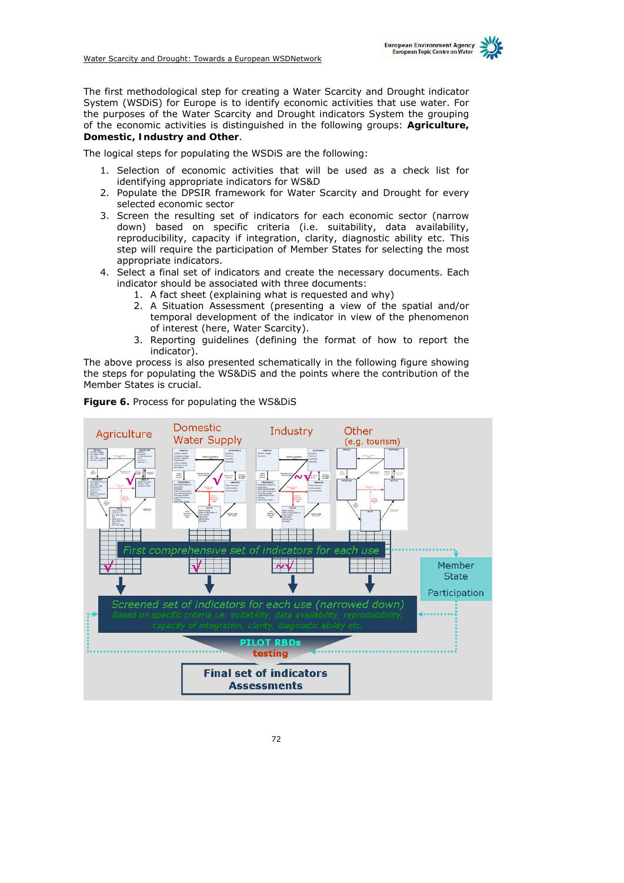The first methodological step for creating a Water Scarcity and Drought indicator System (WSDiS) for Europe is to identify economic activities that use water. For the purposes of the Water Scarcity and Drought indicators System the grouping of the economic activities is distinguished in the following groups: **Agriculture, Domestic, Industry and Other**.

The logical steps for populating the WSDiS are the following:

1. Selection of economic activities that will be used as a check list for identifying appropriate indicators for WS&D
2. Populate the DPSIR framework for Water Scarcity and Drought for every selected economic sector
3. Screen the resulting set of indicators for each economic sector (narrow down) based on specific criteria (i.e. suitability, data availability, reproducibility, capacity if integration, clarity, diagnostic ability etc. This step will require the participation of Member States for selecting the most appropriate indicators.
4. Select a final set of indicators and create the necessary documents. Each indicator should be associated with three documents:
   1. A fact sheet (explaining what is requested and why)
   2. A Situation Assessment (presenting a view of the spatial and/or temporal development of the indicator in view of the phenomenon of interest (here, Water Scarcity).
   3. Reporting guidelines (defining the format of how to report the indicator).

The above process is also presented schematically in the following figure showing the steps for populating the WS&DiS and the points where the contribution of the Member States is crucial.

**Figure 6.** Process for populating the WS&DiS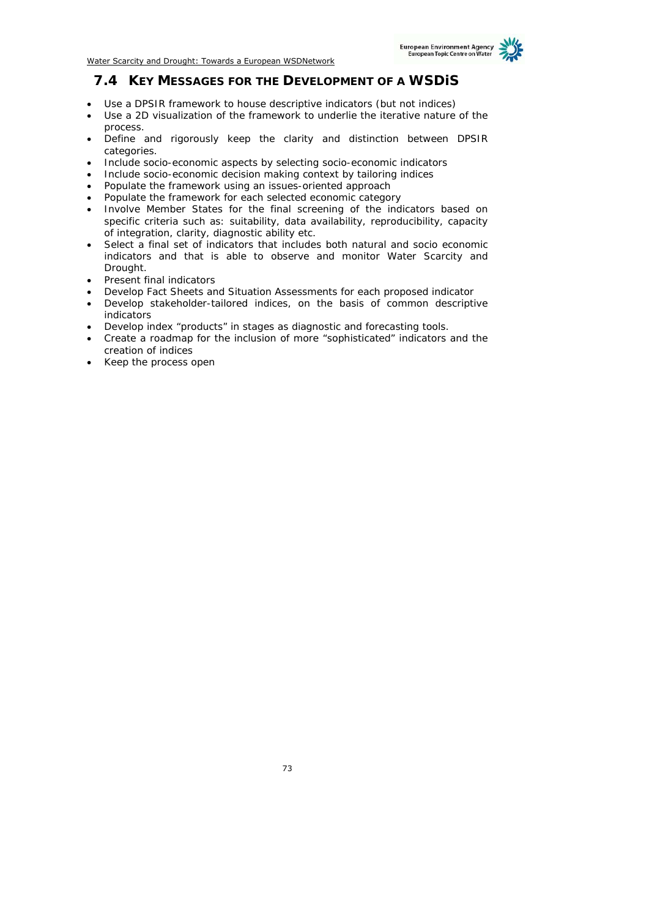## 7.4 KEY MESSAGES FOR THE DEVELOPMENT OF A WSDiS

- Use a DPSIR framework to house descriptive indicators (but not indices)
- Use a 2D visualization of the framework to underlie the iterative nature of the process.
- Define and rigorously keep the clarity and distinction between DPSIR categories.
- Include socio-economic aspects by selecting socio-economic indicators
- Include socio-economic decision making context by tailoring indices
- Populate the framework using an issues-oriented approach
- Populate the framework for each selected economic category
- Involve Member States for the final screening of the indicators based on specific criteria such as: suitability, data availability, reproducibility, capacity of integration, clarity, diagnostic ability etc.
- Select a final set of indicators that includes both natural and socio economic indicators and that is able to observe and monitor Water Scarcity and Drought.
- Present final indicators
- Develop Fact Sheets and Situation Assessments for each proposed indicator
- Develop stakeholder-tailored indices, on the basis of common descriptive indicators
- Develop index "products" in stages as diagnostic and forecasting tools.
- Create a roadmap for the inclusion of more "sophisticated" indicators and the creation of indices
- Keep the process open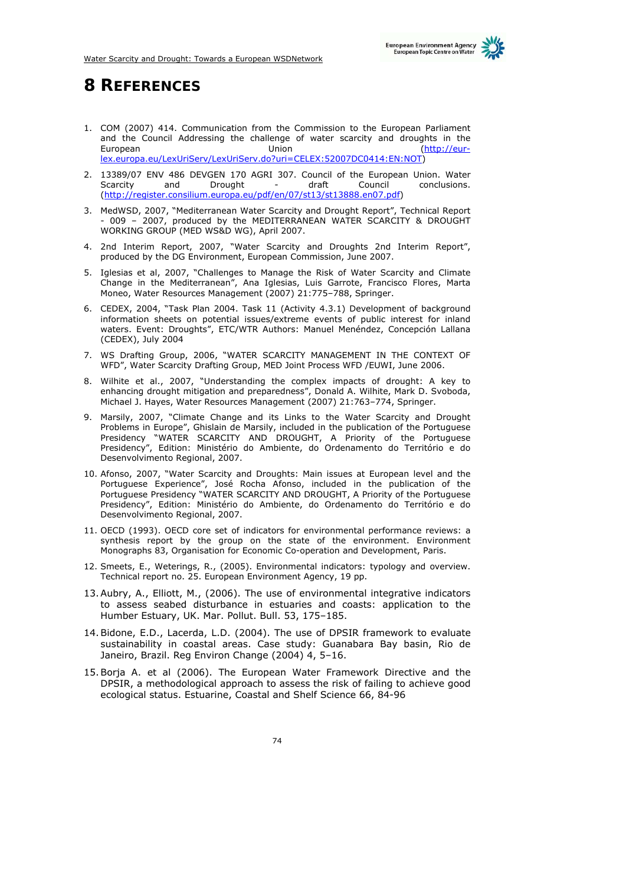# 8 REFERENCES

1. COM (2007) 414. Communication from the Commission to the European Parliament and the Council Addressing the challenge of water scarcity and droughts in the European Union (http://eur-lex.europa.eu/LexUriServ/LexUriServ.do?uri=CELEX:52007DC0414:EN:NOT)

2. 13389/07 ENV 486 DEVGEN 170 AGRI 307. Council of the European Union. Water Scarcity and Drought - draft Council conclusions. (http://register.consilium.europa.eu/pdf/en/07/st13/st13888.en07.pdf)

3. MedWSD, 2007, "Mediterranean Water Scarcity and Drought Report", Technical Report - 009 – 2007, produced by the MEDITERRANEAN WATER SCARCITY & DROUGHT WORKING GROUP (MED WS&D WG), April 2007.

4. 2nd Interim Report, 2007, "Water Scarcity and Droughts 2nd Interim Report", produced by the DG Environment, European Commission, June 2007.

5. Iglesias et al, 2007, "Challenges to Manage the Risk of Water Scarcity and Climate Change in the Mediterranean", Ana Iglesias, Luis Garrote, Francisco Flores, Marta Moneo, Water Resources Management (2007) 21:775–788, Springer.

6. CEDEX, 2004, "Task Plan 2004. Task 11 (Activity 4.3.1) Development of background information sheets on potential issues/extreme events of public interest for inland waters. Event: Droughts", ETC/WTR Authors: Manuel Menéndez, Concepción Lallana (CEDEX), July 2004

7. WS Drafting Group, 2006, "WATER SCARCITY MANAGEMENT IN THE CONTEXT OF WFD", Water Scarcity Drafting Group, MED Joint Process WFD /EUWI, June 2006.

8. Wilhite et al., 2007, "Understanding the complex impacts of drought: A key to enhancing drought mitigation and preparedness", Donald A. Wilhite, Mark D. Svoboda, Michael J. Hayes, Water Resources Management (2007) 21:763–774, Springer.

9. Marsily, 2007, "Climate Change and its Links to the Water Scarcity and Drought Problems in Europe", Ghislain de Marsily, included in the publication of the Portuguese Presidency "WATER SCARCITY AND DROUGHT, A Priority of the Portuguese Presidency", Edition: Ministério do Ambiente, do Ordenamento do Território e do Desenvolvimento Regional, 2007.

10. Afonso, 2007, "Water Scarcity and Droughts: Main issues at European level and the Portuguese Experience", José Rocha Afonso, included in the publication of the Portuguese Presidency "WATER SCARCITY AND DROUGHT, A Priority of the Portuguese Presidency", Edition: Ministério do Ambiente, do Ordenamento do Território e do Desenvolvimento Regional, 2007.

11. OECD (1993). OECD core set of indicators for environmental performance reviews: a synthesis report by the group on the state of the environment. Environment Monographs 83, Organisation for Economic Co-operation and Development, Paris.

12. Smeets, E., Weterings, R., (2005). Environmental indicators: typology and overview. Technical report no. 25. European Environment Agency, 19 pp.

13. Aubry, A., Elliott, M., (2006). The use of environmental integrative indicators to assess seabed disturbance in estuaries and coasts: application to the Humber Estuary, UK. Mar. Pollut. Bull. 53, 175–185.

14. Bidone, E.D., Lacerda, L.D. (2004). The use of DPSIR framework to evaluate sustainability in coastal areas. Case study: Guanabara Bay basin, Rio de Janeiro, Brazil. Reg Environ Change (2004) 4, 5–16.

15. Borja A. et al (2006). The European Water Framework Directive and the DPSIR, a methodological approach to assess the risk of failing to achieve good ecological status. Estuarine, Coastal and Shelf Science 66, 84-96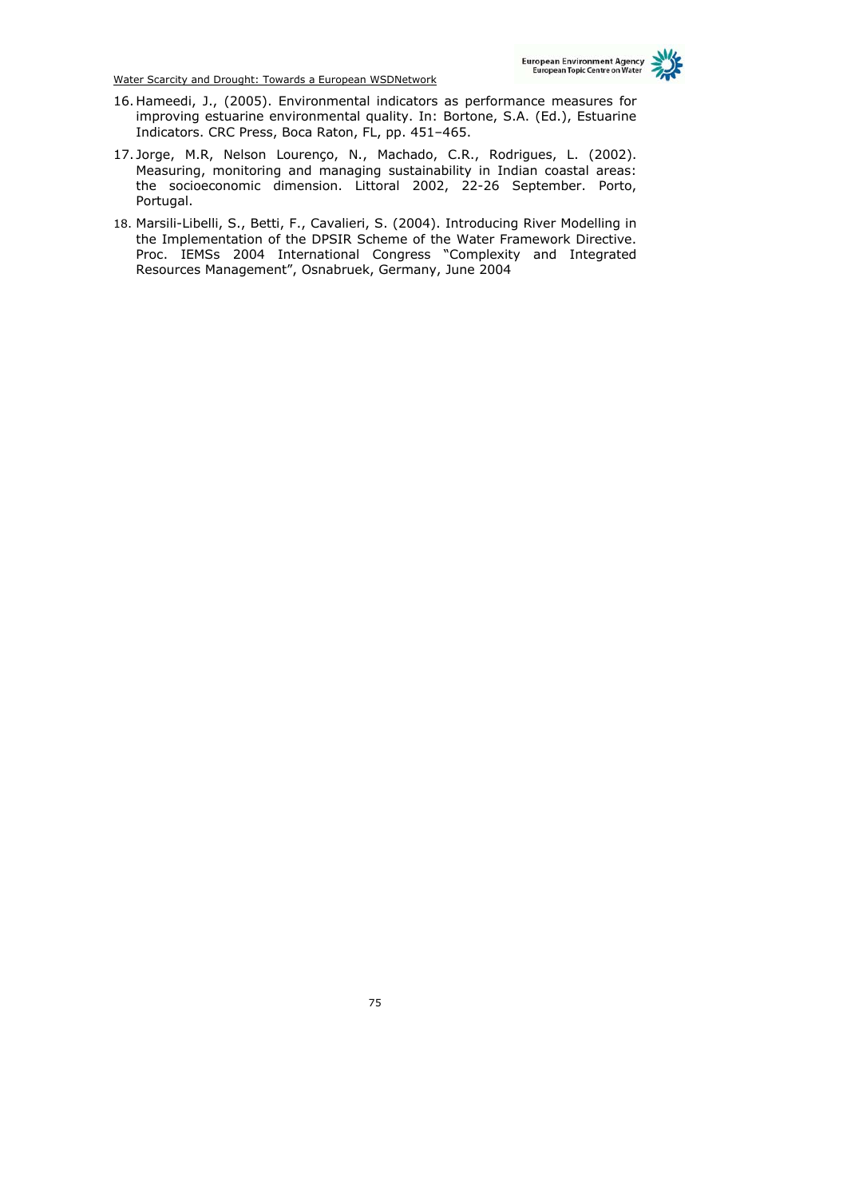16. Hameedi, J., (2005). Environmental indicators as performance measures for improving estuarine environmental quality. In: Bortone, S.A. (Ed.), Estuarine Indicators. CRC Press, Boca Raton, FL, pp. 451–465.
17. Jorge, M.R, Nelson Lourenço, N., Machado, C.R., Rodrigues, L. (2002). Measuring, monitoring and managing sustainability in Indian coastal areas: the socioeconomic dimension. Littoral 2002, 22-26 September. Porto, Portugal.
18. Marsili-Libelli, S., Betti, F., Cavalieri, S. (2004). Introducing River Modelling in the Implementation of the DPSIR Scheme of the Water Framework Directive. Proc. IEMSs 2004 International Congress "Complexity and Integrated Resources Management", Osnabruek, Germany, June 2004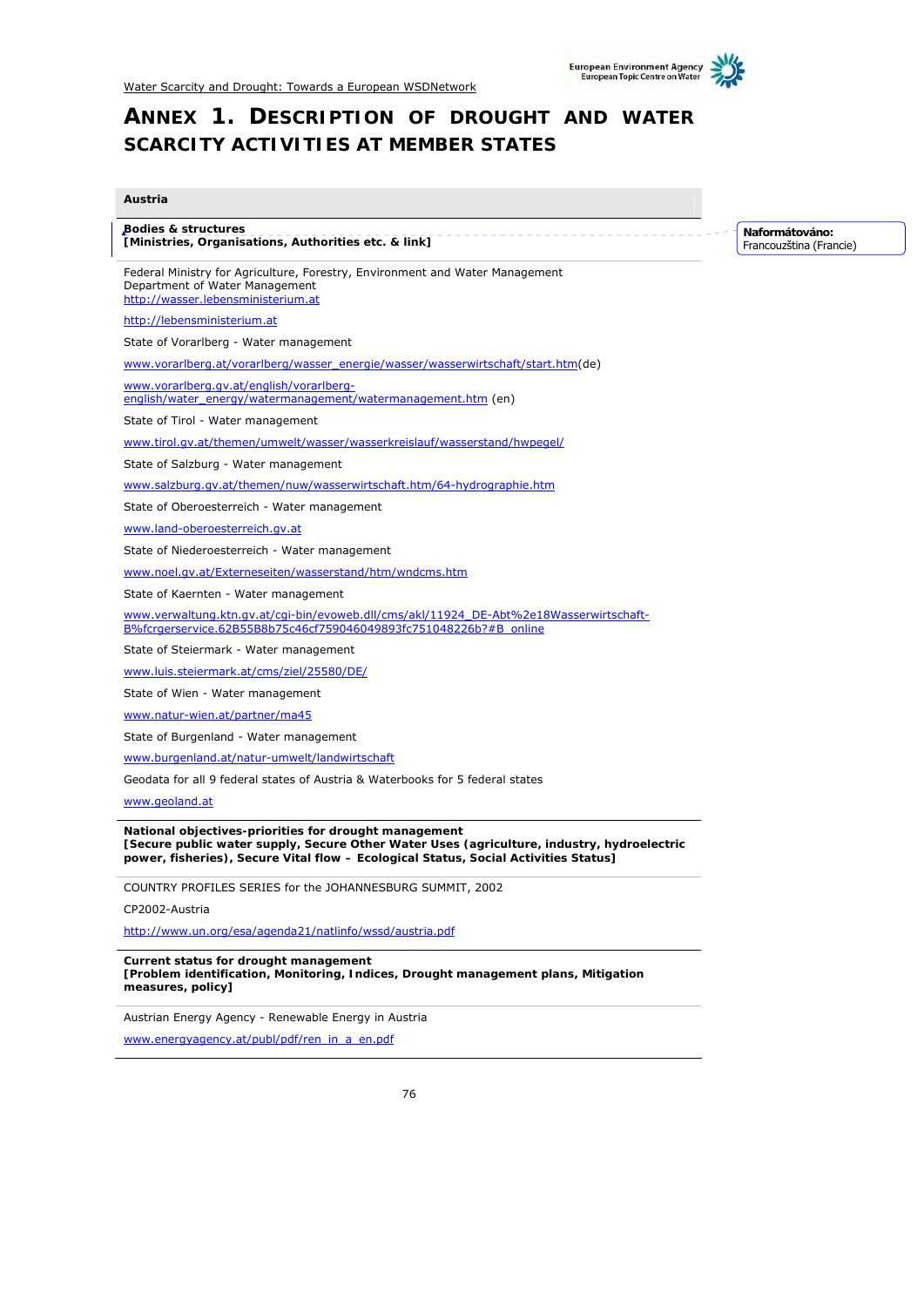# ANNEX 1. DESCRIPTION OF DROUGHT AND WATER SCARCITY ACTIVITIES AT MEMBER STATES

## Austria

**Bodies & structures**
**[Ministries, Organisations, Authorities etc. & link]**

Federal Ministry for Agriculture, Forestry, Environment and Water Management
Department of Water Management
http://wasser.lebensministerium.at

http://lebensministerium.at

State of Vorarlberg - Water management

www.vorarlberg.at/vorarlberg/wasser_energie/wasser/wasserwirtschaft/start.htm(de)

www.vorarlberg.gv.at/english/vorarlberg-english/water_energy/watermanagement/watermanagement.htm (en)

State of Tirol - Water management

www.tirol.gv.at/themen/umwelt/wasser/wasserkreislauf/wasserstand/hwpegel/

State of Salzburg - Water management

www.salzburg.gv.at/themen/nuw/wasserwirtschaft.htm/64-hydrographie.htm

State of Oberoesterreich - Water management

www.land-oberoesterreich.gv.at

State of Niederoesterreich - Water management

www.noel.gv.at/Externeseiten/wasserstand/htm/wndcms.htm

State of Kaernten - Water management

www.verwaltung.ktn.gv.at/cgi-bin/evoweb.dll/cms/akl/11924_DE-Abt%2e18Wasserwirtschaft-B%fcrgerservice.62B55B8b75c46cf759046049893fc751048226b?#B_online

State of Steiermark - Water management

www.luis.steiermark.at/cms/ziel/25580/DE/

State of Wien - Water management

www.natur-wien.at/partner/ma45

State of Burgenland - Water management

www.burgenland.at/natur-umwelt/landwirtschaft

Geodata for all 9 federal states of Austria & Waterbooks for 5 federal states

www.geoland.at

**National objectives-priorities for drought management**
**[Secure public water supply, Secure Other Water Uses (agriculture, industry, hydroelectric power, fisheries), Secure Vital flow – Ecological Status, Social Activities Status]**

COUNTRY PROFILES SERIES for the JOHANNESBURG SUMMIT, 2002

CP2002-Austria

http://www.un.org/esa/agenda21/natlinfo/wssd/austria.pdf

**Current status for drought management**
**[Problem identification, Monitoring, Indices, Drought management plans, Mitigation measures, policy]**

Austrian Energy Agency - Renewable Energy in Austria

www.energyagency.at/publ/pdf/ren_in_a_en.pdf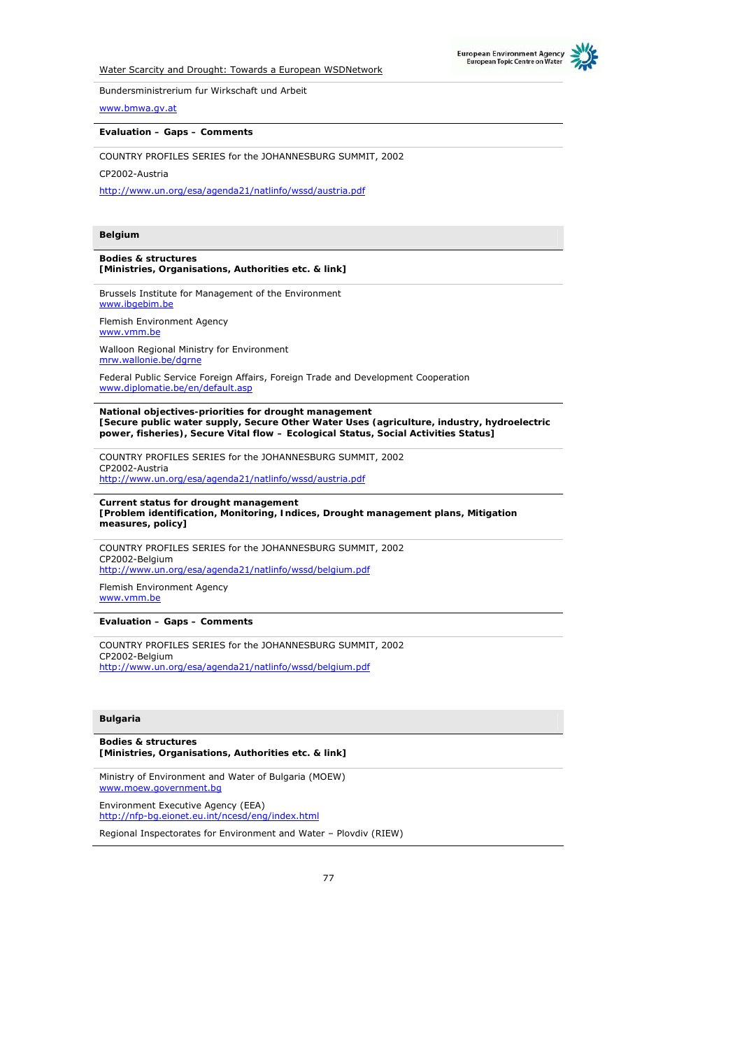Bundersministrerium fur Wirkschaft und Arbeit

www.bmwa.gv.at

**Evaluation – Gaps – Comments**

COUNTRY PROFILES SERIES for the JOHANNESBURG SUMMIT, 2002

CP2002-Austria

http://www.un.org/esa/agenda21/natlinfo/wssd/austria.pdf

## Belgium

**Bodies & structures**
**[Ministries, Organisations, Authorities etc. & link]**

Brussels Institute for Management of the Environment
www.ibgebim.be

Flemish Environment Agency
www.vmm.be

Walloon Regional Ministry for Environment
mrw.wallonie.be/dgrne

Federal Public Service Foreign Affairs, Foreign Trade and Development Cooperation
www.diplomatie.be/en/default.asp

**National objectives-priorities for drought management**
**[Secure public water supply, Secure Other Water Uses (agriculture, industry, hydroelectric power, fisheries), Secure Vital flow – Ecological Status, Social Activities Status]**

COUNTRY PROFILES SERIES for the JOHANNESBURG SUMMIT, 2002
CP2002-Austria
http://www.un.org/esa/agenda21/natlinfo/wssd/austria.pdf

**Current status for drought management**
**[Problem identification, Monitoring, Indices, Drought management plans, Mitigation measures, policy]**

COUNTRY PROFILES SERIES for the JOHANNESBURG SUMMIT, 2002
CP2002-Belgium
http://www.un.org/esa/agenda21/natlinfo/wssd/belgium.pdf

Flemish Environment Agency
www.vmm.be

**Evaluation – Gaps – Comments**

COUNTRY PROFILES SERIES for the JOHANNESBURG SUMMIT, 2002
CP2002-Belgium
http://www.un.org/esa/agenda21/natlinfo/wssd/belgium.pdf

## Bulgaria

**Bodies & structures**
**[Ministries, Organisations, Authorities etc. & link]**

Ministry of Environment and Water of Bulgaria (MOEW)
www.moew.government.bg

Environment Executive Agency (EEA)
http://nfp-bg.eionet.eu.int/ncesd/eng/index.html

Regional Inspectorates for Environment and Water – Plovdiv (RIEW)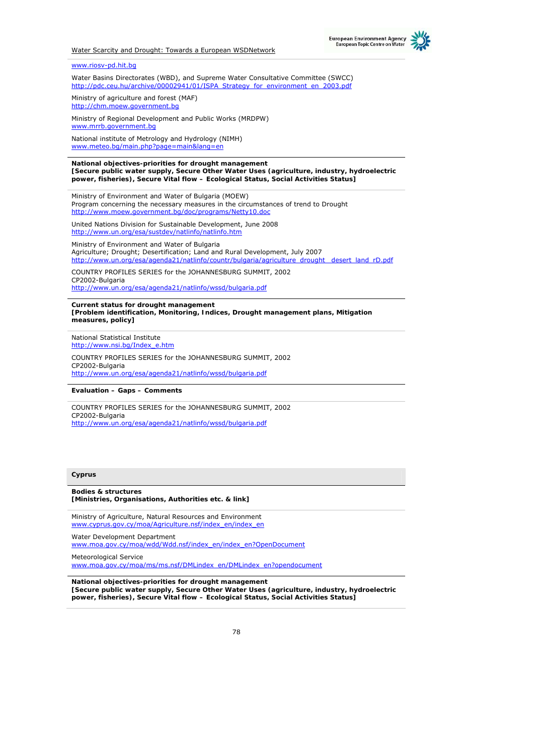www.riosv-pd.hit.bg

Water Basins Directorates (WBD), and Supreme Water Consultative Committee (SWCC)
http://pdc.ceu.hu/archive/00002941/01/ISPA_Strategy_for_environment_en_2003.pdf

Ministry of agriculture and forest (MAF)
http://chm.moew.government.bg

Ministry of Regional Development and Public Works (MRDPW)
www.mrrb.government.bg

National institute of Metrology and Hydrology (NIMH)
www.meteo.bg/main.php?page=main&lang=en

**National objectives-priorities for drought management**
**[Secure public water supply, Secure Other Water Uses (agriculture, industry, hydroelectric power, fisheries), Secure Vital flow – Ecological Status, Social Activities Status]**

Ministry of Environment and Water of Bulgaria (MOEW)
Program concerning the necessary measures in the circumstances of trend to Drought
http://www.moew.government.bg/doc/programs/Netty10.doc

United Nations Division for Sustainable Development, June 2008
http://www.un.org/esa/sustdev/natlinfo/natlinfo.htm

Ministry of Environment and Water of Bulgaria
Agriculture; Drought; Desertification; Land and Rural Development, July 2007
http://www.un.org/esa/agenda21/natlinfo/countr/bulgaria/agriculture_drought__desert_land_rD.pdf

COUNTRY PROFILES SERIES for the JOHANNESBURG SUMMIT, 2002
CP2002-Bulgaria
http://www.un.org/esa/agenda21/natlinfo/wssd/bulgaria.pdf

**Current status for drought management**
**[Problem identification, Monitoring, Indices, Drought management plans, Mitigation measures, policy]**

National Statistical Institute
http://www.nsi.bg/Index_e.htm

COUNTRY PROFILES SERIES for the JOHANNESBURG SUMMIT, 2002
CP2002-Bulgaria
http://www.un.org/esa/agenda21/natlinfo/wssd/bulgaria.pdf

**Evaluation – Gaps – Comments**

COUNTRY PROFILES SERIES for the JOHANNESBURG SUMMIT, 2002
CP2002-Bulgaria
http://www.un.org/esa/agenda21/natlinfo/wssd/bulgaria.pdf

## Cyprus

**Bodies & structures**
**[Ministries, Organisations, Authorities etc. & link]**

Ministry of Agriculture, Natural Resources and Environment
www.cyprus.gov.cy/moa/Agriculture.nsf/index_en/index_en

Water Development Department
www.moa.gov.cy/moa/wdd/Wdd.nsf/index_en/index_en?OpenDocument

Meteorological Service
www.moa.gov.cy/moa/ms/ms.nsf/DMLindex_en/DMLindex_en?opendocument

**National objectives-priorities for drought management**
**[Secure public water supply, Secure Other Water Uses (agriculture, industry, hydroelectric power, fisheries), Secure Vital flow – Ecological Status, Social Activities Status]**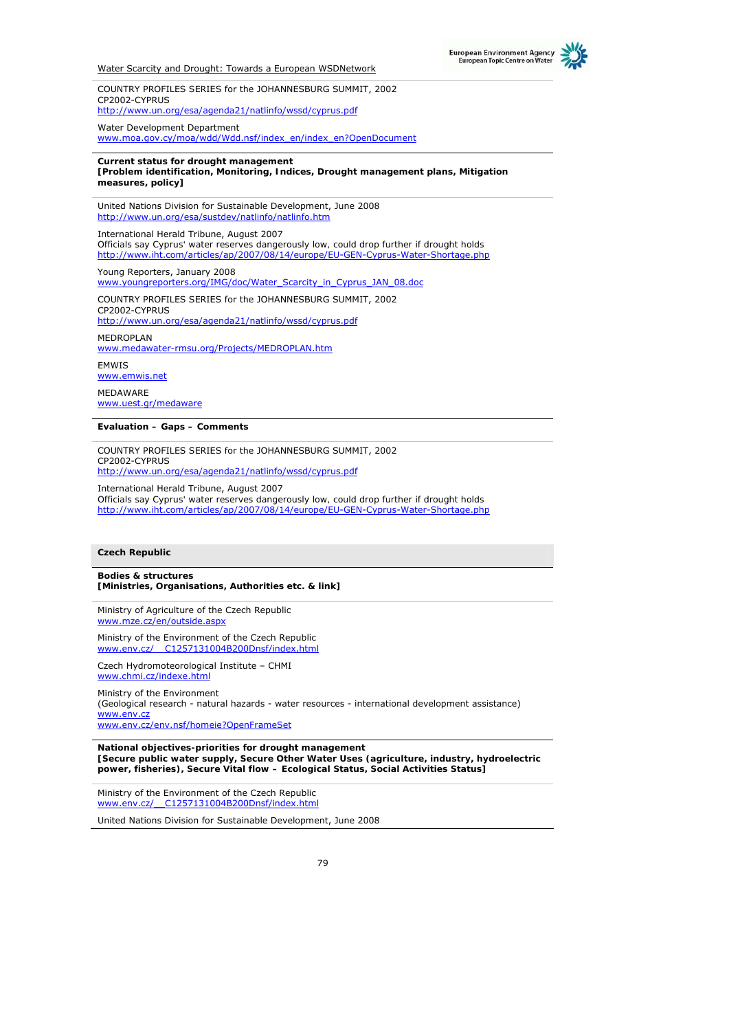COUNTRY PROFILES SERIES for the JOHANNESBURG SUMMIT, 2002
CP2002-CYPRUS
http://www.un.org/esa/agenda21/natlinfo/wssd/cyprus.pdf

Water Development Department
www.moa.gov.cy/moa/wdd/Wdd.nsf/index_en/index_en?OpenDocument

**Current status for drought management**
**[Problem identification, Monitoring, Indices, Drought management plans, Mitigation measures, policy]**

United Nations Division for Sustainable Development, June 2008
http://www.un.org/esa/sustdev/natlinfo/natlinfo.htm

International Herald Tribune, August 2007
Officials say Cyprus' water reserves dangerously low, could drop further if drought holds
http://www.iht.com/articles/ap/2007/08/14/europe/EU-GEN-Cyprus-Water-Shortage.php

Young Reporters, January 2008
www.youngreporters.org/IMG/doc/Water_Scarcity_in_Cyprus_JAN_08.doc

COUNTRY PROFILES SERIES for the JOHANNESBURG SUMMIT, 2002
CP2002-CYPRUS
http://www.un.org/esa/agenda21/natlinfo/wssd/cyprus.pdf

MEDROPLAN
www.medawater-rmsu.org/Projects/MEDROPLAN.htm

EMWIS
www.emwis.net

MEDAWARE
www.uest.gr/medaware

**Evaluation – Gaps – Comments**

COUNTRY PROFILES SERIES for the JOHANNESBURG SUMMIT, 2002
CP2002-CYPRUS
http://www.un.org/esa/agenda21/natlinfo/wssd/cyprus.pdf

International Herald Tribune, August 2007
Officials say Cyprus' water reserves dangerously low, could drop further if drought holds
http://www.iht.com/articles/ap/2007/08/14/europe/EU-GEN-Cyprus-Water-Shortage.php

## Czech Republic

**Bodies & structures**
**[Ministries, Organisations, Authorities etc. & link]**

Ministry of Agriculture of the Czech Republic
www.mze.cz/en/outside.aspx

Ministry of the Environment of the Czech Republic
www.env.cz/__C1257131004B200Dnsf/index.html

Czech Hydrometeorological Institute – CHMI
www.chmi.cz/indexe.html

Ministry of the Environment
(Geological research - natural hazards - water resources - international development assistance)
www.env.cz
www.env.cz/env.nsf/homeie?OpenFrameSet

**National objectives-priorities for drought management**
**[Secure public water supply, Secure Other Water Uses (agriculture, industry, hydroelectric power, fisheries), Secure Vital flow – Ecological Status, Social Activities Status]**

Ministry of the Environment of the Czech Republic
www.env.cz/__C1257131004B200Dnsf/index.html

United Nations Division for Sustainable Development, June 2008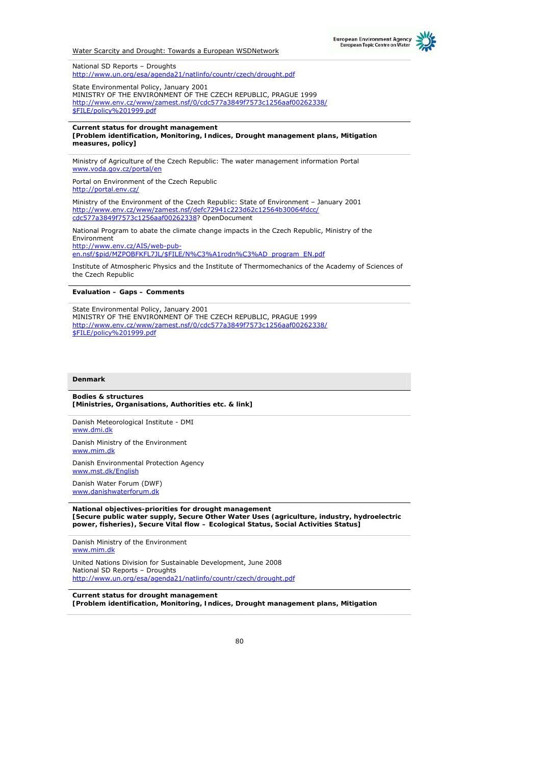National SD Reports – Droughts
http://www.un.org/esa/agenda21/natlinfo/countr/czech/drought.pdf

State Environmental Policy, January 2001
MINISTRY OF THE ENVIRONMENT OF THE CZECH REPUBLIC, PRAGUE 1999
http://www.env.cz/www/zamest.nsf/0/cdc577a3849f7573c1256aaf00262338/$FILE/policy%201999.pdf

**Current status for drought management**
**[Problem identification, Monitoring, Indices, Drought management plans, Mitigation measures, policy]**

Ministry of Agriculture of the Czech Republic: The water management information Portal
www.voda.gov.cz/portal/en

Portal on Environment of the Czech Republic
http://portal.env.cz/

Ministry of the Environment of the Czech Republic: State of Environment – January 2001
http://www.env.cz/www/zamest.nsf/defc72941c223d62c12564b30064fdcc/cdc577a3849f7573c1256aaf00262338? OpenDocument

National Program to abate the climate change impacts in the Czech Republic, Ministry of the Environment
http://www.env.cz/AIS/web-pub-en.nsf/$pid/MZPOBFKFL7JL/$FILE/N%C3%A1rodn%C3%AD_program_EN.pdf

Institute of Atmospheric Physics and the Institute of Thermomechanics of the Academy of Sciences of the Czech Republic

**Evaluation – Gaps – Comments**

State Environmental Policy, January 2001
MINISTRY OF THE ENVIRONMENT OF THE CZECH REPUBLIC, PRAGUE 1999
http://www.env.cz/www/zamest.nsf/0/cdc577a3849f7573c1256aaf00262338/$FILE/policy%201999.pdf

## Denmark

**Bodies & structures**
**[Ministries, Organisations, Authorities etc. & link]**

Danish Meteorological Institute - DMI
www.dmi.dk

Danish Ministry of the Environment
www.mim.dk

Danish Environmental Protection Agency
www.mst.dk/English

Danish Water Forum (DWF)
www.danishwaterforum.dk

**National objectives-priorities for drought management**
**[Secure public water supply, Secure Other Water Uses (agriculture, industry, hydroelectric power, fisheries), Secure Vital flow – Ecological Status, Social Activities Status]**

Danish Ministry of the Environment
www.mim.dk

United Nations Division for Sustainable Development, June 2008
National SD Reports – Droughts
http://www.un.org/esa/agenda21/natlinfo/countr/czech/drought.pdf

**Current status for drought management**
**[Problem identification, Monitoring, Indices, Drought management plans, Mitigation**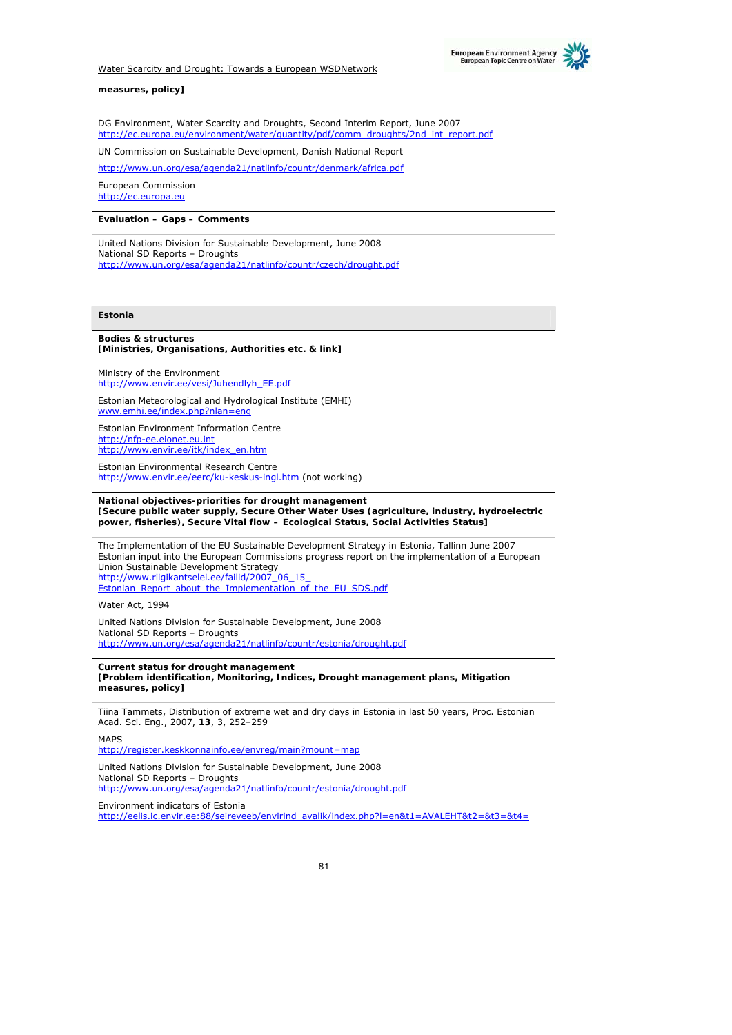**measures, policy]**

DG Environment, Water Scarcity and Droughts, Second Interim Report, June 2007
http://ec.europa.eu/environment/water/quantity/pdf/comm_droughts/2nd_int_report.pdf

UN Commission on Sustainable Development, Danish National Report

http://www.un.org/esa/agenda21/natlinfo/countr/denmark/africa.pdf

European Commission
http://ec.europa.eu

**Evaluation – Gaps – Comments**

United Nations Division for Sustainable Development, June 2008
National SD Reports – Droughts
http://www.un.org/esa/agenda21/natlinfo/countr/czech/drought.pdf

## Estonia

**Bodies & structures**
**[Ministries, Organisations, Authorities etc. & link]**

Ministry of the Environment
http://www.envir.ee/vesi/Juhendlyh_EE.pdf

Estonian Meteorological and Hydrological Institute (EMHI)
www.emhi.ee/index.php?nlan=eng

Estonian Environment Information Centre
http://nfp-ee.eionet.eu.int
http://www.envir.ee/itk/index_en.htm

Estonian Environmental Research Centre
http://www.envir.ee/eerc/ku-keskus-ingl.htm (not working)

**National objectives-priorities for drought management**
**[Secure public water supply, Secure Other Water Uses (agriculture, industry, hydroelectric power, fisheries), Secure Vital flow – Ecological Status, Social Activities Status]**

The Implementation of the EU Sustainable Development Strategy in Estonia, Tallinn June 2007
Estonian input into the European Commissions progress report on the implementation of a European Union Sustainable Development Strategy
http://www.riigikantselei.ee/failid/2007_06_15_
Estonian_Report_about_the_Implementation_of_the_EU_SDS.pdf

Water Act, 1994

United Nations Division for Sustainable Development, June 2008
National SD Reports – Droughts
http://www.un.org/esa/agenda21/natlinfo/countr/estonia/drought.pdf

**Current status for drought management**
**[Problem identification, Monitoring, Indices, Drought management plans, Mitigation measures, policy]**

Tiina Tammets, Distribution of extreme wet and dry days in Estonia in last 50 years, Proc. Estonian Acad. Sci. Eng., 2007, **13**, 3, 252–259

MAPS
http://register.keskkonnainfo.ee/envreg/main?mount=map

United Nations Division for Sustainable Development, June 2008
National SD Reports – Droughts
http://www.un.org/esa/agenda21/natlinfo/countr/estonia/drought.pdf

Environment indicators of Estonia
http://eelis.ic.envir.ee:88/seireveeb/envirind_avalik/index.php?l=en&t1=AVALEHT&t2=&t3=&t4=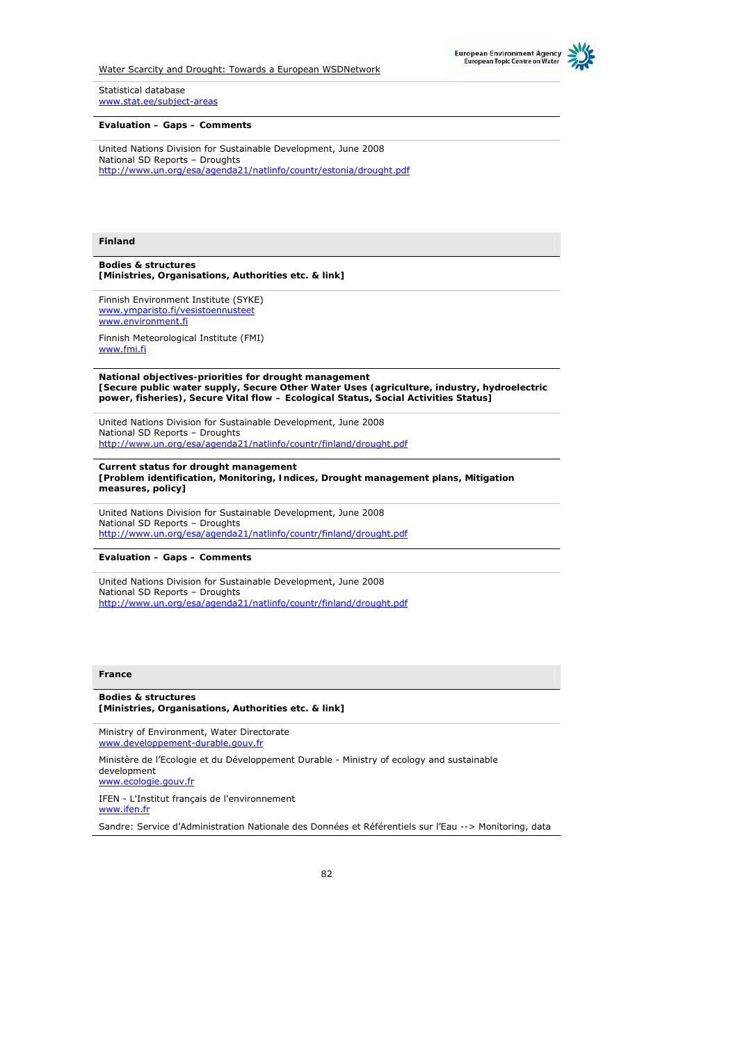Statistical database
www.stat.ee/subject-areas

**Evaluation – Gaps – Comments**

United Nations Division for Sustainable Development, June 2008
National SD Reports – Droughts
http://www.un.org/esa/agenda21/natlinfo/countr/estonia/drought.pdf

## Finland

**Bodies & structures**
**[Ministries, Organisations, Authorities etc. & link]**

Finnish Environment Institute (SYKE)
www.ymparisto.fi/vesistoennusteet
www.environment.fi

Finnish Meteorological Institute (FMI)
www.fmi.fi

**National objectives-priorities for drought management**
**[Secure public water supply, Secure Other Water Uses (agriculture, industry, hydroelectric power, fisheries), Secure Vital flow – Ecological Status, Social Activities Status]**

United Nations Division for Sustainable Development, June 2008
National SD Reports – Droughts
http://www.un.org/esa/agenda21/natlinfo/countr/finland/drought.pdf

**Current status for drought management**
**[Problem identification, Monitoring, Indices, Drought management plans, Mitigation measures, policy]**

United Nations Division for Sustainable Development, June 2008
National SD Reports – Droughts
http://www.un.org/esa/agenda21/natlinfo/countr/finland/drought.pdf

**Evaluation – Gaps – Comments**

United Nations Division for Sustainable Development, June 2008
National SD Reports – Droughts
http://www.un.org/esa/agenda21/natlinfo/countr/finland/drought.pdf

## France

**Bodies & structures**
**[Ministries, Organisations, Authorities etc. & link]**

Ministry of Environment, Water Directorate
www.developpement-durable.gouv.fr

Ministère de l'Ecologie et du Développement Durable - Ministry of ecology and sustainable development
www.ecologie.gouv.fr

IFEN - L'Institut français de l'environnement
www.ifen.fr

Sandre: Service d'Administration Nationale des Données et Référentiels sur l'Eau --> Monitoring, data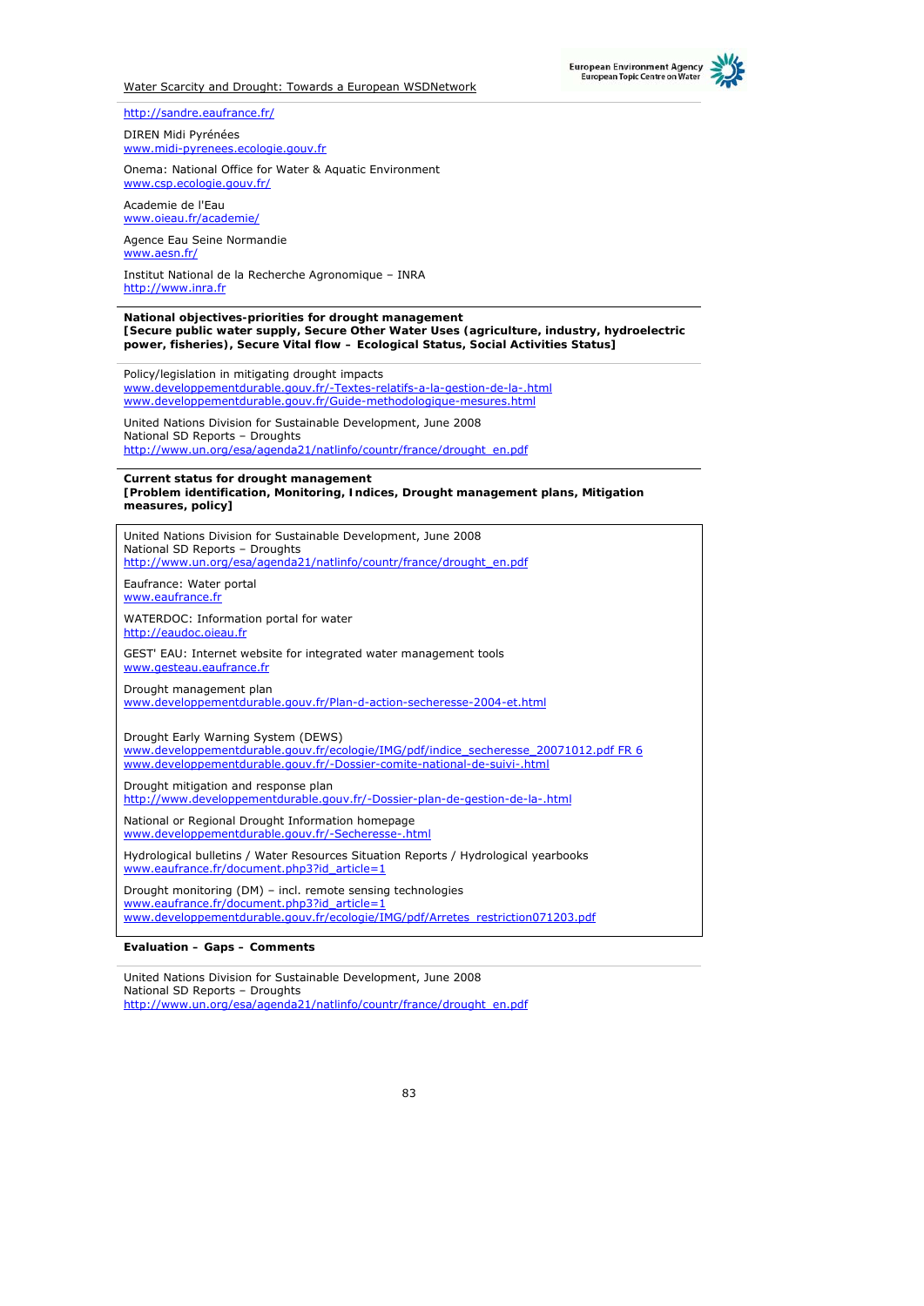http://sandre.eaufrance.fr/

DIREN Midi Pyrénées
www.midi-pyrenees.ecologie.gouv.fr

Onema: National Office for Water & Aquatic Environment
www.csp.ecologie.gouv.fr/

Academie de l'Eau
www.oieau.fr/academie/

Agence Eau Seine Normandie
www.aesn.fr/

Institut National de la Recherche Agronomique – INRA
http://www.inra.fr

**National objectives-priorities for drought management**
**[Secure public water supply, Secure Other Water Uses (agriculture, industry, hydroelectric power, fisheries), Secure Vital flow – Ecological Status, Social Activities Status]**

Policy/legislation in mitigating drought impacts
www.developpementdurable.gouv.fr/-Textes-relatifs-a-la-gestion-de-la-.html
www.developpementdurable.gouv.fr/Guide-methodologique-mesures.html

United Nations Division for Sustainable Development, June 2008
National SD Reports – Droughts
http://www.un.org/esa/agenda21/natlinfo/countr/france/drought_en.pdf

**Current status for drought management**
**[Problem identification, Monitoring, Indices, Drought management plans, Mitigation measures, policy]**

United Nations Division for Sustainable Development, June 2008
National SD Reports – Droughts
http://www.un.org/esa/agenda21/natlinfo/countr/france/drought_en.pdf

Eaufrance: Water portal
www.eaufrance.fr

WATERDOC: Information portal for water
http://eaudoc.oieau.fr

GEST' EAU: Internet website for integrated water management tools
www.gesteau.eaufrance.fr

Drought management plan
www.developpementdurable.gouv.fr/Plan-d-action-secheresse-2004-et.html

Drought Early Warning System (DEWS)
www.developpementdurable.gouv.fr/ecologie/IMG/pdf/indice_secheresse_20071012.pdf FR 6
www.developpementdurable.gouv.fr/-Dossier-comite-national-de-suivi-.html

Drought mitigation and response plan
http://www.developpementdurable.gouv.fr/-Dossier-plan-de-gestion-de-la-.html

National or Regional Drought Information homepage
www.developpementdurable.gouv.fr/-Secheresse-.html

Hydrological bulletins / Water Resources Situation Reports / Hydrological yearbooks
www.eaufrance.fr/document.php3?id_article=1

Drought monitoring (DM) – incl. remote sensing technologies
www.eaufrance.fr/document.php3?id_article=1
www.developpementdurable.gouv.fr/ecologie/IMG/pdf/Arretes_restriction071203.pdf

**Evaluation – Gaps – Comments**

United Nations Division for Sustainable Development, June 2008
National SD Reports – Droughts
http://www.un.org/esa/agenda21/natlinfo/countr/france/drought_en.pdf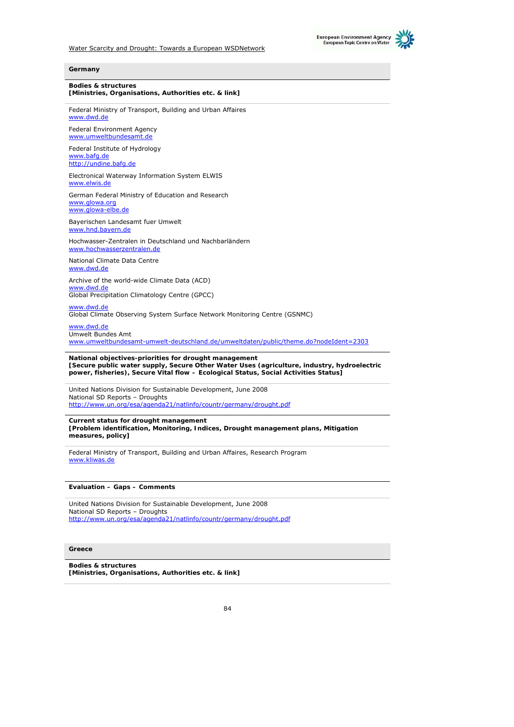## Germany

**Bodies & structures**
**[Ministries, Organisations, Authorities etc. & link]**

Federal Ministry of Transport, Building and Urban Affaires
www.dwd.de

Federal Environment Agency
www.umweltbundesamt.de

Federal Institute of Hydrology
www.bafg.de
http://undine.bafg.de

Electronical Waterway Information System ELWIS
www.elwis.de

German Federal Ministry of Education and Research
www.glowa.org
www.glowa-elbe.de

Bayerischen Landesamt fuer Umwelt
www.hnd.bayern.de

Hochwasser-Zentralen in Deutschland und Nachbarländern
www.hochwasserzentralen.de

National Climate Data Centre
www.dwd.de

Archive of the world-wide Climate Data (ACD)
www.dwd.de
Global Precipitation Climatology Centre (GPCC)

www.dwd.de
Global Climate Observing System Surface Network Monitoring Centre (GSNMC)

www.dwd.de
Umwelt Bundes Amt
www.umweltbundesamt-umwelt-deutschland.de/umweltdaten/public/theme.do?nodeIdent=2303

**National objectives-priorities for drought management**
**[Secure public water supply, Secure Other Water Uses (agriculture, industry, hydroelectric power, fisheries), Secure Vital flow – Ecological Status, Social Activities Status]**

United Nations Division for Sustainable Development, June 2008
National SD Reports – Droughts
http://www.un.org/esa/agenda21/natlinfo/countr/germany/drought.pdf

**Current status for drought management**
**[Problem identification, Monitoring, Indices, Drought management plans, Mitigation measures, policy]**

Federal Ministry of Transport, Building and Urban Affaires, Research Program
www.kliwas.de

**Evaluation – Gaps – Comments**

United Nations Division for Sustainable Development, June 2008
National SD Reports – Droughts
http://www.un.org/esa/agenda21/natlinfo/countr/germany/drought.pdf

## Greece

**Bodies & structures**
**[Ministries, Organisations, Authorities etc. & link]**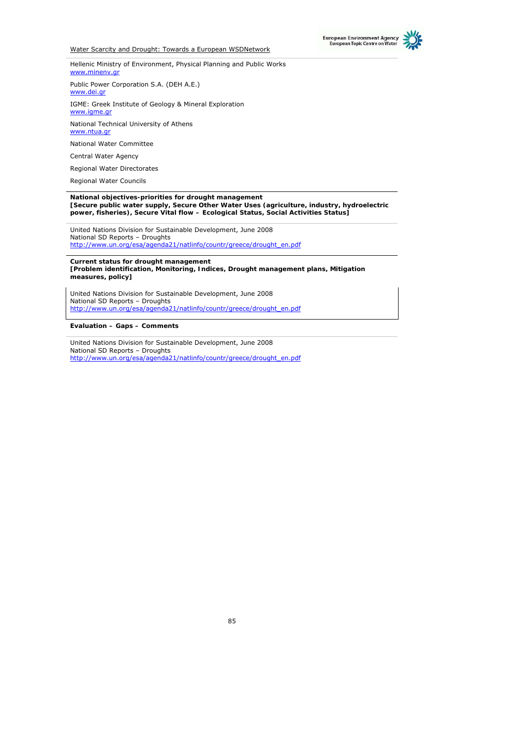Hellenic Ministry of Environment, Physical Planning and Public Works
www.minenv.gr

Public Power Corporation S.A. (DEH A.E.)
www.dei.gr

IGME: Greek Institute of Geology & Mineral Exploration
www.igme.gr

National Technical University of Athens
www.ntua.gr

National Water Committee

Central Water Agency

Regional Water Directorates

Regional Water Councils

**National objectives-priorities for drought management**
**[Secure public water supply, Secure Other Water Uses (agriculture, industry, hydroelectric power, fisheries), Secure Vital flow – Ecological Status, Social Activities Status]**

United Nations Division for Sustainable Development, June 2008
National SD Reports – Droughts
http://www.un.org/esa/agenda21/natlinfo/countr/greece/drought_en.pdf

**Current status for drought management**
**[Problem identification, Monitoring, Indices, Drought management plans, Mitigation measures, policy]**

United Nations Division for Sustainable Development, June 2008
National SD Reports – Droughts
http://www.un.org/esa/agenda21/natlinfo/countr/greece/drought_en.pdf

**Evaluation – Gaps – Comments**

United Nations Division for Sustainable Development, June 2008
National SD Reports – Droughts
http://www.un.org/esa/agenda21/natlinfo/countr/greece/drought_en.pdf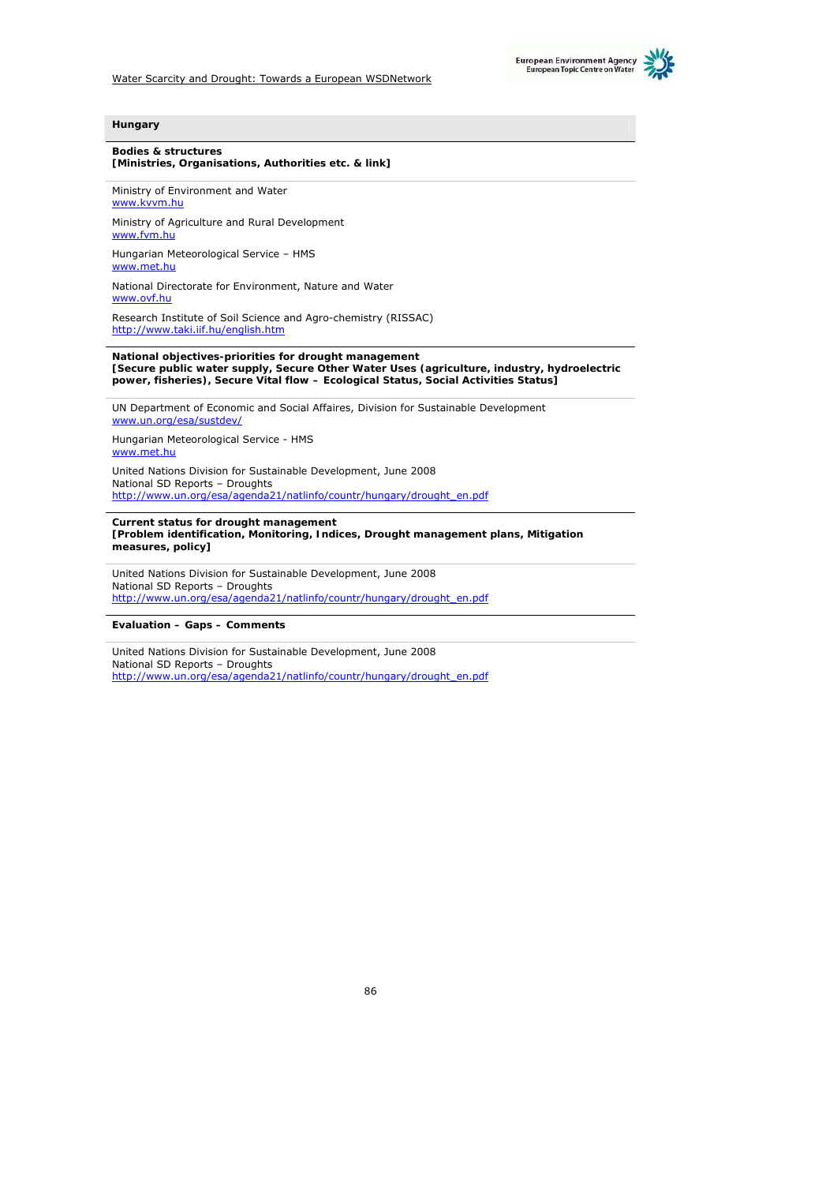## Hungary

**Bodies & structures**
**[Ministries, Organisations, Authorities etc. & link]**

Ministry of Environment and Water
www.kvvm.hu

Ministry of Agriculture and Rural Development
www.fvm.hu

Hungarian Meteorological Service – HMS
www.met.hu

National Directorate for Environment, Nature and Water
www.ovf.hu

Research Institute of Soil Science and Agro-chemistry (RISSAC)
http://www.taki.iif.hu/english.htm

**National objectives-priorities for drought management**
**[Secure public water supply, Secure Other Water Uses (agriculture, industry, hydroelectric power, fisheries), Secure Vital flow – Ecological Status, Social Activities Status]**

UN Department of Economic and Social Affaires, Division for Sustainable Development
www.un.org/esa/sustdev/

Hungarian Meteorological Service - HMS
www.met.hu

United Nations Division for Sustainable Development, June 2008
National SD Reports – Droughts
http://www.un.org/esa/agenda21/natlinfo/countr/hungary/drought_en.pdf

**Current status for drought management**
**[Problem identification, Monitoring, Indices, Drought management plans, Mitigation measures, policy]**

United Nations Division for Sustainable Development, June 2008
National SD Reports – Droughts
http://www.un.org/esa/agenda21/natlinfo/countr/hungary/drought_en.pdf

**Evaluation – Gaps – Comments**

United Nations Division for Sustainable Development, June 2008
National SD Reports – Droughts
http://www.un.org/esa/agenda21/natlinfo/countr/hungary/drought_en.pdf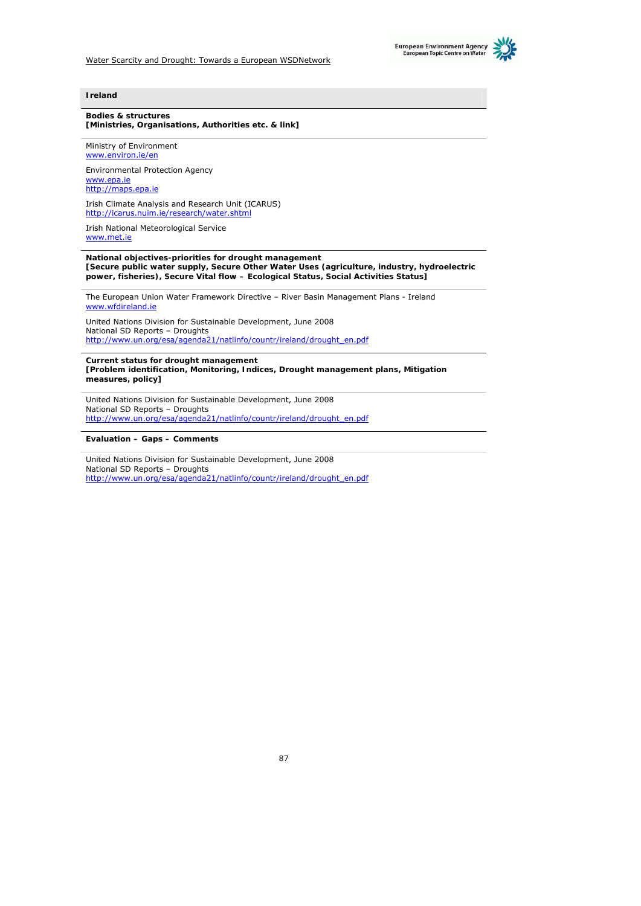## Ireland

**Bodies & structures**
**[Ministries, Organisations, Authorities etc. & link]**

Ministry of Environment
www.environ.ie/en

Environmental Protection Agency
www.epa.ie
http://maps.epa.ie

Irish Climate Analysis and Research Unit (ICARUS)
http://icarus.nuim.ie/research/water.shtml

Irish National Meteorological Service
www.met.ie

**National objectives-priorities for drought management**
**[Secure public water supply, Secure Other Water Uses (agriculture, industry, hydroelectric power, fisheries), Secure Vital flow – Ecological Status, Social Activities Status]**

The European Union Water Framework Directive – River Basin Management Plans - Ireland
www.wfdireland.ie

United Nations Division for Sustainable Development, June 2008
National SD Reports – Droughts
http://www.un.org/esa/agenda21/natlinfo/countr/ireland/drought_en.pdf

**Current status for drought management**
**[Problem identification, Monitoring, Indices, Drought management plans, Mitigation measures, policy]**

United Nations Division for Sustainable Development, June 2008
National SD Reports – Droughts
http://www.un.org/esa/agenda21/natlinfo/countr/ireland/drought_en.pdf

**Evaluation – Gaps – Comments**

United Nations Division for Sustainable Development, June 2008
National SD Reports – Droughts
http://www.un.org/esa/agenda21/natlinfo/countr/ireland/drought_en.pdf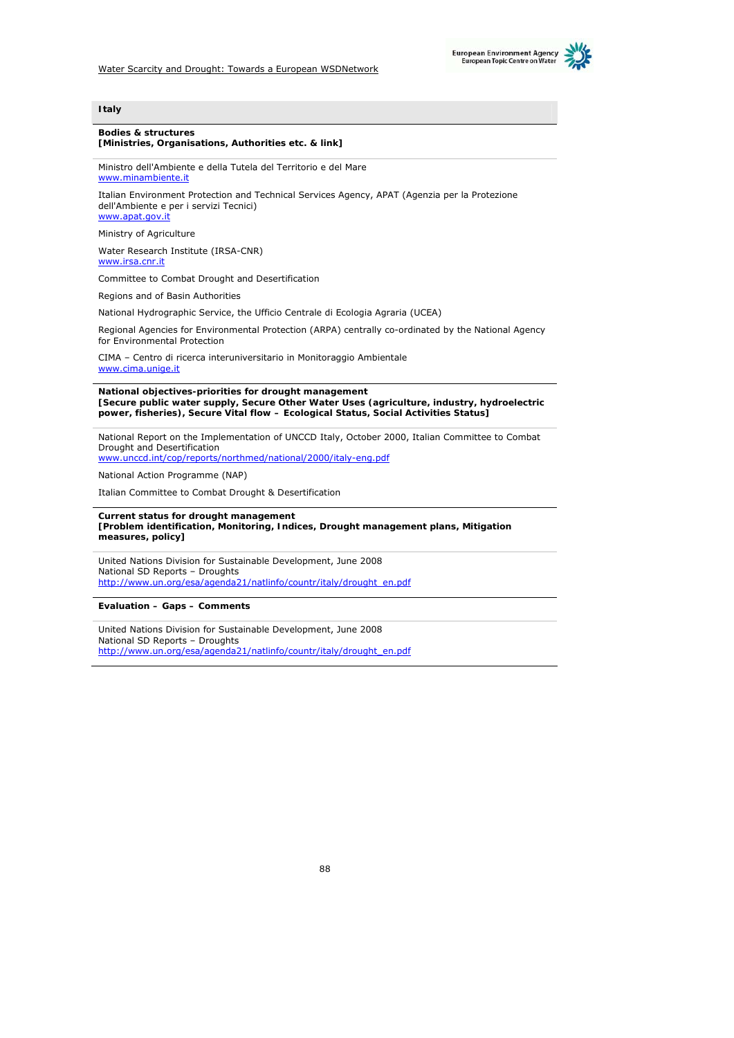## Italy

**Bodies & structures**
**[Ministries, Organisations, Authorities etc. & link]**

Ministro dell'Ambiente e della Tutela del Territorio e del Mare
www.minambiente.it

Italian Environment Protection and Technical Services Agency, APAT (Agenzia per la Protezione dell'Ambiente e per i servizi Tecnici)
www.apat.gov.it

Ministry of Agriculture

Water Research Institute (IRSA-CNR)
www.irsa.cnr.it

Committee to Combat Drought and Desertification

Regions and of Basin Authorities

National Hydrographic Service, the Ufficio Centrale di Ecologia Agraria (UCEA)

Regional Agencies for Environmental Protection (ARPA) centrally co-ordinated by the National Agency for Environmental Protection

CIMA – Centro di ricerca interuniversitario in Monitoraggio Ambientale
www.cima.unige.it

**National objectives-priorities for drought management**
**[Secure public water supply, Secure Other Water Uses (agriculture, industry, hydroelectric power, fisheries), Secure Vital flow – Ecological Status, Social Activities Status]**

National Report on the Implementation of UNCCD Italy, October 2000, Italian Committee to Combat Drought and Desertification
www.unccd.int/cop/reports/northmed/national/2000/italy-eng.pdf

National Action Programme (NAP)

Italian Committee to Combat Drought & Desertification

**Current status for drought management**
**[Problem identification, Monitoring, Indices, Drought management plans, Mitigation measures, policy]**

United Nations Division for Sustainable Development, June 2008
National SD Reports – Droughts
http://www.un.org/esa/agenda21/natlinfo/countr/italy/drought_en.pdf

**Evaluation – Gaps – Comments**

United Nations Division for Sustainable Development, June 2008
National SD Reports – Droughts
http://www.un.org/esa/agenda21/natlinfo/countr/italy/drought_en.pdf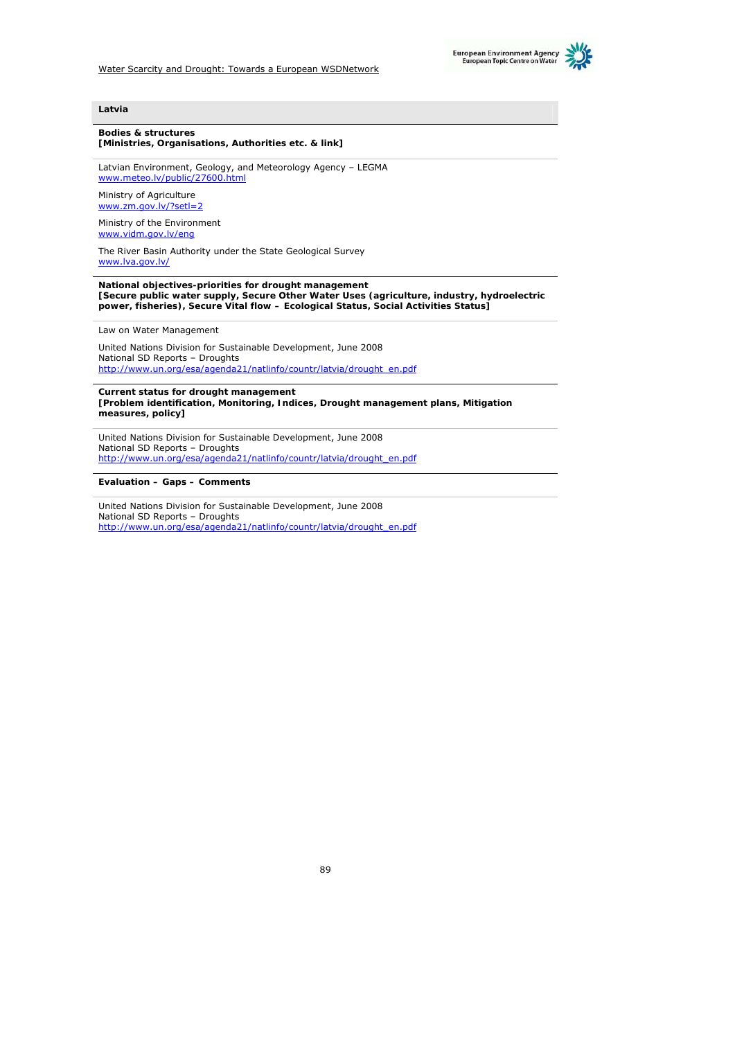## Latvia

**Bodies & structures**
**[Ministries, Organisations, Authorities etc. & link]**

Latvian Environment, Geology, and Meteorology Agency – LEGMA
www.meteo.lv/public/27600.html

Ministry of Agriculture
www.zm.gov.lv/?setl=2

Ministry of the Environment
www.vidm.gov.lv/eng

The River Basin Authority under the State Geological Survey
www.lva.gov.lv/

**National objectives-priorities for drought management**
**[Secure public water supply, Secure Other Water Uses (agriculture, industry, hydroelectric power, fisheries), Secure Vital flow – Ecological Status, Social Activities Status]**

Law on Water Management

United Nations Division for Sustainable Development, June 2008
National SD Reports – Droughts
http://www.un.org/esa/agenda21/natlinfo/countr/latvia/drought_en.pdf

**Current status for drought management**
**[Problem identification, Monitoring, Indices, Drought management plans, Mitigation measures, policy]**

United Nations Division for Sustainable Development, June 2008
National SD Reports – Droughts
http://www.un.org/esa/agenda21/natlinfo/countr/latvia/drought_en.pdf

**Evaluation – Gaps – Comments**

United Nations Division for Sustainable Development, June 2008
National SD Reports – Droughts
http://www.un.org/esa/agenda21/natlinfo/countr/latvia/drought_en.pdf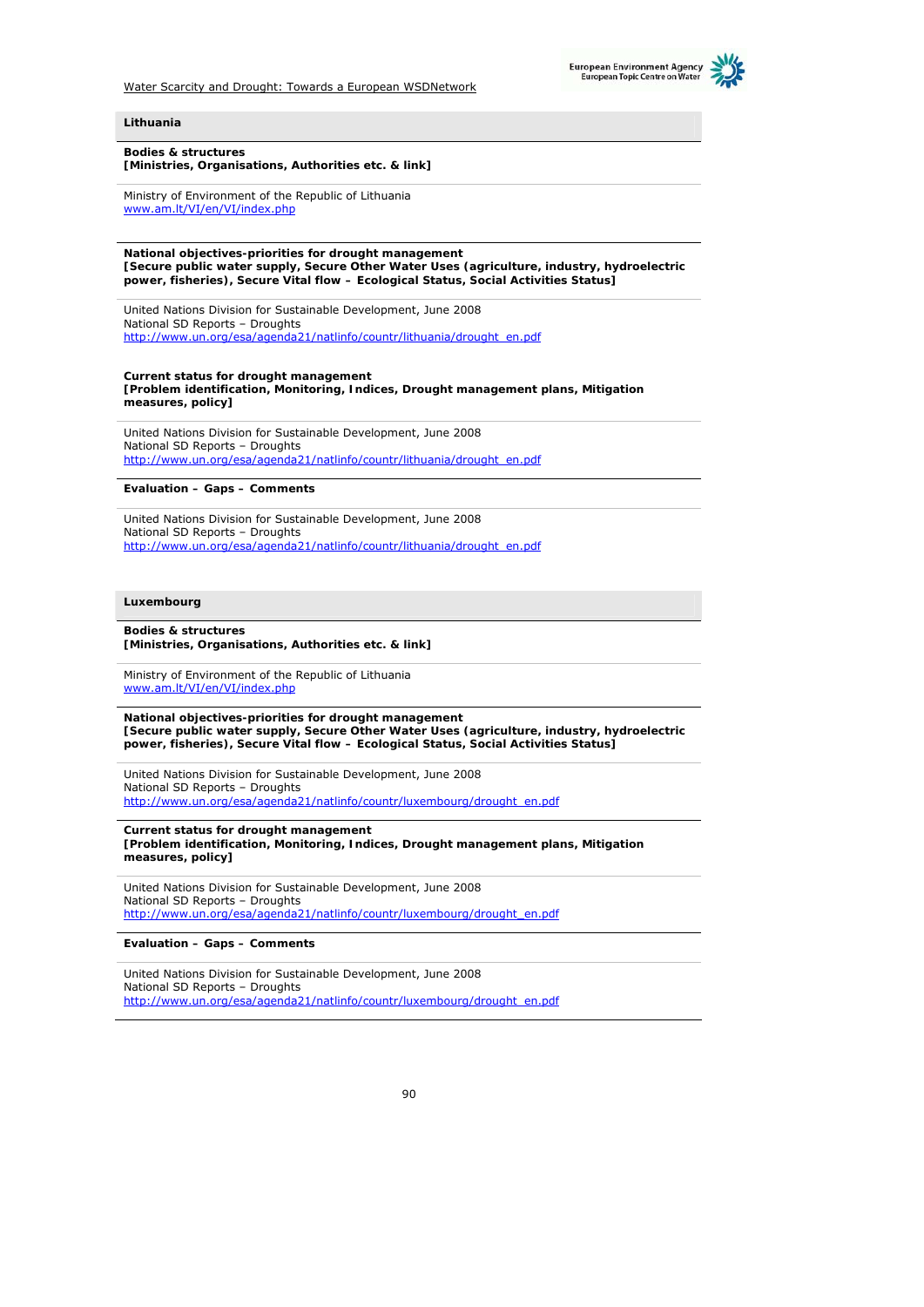## Lithuania

**Bodies & structures**
**[Ministries, Organisations, Authorities etc. & link]**

Ministry of Environment of the Republic of Lithuania
www.am.lt/VI/en/VI/index.php

**National objectives-priorities for drought management**
**[Secure public water supply, Secure Other Water Uses (agriculture, industry, hydroelectric power, fisheries), Secure Vital flow – Ecological Status, Social Activities Status]**

United Nations Division for Sustainable Development, June 2008
National SD Reports – Droughts
http://www.un.org/esa/agenda21/natlinfo/countr/lithuania/drought_en.pdf

**Current status for drought management**
**[Problem identification, Monitoring, Indices, Drought management plans, Mitigation measures, policy]**

United Nations Division for Sustainable Development, June 2008
National SD Reports – Droughts
http://www.un.org/esa/agenda21/natlinfo/countr/lithuania/drought_en.pdf

**Evaluation – Gaps – Comments**

United Nations Division for Sustainable Development, June 2008
National SD Reports – Droughts
http://www.un.org/esa/agenda21/natlinfo/countr/lithuania/drought_en.pdf

## Luxembourg

**Bodies & structures**
**[Ministries, Organisations, Authorities etc. & link]**

Ministry of Environment of the Republic of Lithuania
www.am.lt/VI/en/VI/index.php

**National objectives-priorities for drought management**
**[Secure public water supply, Secure Other Water Uses (agriculture, industry, hydroelectric power, fisheries), Secure Vital flow – Ecological Status, Social Activities Status]**

United Nations Division for Sustainable Development, June 2008
National SD Reports – Droughts
http://www.un.org/esa/agenda21/natlinfo/countr/luxembourg/drought_en.pdf

**Current status for drought management**
**[Problem identification, Monitoring, Indices, Drought management plans, Mitigation measures, policy]**

United Nations Division for Sustainable Development, June 2008
National SD Reports – Droughts
http://www.un.org/esa/agenda21/natlinfo/countr/luxembourg/drought_en.pdf

**Evaluation – Gaps – Comments**

United Nations Division for Sustainable Development, June 2008
National SD Reports – Droughts
http://www.un.org/esa/agenda21/natlinfo/countr/luxembourg/drought_en.pdf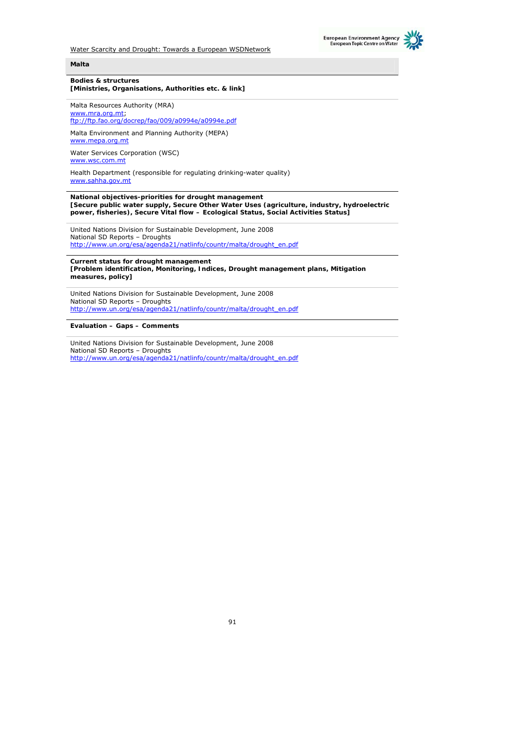## Malta

**Bodies & structures**
**[Ministries, Organisations, Authorities etc. & link]**

Malta Resources Authority (MRA)
www.mra.org.mt;
ftp://ftp.fao.org/docrep/fao/009/a0994e/a0994e.pdf

Malta Environment and Planning Authority (MEPA)
www.mepa.org.mt

Water Services Corporation (WSC)
www.wsc.com.mt

Health Department (responsible for regulating drinking-water quality)
www.sahha.gov.mt

**National objectives-priorities for drought management**
**[Secure public water supply, Secure Other Water Uses (agriculture, industry, hydroelectric power, fisheries), Secure Vital flow – Ecological Status, Social Activities Status]**

United Nations Division for Sustainable Development, June 2008
National SD Reports – Droughts
http://www.un.org/esa/agenda21/natlinfo/countr/malta/drought_en.pdf

**Current status for drought management**
**[Problem identification, Monitoring, Indices, Drought management plans, Mitigation measures, policy]**

United Nations Division for Sustainable Development, June 2008
National SD Reports – Droughts
http://www.un.org/esa/agenda21/natlinfo/countr/malta/drought_en.pdf

**Evaluation – Gaps – Comments**

United Nations Division for Sustainable Development, June 2008
National SD Reports – Droughts
http://www.un.org/esa/agenda21/natlinfo/countr/malta/drought_en.pdf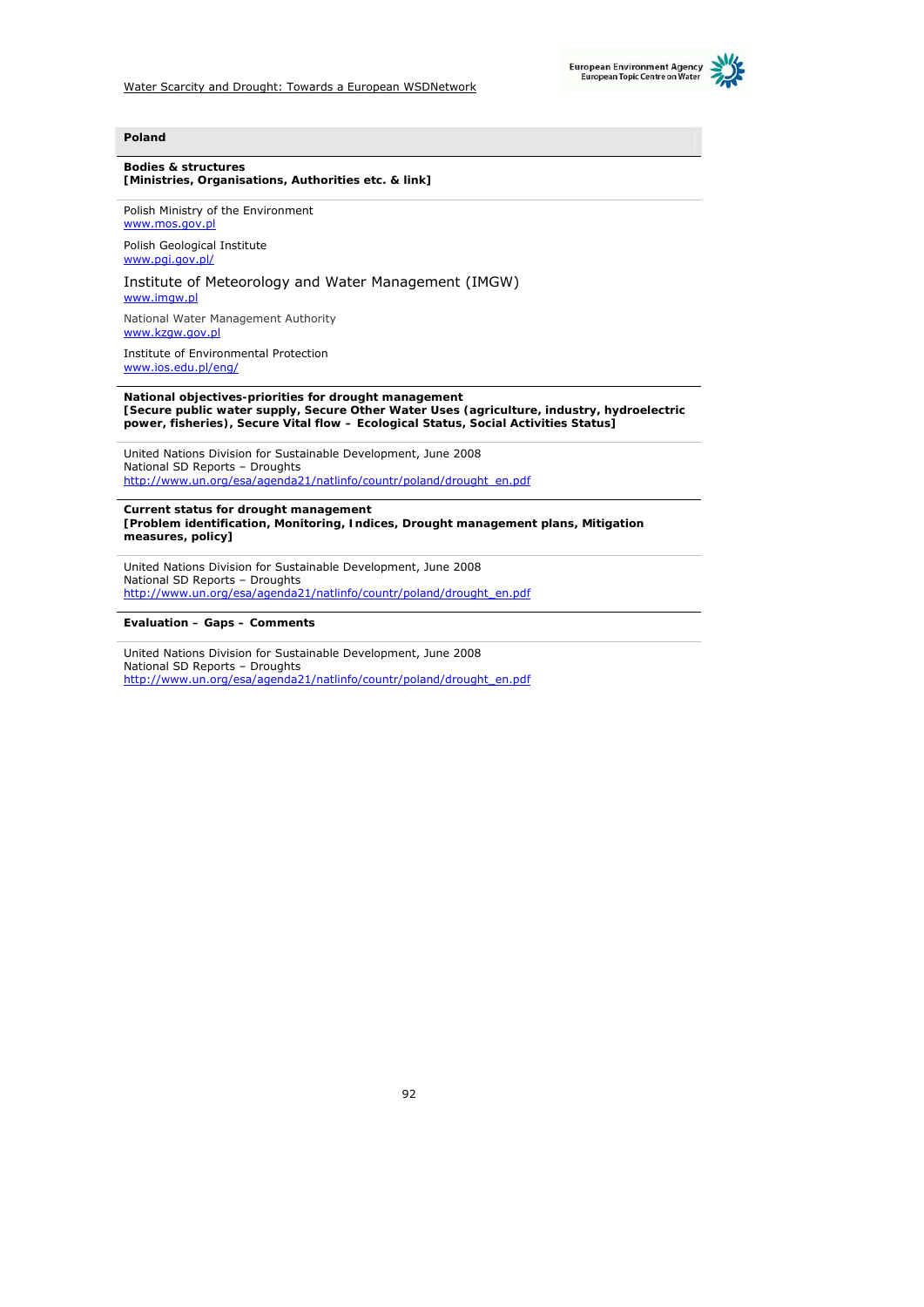## Poland

**Bodies & structures**
**[Ministries, Organisations, Authorities etc. & link]**

Polish Ministry of the Environment
www.mos.gov.pl

Polish Geological Institute
www.pgi.gov.pl/

Institute of Meteorology and Water Management (IMGW)
www.imgw.pl

National Water Management Authority
www.kzgw.gov.pl

Institute of Environmental Protection
www.ios.edu.pl/eng/

**National objectives-priorities for drought management**
**[Secure public water supply, Secure Other Water Uses (agriculture, industry, hydroelectric power, fisheries), Secure Vital flow – Ecological Status, Social Activities Status]**

United Nations Division for Sustainable Development, June 2008
National SD Reports – Droughts
http://www.un.org/esa/agenda21/natlinfo/countr/poland/drought_en.pdf

**Current status for drought management**
**[Problem identification, Monitoring, Indices, Drought management plans, Mitigation measures, policy]**

United Nations Division for Sustainable Development, June 2008
National SD Reports – Droughts
http://www.un.org/esa/agenda21/natlinfo/countr/poland/drought_en.pdf

**Evaluation – Gaps – Comments**

United Nations Division for Sustainable Development, June 2008
National SD Reports – Droughts
http://www.un.org/esa/agenda21/natlinfo/countr/poland/drought_en.pdf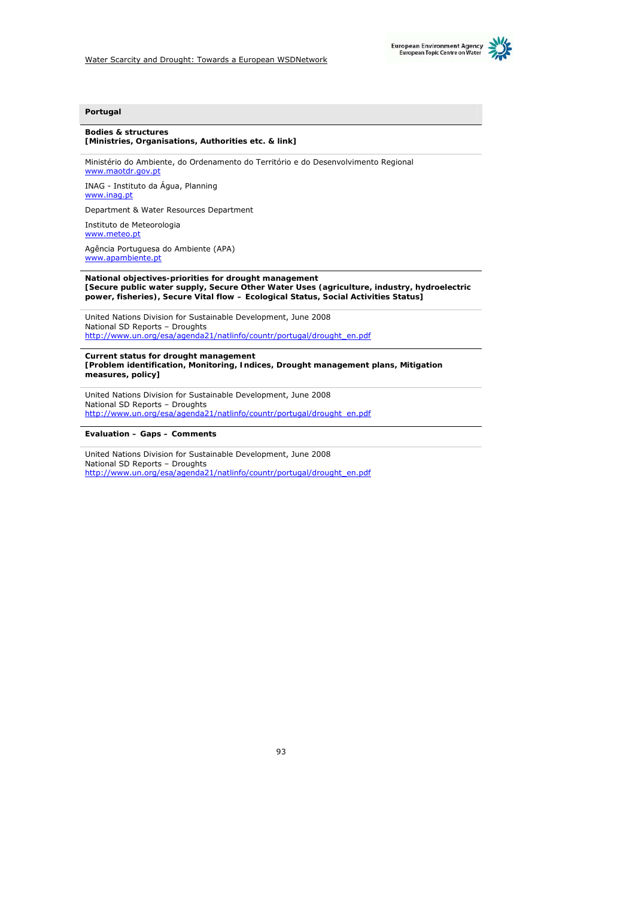## Portugal

**Bodies & structures**
**[Ministries, Organisations, Authorities etc. & link]**

Ministério do Ambiente, do Ordenamento do Território e do Desenvolvimento Regional
www.maotdr.gov.pt

INAG - Instituto da Água, Planning
www.inag.pt

Department & Water Resources Department

Instituto de Meteorologia
www.meteo.pt

Agência Portuguesa do Ambiente (APA)
www.apambiente.pt

**National objectives-priorities for drought management**
**[Secure public water supply, Secure Other Water Uses (agriculture, industry, hydroelectric power, fisheries), Secure Vital flow – Ecological Status, Social Activities Status]**

United Nations Division for Sustainable Development, June 2008
National SD Reports – Droughts
http://www.un.org/esa/agenda21/natlinfo/countr/portugal/drought_en.pdf

**Current status for drought management**
**[Problem identification, Monitoring, Indices, Drought management plans, Mitigation measures, policy]**

United Nations Division for Sustainable Development, June 2008
National SD Reports – Droughts
http://www.un.org/esa/agenda21/natlinfo/countr/portugal/drought_en.pdf

**Evaluation – Gaps – Comments**

United Nations Division for Sustainable Development, June 2008
National SD Reports – Droughts
http://www.un.org/esa/agenda21/natlinfo/countr/portugal/drought_en.pdf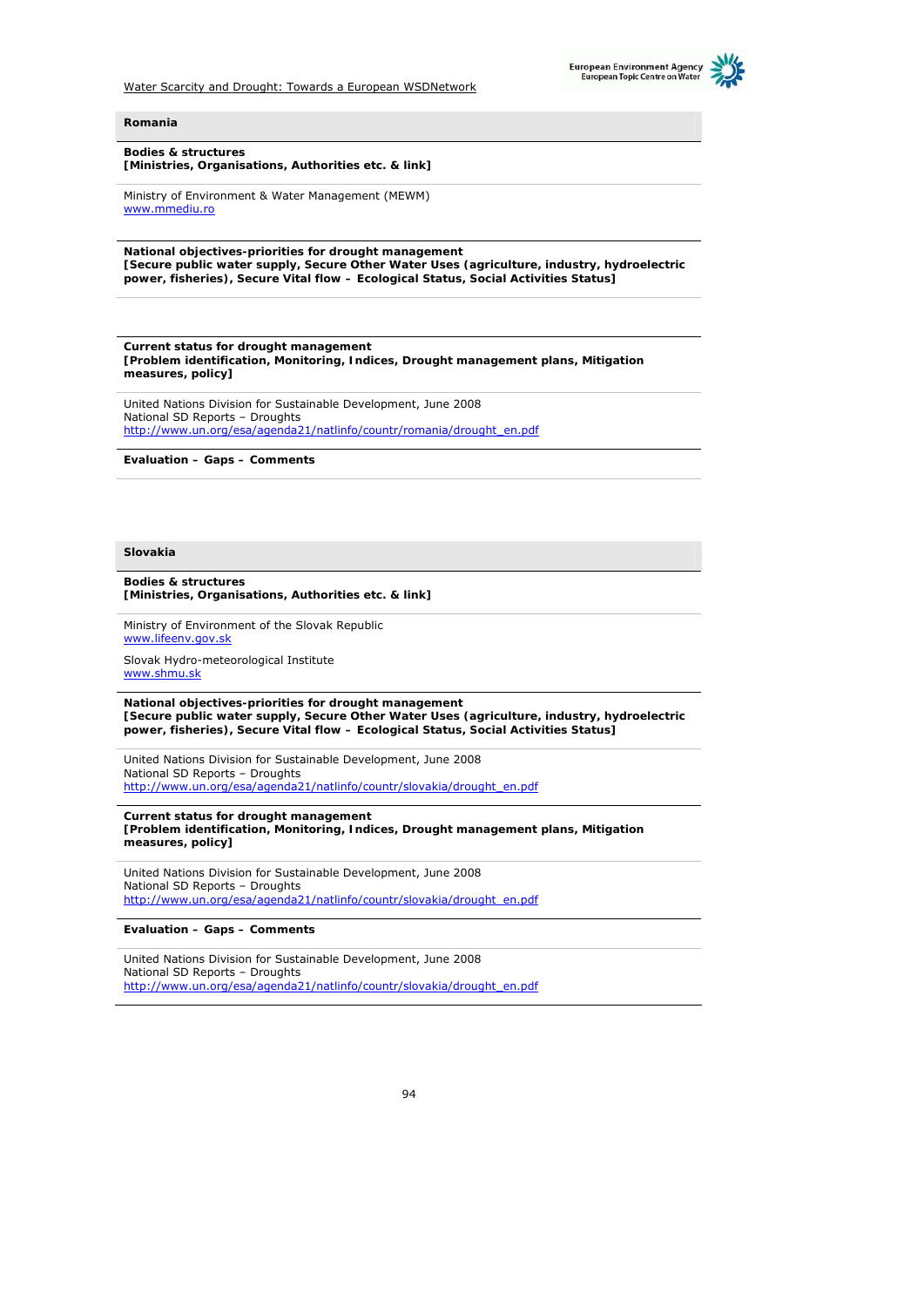## Romania

**Bodies & structures**
**[Ministries, Organisations, Authorities etc. & link]**

Ministry of Environment & Water Management (MEWM)
www.mmediu.ro

**National objectives-priorities for drought management**
**[Secure public water supply, Secure Other Water Uses (agriculture, industry, hydroelectric power, fisheries), Secure Vital flow – Ecological Status, Social Activities Status]**

**Current status for drought management**
**[Problem identification, Monitoring, Indices, Drought management plans, Mitigation measures, policy]**

United Nations Division for Sustainable Development, June 2008
National SD Reports – Droughts
http://www.un.org/esa/agenda21/natlinfo/countr/romania/drought_en.pdf

**Evaluation – Gaps – Comments**

## Slovakia

**Bodies & structures**
**[Ministries, Organisations, Authorities etc. & link]**

Ministry of Environment of the Slovak Republic
www.lifeenv.gov.sk

Slovak Hydro-meteorological Institute
www.shmu.sk

**National objectives-priorities for drought management**
**[Secure public water supply, Secure Other Water Uses (agriculture, industry, hydroelectric power, fisheries), Secure Vital flow – Ecological Status, Social Activities Status]**

United Nations Division for Sustainable Development, June 2008
National SD Reports – Droughts
http://www.un.org/esa/agenda21/natlinfo/countr/slovakia/drought_en.pdf

**Current status for drought management**
**[Problem identification, Monitoring, Indices, Drought management plans, Mitigation measures, policy]**

United Nations Division for Sustainable Development, June 2008
National SD Reports – Droughts
http://www.un.org/esa/agenda21/natlinfo/countr/slovakia/drought_en.pdf

**Evaluation – Gaps – Comments**

United Nations Division for Sustainable Development, June 2008
National SD Reports – Droughts
http://www.un.org/esa/agenda21/natlinfo/countr/slovakia/drought_en.pdf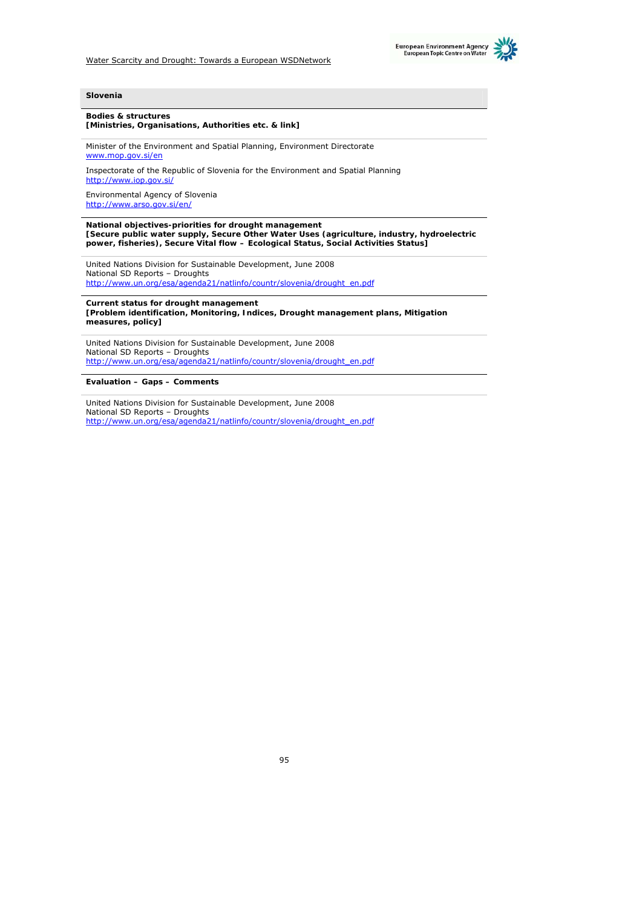## Slovenia

**Bodies & structures**
**[Ministries, Organisations, Authorities etc. & link]**

Minister of the Environment and Spatial Planning, Environment Directorate
www.mop.gov.si/en

Inspectorate of the Republic of Slovenia for the Environment and Spatial Planning
http://www.iop.gov.si/

Environmental Agency of Slovenia
http://www.arso.gov.si/en/

**National objectives-priorities for drought management**
**[Secure public water supply, Secure Other Water Uses (agriculture, industry, hydroelectric power, fisheries), Secure Vital flow – Ecological Status, Social Activities Status]**

United Nations Division for Sustainable Development, June 2008
National SD Reports – Droughts
http://www.un.org/esa/agenda21/natlinfo/countr/slovenia/drought_en.pdf

**Current status for drought management**
**[Problem identification, Monitoring, Indices, Drought management plans, Mitigation measures, policy]**

United Nations Division for Sustainable Development, June 2008
National SD Reports – Droughts
http://www.un.org/esa/agenda21/natlinfo/countr/slovenia/drought_en.pdf

**Evaluation – Gaps – Comments**

United Nations Division for Sustainable Development, June 2008
National SD Reports – Droughts
http://www.un.org/esa/agenda21/natlinfo/countr/slovenia/drought_en.pdf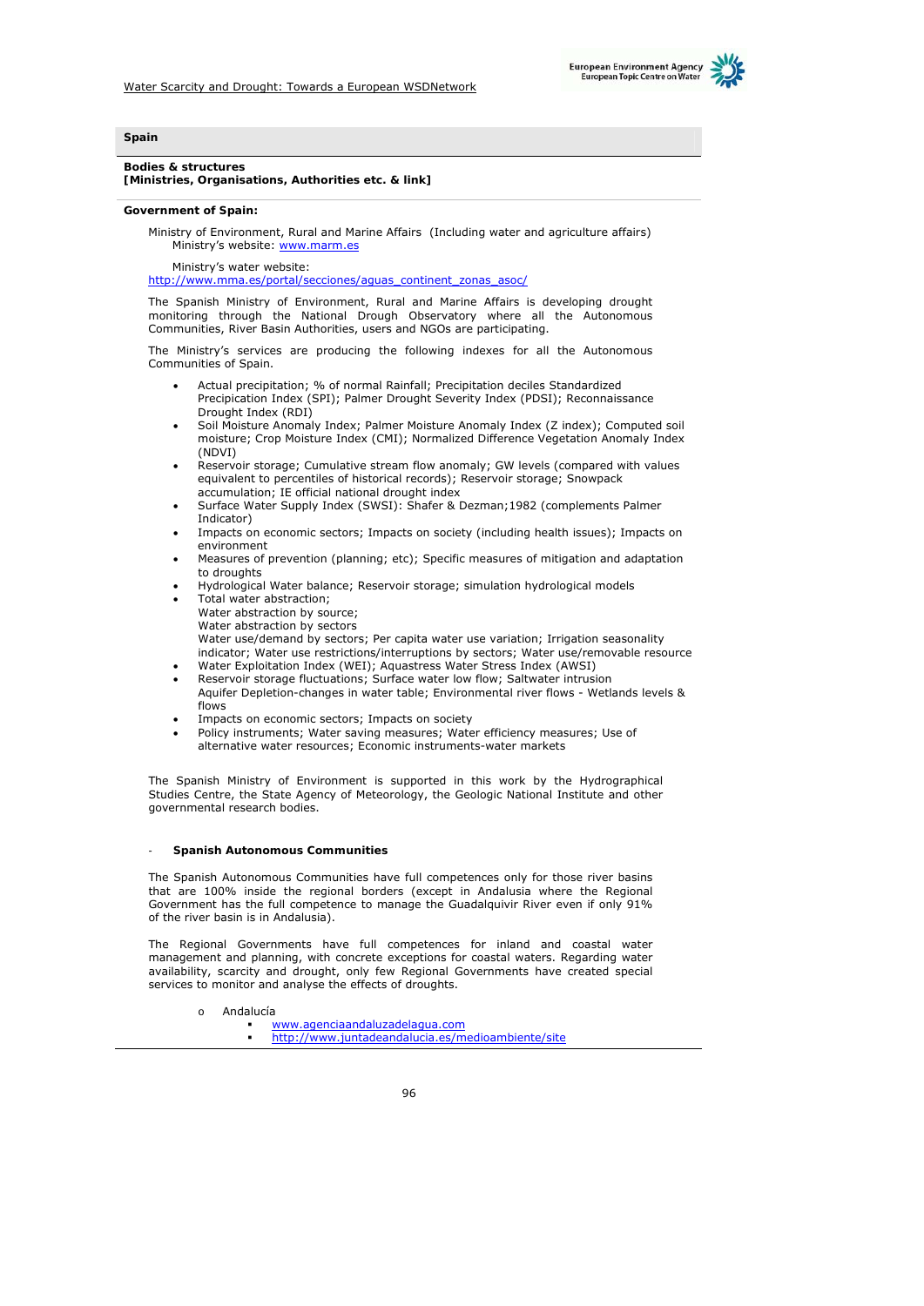## Spain

**Bodies & structures**
**[Ministries, Organisations, Authorities etc. & link]**

**Government of Spain:**

Ministry of Environment, Rural and Marine Affairs (Including water and agriculture affairs)
Ministry's website: www.marm.es

Ministry's water website:
http://www.mma.es/portal/secciones/aguas_continent_zonas_asoc/

The Spanish Ministry of Environment, Rural and Marine Affairs is developing drought monitoring through the National Drough Observatory where all the Autonomous Communities, River Basin Authorities, users and NGOs are participating.

The Ministry's services are producing the following indexes for all the Autonomous Communities of Spain.

- Actual precipitation; % of normal Rainfall; Precipitation deciles Standardized Precipication Index (SPI); Palmer Drought Severity Index (PDSI); Reconnaissance Drought Index (RDI)
- Soil Moisture Anomaly Index; Palmer Moisture Anomaly Index (Z index); Computed soil moisture; Crop Moisture Index (CMI); Normalized Difference Vegetation Anomaly Index (NDVI)
- Reservoir storage; Cumulative stream flow anomaly; GW levels (compared with values equivalent to percentiles of historical records); Reservoir storage; Snowpack accumulation; IE official national drought index
- Surface Water Supply Index (SWSI): Shafer & Dezman;1982 (complements Palmer Indicator)
- Impacts on economic sectors; Impacts on society (including health issues); Impacts on environment
- Measures of prevention (planning; etc); Specific measures of mitigation and adaptation to droughts
- Hydrological Water balance; Reservoir storage; simulation hydrological models
- Total water abstraction;
  Water abstraction by source;
  Water abstraction by sectors
  Water use/demand by sectors; Per capita water use variation; Irrigation seasonality indicator; Water use restrictions/interruptions by sectors; Water use/removable resource
- Water Exploitation Index (WEI); Aquastress Water Stress Index (AWSI)
- Reservoir storage fluctuations; Surface water low flow; Saltwater intrusion
  Aquifer Depletion-changes in water table; Environmental river flows - Wetlands levels & flows
- Impacts on economic sectors; Impacts on society
- Policy instruments; Water saving measures; Water efficiency measures; Use of alternative water resources; Economic instruments-water markets

The Spanish Ministry of Environment is supported in this work by the Hydrographical Studies Centre, the State Agency of Meteorology, the Geologic National Institute and other governmental research bodies.

- **Spanish Autonomous Communities**

The Spanish Autonomous Communities have full competences only for those river basins that are 100% inside the regional borders (except in Andalusia where the Regional Government has the full competence to manage the Guadalquivir River even if only 91% of the river basin is in Andalusia).

The Regional Governments have full competences for inland and coastal water management and planning, with concrete exceptions for coastal waters. Regarding water availability, scarcity and drought, only few Regional Governments have created special services to monitor and analyse the effects of droughts.

- Andalucía
  - www.agenciaandaluzadelagua.com
  - http://www.juntadeandalucia.es/medioambiente/site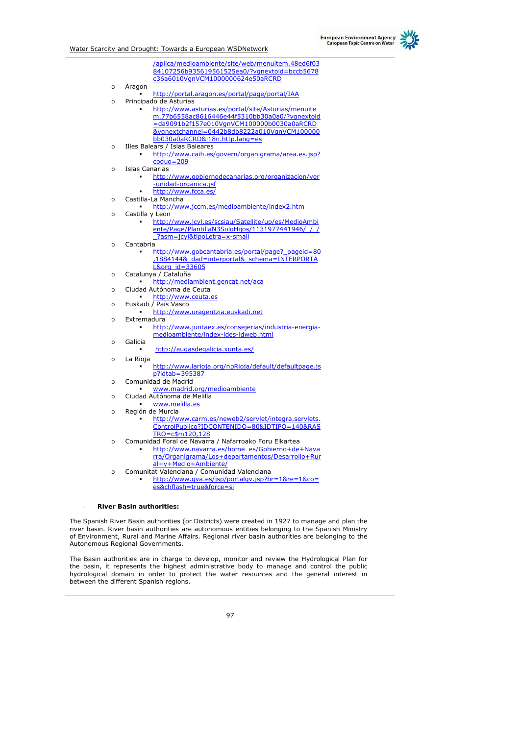/aplica/medioambiente/site/web/menuitem.48ed6f0384107256b935619561525ea0/?vgnextoid=bccb5678c36a6010VgnVCM1000000624e50aRCRD

- Aragon
  - http://portal.aragon.es/portal/page/portal/IAA
- Principado de Asturias
  - http://www.asturias.es/portal/site/Asturias/menuitem.77b6558ac8616446e44f5310bb30a0a0/?vgnextoid=da9091b2f157e010VgnVCM100000b0030a0aRCRD&vgnextchannel=0442b8db8222a010VgnVCM100000bb030a0aRCRD&i18n.http.lang=es
- Illes Balears / Islas Baleares
  - http://www.caib.es/govern/organigrama/area.es.jsp?coduo=209
- Islas Canarias
  - http://www.gobiernodecanarias.org/organizacion/ver-unidad-organica.jsf
  - http://www.fcca.es/
- Castilla-La Mancha
  - http://www.jccm.es/medioambiente/index2.htm
- Castilla y Leon
  - http://www.jcyl.es/scsiau/Satellite/up/es/MedioAmbiente/Page/PlantillaN3SoloHijos/1131977441946/_/_/_?asm=jcyl&tipoLetra=x-small
- Cantabria
  - http://www.gobcantabria.es/portal/page?_pageid=80,1884144&_dad=interportal&_schema=INTERPORTAL&org_id=33605
- Catalunya / Cataluña
  - http://mediambient.gencat.net/aca
- Ciudad Autónoma de Ceuta
  - http://www.ceuta.es
- Euskadi / País Vasco
  - http://www.uragentzia.euskadi.net
- Extremadura
  - http://www.juntaex.es/consejerias/industria-energia-medioambiente/index-ides-idweb.html
- Galicia
  - http://augasdegalicia.xunta.es/
- La Rioja
  - http://www.larioja.org/npRioja/default/defaultpage.jsp?idtab=395387
- Comunidad de Madrid
  - www.madrid.org/medioambiente
- Ciudad Autónoma de Melilla
  - www.melilla.es
- Región de Murcia
  - http://www.carm.es/neweb2/servlet/integra.servlets.ControlPublico?IDCONTENIDO=80&IDTIPO=140&RASTRO=c$m120,128
- Comunidad Foral de Navarra / Nafarroako Foru Elkartea
  - http://www.navarra.es/home_es/Gobierno+de+Navarra/Organigrama/Los+departamentos/Desarrollo+Rural+y+Medio+Ambiente/
- Comunitat Valenciana / Comunidad Valenciana
  - http://www.gva.es/jsp/portalgv.jsp?br=1&re=1&co=es&chflash=true&force=si

- **River Basin authorities:**

The Spanish River Basin authorities (or Districts) were created in 1927 to manage and plan the river basin. River basin authorities are autonomous entities belonging to the Spanish Ministry of Environment, Rural and Marine Affairs. Regional river basin authorities are belonging to the Autonomous Regional Governments.

The Basin authorities are in charge to develop, monitor and review the Hydrological Plan for the basin, it represents the highest administrative body to manage and control the public hydrological domain in order to protect the water resources and the general interest in between the different Spanish regions.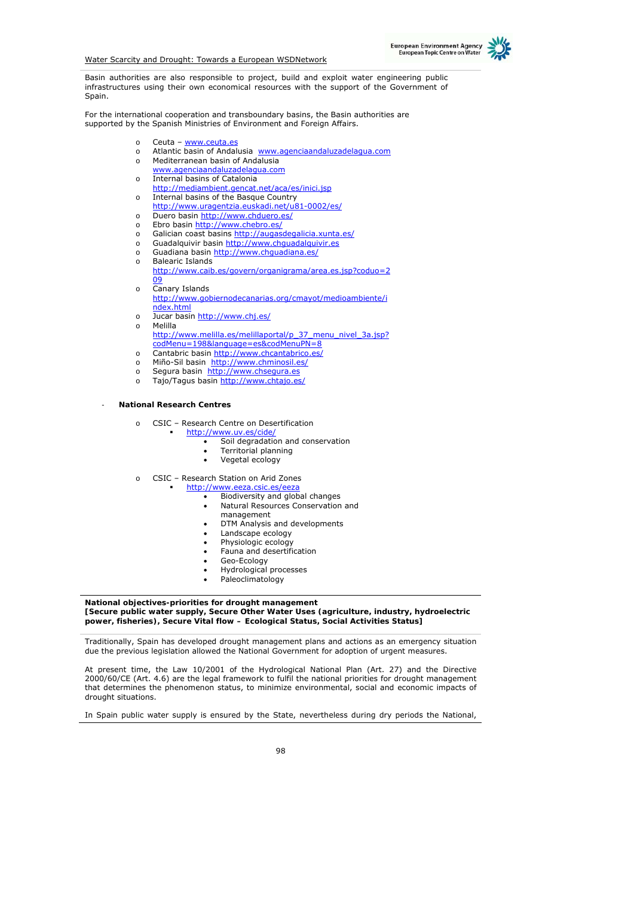Basin authorities are also responsible to project, build and exploit water engineering public infrastructures using their own economical resources with the support of the Government of Spain.

For the international cooperation and transboundary basins, the Basin authorities are supported by the Spanish Ministries of Environment and Foreign Affairs.

- Ceuta – www.ceuta.es
- Atlantic basin of Andalusia www.agenciaandaluzadelagua.com
- Mediterranean basin of Andalusia www.agenciaandaluzadelagua.com
- Internal basins of Catalonia http://mediambient.gencat.net/aca/es/inici.jsp
- Internal basins of the Basque Country http://www.uragentzia.euskadi.net/u81-0002/es/
- Duero basin http://www.chduero.es/
- Ebro basin http://www.chebro.es/
- Galician coast basins http://augasdegalicia.xunta.es/
- Guadalquivir basin http://www.chguadalquivir.es
- Guadiana basin http://www.chguadiana.es/
- Balearic Islands http://www.caib.es/govern/organigrama/area.es.jsp?coduo=209
- Canary Islands http://www.gobiernodecanarias.org/cmayot/medioambiente/index.html
- Jucar basin http://www.chj.es/
- Melilla http://www.melilla.es/melillaportal/p_37_menu_nivel_3a.jsp?codMenu=198&language=es&codMenuPN=8
- Cantabric basin http://www.chcantabrico.es/
- Miño-Sil basin http://www.chminosil.es/
- Segura basin http://www.chsegura.es
- Tajo/Tagus basin http://www.chtajo.es/

- **National Research Centres**

  - CSIC – Research Centre on Desertification
    - http://www.uv.es/cide/
      - Soil degradation and conservation
      - Territorial planning
      - Vegetal ecology

  - CSIC – Research Station on Arid Zones
    - http://www.eeza.csic.es/eeza
      - Biodiversity and global changes
      - Natural Resources Conservation and management
      - DTM Analysis and developments
      - Landscape ecology
      - Physiologic ecology
      - Fauna and desertification
      - Geo-Ecology
      - Hydrological processes
      - Paleoclimatology

**National objectives-priorities for drought management**
**[Secure public water supply, Secure Other Water Uses (agriculture, industry, hydroelectric power, fisheries), Secure Vital flow – Ecological Status, Social Activities Status]**

Traditionally, Spain has developed drought management plans and actions as an emergency situation due the previous legislation allowed the National Government for adoption of urgent measures.

At present time, the Law 10/2001 of the Hydrological National Plan (Art. 27) and the Directive 2000/60/CE (Art. 4.6) are the legal framework to fulfil the national priorities for drought management that determines the phenomenon status, to minimize environmental, social and economic impacts of drought situations.

In Spain public water supply is ensured by the State, nevertheless during dry periods the National,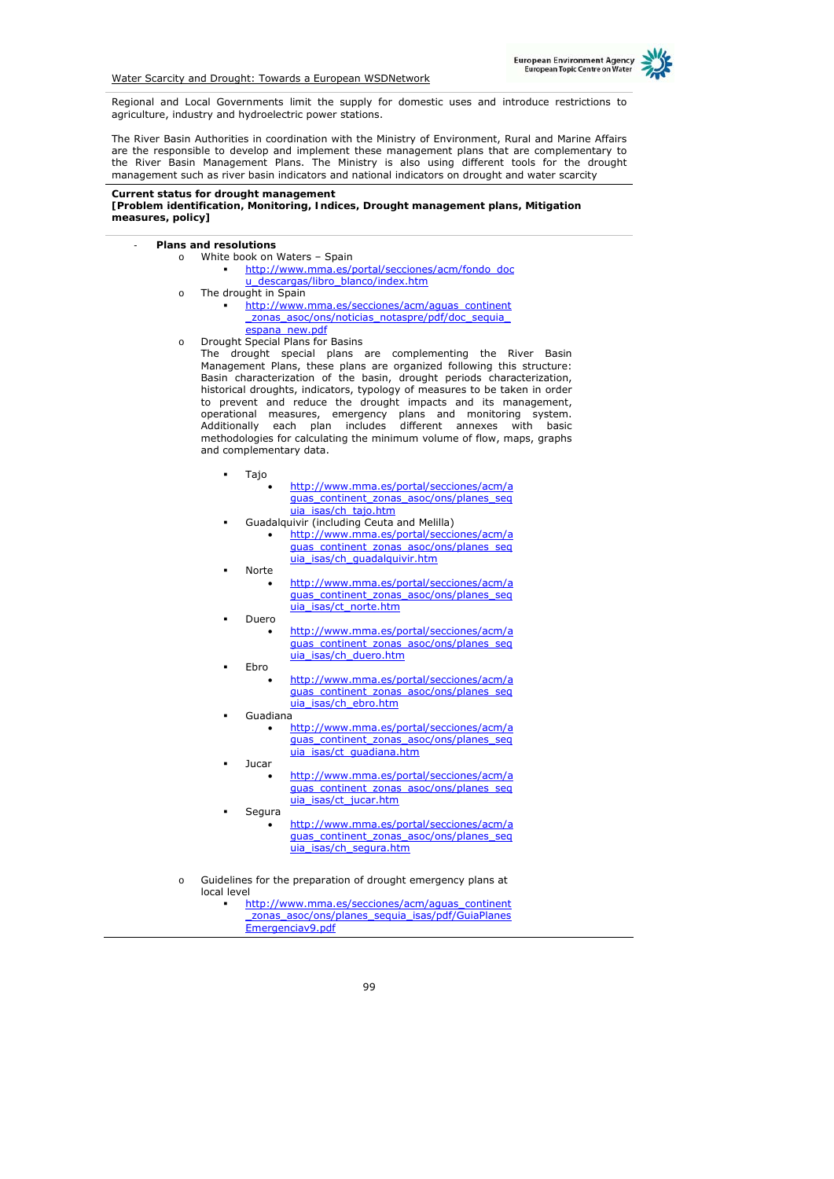Regional and Local Governments limit the supply for domestic uses and introduce restrictions to agriculture, industry and hydroelectric power stations.

The River Basin Authorities in coordination with the Ministry of Environment, Rural and Marine Affairs are the responsible to develop and implement these management plans that are complementary to the River Basin Management Plans. The Ministry is also using different tools for the drought management such as river basin indicators and national indicators on drought and water scarcity

**Current status for drought management**
**[Problem identification, Monitoring, Indices, Drought management plans, Mitigation measures, policy]**

- **Plans and resolutions**
  - White book on Waters – Spain
    - http://www.mma.es/portal/secciones/acm/fondo_docu_descargas/libro_blanco/index.htm
  - The drought in Spain
    - http://www.mma.es/secciones/acm/aguas_continent_zonas_asoc/ons/noticias_notaspre/pdf/doc_sequia_espana_new.pdf
  - Drought Special Plans for Basins
    The drought special plans are complementing the River Basin Management Plans, these plans are organized following this structure: Basin characterization of the basin, drought periods characterization, historical droughts, indicators, typology of measures to be taken in order to prevent and reduce the drought impacts and its management, operational measures, emergency plans and monitoring system. Additionally each plan includes different annexes with basic methodologies for calculating the minimum volume of flow, maps, graphs and complementary data.
    - Tajo
      - http://www.mma.es/portal/secciones/acm/aguas_continent_zonas_asoc/ons/planes_sequia_isas/ch_tajo.htm
    - Guadalquivir (including Ceuta and Melilla)
      - http://www.mma.es/portal/secciones/acm/aguas_continent_zonas_asoc/ons/planes_sequia_isas/ch_guadalquivir.htm
    - Norte
      - http://www.mma.es/portal/secciones/acm/aguas_continent_zonas_asoc/ons/planes_sequia_isas/ct_norte.htm
    - Duero
      - http://www.mma.es/portal/secciones/acm/aguas_continent_zonas_asoc/ons/planes_sequia_isas/ch_duero.htm
    - Ebro
      - http://www.mma.es/portal/secciones/acm/aguas_continent_zonas_asoc/ons/planes_sequia_isas/ch_ebro.htm
    - Guadiana
      - http://www.mma.es/portal/secciones/acm/aguas_continent_zonas_asoc/ons/planes_sequia_isas/ct_guadiana.htm
    - Jucar
      - http://www.mma.es/portal/secciones/acm/aguas_continent_zonas_asoc/ons/planes_sequia_isas/ct_jucar.htm
    - Segura
      - http://www.mma.es/portal/secciones/acm/aguas_continent_zonas_asoc/ons/planes_sequia_isas/ch_segura.htm
  - Guidelines for the preparation of drought emergency plans at local level
    - http://www.mma.es/secciones/acm/aguas_continent_zonas_asoc/ons/planes_sequia_isas/pdf/GuiaPlanesEmergenciav9.pdf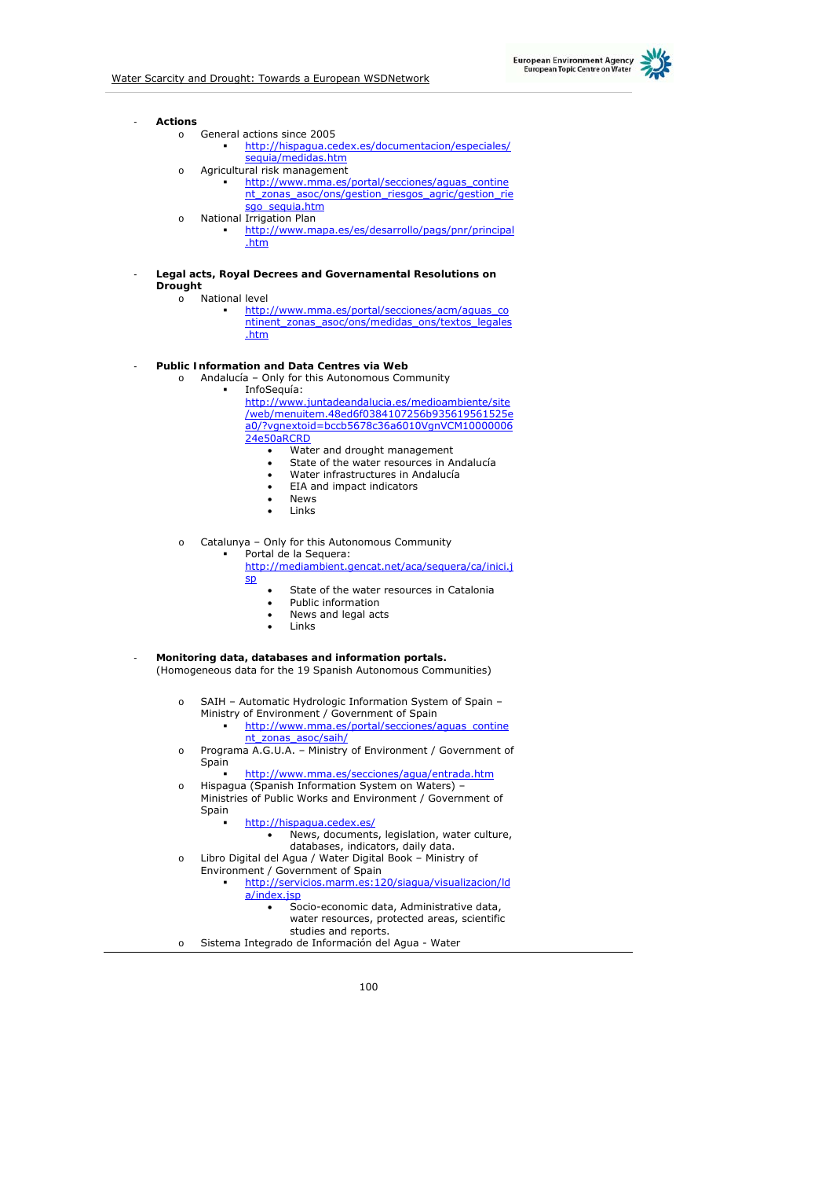- **Actions**
  - General actions since 2005
    - http://hispagua.cedex.es/documentacion/especiales/sequia/medidas.htm
  - Agricultural risk management
    - http://www.mma.es/portal/secciones/aguas_continent_zonas_asoc/ons/gestion_riesgos_agric/gestion_riesgo_sequia.htm
  - National Irrigation Plan
    - http://www.mapa.es/es/desarrollo/pags/pnr/principal.htm

- **Legal acts, Royal Decrees and Governamental Resolutions on Drought**
  - National level
    - http://www.mma.es/portal/secciones/acm/aguas_continent_zonas_asoc/ons/medidas_ons/textos_legales.htm

- **Public Information and Data Centres via Web**
  - Andalucía – Only for this Autonomous Community
    - InfoSequía: http://www.juntadeandalucia.es/medioambiente/site/web/menuitem.48ed6f0384107256b935619561525ea0/?vgnextoid=bccb5678c36a6010VgnVCM1000000624e50aRCRD
      - Water and drought management
      - State of the water resources in Andalucía
      - Water infrastructures in Andalucía
      - EIA and impact indicators
      - News
      - Links

  - Catalunya – Only for this Autonomous Community
    - Portal de la Sequera: http://mediambient.gencat.net/aca/sequera/ca/inici.jsp
      - State of the water resources in Catalonia
      - Public information
      - News and legal acts
      - Links

- **Monitoring data, databases and information portals.**
  (Homogeneous data for the 19 Spanish Autonomous Communities)

  - SAIH – Automatic Hydrologic Information System of Spain – Ministry of Environment / Government of Spain
    - http://www.mma.es/portal/secciones/aguas_continent_zonas_asoc/saih/
  - Programa A.G.U.A. – Ministry of Environment / Government of Spain
    - http://www.mma.es/secciones/agua/entrada.htm
  - Hispagua (Spanish Information System on Waters) – Ministries of Public Works and Environment / Government of Spain
    - http://hispagua.cedex.es/
      - News, documents, legislation, water culture, databases, indicators, daily data.
  - Libro Digital del Agua / Water Digital Book – Ministry of Environment / Government of Spain
    - http://servicios.marm.es:120/siagua/visualizacion/lda/index.jsp
      - Socio-economic data, Administrative data, water resources, protected areas, scientific studies and reports.
  - Sistema Integrado de Información del Agua - Water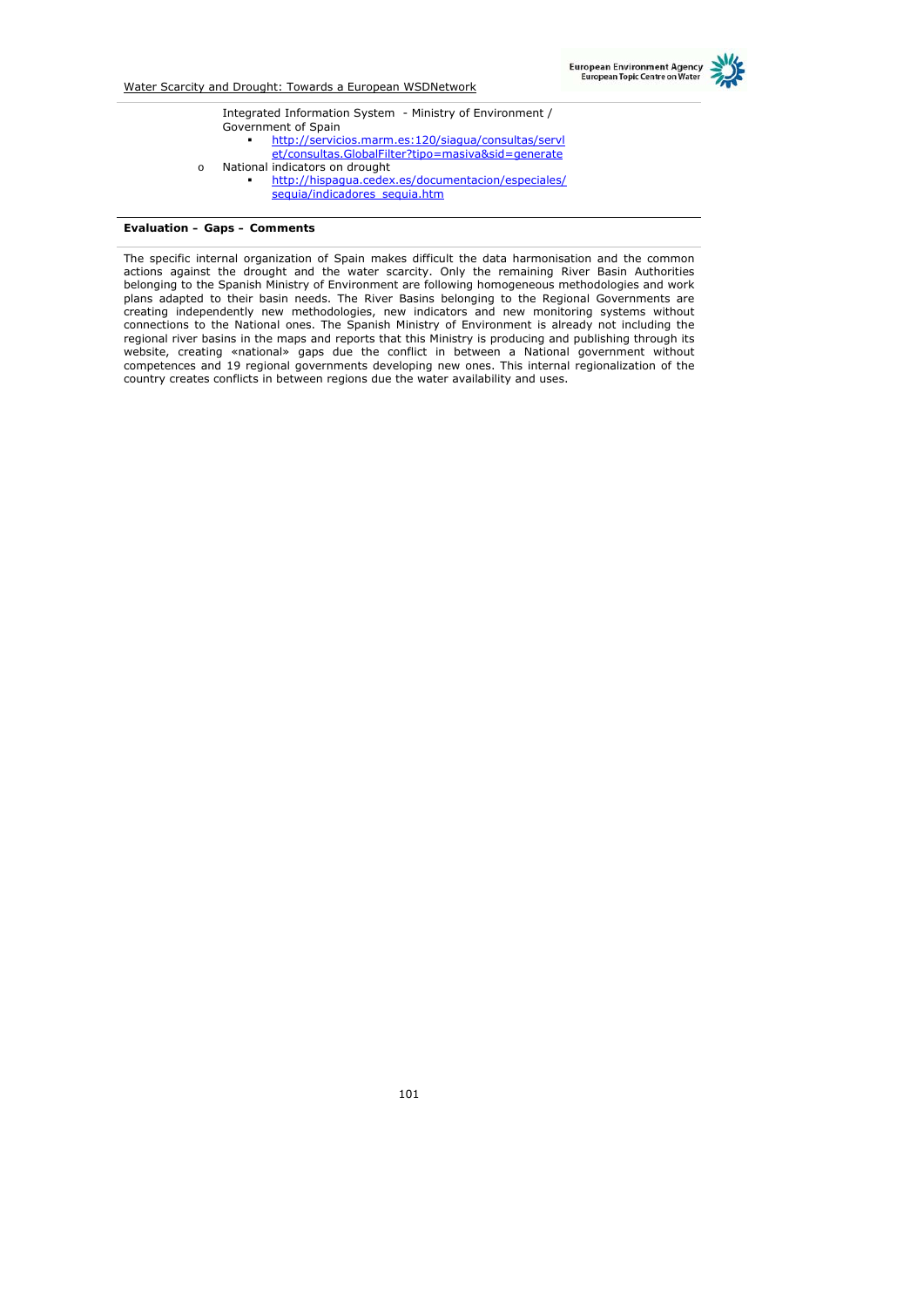Integrated Information System - Ministry of Environment / Government of Spain

  - http://servicios.marm.es:120/siagua/consultas/servlet/consultas.GlobalFilter?tipo=masiva&sid=generate

- National indicators on drought
  - http://hispagua.cedex.es/documentacion/especiales/sequia/indicadores_sequia.htm

**Evaluation – Gaps – Comments**

The specific internal organization of Spain makes difficult the data harmonisation and the common actions against the drought and the water scarcity. Only the remaining River Basin Authorities belonging to the Spanish Ministry of Environment are following homogeneous methodologies and work plans adapted to their basin needs. The River Basins belonging to the Regional Governments are creating independently new methodologies, new indicators and new monitoring systems without connections to the National ones. The Spanish Ministry of Environment is already not including the regional river basins in the maps and reports that this Ministry is producing and publishing through its website, creating «national» gaps due the conflict in between a National government without competences and 19 regional governments developing new ones. This internal regionalization of the country creates conflicts in between regions due the water availability and uses.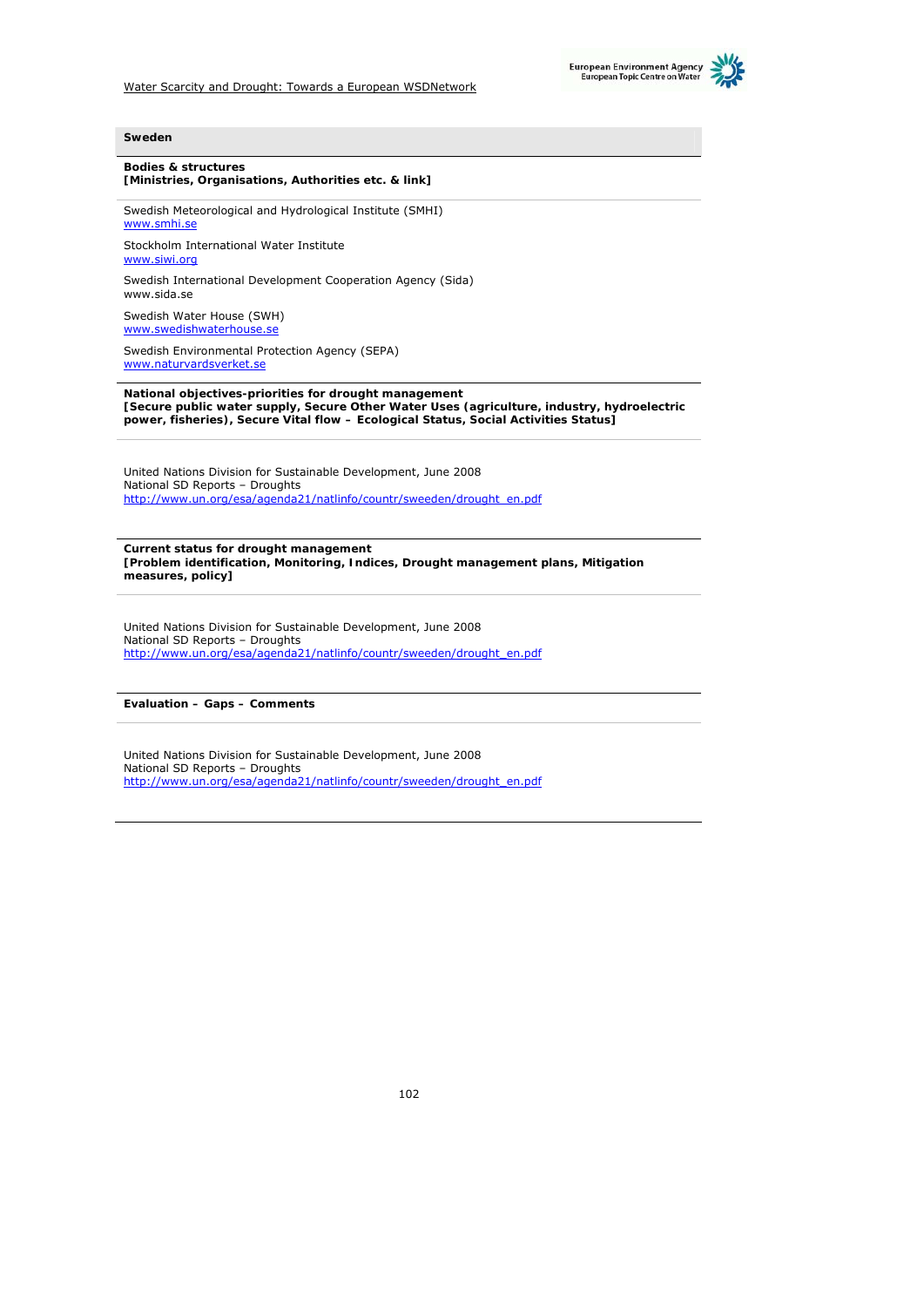## Sweden

**Bodies & structures**
**[Ministries, Organisations, Authorities etc. & link]**

Swedish Meteorological and Hydrological Institute (SMHI)
www.smhi.se

Stockholm International Water Institute
www.siwi.org

Swedish International Development Cooperation Agency (Sida)
www.sida.se

Swedish Water House (SWH)
www.swedishwaterhouse.se

Swedish Environmental Protection Agency (SEPA)
www.naturvardsverket.se

**National objectives-priorities for drought management**
**[Secure public water supply, Secure Other Water Uses (agriculture, industry, hydroelectric power, fisheries), Secure Vital flow – Ecological Status, Social Activities Status]**

United Nations Division for Sustainable Development, June 2008
National SD Reports – Droughts
http://www.un.org/esa/agenda21/natlinfo/countr/sweeden/drought_en.pdf

**Current status for drought management**
**[Problem identification, Monitoring, Indices, Drought management plans, Mitigation measures, policy]**

United Nations Division for Sustainable Development, June 2008
National SD Reports – Droughts
http://www.un.org/esa/agenda21/natlinfo/countr/sweeden/drought_en.pdf

**Evaluation – Gaps – Comments**

United Nations Division for Sustainable Development, June 2008
National SD Reports – Droughts
http://www.un.org/esa/agenda21/natlinfo/countr/sweeden/drought_en.pdf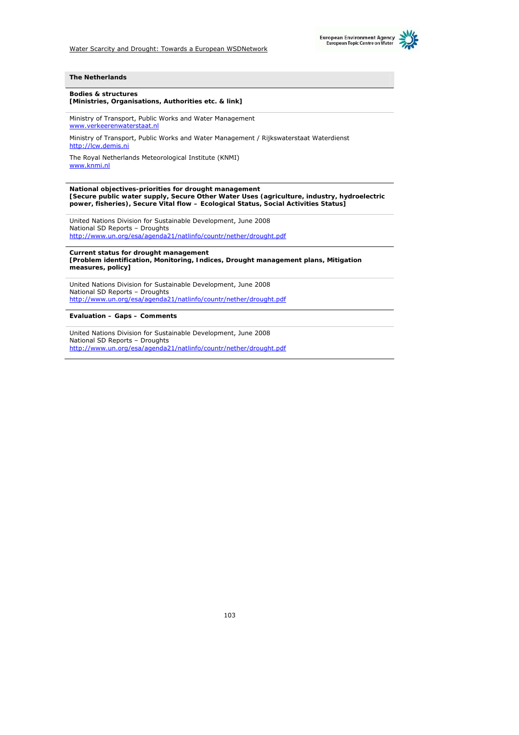## The Netherlands

**Bodies & structures**
**[Ministries, Organisations, Authorities etc. & link]**

Ministry of Transport, Public Works and Water Management
www.verkeerenwaterstaat.nl

Ministry of Transport, Public Works and Water Management / Rijkswaterstaat Waterdienst
http://lcw.demis.ni

The Royal Netherlands Meteorological Institute (KNMI)
www.knmi.nl

**National objectives-priorities for drought management**
**[Secure public water supply, Secure Other Water Uses (agriculture, industry, hydroelectric power, fisheries), Secure Vital flow – Ecological Status, Social Activities Status]**

United Nations Division for Sustainable Development, June 2008
National SD Reports – Droughts
http://www.un.org/esa/agenda21/natlinfo/countr/nether/drought.pdf

**Current status for drought management**
**[Problem identification, Monitoring, Indices, Drought management plans, Mitigation measures, policy]**

United Nations Division for Sustainable Development, June 2008
National SD Reports – Droughts
http://www.un.org/esa/agenda21/natlinfo/countr/nether/drought.pdf

**Evaluation – Gaps – Comments**

United Nations Division for Sustainable Development, June 2008
National SD Reports – Droughts
http://www.un.org/esa/agenda21/natlinfo/countr/nether/drought.pdf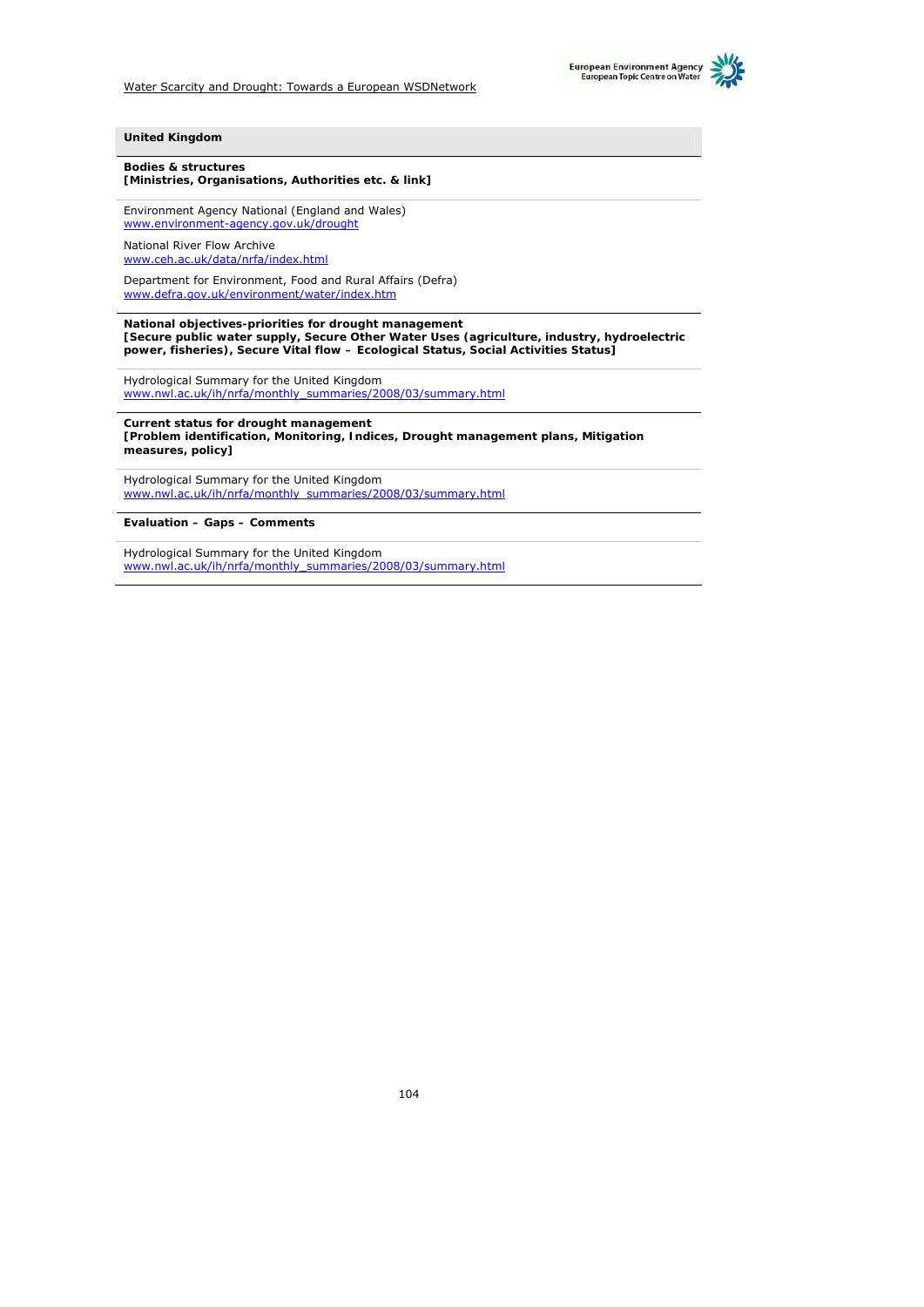## United Kingdom

**Bodies & structures**
**[Ministries, Organisations, Authorities etc. & link]**

Environment Agency National (England and Wales)
www.environment-agency.gov.uk/drought

National River Flow Archive
www.ceh.ac.uk/data/nrfa/index.html

Department for Environment, Food and Rural Affairs (Defra)
www.defra.gov.uk/environment/water/index.htm

**National objectives-priorities for drought management**
**[Secure public water supply, Secure Other Water Uses (agriculture, industry, hydroelectric power, fisheries), Secure Vital flow – Ecological Status, Social Activities Status]**

Hydrological Summary for the United Kingdom
www.nwl.ac.uk/ih/nrfa/monthly_summaries/2008/03/summary.html

**Current status for drought management**
**[Problem identification, Monitoring, Indices, Drought management plans, Mitigation measures, policy]**

Hydrological Summary for the United Kingdom
www.nwl.ac.uk/ih/nrfa/monthly_summaries/2008/03/summary.html

**Evaluation – Gaps – Comments**

Hydrological Summary for the United Kingdom
www.nwl.ac.uk/ih/nrfa/monthly_summaries/2008/03/summary.html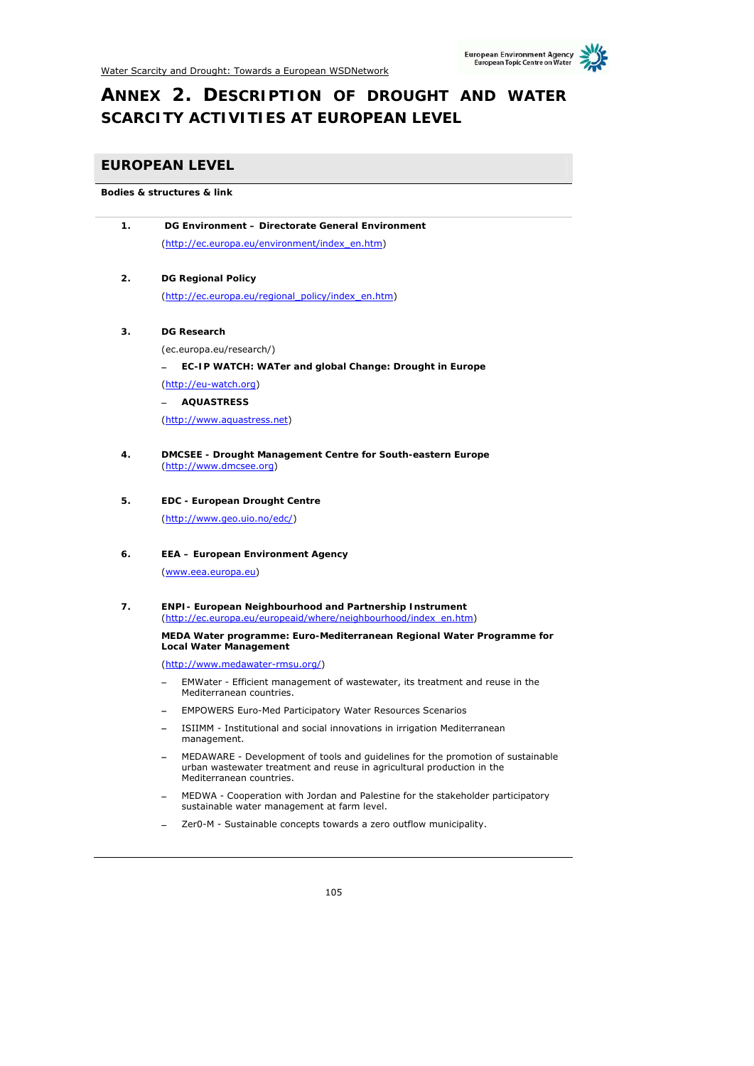# ANNEX 2. DESCRIPTION OF DROUGHT AND WATER SCARCITY ACTIVITIES AT EUROPEAN LEVEL

## EUROPEAN LEVEL

**Bodies & structures & link**

1. **DG Environment – Directorate General Environment**

   (http://ec.europa.eu/environment/index_en.htm)

2. **DG Regional Policy**

   (http://ec.europa.eu/regional_policy/index_en.htm)

3. **DG Research**

   (ec.europa.eu/research/)

   – **EC-IP WATCH: WATer and global Change: Drought in Europe**

   (http://eu-watch.org)

   – **AQUASTRESS**

   (http://www.aquastress.net)

4. **DMCSEE - Drought Management Centre for South-eastern Europe**
   (http://www.dmcsee.org)

5. **EDC - European Drought Centre**

   (http://www.geo.uio.no/edc/)

6. **EEA – European Environment Agency**

   (www.eea.europa.eu)

7. **ENPI- European Neighbourhood and Partnership Instrument**
   (http://ec.europa.eu/europeaid/where/neighbourhood/index_en.htm)

   **MEDA Water programme: Euro-Mediterranean Regional Water Programme for Local Water Management**

   (http://www.medawater-rmsu.org/)

   – EMWater - Efficient management of wastewater, its treatment and reuse in the Mediterranean countries.

   – EMPOWERS Euro-Med Participatory Water Resources Scenarios

   – ISIIMM - Institutional and social innovations in irrigation Mediterranean management.

   – MEDAWARE - Development of tools and guidelines for the promotion of sustainable urban wastewater treatment and reuse in agricultural production in the Mediterranean countries.

   – MEDWA - Cooperation with Jordan and Palestine for the stakeholder participatory sustainable water management at farm level.

   – Zer0-M - Sustainable concepts towards a zero outflow municipality.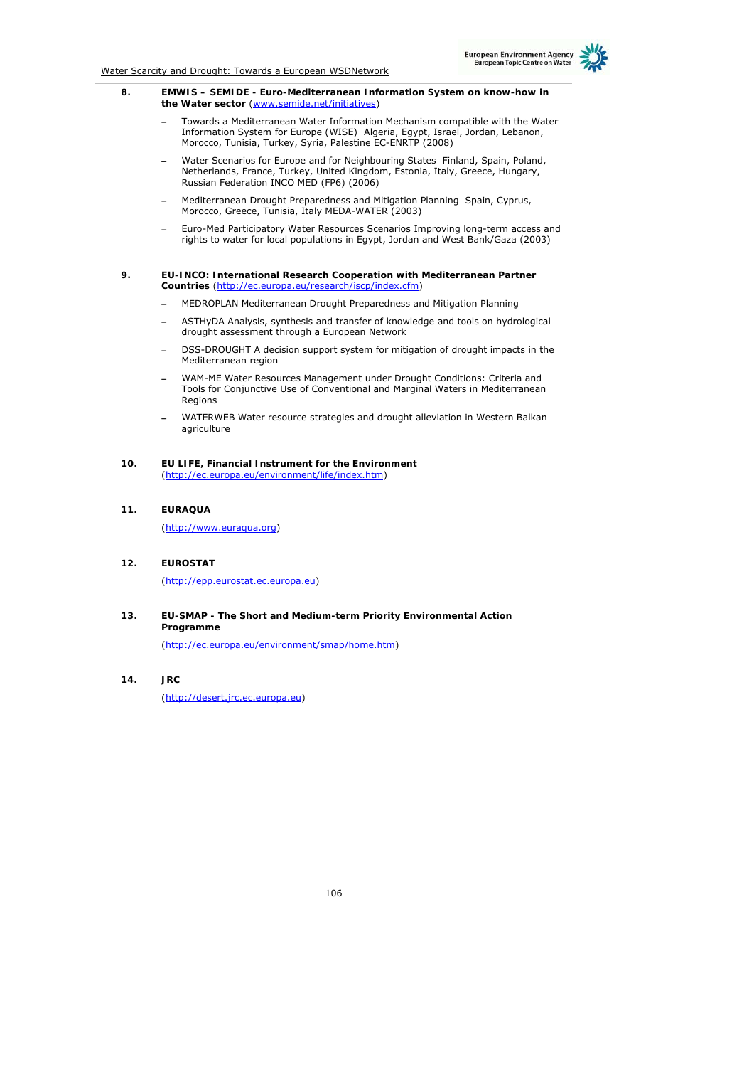**8. EMWIS – SEMIDE - Euro-Mediterranean Information System on know-how in the Water sector** (www.semide.net/initiatives)

- Towards a Mediterranean Water Information Mechanism compatible with the Water Information System for Europe (WISE) Algeria, Egypt, Israel, Jordan, Lebanon, Morocco, Tunisia, Turkey, Syria, Palestine EC-ENRTP (2008)
- Water Scenarios for Europe and for Neighbouring States Finland, Spain, Poland, Netherlands, France, Turkey, United Kingdom, Estonia, Italy, Greece, Hungary, Russian Federation INCO MED (FP6) (2006)
- Mediterranean Drought Preparedness and Mitigation Planning Spain, Cyprus, Morocco, Greece, Tunisia, Italy MEDA-WATER (2003)
- Euro-Med Participatory Water Resources Scenarios Improving long-term access and rights to water for local populations in Egypt, Jordan and West Bank/Gaza (2003)

**9. EU-INCO: International Research Cooperation with Mediterranean Partner Countries** (http://ec.europa.eu/research/iscp/index.cfm)

- MEDROPLAN Mediterranean Drought Preparedness and Mitigation Planning
- ASTHyDA Analysis, synthesis and transfer of knowledge and tools on hydrological drought assessment through a European Network
- DSS-DROUGHT A decision support system for mitigation of drought impacts in the Mediterranean region
- WAM-ME Water Resources Management under Drought Conditions: Criteria and Tools for Conjunctive Use of Conventional and Marginal Waters in Mediterranean Regions
- WATERWEB Water resource strategies and drought alleviation in Western Balkan agriculture

**10. EU LIFE, Financial Instrument for the Environment** (http://ec.europa.eu/environment/life/index.htm)

**11. EURAQUA**

(http://www.euraqua.org)

**12. EUROSTAT**

(http://epp.eurostat.ec.europa.eu)

**13. EU-SMAP - The Short and Medium-term Priority Environmental Action Programme**

(http://ec.europa.eu/environment/smap/home.htm)

**14. JRC**

(http://desert.jrc.ec.europa.eu)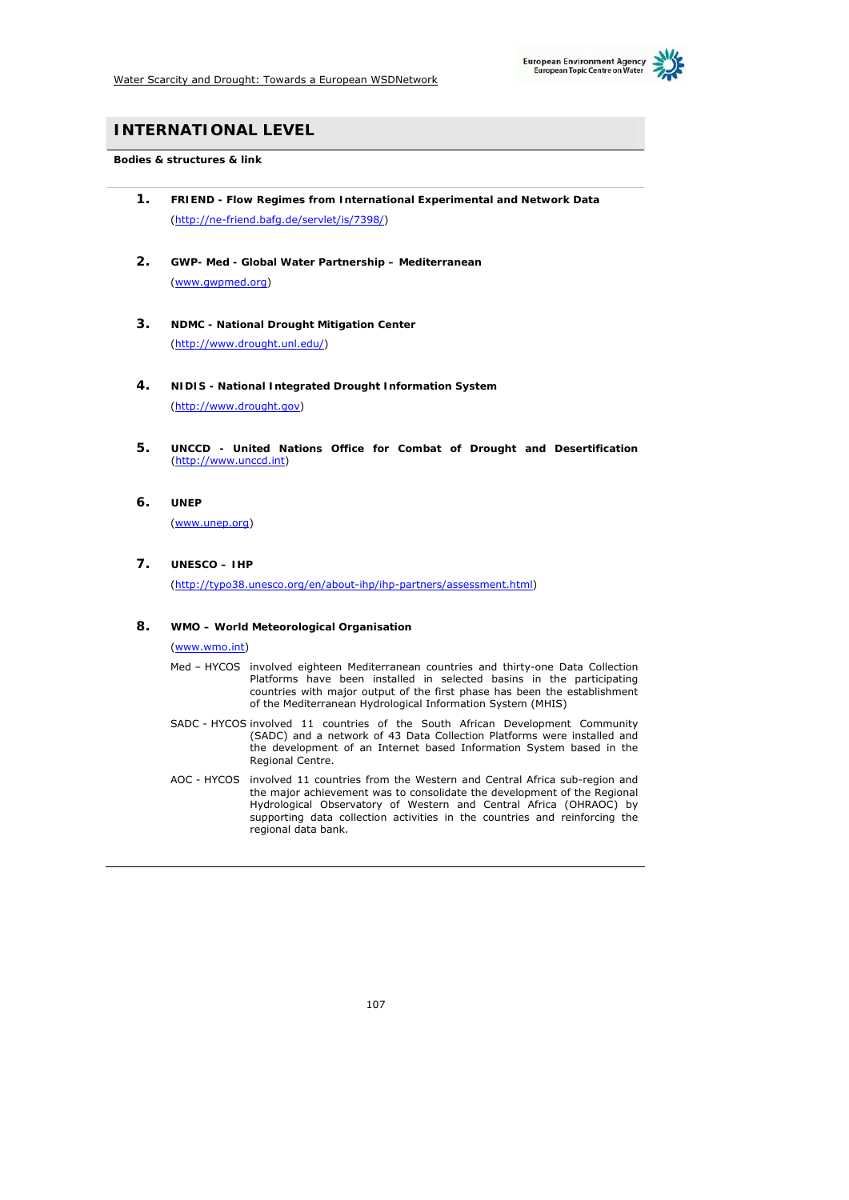## INTERNATIONAL LEVEL

**Bodies & structures & link**

1. **FRIEND - Flow Regimes from International Experimental and Network Data**
   (http://ne-friend.bafg.de/servlet/is/7398/)

2. **GWP- Med - Global Water Partnership – Mediterranean**
   (www.gwpmed.org)

3. **NDMC - National Drought Mitigation Center**
   (http://www.drought.unl.edu/)

4. **NIDIS - National Integrated Drought Information System**
   (http://www.drought.gov)

5. **UNCCD - United Nations Office for Combat of Drought and Desertification**
   (http://www.unccd.int)

6. **UNEP**
   (www.unep.org)

7. **UNESCO – IHP**
   (http://typo38.unesco.org/en/about-ihp/ihp-partners/assessment.html)

8. **WMO – World Meteorological Organisation**
   (www.wmo.int)

   Med – HYCOS involved eighteen Mediterranean countries and thirty-one Data Collection Platforms have been installed in selected basins in the participating countries with major output of the first phase has been the establishment of the Mediterranean Hydrological Information System (MHIS)

   SADC - HYCOS involved 11 countries of the South African Development Community (SADC) and a network of 43 Data Collection Platforms were installed and the development of an Internet based Information System based in the Regional Centre.

   AOC - HYCOS involved 11 countries from the Western and Central Africa sub-region and the major achievement was to consolidate the development of the Regional Hydrological Observatory of Western and Central Africa (OHRAOC) by supporting data collection activities in the countries and reinforcing the regional data bank.